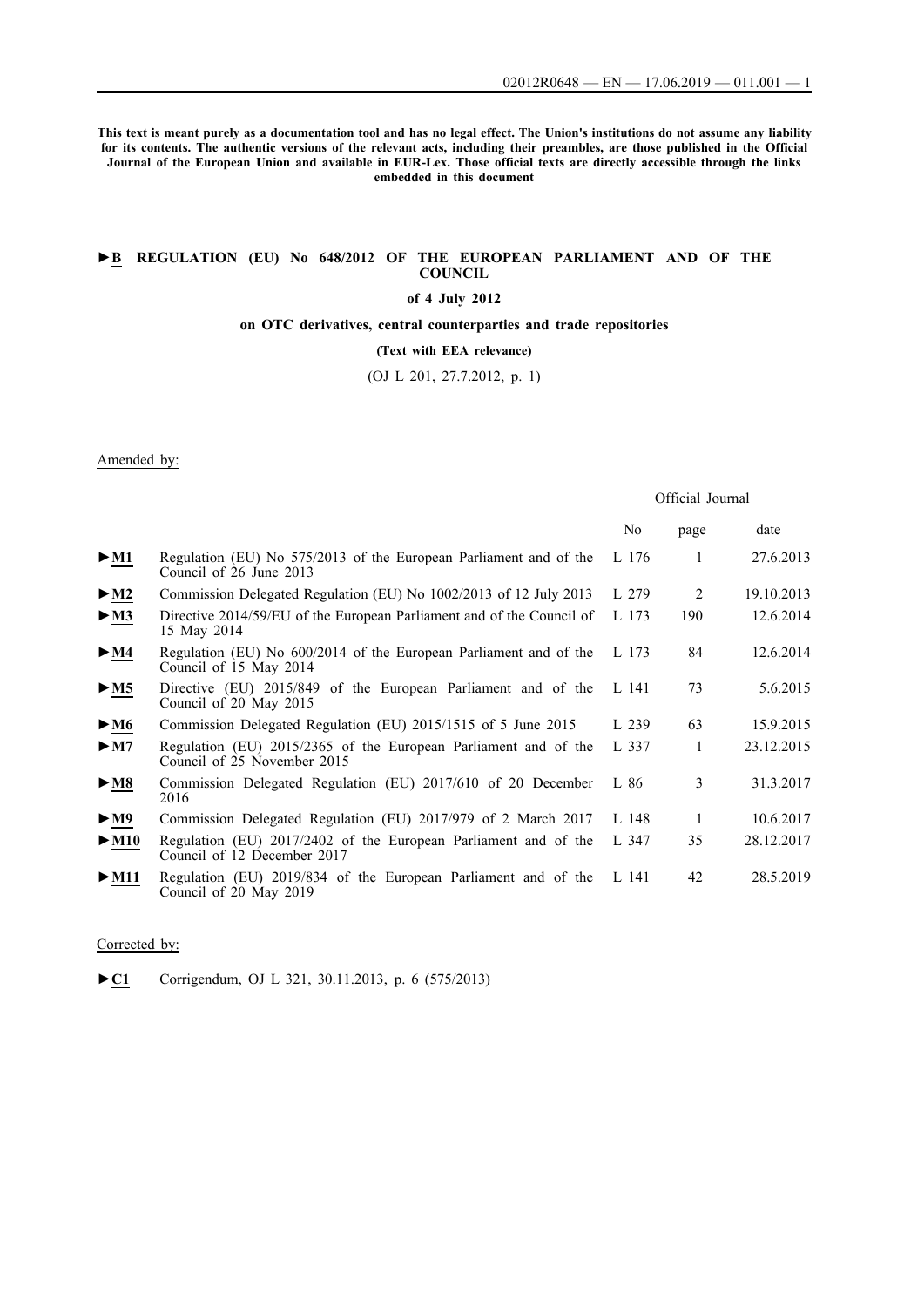**This text is meant purely as a documentation tool and has no legal effect. The Union's institutions do not assume any liability for its contents. The authentic versions of the relevant acts, including their preambles, are those published in the Official Journal of the European Union and available in EUR-Lex. Those official texts are directly accessible through the links embedded in this document**

# ►B REGULATION (EU) No 648/2012 OF THE EUROPEAN PARLIAMENT AND OF THE COUNCIL

## of 4 July 2012

## on OTC derivatives, central counterparties and trade repositories

**(Text with EEA relevance)**

(OJ L 201, 27.7.2012, p. 1)

Amended by:

| | | Official Journal | | |
|---|---|---|---|---|
| | | No | page | date |
| ►M1 | Regulation (EU) No 575/2013 of the European Parliament and of the Council of 26 June 2013 | L 176 | 1 | 27.6.2013 |
| ►M2 | Commission Delegated Regulation (EU) No 1002/2013 of 12 July 2013 | L 279 | 2 | 19.10.2013 |
| ►M3 | Directive 2014/59/EU of the European Parliament and of the Council of 15 May 2014 | L 173 | 190 | 12.6.2014 |
| ►M4 | Regulation (EU) No 600/2014 of the European Parliament and of the Council of 15 May 2014 | L 173 | 84 | 12.6.2014 |
| ►M5 | Directive (EU) 2015/849 of the European Parliament and of the Council of 20 May 2015 | L 141 | 73 | 5.6.2015 |
| ►M6 | Commission Delegated Regulation (EU) 2015/1515 of 5 June 2015 | L 239 | 63 | 15.9.2015 |
| ►M7 | Regulation (EU) 2015/2365 of the European Parliament and of the Council of 25 November 2015 | L 337 | 1 | 23.12.2015 |
| ►M8 | Commission Delegated Regulation (EU) 2017/610 of 20 December 2016 | L 86 | 3 | 31.3.2017 |
| ►M9 | Commission Delegated Regulation (EU) 2017/979 of 2 March 2017 | L 148 | 1 | 10.6.2017 |
| ►M10 | Regulation (EU) 2017/2402 of the European Parliament and of the Council of 12 December 2017 | L 347 | 35 | 28.12.2017 |
| ►M11 | Regulation (EU) 2019/834 of the European Parliament and of the Council of 20 May 2019 | L 141 | 42 | 28.5.2019 |

Corrected by:

►C1 Corrigendum, OJ L 321, 30.11.2013, p. 6 (575/2013)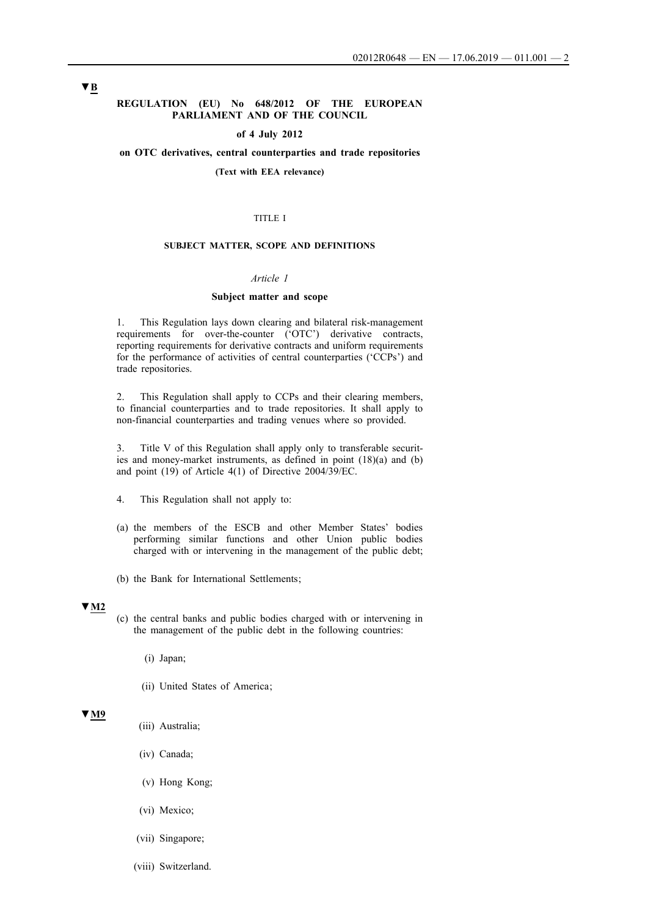▼B

**REGULATION (EU) No 648/2012 OF THE EUROPEAN PARLIAMENT AND OF THE COUNCIL**

**of 4 July 2012**

**on OTC derivatives, central counterparties and trade repositories**

**(Text with EEA relevance)**

TITLE I

**SUBJECT MATTER, SCOPE AND DEFINITIONS**

*Article 1*

**Subject matter and scope**

1. This Regulation lays down clearing and bilateral risk-management requirements for over-the-counter ('OTC') derivative contracts, reporting requirements for derivative contracts and uniform requirements for the performance of activities of central counterparties ('CCPs') and trade repositories.

2. This Regulation shall apply to CCPs and their clearing members, to financial counterparties and to trade repositories. It shall apply to non-financial counterparties and trading venues where so provided.

3. Title V of this Regulation shall apply only to transferable securities and money-market instruments, as defined in point (18)(a) and (b) and point (19) of Article 4(1) of Directive 2004/39/EC.

4. This Regulation shall not apply to:

(a) the members of the ESCB and other Member States' bodies performing similar functions and other Union public bodies charged with or intervening in the management of the public debt;

(b) the Bank for International Settlements;

▼M2

(c) the central banks and public bodies charged with or intervening in the management of the public debt in the following countries:

(i) Japan;

(ii) United States of America;

▼M9

(iii) Australia;

(iv) Canada;

(v) Hong Kong;

(vi) Mexico;

(vii) Singapore;

(viii) Switzerland.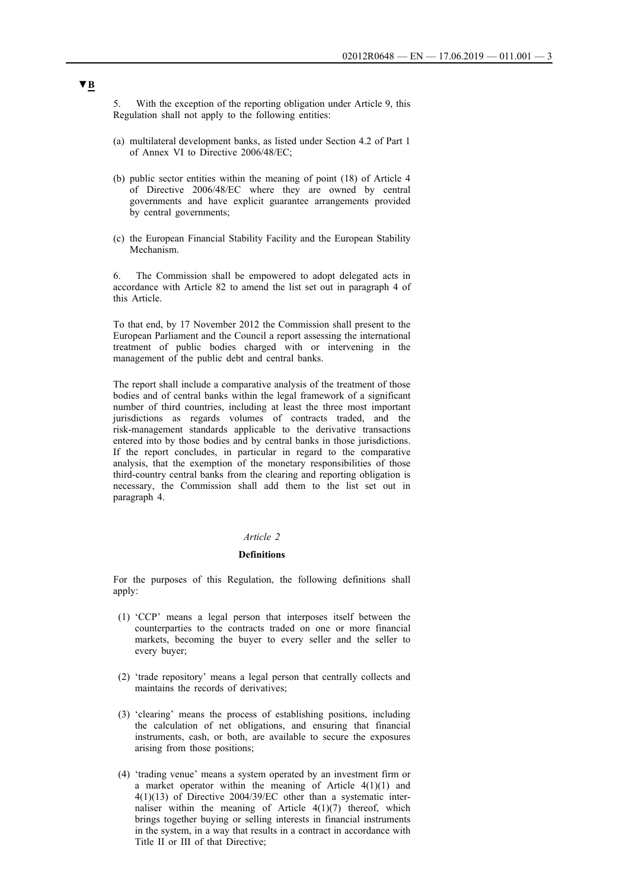▼B

5. With the exception of the reporting obligation under Article 9, this Regulation shall not apply to the following entities:

(a) multilateral development banks, as listed under Section 4.2 of Part 1 of Annex VI to Directive 2006/48/EC;

(b) public sector entities within the meaning of point (18) of Article 4 of Directive 2006/48/EC where they are owned by central governments and have explicit guarantee arrangements provided by central governments;

(c) the European Financial Stability Facility and the European Stability Mechanism.

6. The Commission shall be empowered to adopt delegated acts in accordance with Article 82 to amend the list set out in paragraph 4 of this Article.

To that end, by 17 November 2012 the Commission shall present to the European Parliament and the Council a report assessing the international treatment of public bodies charged with or intervening in the management of the public debt and central banks.

The report shall include a comparative analysis of the treatment of those bodies and of central banks within the legal framework of a significant number of third countries, including at least the three most important jurisdictions as regards volumes of contracts traded, and the risk-management standards applicable to the derivative transactions entered into by those bodies and by central banks in those jurisdictions. If the report concludes, in particular in regard to the comparative analysis, that the exemption of the monetary responsibilities of those third-country central banks from the clearing and reporting obligation is necessary, the Commission shall add them to the list set out in paragraph 4.

*Article 2*

**Definitions**

For the purposes of this Regulation, the following definitions shall apply:

(1) 'CCP' means a legal person that interposes itself between the counterparties to the contracts traded on one or more financial markets, becoming the buyer to every seller and the seller to every buyer;

(2) 'trade repository' means a legal person that centrally collects and maintains the records of derivatives;

(3) 'clearing' means the process of establishing positions, including the calculation of net obligations, and ensuring that financial instruments, cash, or both, are available to secure the exposures arising from those positions;

(4) 'trading venue' means a system operated by an investment firm or a market operator within the meaning of Article 4(1)(1) and 4(1)(13) of Directive 2004/39/EC other than a systematic internaliser within the meaning of Article 4(1)(7) thereof, which brings together buying or selling interests in financial instruments in the system, in a way that results in a contract in accordance with Title II or III of that Directive;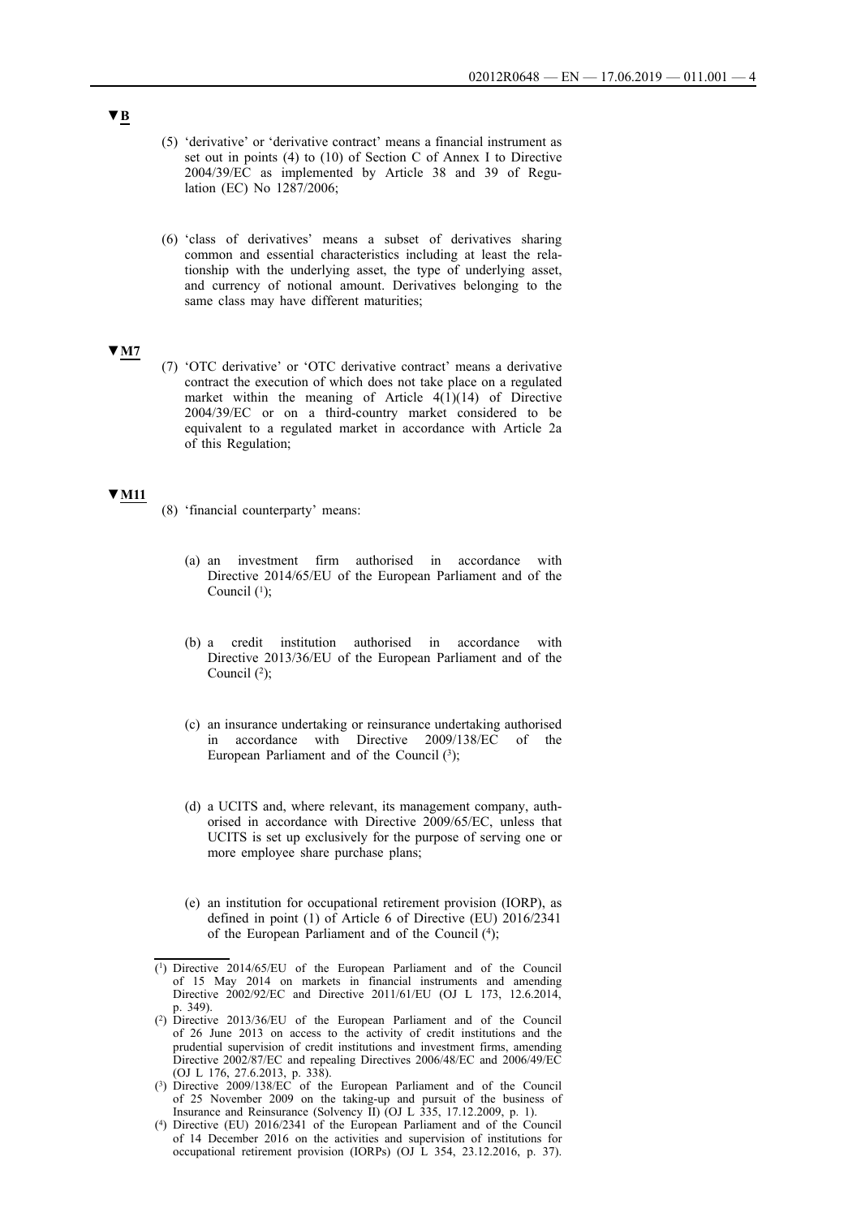▼B

(5) 'derivative' or 'derivative contract' means a financial instrument as set out in points (4) to (10) of Section C of Annex I to Directive 2004/39/EC as implemented by Article 38 and 39 of Regulation (EC) No 1287/2006;

(6) 'class of derivatives' means a subset of derivatives sharing common and essential characteristics including at least the relationship with the underlying asset, the type of underlying asset, and currency of notional amount. Derivatives belonging to the same class may have different maturities;

▼M7

(7) 'OTC derivative' or 'OTC derivative contract' means a derivative contract the execution of which does not take place on a regulated market within the meaning of Article 4(1)(14) of Directive 2004/39/EC or on a third-country market considered to be equivalent to a regulated market in accordance with Article 2a of this Regulation;

▼M11

(8) 'financial counterparty' means:

(a) an investment firm authorised in accordance with Directive 2014/65/EU of the European Parliament and of the Council [1];

(b) a credit institution authorised in accordance with Directive 2013/36/EU of the European Parliament and of the Council [2];

(c) an insurance undertaking or reinsurance undertaking authorised in accordance with Directive 2009/138/EC of the European Parliament and of the Council [3];

(d) a UCITS and, where relevant, its management company, authorised in accordance with Directive 2009/65/EC, unless that UCITS is set up exclusively for the purpose of serving one or more employee share purchase plans;

(e) an institution for occupational retirement provision (IORP), as defined in point (1) of Article 6 of Directive (EU) 2016/2341 of the European Parliament and of the Council [4];

---

[1] Directive 2014/65/EU of the European Parliament and of the Council of 15 May 2014 on markets in financial instruments and amending Directive 2002/92/EC and Directive 2011/61/EU (OJ L 173, 12.6.2014, p. 349).

[2] Directive 2013/36/EU of the European Parliament and of the Council of 26 June 2013 on access to the activity of credit institutions and the prudential supervision of credit institutions and investment firms, amending Directive 2002/87/EC and repealing Directives 2006/48/EC and 2006/49/EC (OJ L 176, 27.6.2013, p. 338).

[3] Directive 2009/138/EC of the European Parliament and of the Council of 25 November 2009 on the taking-up and pursuit of the business of Insurance and Reinsurance (Solvency II) (OJ L 335, 17.12.2009, p. 1).

[4] Directive (EU) 2016/2341 of the European Parliament and of the Council of 14 December 2016 on the activities and supervision of institutions for occupational retirement provision (IORPs) (OJ L 354, 23.12.2016, p. 37).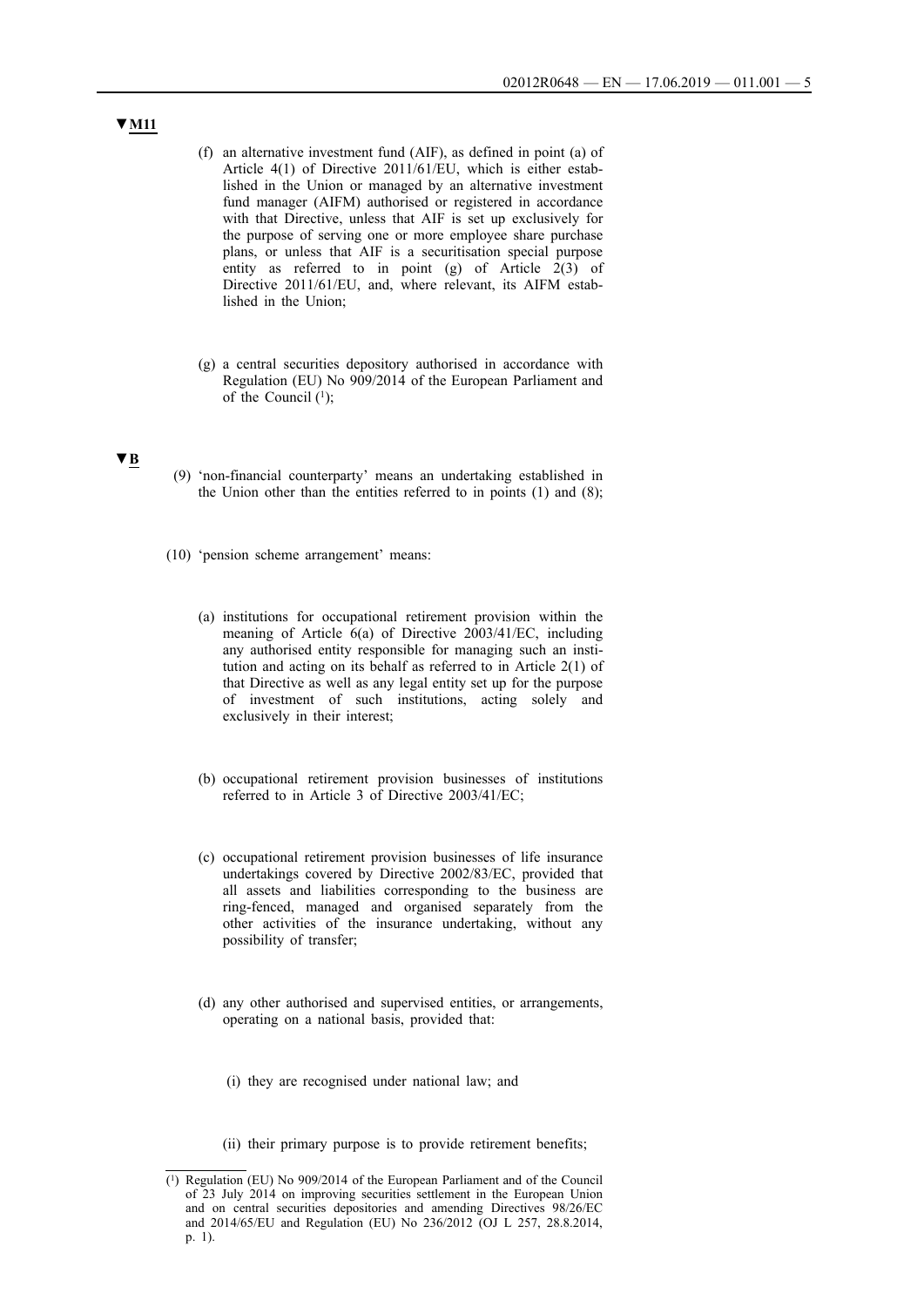▼M11

(f) an alternative investment fund (AIF), as defined in point (a) of Article 4(1) of Directive 2011/61/EU, which is either established in the Union or managed by an alternative investment fund manager (AIFM) authorised or registered in accordance with that Directive, unless that AIF is set up exclusively for the purpose of serving one or more employee share purchase plans, or unless that AIF is a securitisation special purpose entity as referred to in point (g) of Article 2(3) of Directive 2011/61/EU, and, where relevant, its AIFM established in the Union;

(g) a central securities depository authorised in accordance with Regulation (EU) No 909/2014 of the European Parliament and of the Council [1];

▼B

(9) 'non-financial counterparty' means an undertaking established in the Union other than the entities referred to in points (1) and (8);

(10) 'pension scheme arrangement' means:

(a) institutions for occupational retirement provision within the meaning of Article 6(a) of Directive 2003/41/EC, including any authorised entity responsible for managing such an institution and acting on its behalf as referred to in Article 2(1) of that Directive as well as any legal entity set up for the purpose of investment of such institutions, acting solely and exclusively in their interest;

(b) occupational retirement provision businesses of institutions referred to in Article 3 of Directive 2003/41/EC;

(c) occupational retirement provision businesses of life insurance undertakings covered by Directive 2002/83/EC, provided that all assets and liabilities corresponding to the business are ring-fenced, managed and organised separately from the other activities of the insurance undertaking, without any possibility of transfer;

(d) any other authorised and supervised entities, or arrangements, operating on a national basis, provided that:

(i) they are recognised under national law; and

(ii) their primary purpose is to provide retirement benefits;

---

[1] Regulation (EU) No 909/2014 of the European Parliament and of the Council of 23 July 2014 on improving securities settlement in the European Union and on central securities depositories and amending Directives 98/26/EC and 2014/65/EU and Regulation (EU) No 236/2012 (OJ L 257, 28.8.2014, p. 1).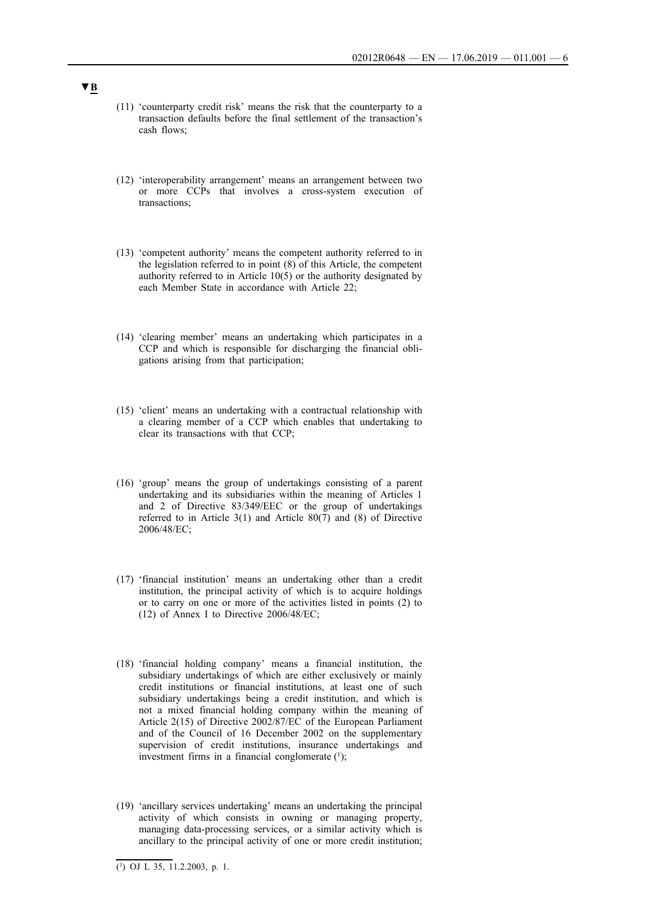▼B

(11) 'counterparty credit risk' means the risk that the counterparty to a transaction defaults before the final settlement of the transaction's cash flows;

(12) 'interoperability arrangement' means an arrangement between two or more CCPs that involves a cross-system execution of transactions;

(13) 'competent authority' means the competent authority referred to in the legislation referred to in point (8) of this Article, the competent authority referred to in Article 10(5) or the authority designated by each Member State in accordance with Article 22;

(14) 'clearing member' means an undertaking which participates in a CCP and which is responsible for discharging the financial obligations arising from that participation;

(15) 'client' means an undertaking with a contractual relationship with a clearing member of a CCP which enables that undertaking to clear its transactions with that CCP;

(16) 'group' means the group of undertakings consisting of a parent undertaking and its subsidiaries within the meaning of Articles 1 and 2 of Directive 83/349/EEC or the group of undertakings referred to in Article 3(1) and Article 80(7) and (8) of Directive 2006/48/EC;

(17) 'financial institution' means an undertaking other than a credit institution, the principal activity of which is to acquire holdings or to carry on one or more of the activities listed in points (2) to (12) of Annex I to Directive 2006/48/EC;

(18) 'financial holding company' means a financial institution, the subsidiary undertakings of which are either exclusively or mainly credit institutions or financial institutions, at least one of such subsidiary undertakings being a credit institution, and which is not a mixed financial holding company within the meaning of Article 2(15) of Directive 2002/87/EC of the European Parliament and of the Council of 16 December 2002 on the supplementary supervision of credit institutions, insurance undertakings and investment firms in a financial conglomerate [1];

(19) 'ancillary services undertaking' means an undertaking the principal activity of which consists in owning or managing property, managing data-processing services, or a similar activity which is ancillary to the principal activity of one or more credit institution;

---

[1] OJ L 35, 11.2.2003, p. 1.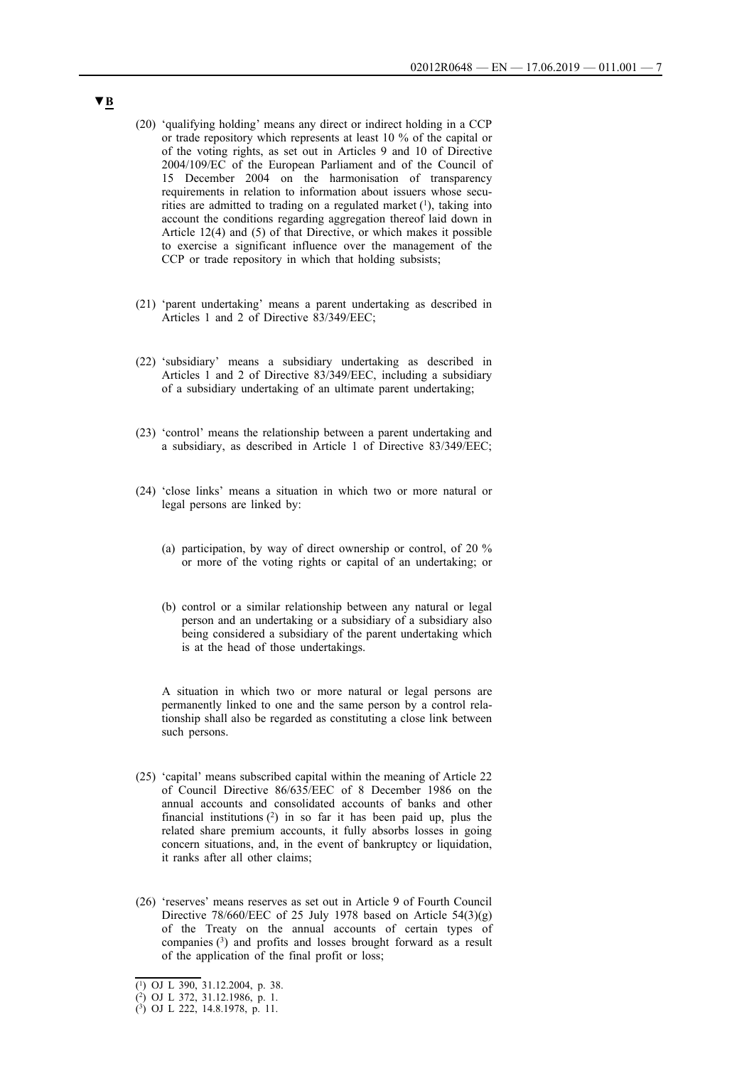▼B

(20) 'qualifying holding' means any direct or indirect holding in a CCP or trade repository which represents at least 10 % of the capital or of the voting rights, as set out in Articles 9 and 10 of Directive 2004/109/EC of the European Parliament and of the Council of 15 December 2004 on the harmonisation of transparency requirements in relation to information about issuers whose securities are admitted to trading on a regulated market [1], taking into account the conditions regarding aggregation thereof laid down in Article 12(4) and (5) of that Directive, or which makes it possible to exercise a significant influence over the management of the CCP or trade repository in which that holding subsists;

(21) 'parent undertaking' means a parent undertaking as described in Articles 1 and 2 of Directive 83/349/EEC;

(22) 'subsidiary' means a subsidiary undertaking as described in Articles 1 and 2 of Directive 83/349/EEC, including a subsidiary of a subsidiary undertaking of an ultimate parent undertaking;

(23) 'control' means the relationship between a parent undertaking and a subsidiary, as described in Article 1 of Directive 83/349/EEC;

(24) 'close links' means a situation in which two or more natural or legal persons are linked by:

(a) participation, by way of direct ownership or control, of 20 % or more of the voting rights or capital of an undertaking; or

(b) control or a similar relationship between any natural or legal person and an undertaking or a subsidiary of a subsidiary also being considered a subsidiary of the parent undertaking which is at the head of those undertakings.

A situation in which two or more natural or legal persons are permanently linked to one and the same person by a control relationship shall also be regarded as constituting a close link between such persons.

(25) 'capital' means subscribed capital within the meaning of Article 22 of Council Directive 86/635/EEC of 8 December 1986 on the annual accounts and consolidated accounts of banks and other financial institutions [2] in so far it has been paid up, plus the related share premium accounts, it fully absorbs losses in going concern situations, and, in the event of bankruptcy or liquidation, it ranks after all other claims;

(26) 'reserves' means reserves as set out in Article 9 of Fourth Council Directive 78/660/EEC of 25 July 1978 based on Article 54(3)(g) of the Treaty on the annual accounts of certain types of companies [3] and profits and losses brought forward as a result of the application of the final profit or loss;

---

[1] OJ L 390, 31.12.2004, p. 38.

[2] OJ L 372, 31.12.1986, p. 1.

[3] OJ L 222, 14.8.1978, p. 11.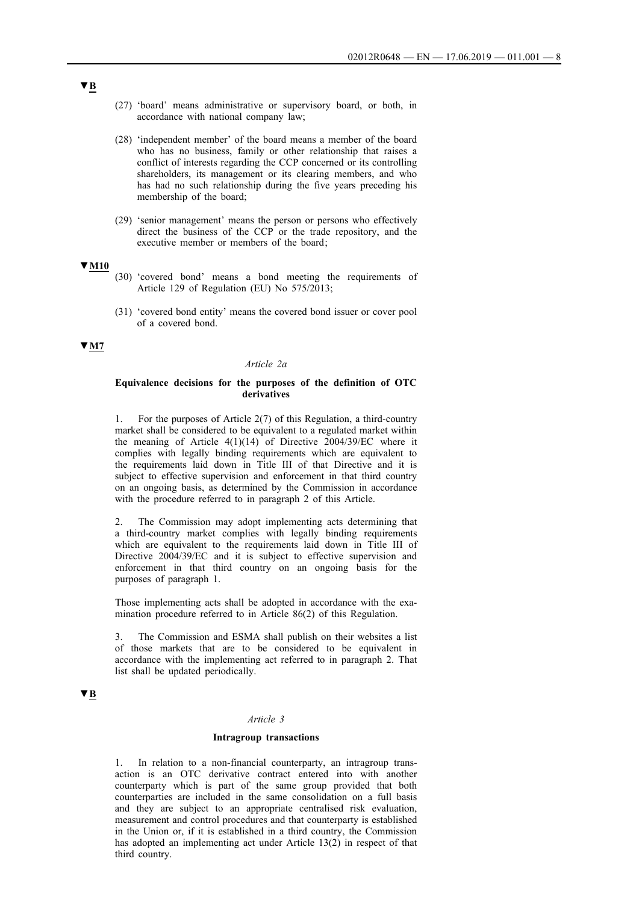▼B

(27) 'board' means administrative or supervisory board, or both, in accordance with national company law;

(28) 'independent member' of the board means a member of the board who has no business, family or other relationship that raises a conflict of interests regarding the CCP concerned or its controlling shareholders, its management or its clearing members, and who has had no such relationship during the five years preceding his membership of the board;

(29) 'senior management' means the person or persons who effectively direct the business of the CCP or the trade repository, and the executive member or members of the board;

▼M10

(30) 'covered bond' means a bond meeting the requirements of Article 129 of Regulation (EU) No 575/2013;

(31) 'covered bond entity' means the covered bond issuer or cover pool of a covered bond.

▼M7

*Article 2a*

**Equivalence decisions for the purposes of the definition of OTC derivatives**

1. For the purposes of Article 2(7) of this Regulation, a third-country market shall be considered to be equivalent to a regulated market within the meaning of Article 4(1)(14) of Directive 2004/39/EC where it complies with legally binding requirements which are equivalent to the requirements laid down in Title III of that Directive and it is subject to effective supervision and enforcement in that third country on an ongoing basis, as determined by the Commission in accordance with the procedure referred to in paragraph 2 of this Article.

2. The Commission may adopt implementing acts determining that a third-country market complies with legally binding requirements which are equivalent to the requirements laid down in Title III of Directive 2004/39/EC and it is subject to effective supervision and enforcement in that third country on an ongoing basis for the purposes of paragraph 1.

Those implementing acts shall be adopted in accordance with the examination procedure referred to in Article 86(2) of this Regulation.

3. The Commission and ESMA shall publish on their websites a list of those markets that are to be considered to be equivalent in accordance with the implementing act referred to in paragraph 2. That list shall be updated periodically.

▼B

*Article 3*

**Intragroup transactions**

1. In relation to a non-financial counterparty, an intragroup transaction is an OTC derivative contract entered into with another counterparty which is part of the same group provided that both counterparties are included in the same consolidation on a full basis and they are subject to an appropriate centralised risk evaluation, measurement and control procedures and that counterparty is established in the Union or, if it is established in a third country, the Commission has adopted an implementing act under Article 13(2) in respect of that third country.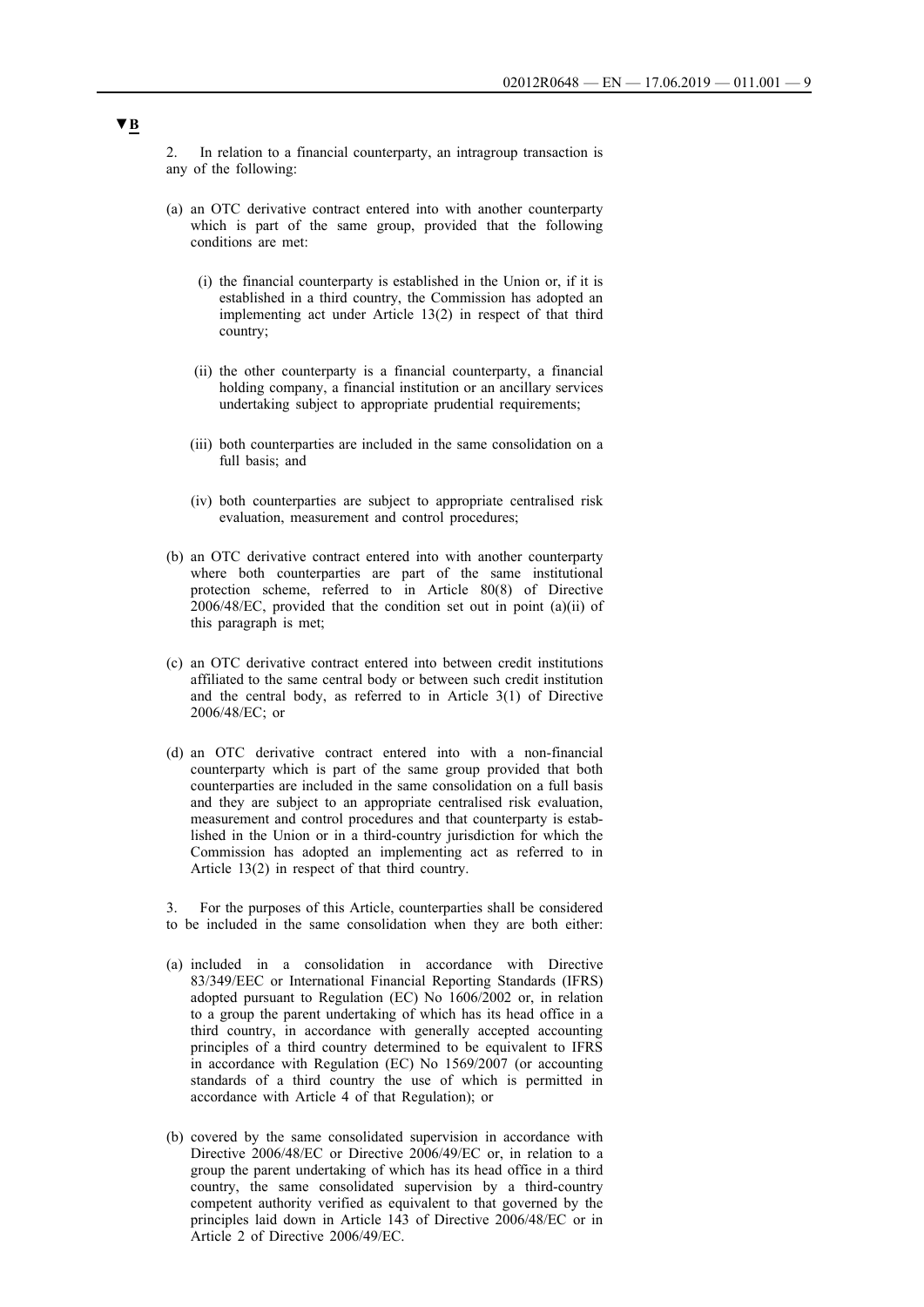**▼B**

2. In relation to a financial counterparty, an intragroup transaction is any of the following:

(a) an OTC derivative contract entered into with another counterparty which is part of the same group, provided that the following conditions are met:

  (i) the financial counterparty is established in the Union or, if it is established in a third country, the Commission has adopted an implementing act under Article 13(2) in respect of that third country;

  (ii) the other counterparty is a financial counterparty, a financial holding company, a financial institution or an ancillary services undertaking subject to appropriate prudential requirements;

  (iii) both counterparties are included in the same consolidation on a full basis; and

  (iv) both counterparties are subject to appropriate centralised risk evaluation, measurement and control procedures;

(b) an OTC derivative contract entered into with another counterparty where both counterparties are part of the same institutional protection scheme, referred to in Article 80(8) of Directive 2006/48/EC, provided that the condition set out in point (a)(ii) of this paragraph is met;

(c) an OTC derivative contract entered into between credit institutions affiliated to the same central body or between such credit institution and the central body, as referred to in Article 3(1) of Directive 2006/48/EC; or

(d) an OTC derivative contract entered into with a non-financial counterparty which is part of the same group provided that both counterparties are included in the same consolidation on a full basis and they are subject to an appropriate centralised risk evaluation, measurement and control procedures and that counterparty is established in the Union or in a third-country jurisdiction for which the Commission has adopted an implementing act as referred to in Article 13(2) in respect of that third country.

3. For the purposes of this Article, counterparties shall be considered to be included in the same consolidation when they are both either:

(a) included in a consolidation in accordance with Directive 83/349/EEC or International Financial Reporting Standards (IFRS) adopted pursuant to Regulation (EC) No 1606/2002 or, in relation to a group the parent undertaking of which has its head office in a third country, in accordance with generally accepted accounting principles of a third country determined to be equivalent to IFRS in accordance with Regulation (EC) No 1569/2007 (or accounting standards of a third country the use of which is permitted in accordance with Article 4 of that Regulation); or

(b) covered by the same consolidated supervision in accordance with Directive 2006/48/EC or Directive 2006/49/EC or, in relation to a group the parent undertaking of which has its head office in a third country, the same consolidated supervision by a third-country competent authority verified as equivalent to that governed by the principles laid down in Article 143 of Directive 2006/48/EC or in Article 2 of Directive 2006/49/EC.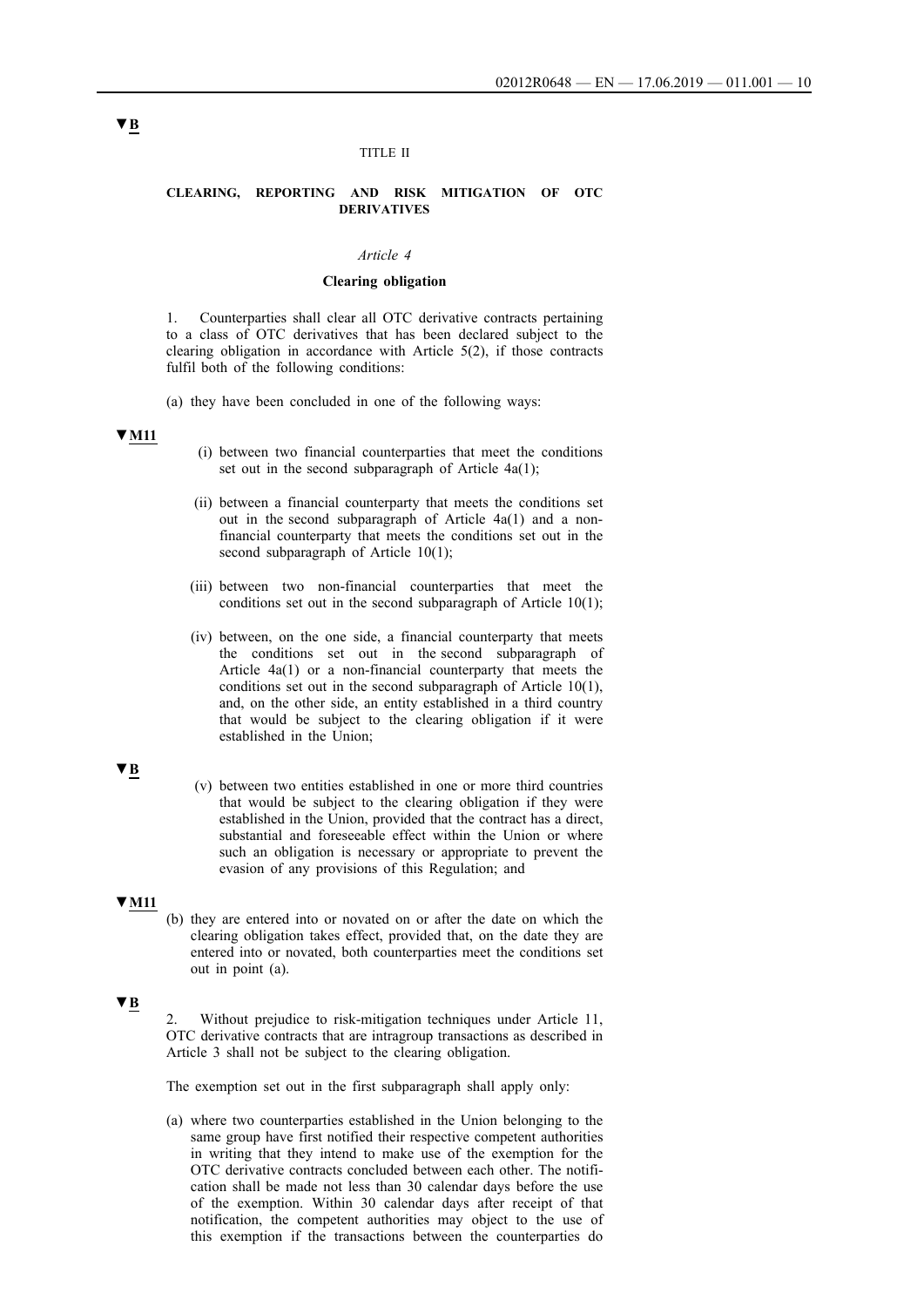▼B

TITLE II

**CLEARING, REPORTING AND RISK MITIGATION OF OTC DERIVATIVES**

*Article 4*

**Clearing obligation**

1. Counterparties shall clear all OTC derivative contracts pertaining to a class of OTC derivatives that has been declared subject to the clearing obligation in accordance with Article 5(2), if those contracts fulfil both of the following conditions:

(a) they have been concluded in one of the following ways:

▼M11

(i) between two financial counterparties that meet the conditions set out in the second subparagraph of Article 4a(1);

(ii) between a financial counterparty that meets the conditions set out in the second subparagraph of Article 4a(1) and a non-financial counterparty that meets the conditions set out in the second subparagraph of Article 10(1);

(iii) between two non-financial counterparties that meet the conditions set out in the second subparagraph of Article 10(1);

(iv) between, on the one side, a financial counterparty that meets the conditions set out in the second subparagraph of Article 4a(1) or a non-financial counterparty that meets the conditions set out in the second subparagraph of Article 10(1), and, on the other side, an entity established in a third country that would be subject to the clearing obligation if it were established in the Union;

▼B

(v) between two entities established in one or more third countries that would be subject to the clearing obligation if they were established in the Union, provided that the contract has a direct, substantial and foreseeable effect within the Union or where such an obligation is necessary or appropriate to prevent the evasion of any provisions of this Regulation; and

▼M11

(b) they are entered into or novated on or after the date on which the clearing obligation takes effect, provided that, on the date they are entered into or novated, both counterparties meet the conditions set out in point (a).

▼B

2. Without prejudice to risk-mitigation techniques under Article 11, OTC derivative contracts that are intragroup transactions as described in Article 3 shall not be subject to the clearing obligation.

The exemption set out in the first subparagraph shall apply only:

(a) where two counterparties established in the Union belonging to the same group have first notified their respective competent authorities in writing that they intend to make use of the exemption for the OTC derivative contracts concluded between each other. The notification shall be made not less than 30 calendar days before the use of the exemption. Within 30 calendar days after receipt of that notification, the competent authorities may object to the use of this exemption if the transactions between the counterparties do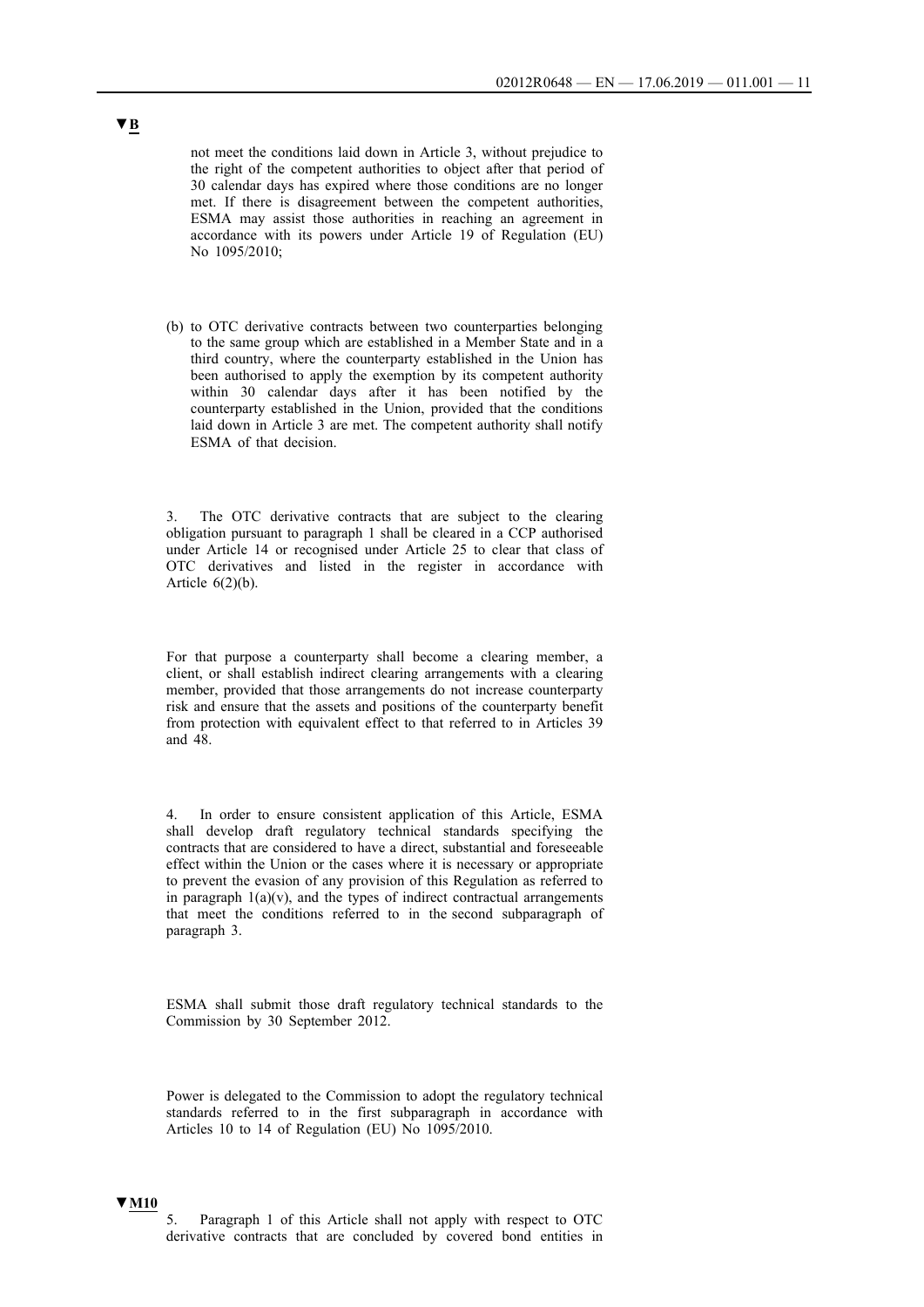▼B

not meet the conditions laid down in Article 3, without prejudice to the right of the competent authorities to object after that period of 30 calendar days has expired where those conditions are no longer met. If there is disagreement between the competent authorities, ESMA may assist those authorities in reaching an agreement in accordance with its powers under Article 19 of Regulation (EU) No 1095/2010;

(b) to OTC derivative contracts between two counterparties belonging to the same group which are established in a Member State and in a third country, where the counterparty established in the Union has been authorised to apply the exemption by its competent authority within 30 calendar days after it has been notified by the counterparty established in the Union, provided that the conditions laid down in Article 3 are met. The competent authority shall notify ESMA of that decision.

3. The OTC derivative contracts that are subject to the clearing obligation pursuant to paragraph 1 shall be cleared in a CCP authorised under Article 14 or recognised under Article 25 to clear that class of OTC derivatives and listed in the register in accordance with Article 6(2)(b).

For that purpose a counterparty shall become a clearing member, a client, or shall establish indirect clearing arrangements with a clearing member, provided that those arrangements do not increase counterparty risk and ensure that the assets and positions of the counterparty benefit from protection with equivalent effect to that referred to in Articles 39 and 48.

4. In order to ensure consistent application of this Article, ESMA shall develop draft regulatory technical standards specifying the contracts that are considered to have a direct, substantial and foreseeable effect within the Union or the cases where it is necessary or appropriate to prevent the evasion of any provision of this Regulation as referred to in paragraph 1(a)(v), and the types of indirect contractual arrangements that meet the conditions referred to in the second subparagraph of paragraph 3.

ESMA shall submit those draft regulatory technical standards to the Commission by 30 September 2012.

Power is delegated to the Commission to adopt the regulatory technical standards referred to in the first subparagraph in accordance with Articles 10 to 14 of Regulation (EU) No 1095/2010.

▼M10

5. Paragraph 1 of this Article shall not apply with respect to OTC derivative contracts that are concluded by covered bond entities in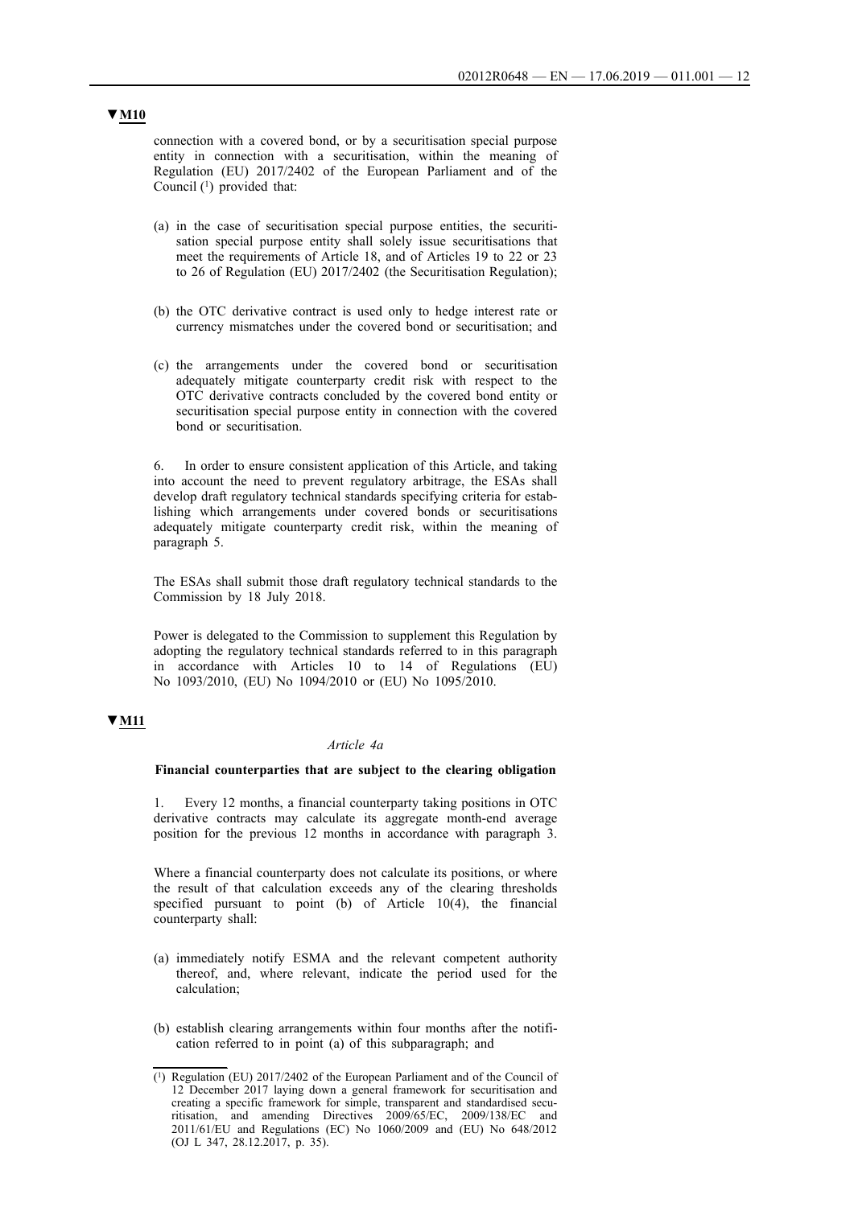▼M10

connection with a covered bond, or by a securitisation special purpose entity in connection with a securitisation, within the meaning of Regulation (EU) 2017/2402 of the European Parliament and of the Council [1] provided that:

(a) in the case of securitisation special purpose entities, the securitisation special purpose entity shall solely issue securitisations that meet the requirements of Article 18, and of Articles 19 to 22 or 23 to 26 of Regulation (EU) 2017/2402 (the Securitisation Regulation);

(b) the OTC derivative contract is used only to hedge interest rate or currency mismatches under the covered bond or securitisation; and

(c) the arrangements under the covered bond or securitisation adequately mitigate counterparty credit risk with respect to the OTC derivative contracts concluded by the covered bond entity or securitisation special purpose entity in connection with the covered bond or securitisation.

6. In order to ensure consistent application of this Article, and taking into account the need to prevent regulatory arbitrage, the ESAs shall develop draft regulatory technical standards specifying criteria for establishing which arrangements under covered bonds or securitisations adequately mitigate counterparty credit risk, within the meaning of paragraph 5.

The ESAs shall submit those draft regulatory technical standards to the Commission by 18 July 2018.

Power is delegated to the Commission to supplement this Regulation by adopting the regulatory technical standards referred to in this paragraph in accordance with Articles 10 to 14 of Regulations (EU) No 1093/2010, (EU) No 1094/2010 or (EU) No 1095/2010.

▼M11

*Article 4a*

**Financial counterparties that are subject to the clearing obligation**

1. Every 12 months, a financial counterparty taking positions in OTC derivative contracts may calculate its aggregate month-end average position for the previous 12 months in accordance with paragraph 3.

Where a financial counterparty does not calculate its positions, or where the result of that calculation exceeds any of the clearing thresholds specified pursuant to point (b) of Article 10(4), the financial counterparty shall:

(a) immediately notify ESMA and the relevant competent authority thereof, and, where relevant, indicate the period used for the calculation;

(b) establish clearing arrangements within four months after the notification referred to in point (a) of this subparagraph; and

---

[1] Regulation (EU) 2017/2402 of the European Parliament and of the Council of 12 December 2017 laying down a general framework for securitisation and creating a specific framework for simple, transparent and standardised securitisation, and amending Directives 2009/65/EC, 2009/138/EC and 2011/61/EU and Regulations (EC) No 1060/2009 and (EU) No 648/2012 (OJ L 347, 28.12.2017, p. 35).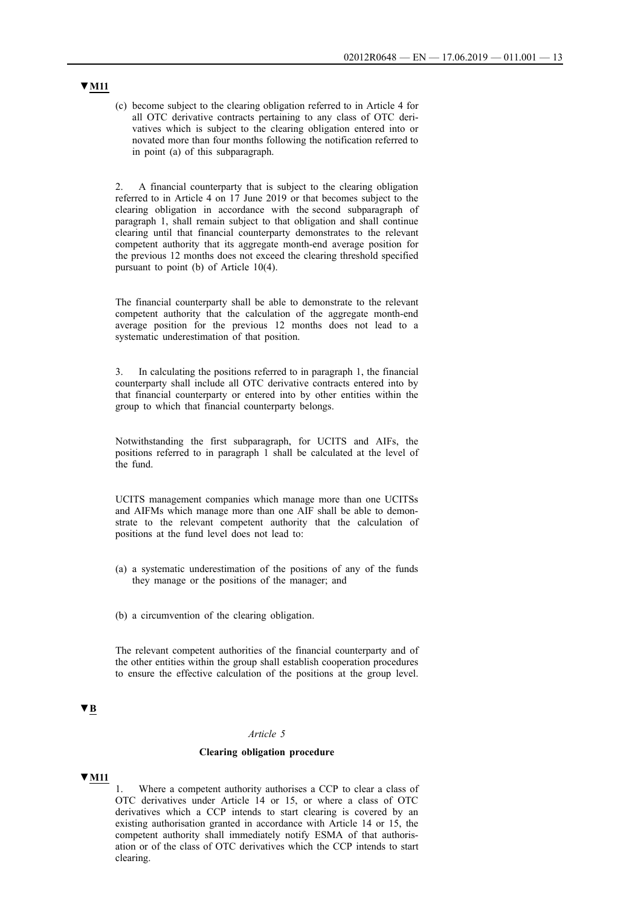▼M11

(c) become subject to the clearing obligation referred to in Article 4 for all OTC derivative contracts pertaining to any class of OTC derivatives which is subject to the clearing obligation entered into or novated more than four months following the notification referred to in point (a) of this subparagraph.

2. A financial counterparty that is subject to the clearing obligation referred to in Article 4 on 17 June 2019 or that becomes subject to the clearing obligation in accordance with the second subparagraph of paragraph 1, shall remain subject to that obligation and shall continue clearing until that financial counterparty demonstrates to the relevant competent authority that its aggregate month-end average position for the previous 12 months does not exceed the clearing threshold specified pursuant to point (b) of Article 10(4).

The financial counterparty shall be able to demonstrate to the relevant competent authority that the calculation of the aggregate month-end average position for the previous 12 months does not lead to a systematic underestimation of that position.

3. In calculating the positions referred to in paragraph 1, the financial counterparty shall include all OTC derivative contracts entered into by that financial counterparty or entered into by other entities within the group to which that financial counterparty belongs.

Notwithstanding the first subparagraph, for UCITS and AIFs, the positions referred to in paragraph 1 shall be calculated at the level of the fund.

UCITS management companies which manage more than one UCITSs and AIFMs which manage more than one AIF shall be able to demonstrate to the relevant competent authority that the calculation of positions at the fund level does not lead to:

(a) a systematic underestimation of the positions of any of the funds they manage or the positions of the manager; and

(b) a circumvention of the clearing obligation.

The relevant competent authorities of the financial counterparty and of the other entities within the group shall establish cooperation procedures to ensure the effective calculation of the positions at the group level.

▼B

*Article 5*

**Clearing obligation procedure**

▼M11

1. Where a competent authority authorises a CCP to clear a class of OTC derivatives under Article 14 or 15, or where a class of OTC derivatives which a CCP intends to start clearing is covered by an existing authorisation granted in accordance with Article 14 or 15, the competent authority shall immediately notify ESMA of that authorisation or of the class of OTC derivatives which the CCP intends to start clearing.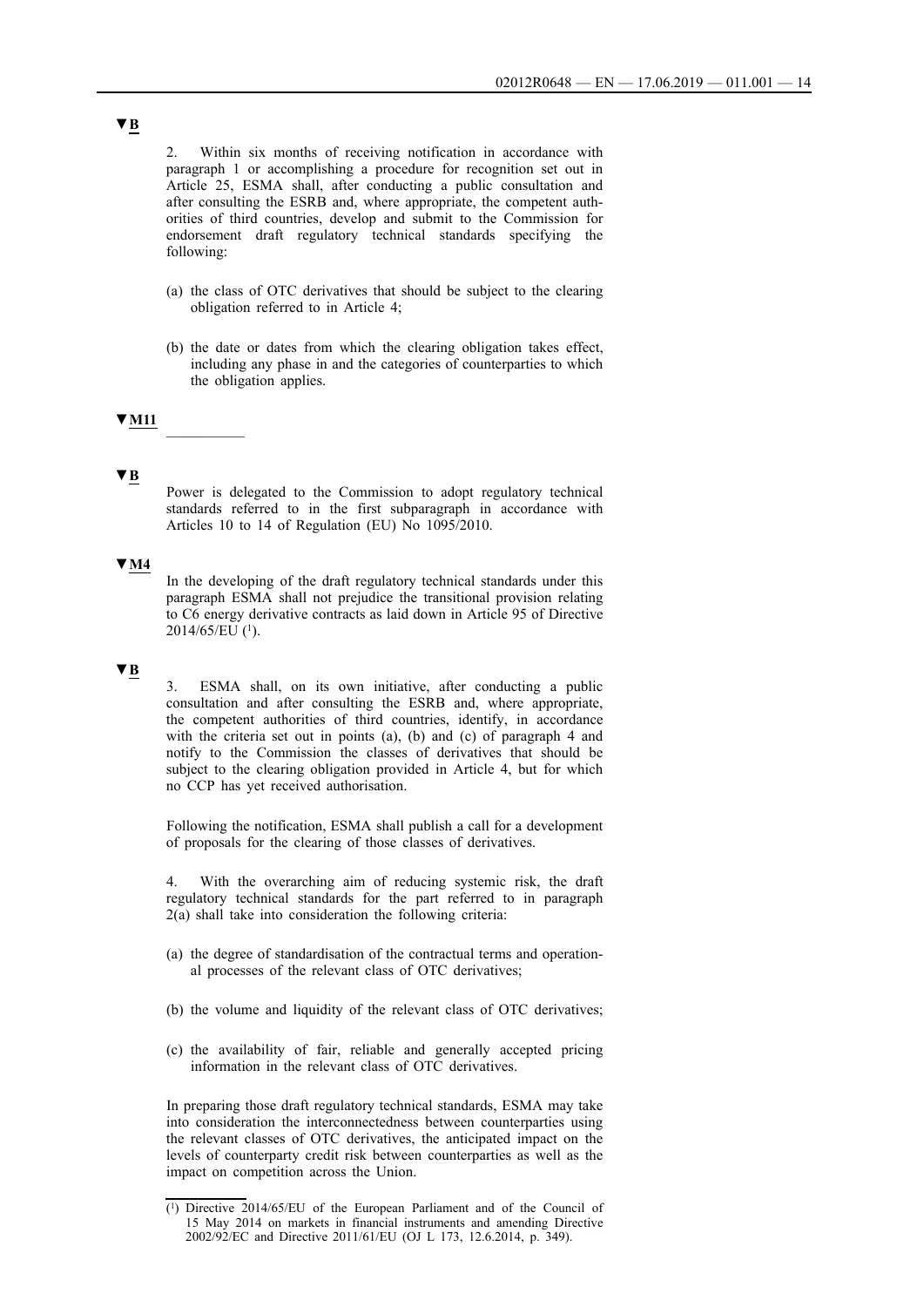▼B

2. Within six months of receiving notification in accordance with paragraph 1 or accomplishing a procedure for recognition set out in Article 25, ESMA shall, after conducting a public consultation and after consulting the ESRB and, where appropriate, the competent authorities of third countries, develop and submit to the Commission for endorsement draft regulatory technical standards specifying the following:

(a) the class of OTC derivatives that should be subject to the clearing obligation referred to in Article 4;

(b) the date or dates from which the clearing obligation takes effect, including any phase in and the categories of counterparties to which the obligation applies.

▼M11

—————

▼B

Power is delegated to the Commission to adopt regulatory technical standards referred to in the first subparagraph in accordance with Articles 10 to 14 of Regulation (EU) No 1095/2010.

▼M4

In the developing of the draft regulatory technical standards under this paragraph ESMA shall not prejudice the transitional provision relating to C6 energy derivative contracts as laid down in Article 95 of Directive 2014/65/EU [1].

▼B

3. ESMA shall, on its own initiative, after conducting a public consultation and after consulting the ESRB and, where appropriate, the competent authorities of third countries, identify, in accordance with the criteria set out in points (a), (b) and (c) of paragraph 4 and notify to the Commission the classes of derivatives that should be subject to the clearing obligation provided in Article 4, but for which no CCP has yet received authorisation.

Following the notification, ESMA shall publish a call for a development of proposals for the clearing of those classes of derivatives.

4. With the overarching aim of reducing systemic risk, the draft regulatory technical standards for the part referred to in paragraph 2(a) shall take into consideration the following criteria:

(a) the degree of standardisation of the contractual terms and operational processes of the relevant class of OTC derivatives;

(b) the volume and liquidity of the relevant class of OTC derivatives;

(c) the availability of fair, reliable and generally accepted pricing information in the relevant class of OTC derivatives.

In preparing those draft regulatory technical standards, ESMA may take into consideration the interconnectedness between counterparties using the relevant classes of OTC derivatives, the anticipated impact on the levels of counterparty credit risk between counterparties as well as the impact on competition across the Union.

---

[1] Directive 2014/65/EU of the European Parliament and of the Council of 15 May 2014 on markets in financial instruments and amending Directive 2002/92/EC and Directive 2011/61/EU (OJ L 173, 12.6.2014, p. 349).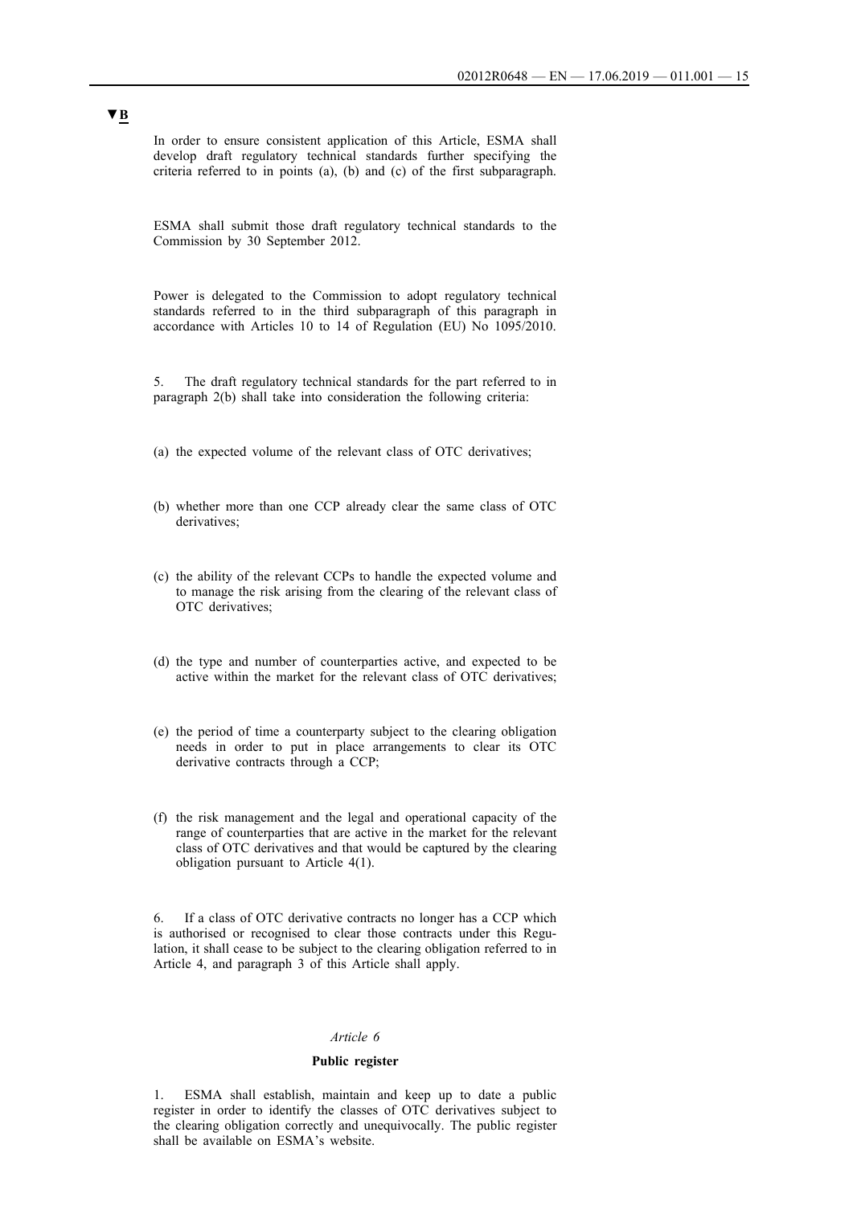▼B

In order to ensure consistent application of this Article, ESMA shall develop draft regulatory technical standards further specifying the criteria referred to in points (a), (b) and (c) of the first subparagraph.

ESMA shall submit those draft regulatory technical standards to the Commission by 30 September 2012.

Power is delegated to the Commission to adopt regulatory technical standards referred to in the third subparagraph of this paragraph in accordance with Articles 10 to 14 of Regulation (EU) No 1095/2010.

5. The draft regulatory technical standards for the part referred to in paragraph 2(b) shall take into consideration the following criteria:

(a) the expected volume of the relevant class of OTC derivatives;

(b) whether more than one CCP already clear the same class of OTC derivatives;

(c) the ability of the relevant CCPs to handle the expected volume and to manage the risk arising from the clearing of the relevant class of OTC derivatives;

(d) the type and number of counterparties active, and expected to be active within the market for the relevant class of OTC derivatives;

(e) the period of time a counterparty subject to the clearing obligation needs in order to put in place arrangements to clear its OTC derivative contracts through a CCP;

(f) the risk management and the legal and operational capacity of the range of counterparties that are active in the market for the relevant class of OTC derivatives and that would be captured by the clearing obligation pursuant to Article 4(1).

6. If a class of OTC derivative contracts no longer has a CCP which is authorised or recognised to clear those contracts under this Regulation, it shall cease to be subject to the clearing obligation referred to in Article 4, and paragraph 3 of this Article shall apply.

*Article 6*

**Public register**

1. ESMA shall establish, maintain and keep up to date a public register in order to identify the classes of OTC derivatives subject to the clearing obligation correctly and unequivocally. The public register shall be available on ESMA's website.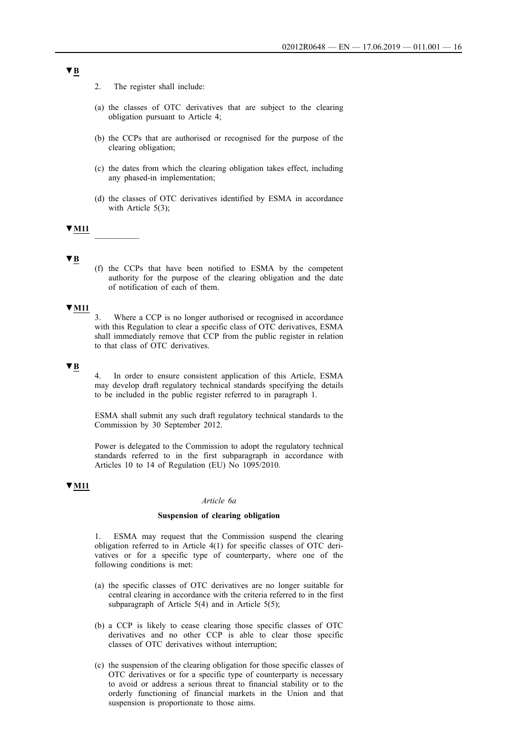▼B

2. The register shall include:

(a) the classes of OTC derivatives that are subject to the clearing obligation pursuant to Article 4;

(b) the CCPs that are authorised or recognised for the purpose of the clearing obligation;

(c) the dates from which the clearing obligation takes effect, including any phased-in implementation;

(d) the classes of OTC derivatives identified by ESMA in accordance with Article 5(3);

▼M11

__________

▼B

(f) the CCPs that have been notified to ESMA by the competent authority for the purpose of the clearing obligation and the date of notification of each of them.

▼M11

3. Where a CCP is no longer authorised or recognised in accordance with this Regulation to clear a specific class of OTC derivatives, ESMA shall immediately remove that CCP from the public register in relation to that class of OTC derivatives.

▼B

4. In order to ensure consistent application of this Article, ESMA may develop draft regulatory technical standards specifying the details to be included in the public register referred to in paragraph 1.

ESMA shall submit any such draft regulatory technical standards to the Commission by 30 September 2012.

Power is delegated to the Commission to adopt the regulatory technical standards referred to in the first subparagraph in accordance with Articles 10 to 14 of Regulation (EU) No 1095/2010.

▼M11

*Article 6a*

**Suspension of clearing obligation**

1. ESMA may request that the Commission suspend the clearing obligation referred to in Article 4(1) for specific classes of OTC derivatives or for a specific type of counterparty, where one of the following conditions is met:

(a) the specific classes of OTC derivatives are no longer suitable for central clearing in accordance with the criteria referred to in the first subparagraph of Article 5(4) and in Article 5(5);

(b) a CCP is likely to cease clearing those specific classes of OTC derivatives and no other CCP is able to clear those specific classes of OTC derivatives without interruption;

(c) the suspension of the clearing obligation for those specific classes of OTC derivatives or for a specific type of counterparty is necessary to avoid or address a serious threat to financial stability or to the orderly functioning of financial markets in the Union and that suspension is proportionate to those aims.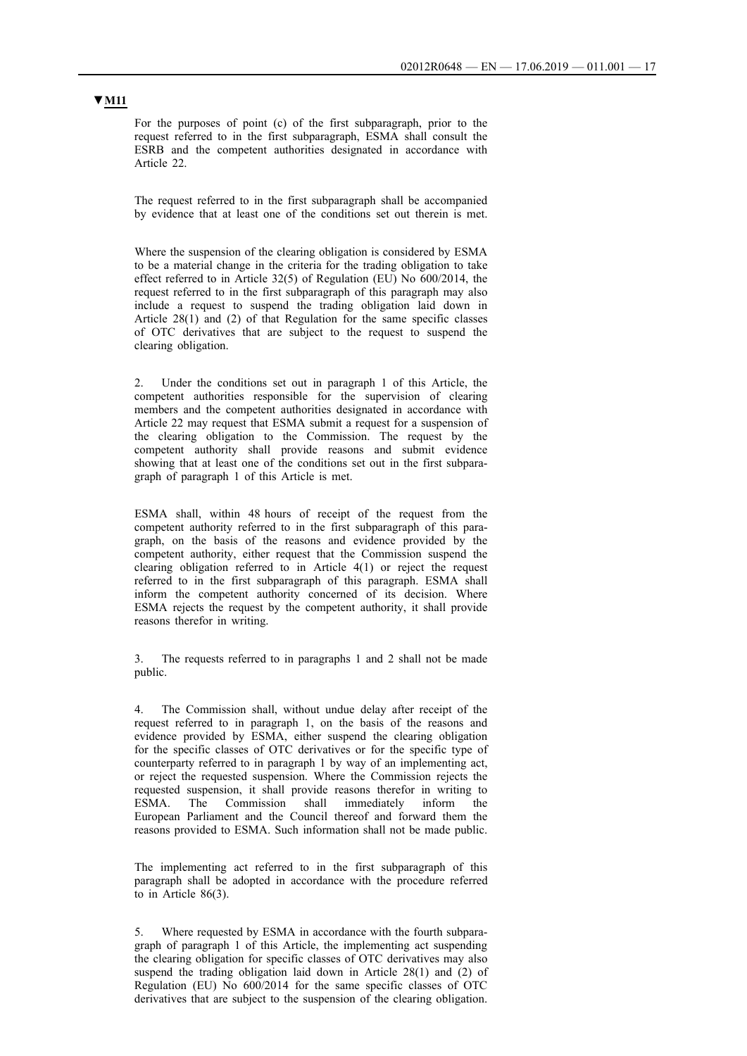**▼M11**

For the purposes of point (c) of the first subparagraph, prior to the request referred to in the first subparagraph, ESMA shall consult the ESRB and the competent authorities designated in accordance with Article 22.

The request referred to in the first subparagraph shall be accompanied by evidence that at least one of the conditions set out therein is met.

Where the suspension of the clearing obligation is considered by ESMA to be a material change in the criteria for the trading obligation to take effect referred to in Article 32(5) of Regulation (EU) No 600/2014, the request referred to in the first subparagraph of this paragraph may also include a request to suspend the trading obligation laid down in Article 28(1) and (2) of that Regulation for the same specific classes of OTC derivatives that are subject to the request to suspend the clearing obligation.

2. Under the conditions set out in paragraph 1 of this Article, the competent authorities responsible for the supervision of clearing members and the competent authorities designated in accordance with Article 22 may request that ESMA submit a request for a suspension of the clearing obligation to the Commission. The request by the competent authority shall provide reasons and submit evidence showing that at least one of the conditions set out in the first subparagraph of paragraph 1 of this Article is met.

ESMA shall, within 48 hours of receipt of the request from the competent authority referred to in the first subparagraph of this paragraph, on the basis of the reasons and evidence provided by the competent authority, either request that the Commission suspend the clearing obligation referred to in Article 4(1) or reject the request referred to in the first subparagraph of this paragraph. ESMA shall inform the competent authority concerned of its decision. Where ESMA rejects the request by the competent authority, it shall provide reasons therefor in writing.

3. The requests referred to in paragraphs 1 and 2 shall not be made public.

4. The Commission shall, without undue delay after receipt of the request referred to in paragraph 1, on the basis of the reasons and evidence provided by ESMA, either suspend the clearing obligation for the specific classes of OTC derivatives or for the specific type of counterparty referred to in paragraph 1 by way of an implementing act, or reject the requested suspension. Where the Commission rejects the requested suspension, it shall provide reasons therefor in writing to ESMA. The Commission shall immediately inform the European Parliament and the Council thereof and forward them the reasons provided to ESMA. Such information shall not be made public.

The implementing act referred to in the first subparagraph of this paragraph shall be adopted in accordance with the procedure referred to in Article 86(3).

5. Where requested by ESMA in accordance with the fourth subparagraph of paragraph 1 of this Article, the implementing act suspending the clearing obligation for specific classes of OTC derivatives may also suspend the trading obligation laid down in Article 28(1) and (2) of Regulation (EU) No 600/2014 for the same specific classes of OTC derivatives that are subject to the suspension of the clearing obligation.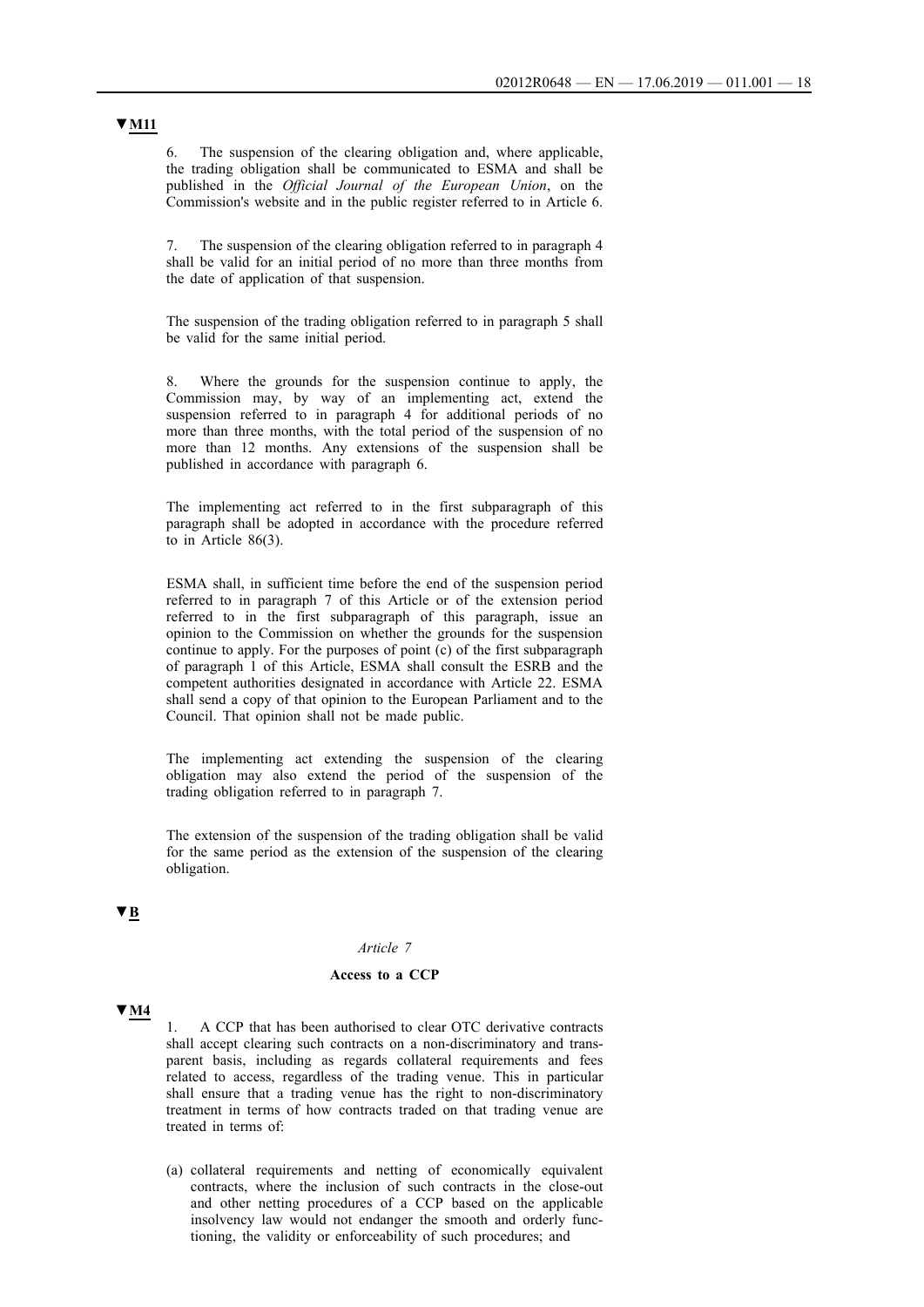▼M11

6. The suspension of the clearing obligation and, where applicable, the trading obligation shall be communicated to ESMA and shall be published in the *Official Journal of the European Union*, on the Commission's website and in the public register referred to in Article 6.

7. The suspension of the clearing obligation referred to in paragraph 4 shall be valid for an initial period of no more than three months from the date of application of that suspension.

The suspension of the trading obligation referred to in paragraph 5 shall be valid for the same initial period.

8. Where the grounds for the suspension continue to apply, the Commission may, by way of an implementing act, extend the suspension referred to in paragraph 4 for additional periods of no more than three months, with the total period of the suspension of no more than 12 months. Any extensions of the suspension shall be published in accordance with paragraph 6.

The implementing act referred to in the first subparagraph of this paragraph shall be adopted in accordance with the procedure referred to in Article 86(3).

ESMA shall, in sufficient time before the end of the suspension period referred to in paragraph 7 of this Article or of the extension period referred to in the first subparagraph of this paragraph, issue an opinion to the Commission on whether the grounds for the suspension continue to apply. For the purposes of point (c) of the first subparagraph of paragraph 1 of this Article, ESMA shall consult the ESRB and the competent authorities designated in accordance with Article 22. ESMA shall send a copy of that opinion to the European Parliament and to the Council. That opinion shall not be made public.

The implementing act extending the suspension of the clearing obligation may also extend the period of the suspension of the trading obligation referred to in paragraph 7.

The extension of the suspension of the trading obligation shall be valid for the same period as the extension of the suspension of the clearing obligation.

▼B

*Article 7*

**Access to a CCP**

▼M4

1. A CCP that has been authorised to clear OTC derivative contracts shall accept clearing such contracts on a non-discriminatory and transparent basis, including as regards collateral requirements and fees related to access, regardless of the trading venue. This in particular shall ensure that a trading venue has the right to non-discriminatory treatment in terms of how contracts traded on that trading venue are treated in terms of:

(a) collateral requirements and netting of economically equivalent contracts, where the inclusion of such contracts in the close-out and other netting procedures of a CCP based on the applicable insolvency law would not endanger the smooth and orderly functioning, the validity or enforceability of such procedures; and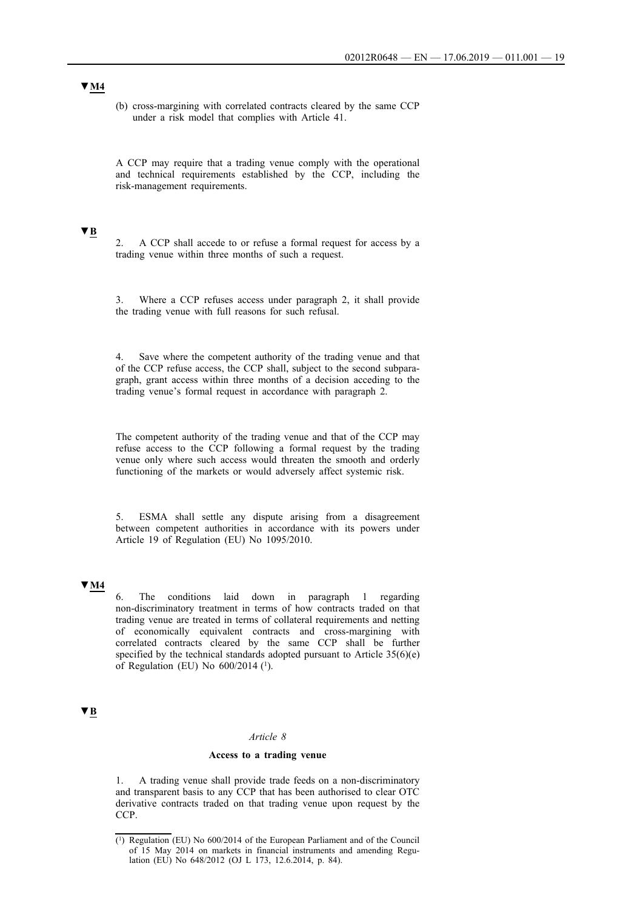▼M4

(b) cross-margining with correlated contracts cleared by the same CCP under a risk model that complies with Article 41.

A CCP may require that a trading venue comply with the operational and technical requirements established by the CCP, including the risk-management requirements.

▼B

2. A CCP shall accede to or refuse a formal request for access by a trading venue within three months of such a request.

3. Where a CCP refuses access under paragraph 2, it shall provide the trading venue with full reasons for such refusal.

4. Save where the competent authority of the trading venue and that of the CCP refuse access, the CCP shall, subject to the second subparagraph, grant access within three months of a decision acceding to the trading venue's formal request in accordance with paragraph 2.

The competent authority of the trading venue and that of the CCP may refuse access to the CCP following a formal request by the trading venue only where such access would threaten the smooth and orderly functioning of the markets or would adversely affect systemic risk.

5. ESMA shall settle any dispute arising from a disagreement between competent authorities in accordance with its powers under Article 19 of Regulation (EU) No 1095/2010.

▼M4

6. The conditions laid down in paragraph 1 regarding non-discriminatory treatment in terms of how contracts traded on that trading venue are treated in terms of collateral requirements and netting of economically equivalent contracts and cross-margining with correlated contracts cleared by the same CCP shall be further specified by the technical standards adopted pursuant to Article 35(6)(e) of Regulation (EU) No 600/2014 [1].

▼B

*Article 8*

**Access to a trading venue**

1. A trading venue shall provide trade feeds on a non-discriminatory and transparent basis to any CCP that has been authorised to clear OTC derivative contracts traded on that trading venue upon request by the CCP.

---

[1] Regulation (EU) No 600/2014 of the European Parliament and of the Council of 15 May 2014 on markets in financial instruments and amending Regulation (EU) No 648/2012 (OJ L 173, 12.6.2014, p. 84).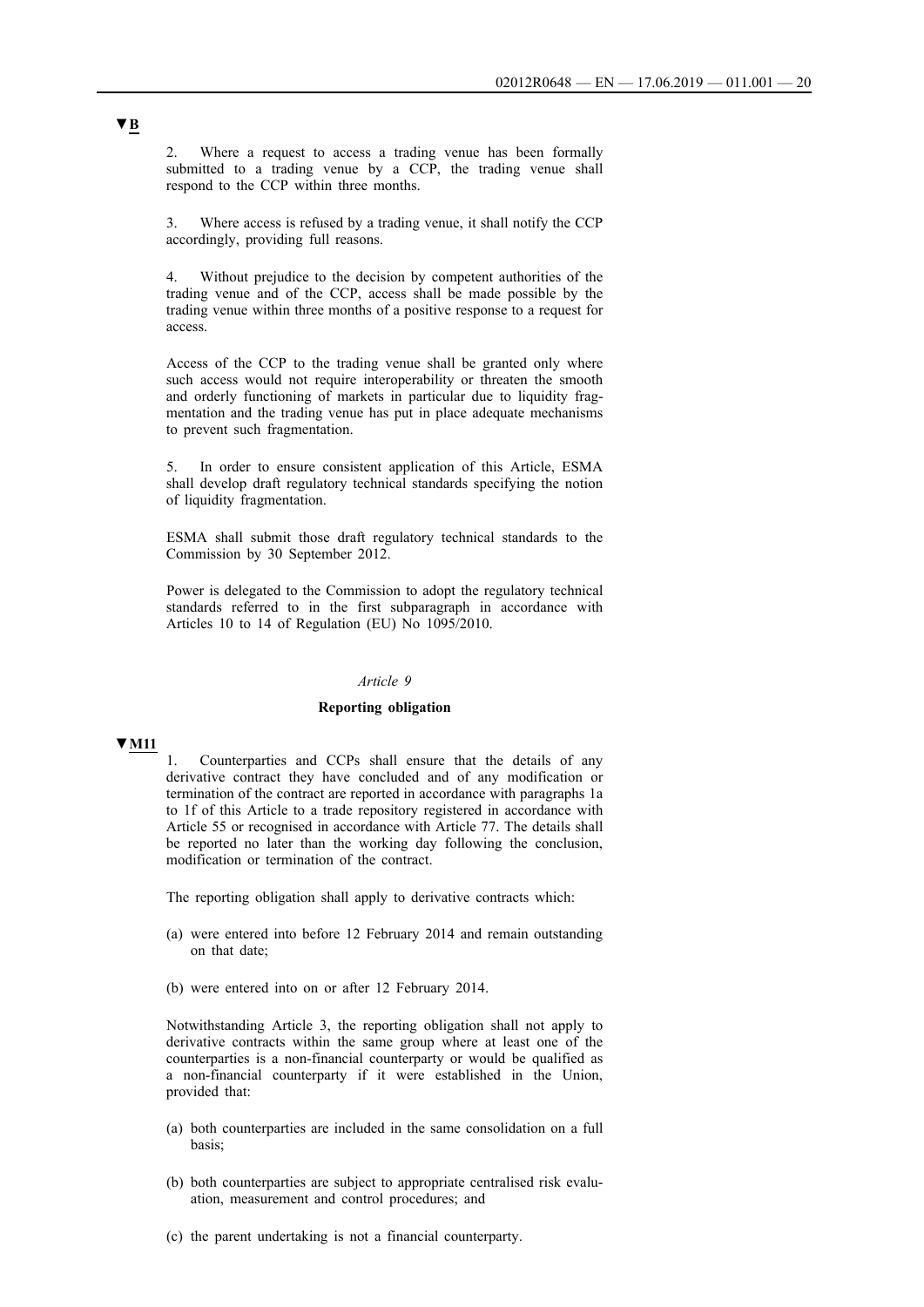▼B

2. Where a request to access a trading venue has been formally submitted to a trading venue by a CCP, the trading venue shall respond to the CCP within three months.

3. Where access is refused by a trading venue, it shall notify the CCP accordingly, providing full reasons.

4. Without prejudice to the decision by competent authorities of the trading venue and of the CCP, access shall be made possible by the trading venue within three months of a positive response to a request for access.

Access of the CCP to the trading venue shall be granted only where such access would not require interoperability or threaten the smooth and orderly functioning of markets in particular due to liquidity fragmentation and the trading venue has put in place adequate mechanisms to prevent such fragmentation.

5. In order to ensure consistent application of this Article, ESMA shall develop draft regulatory technical standards specifying the notion of liquidity fragmentation.

ESMA shall submit those draft regulatory technical standards to the Commission by 30 September 2012.

Power is delegated to the Commission to adopt the regulatory technical standards referred to in the first subparagraph in accordance with Articles 10 to 14 of Regulation (EU) No 1095/2010.

*Article 9*

**Reporting obligation**

▼M11

1. Counterparties and CCPs shall ensure that the details of any derivative contract they have concluded and of any modification or termination of the contract are reported in accordance with paragraphs 1a to 1f of this Article to a trade repository registered in accordance with Article 55 or recognised in accordance with Article 77. The details shall be reported no later than the working day following the conclusion, modification or termination of the contract.

The reporting obligation shall apply to derivative contracts which:

(a) were entered into before 12 February 2014 and remain outstanding on that date;

(b) were entered into on or after 12 February 2014.

Notwithstanding Article 3, the reporting obligation shall not apply to derivative contracts within the same group where at least one of the counterparties is a non-financial counterparty or would be qualified as a non-financial counterparty if it were established in the Union, provided that:

(a) both counterparties are included in the same consolidation on a full basis;

(b) both counterparties are subject to appropriate centralised risk evaluation, measurement and control procedures; and

(c) the parent undertaking is not a financial counterparty.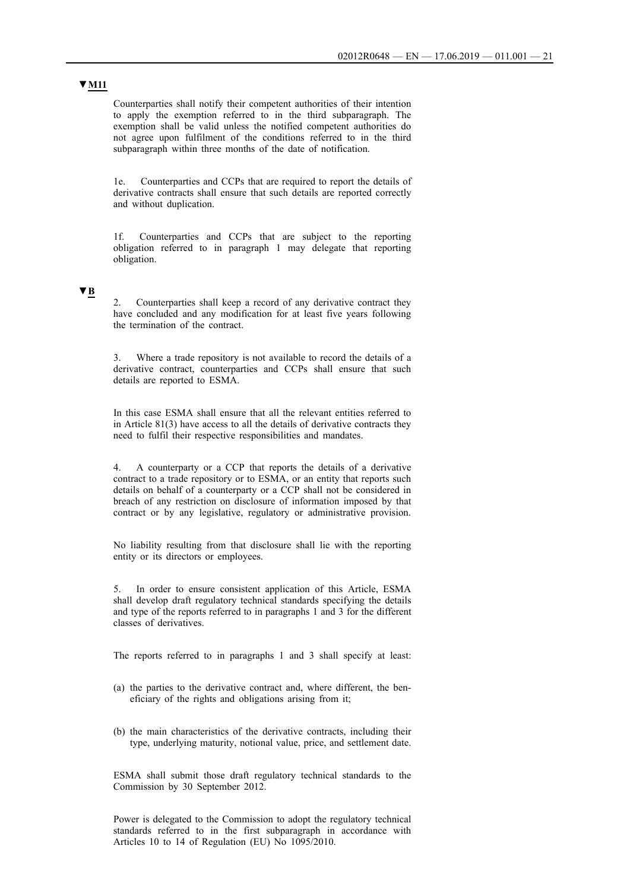▼M11

Counterparties shall notify their competent authorities of their intention to apply the exemption referred to in the third subparagraph. The exemption shall be valid unless the notified competent authorities do not agree upon fulfilment of the conditions referred to in the third subparagraph within three months of the date of notification.

1e. Counterparties and CCPs that are required to report the details of derivative contracts shall ensure that such details are reported correctly and without duplication.

1f. Counterparties and CCPs that are subject to the reporting obligation referred to in paragraph 1 may delegate that reporting obligation.

▼B

2. Counterparties shall keep a record of any derivative contract they have concluded and any modification for at least five years following the termination of the contract.

3. Where a trade repository is not available to record the details of a derivative contract, counterparties and CCPs shall ensure that such details are reported to ESMA.

In this case ESMA shall ensure that all the relevant entities referred to in Article 81(3) have access to all the details of derivative contracts they need to fulfil their respective responsibilities and mandates.

4. A counterparty or a CCP that reports the details of a derivative contract to a trade repository or to ESMA, or an entity that reports such details on behalf of a counterparty or a CCP shall not be considered in breach of any restriction on disclosure of information imposed by that contract or by any legislative, regulatory or administrative provision.

No liability resulting from that disclosure shall lie with the reporting entity or its directors or employees.

5. In order to ensure consistent application of this Article, ESMA shall develop draft regulatory technical standards specifying the details and type of the reports referred to in paragraphs 1 and 3 for the different classes of derivatives.

The reports referred to in paragraphs 1 and 3 shall specify at least:

(a) the parties to the derivative contract and, where different, the beneficiary of the rights and obligations arising from it;

(b) the main characteristics of the derivative contracts, including their type, underlying maturity, notional value, price, and settlement date.

ESMA shall submit those draft regulatory technical standards to the Commission by 30 September 2012.

Power is delegated to the Commission to adopt the regulatory technical standards referred to in the first subparagraph in accordance with Articles 10 to 14 of Regulation (EU) No 1095/2010.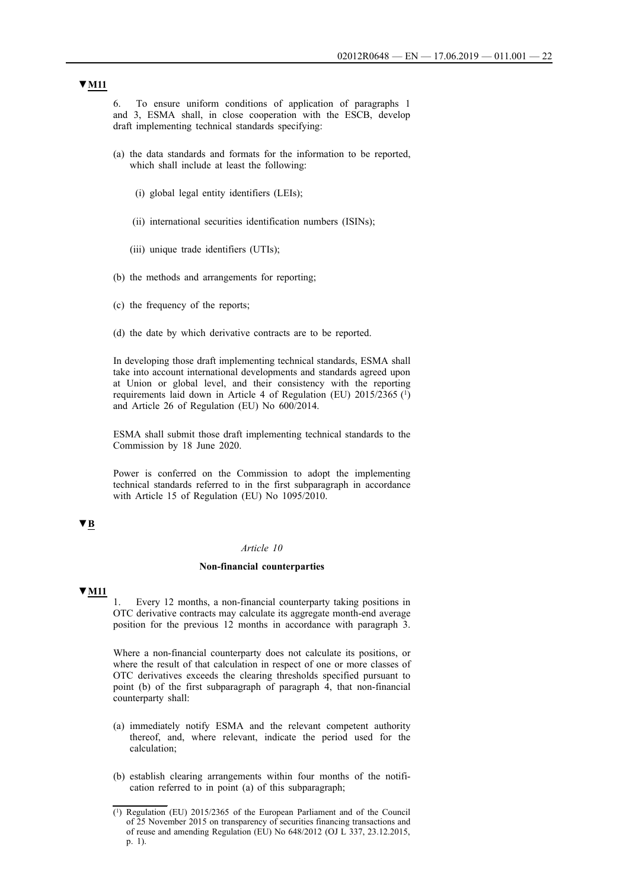▼M11

6. To ensure uniform conditions of application of paragraphs 1 and 3, ESMA shall, in close cooperation with the ESCB, develop draft implementing technical standards specifying:

(a) the data standards and formats for the information to be reported, which shall include at least the following:

(i) global legal entity identifiers (LEIs);

(ii) international securities identification numbers (ISINs);

(iii) unique trade identifiers (UTIs);

(b) the methods and arrangements for reporting;

(c) the frequency of the reports;

(d) the date by which derivative contracts are to be reported.

In developing those draft implementing technical standards, ESMA shall take into account international developments and standards agreed upon at Union or global level, and their consistency with the reporting requirements laid down in Article 4 of Regulation (EU) 2015/2365 [1] and Article 26 of Regulation (EU) No 600/2014.

ESMA shall submit those draft implementing technical standards to the Commission by 18 June 2020.

Power is conferred on the Commission to adopt the implementing technical standards referred to in the first subparagraph in accordance with Article 15 of Regulation (EU) No 1095/2010.

▼B

*Article 10*

**Non-financial counterparties**

▼M11

1. Every 12 months, a non-financial counterparty taking positions in OTC derivative contracts may calculate its aggregate month-end average position for the previous 12 months in accordance with paragraph 3.

Where a non-financial counterparty does not calculate its positions, or where the result of that calculation in respect of one or more classes of OTC derivatives exceeds the clearing thresholds specified pursuant to point (b) of the first subparagraph of paragraph 4, that non-financial counterparty shall:

(a) immediately notify ESMA and the relevant competent authority thereof, and, where relevant, indicate the period used for the calculation;

(b) establish clearing arrangements within four months of the notification referred to in point (a) of this subparagraph;

[1] Regulation (EU) 2015/2365 of the European Parliament and of the Council of 25 November 2015 on transparency of securities financing transactions and of reuse and amending Regulation (EU) No 648/2012 (OJ L 337, 23.12.2015, p. 1).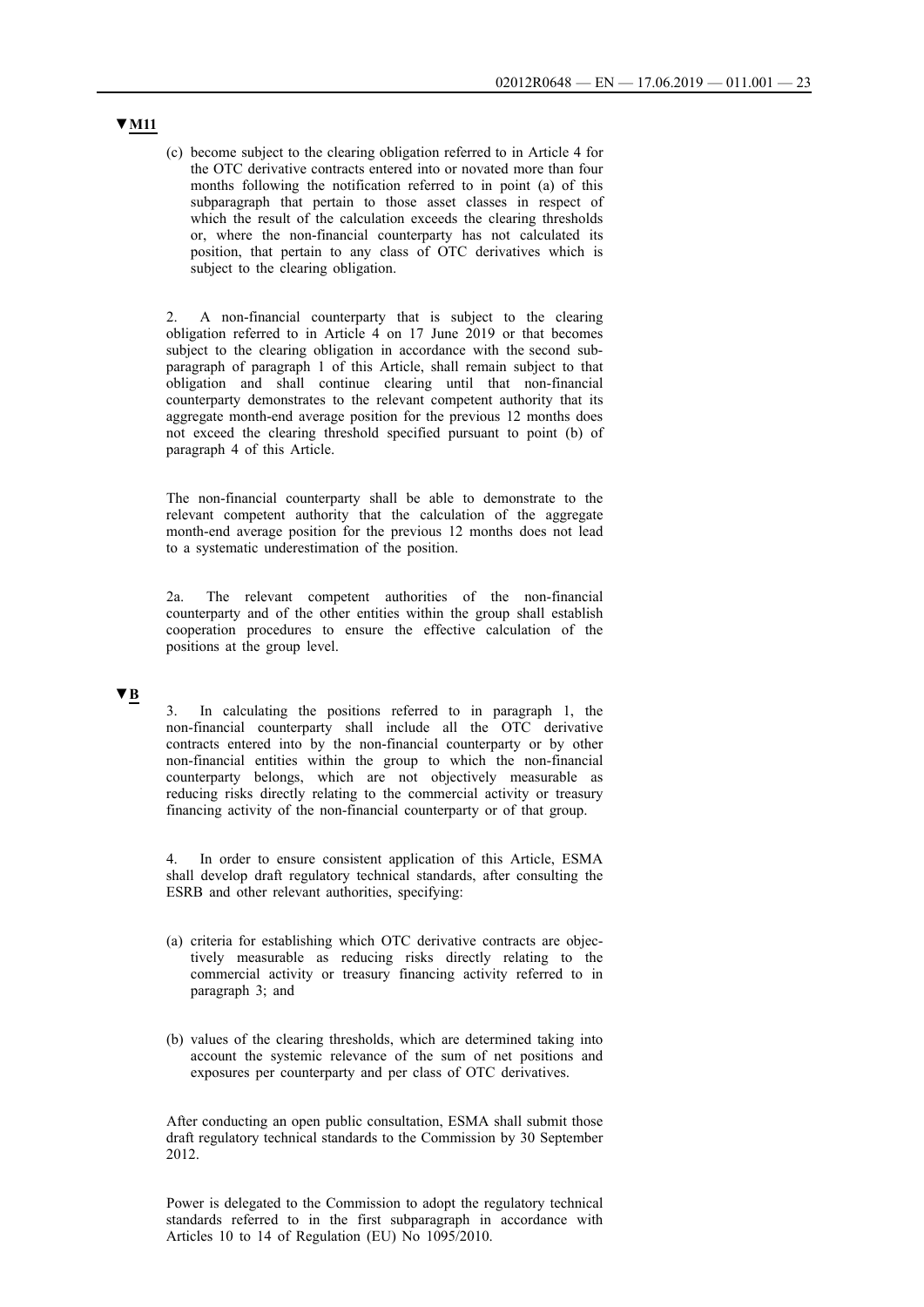**▼M11**

(c) become subject to the clearing obligation referred to in Article 4 for the OTC derivative contracts entered into or novated more than four months following the notification referred to in point (a) of this subparagraph that pertain to those asset classes in respect of which the result of the calculation exceeds the clearing thresholds or, where the non-financial counterparty has not calculated its position, that pertain to any class of OTC derivatives which is subject to the clearing obligation.

2. A non-financial counterparty that is subject to the clearing obligation referred to in Article 4 on 17 June 2019 or that becomes subject to the clearing obligation in accordance with the second sub-paragraph of paragraph 1 of this Article, shall remain subject to that obligation and shall continue clearing until that non-financial counterparty demonstrates to the relevant competent authority that its aggregate month-end average position for the previous 12 months does not exceed the clearing threshold specified pursuant to point (b) of paragraph 4 of this Article.

The non-financial counterparty shall be able to demonstrate to the relevant competent authority that the calculation of the aggregate month-end average position for the previous 12 months does not lead to a systematic underestimation of the position.

2a. The relevant competent authorities of the non-financial counterparty and of the other entities within the group shall establish cooperation procedures to ensure the effective calculation of the positions at the group level.

**▼B**

3. In calculating the positions referred to in paragraph 1, the non-financial counterparty shall include all the OTC derivative contracts entered into by the non-financial counterparty or by other non-financial entities within the group to which the non-financial counterparty belongs, which are not objectively measurable as reducing risks directly relating to the commercial activity or treasury financing activity of the non-financial counterparty or of that group.

4. In order to ensure consistent application of this Article, ESMA shall develop draft regulatory technical standards, after consulting the ESRB and other relevant authorities, specifying:

(a) criteria for establishing which OTC derivative contracts are objectively measurable as reducing risks directly relating to the commercial activity or treasury financing activity referred to in paragraph 3; and

(b) values of the clearing thresholds, which are determined taking into account the systemic relevance of the sum of net positions and exposures per counterparty and per class of OTC derivatives.

After conducting an open public consultation, ESMA shall submit those draft regulatory technical standards to the Commission by 30 September 2012.

Power is delegated to the Commission to adopt the regulatory technical standards referred to in the first subparagraph in accordance with Articles 10 to 14 of Regulation (EU) No 1095/2010.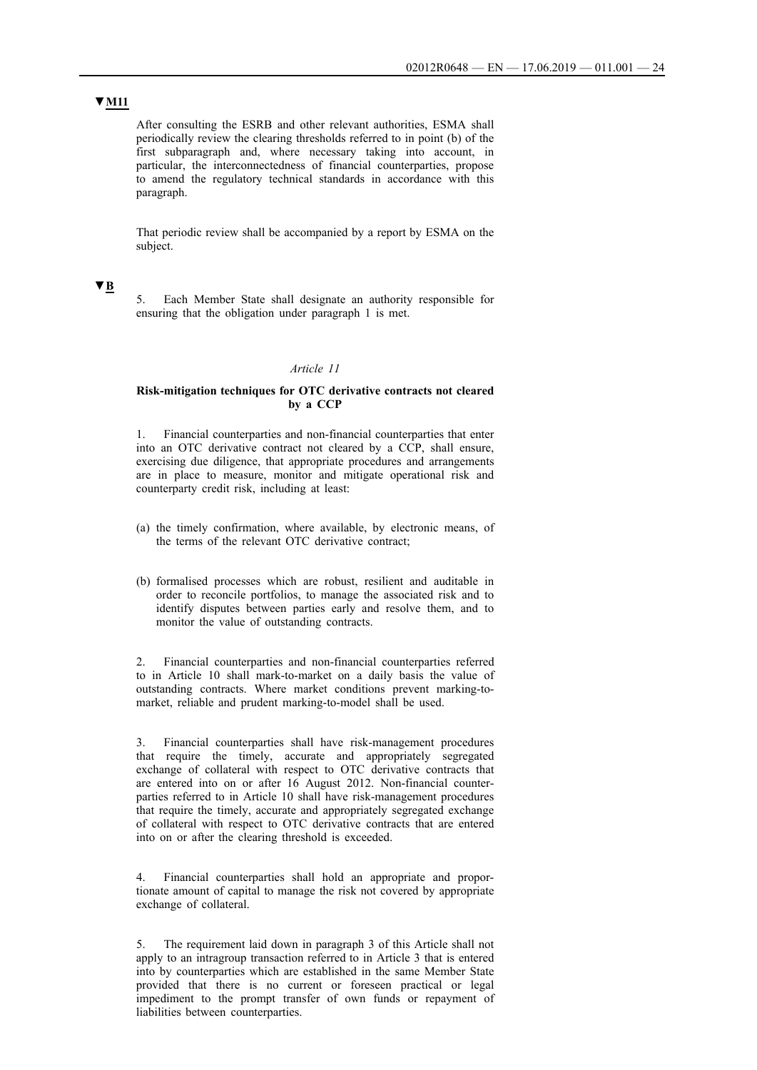▼M11

After consulting the ESRB and other relevant authorities, ESMA shall periodically review the clearing thresholds referred to in point (b) of the first subparagraph and, where necessary taking into account, in particular, the interconnectedness of financial counterparties, propose to amend the regulatory technical standards in accordance with this paragraph.

That periodic review shall be accompanied by a report by ESMA on the subject.

▼B

5. Each Member State shall designate an authority responsible for ensuring that the obligation under paragraph 1 is met.

*Article 11*

**Risk-mitigation techniques for OTC derivative contracts not cleared by a CCP**

1. Financial counterparties and non-financial counterparties that enter into an OTC derivative contract not cleared by a CCP, shall ensure, exercising due diligence, that appropriate procedures and arrangements are in place to measure, monitor and mitigate operational risk and counterparty credit risk, including at least:

(a) the timely confirmation, where available, by electronic means, of the terms of the relevant OTC derivative contract;

(b) formalised processes which are robust, resilient and auditable in order to reconcile portfolios, to manage the associated risk and to identify disputes between parties early and resolve them, and to monitor the value of outstanding contracts.

2. Financial counterparties and non-financial counterparties referred to in Article 10 shall mark-to-market on a daily basis the value of outstanding contracts. Where market conditions prevent marking-to-market, reliable and prudent marking-to-model shall be used.

3. Financial counterparties shall have risk-management procedures that require the timely, accurate and appropriately segregated exchange of collateral with respect to OTC derivative contracts that are entered into on or after 16 August 2012. Non-financial counterparties referred to in Article 10 shall have risk-management procedures that require the timely, accurate and appropriately segregated exchange of collateral with respect to OTC derivative contracts that are entered into on or after the clearing threshold is exceeded.

4. Financial counterparties shall hold an appropriate and proportionate amount of capital to manage the risk not covered by appropriate exchange of collateral.

5. The requirement laid down in paragraph 3 of this Article shall not apply to an intragroup transaction referred to in Article 3 that is entered into by counterparties which are established in the same Member State provided that there is no current or foreseen practical or legal impediment to the prompt transfer of own funds or repayment of liabilities between counterparties.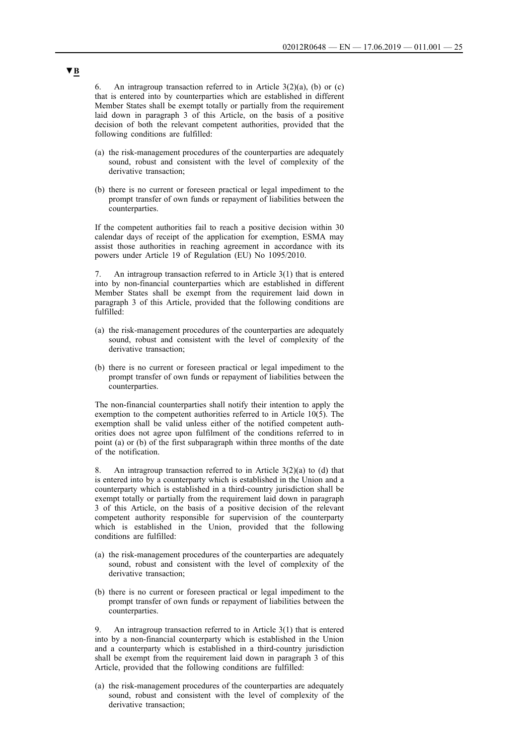▼B

6. An intragroup transaction referred to in Article 3(2)(a), (b) or (c) that is entered into by counterparties which are established in different Member States shall be exempt totally or partially from the requirement laid down in paragraph 3 of this Article, on the basis of a positive decision of both the relevant competent authorities, provided that the following conditions are fulfilled:

(a) the risk-management procedures of the counterparties are adequately sound, robust and consistent with the level of complexity of the derivative transaction;

(b) there is no current or foreseen practical or legal impediment to the prompt transfer of own funds or repayment of liabilities between the counterparties.

If the competent authorities fail to reach a positive decision within 30 calendar days of receipt of the application for exemption, ESMA may assist those authorities in reaching agreement in accordance with its powers under Article 19 of Regulation (EU) No 1095/2010.

7. An intragroup transaction referred to in Article 3(1) that is entered into by non-financial counterparties which are established in different Member States shall be exempt from the requirement laid down in paragraph 3 of this Article, provided that the following conditions are fulfilled:

(a) the risk-management procedures of the counterparties are adequately sound, robust and consistent with the level of complexity of the derivative transaction;

(b) there is no current or foreseen practical or legal impediment to the prompt transfer of own funds or repayment of liabilities between the counterparties.

The non-financial counterparties shall notify their intention to apply the exemption to the competent authorities referred to in Article 10(5). The exemption shall be valid unless either of the notified competent authorities does not agree upon fulfilment of the conditions referred to in point (a) or (b) of the first subparagraph within three months of the date of the notification.

8. An intragroup transaction referred to in Article 3(2)(a) to (d) that is entered into by a counterparty which is established in the Union and a counterparty which is established in a third-country jurisdiction shall be exempt totally or partially from the requirement laid down in paragraph 3 of this Article, on the basis of a positive decision of the relevant competent authority responsible for supervision of the counterparty which is established in the Union, provided that the following conditions are fulfilled:

(a) the risk-management procedures of the counterparties are adequately sound, robust and consistent with the level of complexity of the derivative transaction;

(b) there is no current or foreseen practical or legal impediment to the prompt transfer of own funds or repayment of liabilities between the counterparties.

9. An intragroup transaction referred to in Article 3(1) that is entered into by a non-financial counterparty which is established in the Union and a counterparty which is established in a third-country jurisdiction shall be exempt from the requirement laid down in paragraph 3 of this Article, provided that the following conditions are fulfilled:

(a) the risk-management procedures of the counterparties are adequately sound, robust and consistent with the level of complexity of the derivative transaction;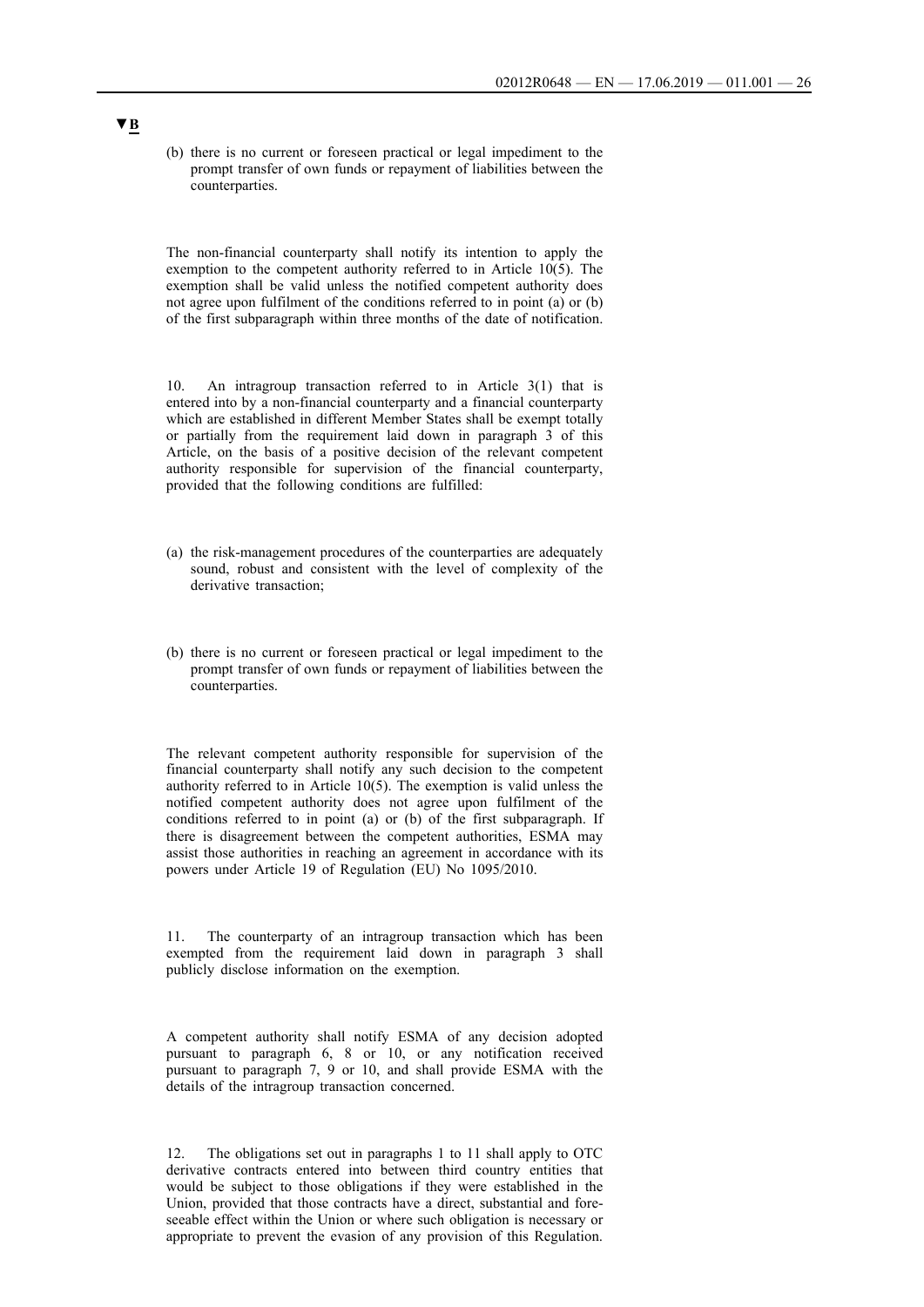(b) there is no current or foreseen practical or legal impediment to the prompt transfer of own funds or repayment of liabilities between the counterparties.

The non-financial counterparty shall notify its intention to apply the exemption to the competent authority referred to in Article 10(5). The exemption shall be valid unless the notified competent authority does not agree upon fulfilment of the conditions referred to in point (a) or (b) of the first subparagraph within three months of the date of notification.

10. An intragroup transaction referred to in Article 3(1) that is entered into by a non-financial counterparty and a financial counterparty which are established in different Member States shall be exempt totally or partially from the requirement laid down in paragraph 3 of this Article, on the basis of a positive decision of the relevant competent authority responsible for supervision of the financial counterparty, provided that the following conditions are fulfilled:

(a) the risk-management procedures of the counterparties are adequately sound, robust and consistent with the level of complexity of the derivative transaction;

(b) there is no current or foreseen practical or legal impediment to the prompt transfer of own funds or repayment of liabilities between the counterparties.

The relevant competent authority responsible for supervision of the financial counterparty shall notify any such decision to the competent authority referred to in Article 10(5). The exemption is valid unless the notified competent authority does not agree upon fulfilment of the conditions referred to in point (a) or (b) of the first subparagraph. If there is disagreement between the competent authorities, ESMA may assist those authorities in reaching an agreement in accordance with its powers under Article 19 of Regulation (EU) No 1095/2010.

11. The counterparty of an intragroup transaction which has been exempted from the requirement laid down in paragraph 3 shall publicly disclose information on the exemption.

A competent authority shall notify ESMA of any decision adopted pursuant to paragraph 6, 8 or 10, or any notification received pursuant to paragraph 7, 9 or 10, and shall provide ESMA with the details of the intragroup transaction concerned.

12. The obligations set out in paragraphs 1 to 11 shall apply to OTC derivative contracts entered into between third country entities that would be subject to those obligations if they were established in the Union, provided that those contracts have a direct, substantial and foreseeable effect within the Union or where such obligation is necessary or appropriate to prevent the evasion of any provision of this Regulation.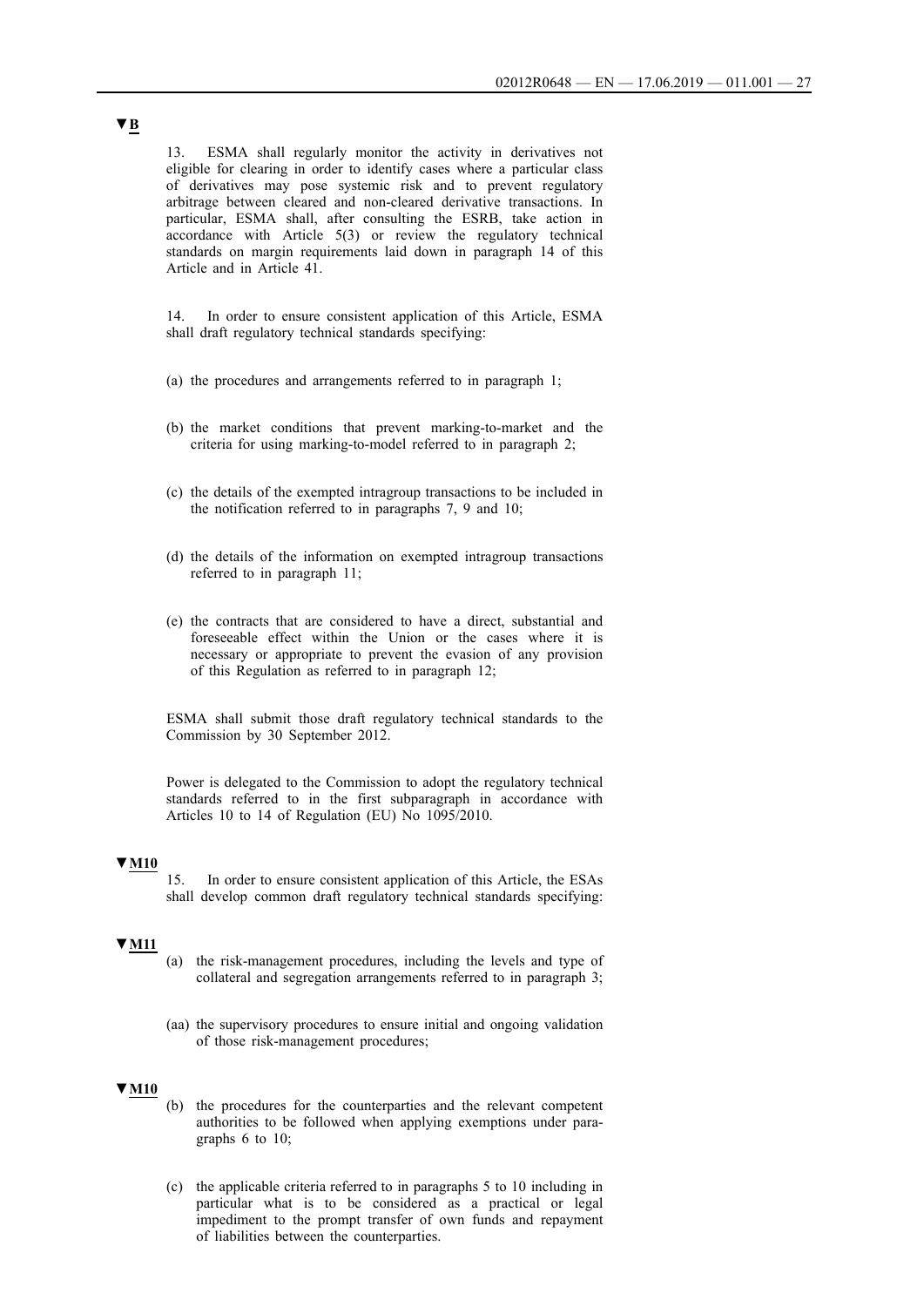▼B

13. ESMA shall regularly monitor the activity in derivatives not eligible for clearing in order to identify cases where a particular class of derivatives may pose systemic risk and to prevent regulatory arbitrage between cleared and non-cleared derivative transactions. In particular, ESMA shall, after consulting the ESRB, take action in accordance with Article 5(3) or review the regulatory technical standards on margin requirements laid down in paragraph 14 of this Article and in Article 41.

14. In order to ensure consistent application of this Article, ESMA shall draft regulatory technical standards specifying:

(a) the procedures and arrangements referred to in paragraph 1;

(b) the market conditions that prevent marking-to-market and the criteria for using marking-to-model referred to in paragraph 2;

(c) the details of the exempted intragroup transactions to be included in the notification referred to in paragraphs 7, 9 and 10;

(d) the details of the information on exempted intragroup transactions referred to in paragraph 11;

(e) the contracts that are considered to have a direct, substantial and foreseeable effect within the Union or the cases where it is necessary or appropriate to prevent the evasion of any provision of this Regulation as referred to in paragraph 12;

ESMA shall submit those draft regulatory technical standards to the Commission by 30 September 2012.

Power is delegated to the Commission to adopt the regulatory technical standards referred to in the first subparagraph in accordance with Articles 10 to 14 of Regulation (EU) No 1095/2010.

▼M10

15. In order to ensure consistent application of this Article, the ESAs shall develop common draft regulatory technical standards specifying:

▼M11

(a) the risk-management procedures, including the levels and type of collateral and segregation arrangements referred to in paragraph 3;

(aa) the supervisory procedures to ensure initial and ongoing validation of those risk-management procedures;

▼M10

(b) the procedures for the counterparties and the relevant competent authorities to be followed when applying exemptions under paragraphs 6 to 10;

(c) the applicable criteria referred to in paragraphs 5 to 10 including in particular what is to be considered as a practical or legal impediment to the prompt transfer of own funds and repayment of liabilities between the counterparties.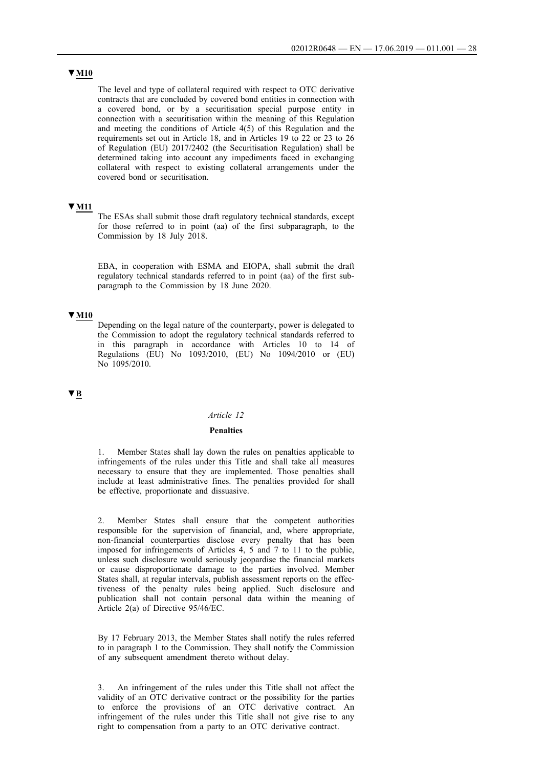▼M10

The level and type of collateral required with respect to OTC derivative contracts that are concluded by covered bond entities in connection with a covered bond, or by a securitisation special purpose entity in connection with a securitisation within the meaning of this Regulation and meeting the conditions of Article 4(5) of this Regulation and the requirements set out in Article 18, and in Articles 19 to 22 or 23 to 26 of Regulation (EU) 2017/2402 (the Securitisation Regulation) shall be determined taking into account any impediments faced in exchanging collateral with respect to existing collateral arrangements under the covered bond or securitisation.

▼M11

The ESAs shall submit those draft regulatory technical standards, except for those referred to in point (aa) of the first subparagraph, to the Commission by 18 July 2018.

EBA, in cooperation with ESMA and EIOPA, shall submit the draft regulatory technical standards referred to in point (aa) of the first subparagraph to the Commission by 18 June 2020.

▼M10

Depending on the legal nature of the counterparty, power is delegated to the Commission to adopt the regulatory technical standards referred to in this paragraph in accordance with Articles 10 to 14 of Regulations (EU) No 1093/2010, (EU) No 1094/2010 or (EU) No 1095/2010.

▼B

*Article 12*

**Penalties**

1. Member States shall lay down the rules on penalties applicable to infringements of the rules under this Title and shall take all measures necessary to ensure that they are implemented. Those penalties shall include at least administrative fines. The penalties provided for shall be effective, proportionate and dissuasive.

2. Member States shall ensure that the competent authorities responsible for the supervision of financial, and, where appropriate, non-financial counterparties disclose every penalty that has been imposed for infringements of Articles 4, 5 and 7 to 11 to the public, unless such disclosure would seriously jeopardise the financial markets or cause disproportionate damage to the parties involved. Member States shall, at regular intervals, publish assessment reports on the effectiveness of the penalty rules being applied. Such disclosure and publication shall not contain personal data within the meaning of Article 2(a) of Directive 95/46/EC.

By 17 February 2013, the Member States shall notify the rules referred to in paragraph 1 to the Commission. They shall notify the Commission of any subsequent amendment thereto without delay.

3. An infringement of the rules under this Title shall not affect the validity of an OTC derivative contract or the possibility for the parties to enforce the provisions of an OTC derivative contract. An infringement of the rules under this Title shall not give rise to any right to compensation from a party to an OTC derivative contract.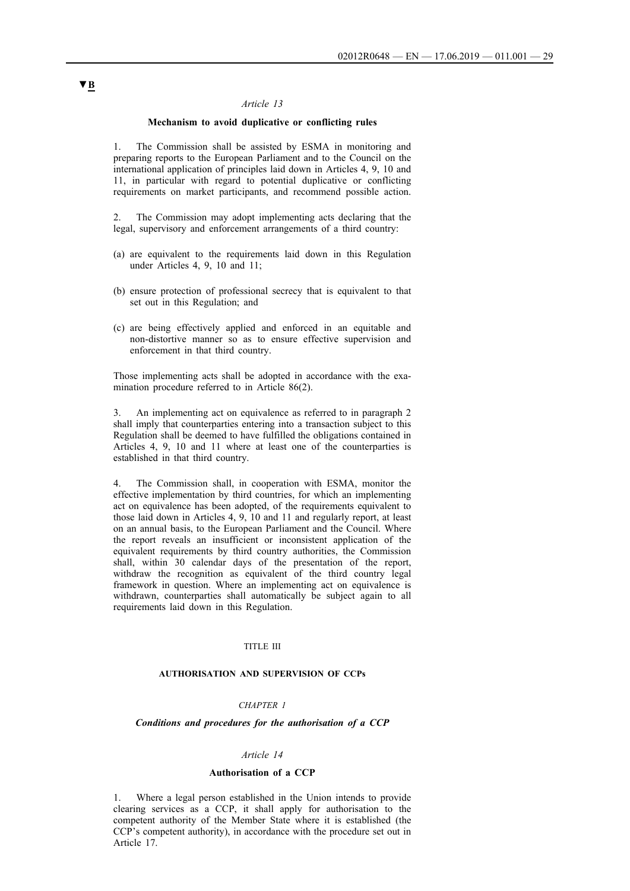▼B

*Article 13*

**Mechanism to avoid duplicative or conflicting rules**

1. The Commission shall be assisted by ESMA in monitoring and preparing reports to the European Parliament and to the Council on the international application of principles laid down in Articles 4, 9, 10 and 11, in particular with regard to potential duplicative or conflicting requirements on market participants, and recommend possible action.

2. The Commission may adopt implementing acts declaring that the legal, supervisory and enforcement arrangements of a third country:

(a) are equivalent to the requirements laid down in this Regulation under Articles 4, 9, 10 and 11;

(b) ensure protection of professional secrecy that is equivalent to that set out in this Regulation; and

(c) are being effectively applied and enforced in an equitable and non-distortive manner so as to ensure effective supervision and enforcement in that third country.

Those implementing acts shall be adopted in accordance with the examination procedure referred to in Article 86(2).

3. An implementing act on equivalence as referred to in paragraph 2 shall imply that counterparties entering into a transaction subject to this Regulation shall be deemed to have fulfilled the obligations contained in Articles 4, 9, 10 and 11 where at least one of the counterparties is established in that third country.

4. The Commission shall, in cooperation with ESMA, monitor the effective implementation by third countries, for which an implementing act on equivalence has been adopted, of the requirements equivalent to those laid down in Articles 4, 9, 10 and 11 and regularly report, at least on an annual basis, to the European Parliament and the Council. Where the report reveals an insufficient or inconsistent application of the equivalent requirements by third country authorities, the Commission shall, within 30 calendar days of the presentation of the report, withdraw the recognition as equivalent of the third country legal framework in question. Where an implementing act on equivalence is withdrawn, counterparties shall automatically be subject again to all requirements laid down in this Regulation.

TITLE III

**AUTHORISATION AND SUPERVISION OF CCPs**

*CHAPTER 1*

***Conditions and procedures for the authorisation of a CCP***

*Article 14*

**Authorisation of a CCP**

1. Where a legal person established in the Union intends to provide clearing services as a CCP, it shall apply for authorisation to the competent authority of the Member State where it is established (the CCP's competent authority), in accordance with the procedure set out in Article 17.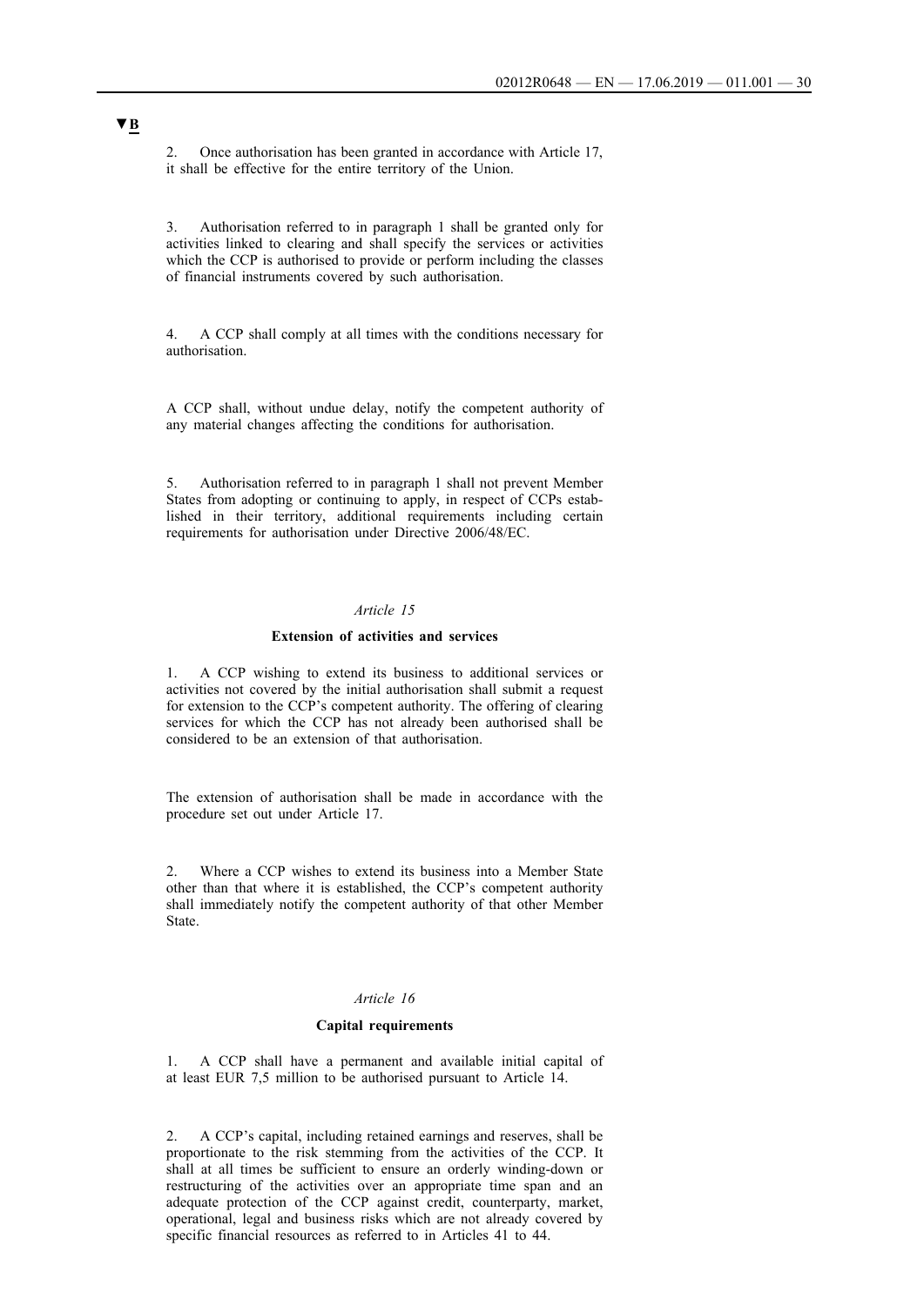▼B

2. Once authorisation has been granted in accordance with Article 17, it shall be effective for the entire territory of the Union.

3. Authorisation referred to in paragraph 1 shall be granted only for activities linked to clearing and shall specify the services or activities which the CCP is authorised to provide or perform including the classes of financial instruments covered by such authorisation.

4. A CCP shall comply at all times with the conditions necessary for authorisation.

A CCP shall, without undue delay, notify the competent authority of any material changes affecting the conditions for authorisation.

5. Authorisation referred to in paragraph 1 shall not prevent Member States from adopting or continuing to apply, in respect of CCPs established in their territory, additional requirements including certain requirements for authorisation under Directive 2006/48/EC.

*Article 15*

**Extension of activities and services**

1. A CCP wishing to extend its business to additional services or activities not covered by the initial authorisation shall submit a request for extension to the CCP's competent authority. The offering of clearing services for which the CCP has not already been authorised shall be considered to be an extension of that authorisation.

The extension of authorisation shall be made in accordance with the procedure set out under Article 17.

2. Where a CCP wishes to extend its business into a Member State other than that where it is established, the CCP's competent authority shall immediately notify the competent authority of that other Member State.

*Article 16*

**Capital requirements**

1. A CCP shall have a permanent and available initial capital of at least EUR 7,5 million to be authorised pursuant to Article 14.

2. A CCP's capital, including retained earnings and reserves, shall be proportionate to the risk stemming from the activities of the CCP. It shall at all times be sufficient to ensure an orderly winding-down or restructuring of the activities over an appropriate time span and an adequate protection of the CCP against credit, counterparty, market, operational, legal and business risks which are not already covered by specific financial resources as referred to in Articles 41 to 44.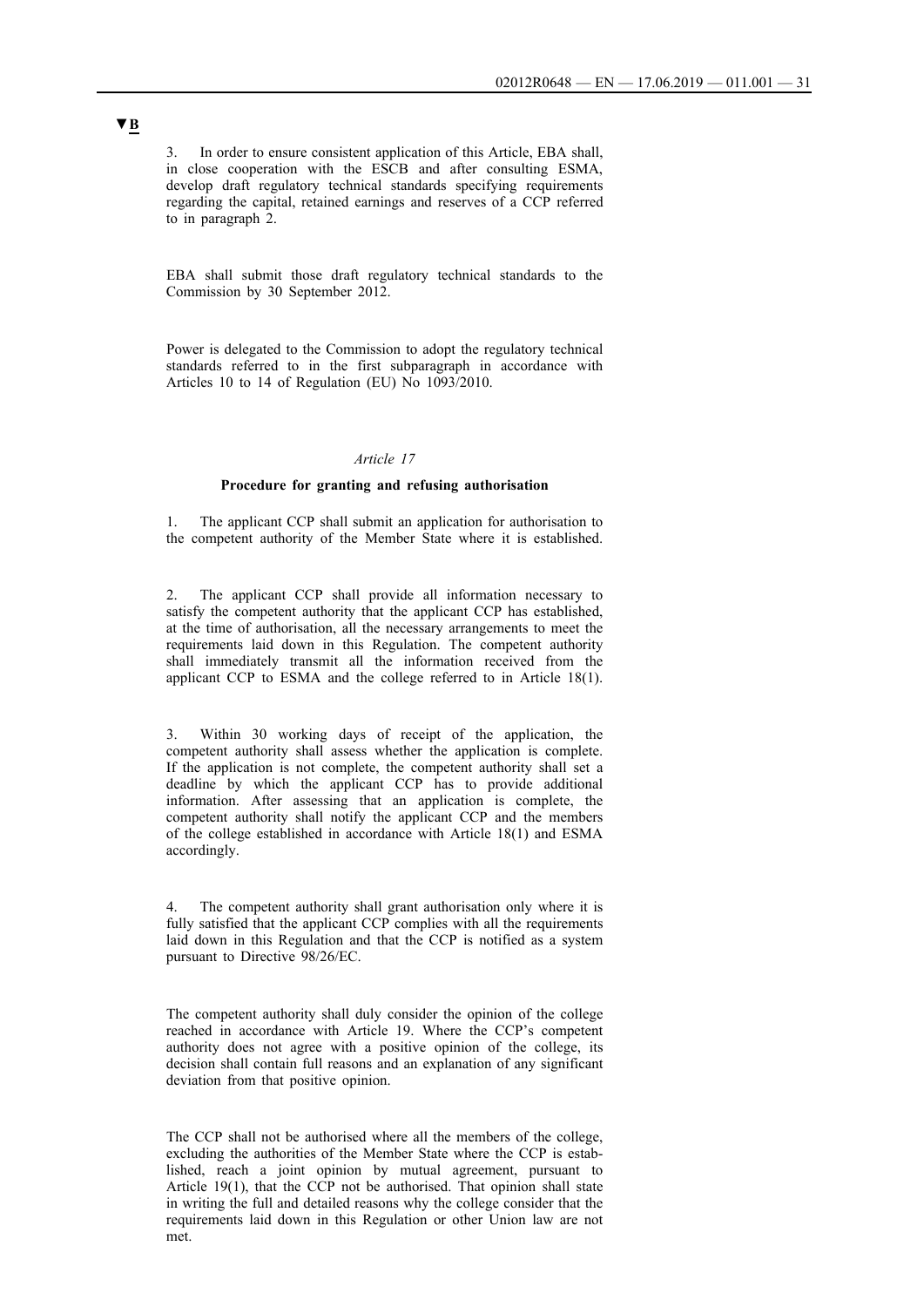▼B

3. In order to ensure consistent application of this Article, EBA shall, in close cooperation with the ESCB and after consulting ESMA, develop draft regulatory technical standards specifying requirements regarding the capital, retained earnings and reserves of a CCP referred to in paragraph 2.

EBA shall submit those draft regulatory technical standards to the Commission by 30 September 2012.

Power is delegated to the Commission to adopt the regulatory technical standards referred to in the first subparagraph in accordance with Articles 10 to 14 of Regulation (EU) No 1093/2010.

### *Article 17*

### **Procedure for granting and refusing authorisation**

1. The applicant CCP shall submit an application for authorisation to the competent authority of the Member State where it is established.

2. The applicant CCP shall provide all information necessary to satisfy the competent authority that the applicant CCP has established, at the time of authorisation, all the necessary arrangements to meet the requirements laid down in this Regulation. The competent authority shall immediately transmit all the information received from the applicant CCP to ESMA and the college referred to in Article 18(1).

3. Within 30 working days of receipt of the application, the competent authority shall assess whether the application is complete. If the application is not complete, the competent authority shall set a deadline by which the applicant CCP has to provide additional information. After assessing that an application is complete, the competent authority shall notify the applicant CCP and the members of the college established in accordance with Article 18(1) and ESMA accordingly.

4. The competent authority shall grant authorisation only where it is fully satisfied that the applicant CCP complies with all the requirements laid down in this Regulation and that the CCP is notified as a system pursuant to Directive 98/26/EC.

The competent authority shall duly consider the opinion of the college reached in accordance with Article 19. Where the CCP's competent authority does not agree with a positive opinion of the college, its decision shall contain full reasons and an explanation of any significant deviation from that positive opinion.

The CCP shall not be authorised where all the members of the college, excluding the authorities of the Member State where the CCP is established, reach a joint opinion by mutual agreement, pursuant to Article 19(1), that the CCP not be authorised. That opinion shall state in writing the full and detailed reasons why the college consider that the requirements laid down in this Regulation or other Union law are not met.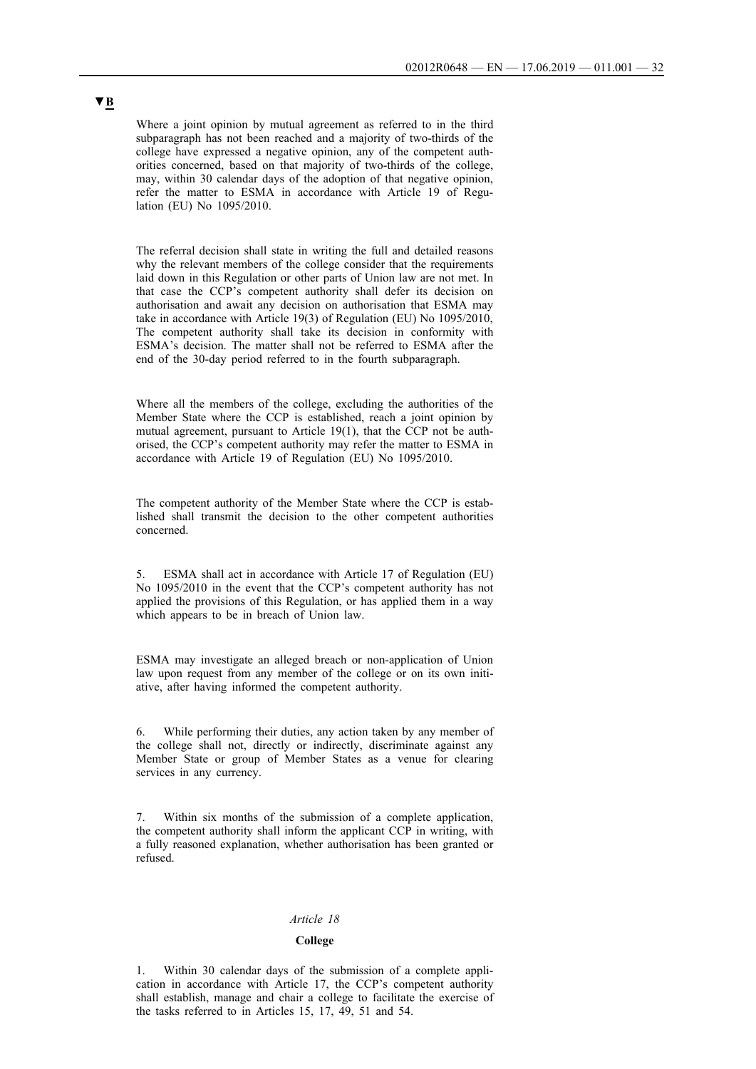▼B

Where a joint opinion by mutual agreement as referred to in the third subparagraph has not been reached and a majority of two-thirds of the college have expressed a negative opinion, any of the competent authorities concerned, based on that majority of two-thirds of the college, may, within 30 calendar days of the adoption of that negative opinion, refer the matter to ESMA in accordance with Article 19 of Regulation (EU) No 1095/2010.

The referral decision shall state in writing the full and detailed reasons why the relevant members of the college consider that the requirements laid down in this Regulation or other parts of Union law are not met. In that case the CCP's competent authority shall defer its decision on authorisation and await any decision on authorisation that ESMA may take in accordance with Article 19(3) of Regulation (EU) No 1095/2010, The competent authority shall take its decision in conformity with ESMA's decision. The matter shall not be referred to ESMA after the end of the 30-day period referred to in the fourth subparagraph.

Where all the members of the college, excluding the authorities of the Member State where the CCP is established, reach a joint opinion by mutual agreement, pursuant to Article 19(1), that the CCP not be authorised, the CCP's competent authority may refer the matter to ESMA in accordance with Article 19 of Regulation (EU) No 1095/2010.

The competent authority of the Member State where the CCP is established shall transmit the decision to the other competent authorities concerned.

5. ESMA shall act in accordance with Article 17 of Regulation (EU) No 1095/2010 in the event that the CCP's competent authority has not applied the provisions of this Regulation, or has applied them in a way which appears to be in breach of Union law.

ESMA may investigate an alleged breach or non-application of Union law upon request from any member of the college or on its own initiative, after having informed the competent authority.

6. While performing their duties, any action taken by any member of the college shall not, directly or indirectly, discriminate against any Member State or group of Member States as a venue for clearing services in any currency.

7. Within six months of the submission of a complete application, the competent authority shall inform the applicant CCP in writing, with a fully reasoned explanation, whether authorisation has been granted or refused.

*Article 18*

**College**

1. Within 30 calendar days of the submission of a complete application in accordance with Article 17, the CCP's competent authority shall establish, manage and chair a college to facilitate the exercise of the tasks referred to in Articles 15, 17, 49, 51 and 54.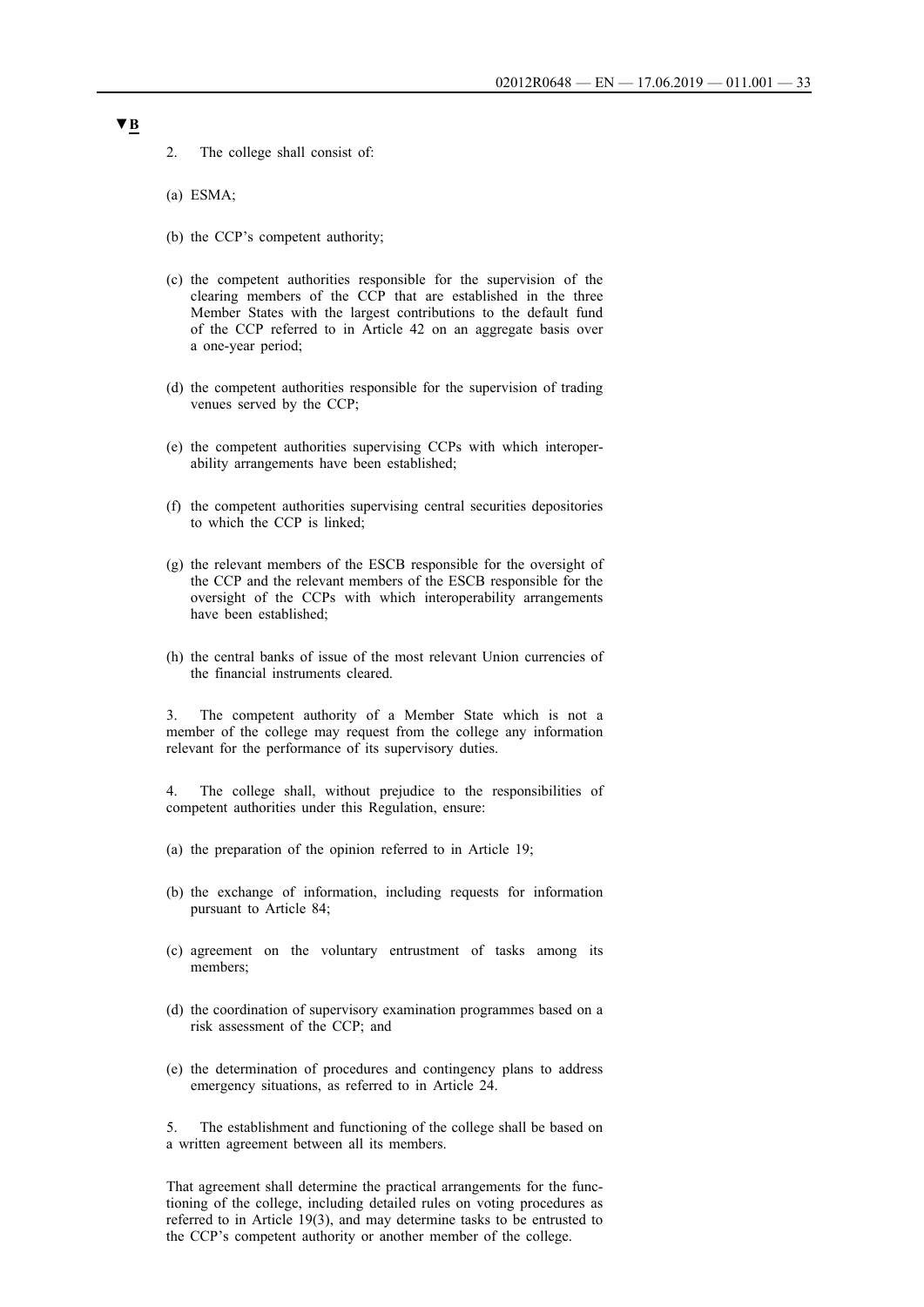▼B

2. The college shall consist of:

(a) ESMA;

(b) the CCP's competent authority;

(c) the competent authorities responsible for the supervision of the clearing members of the CCP that are established in the three Member States with the largest contributions to the default fund of the CCP referred to in Article 42 on an aggregate basis over a one-year period;

(d) the competent authorities responsible for the supervision of trading venues served by the CCP;

(e) the competent authorities supervising CCPs with which interoperability arrangements have been established;

(f) the competent authorities supervising central securities depositories to which the CCP is linked;

(g) the relevant members of the ESCB responsible for the oversight of the CCP and the relevant members of the ESCB responsible for the oversight of the CCPs with which interoperability arrangements have been established;

(h) the central banks of issue of the most relevant Union currencies of the financial instruments cleared.

3. The competent authority of a Member State which is not a member of the college may request from the college any information relevant for the performance of its supervisory duties.

4. The college shall, without prejudice to the responsibilities of competent authorities under this Regulation, ensure:

(a) the preparation of the opinion referred to in Article 19;

(b) the exchange of information, including requests for information pursuant to Article 84;

(c) agreement on the voluntary entrustment of tasks among its members;

(d) the coordination of supervisory examination programmes based on a risk assessment of the CCP; and

(e) the determination of procedures and contingency plans to address emergency situations, as referred to in Article 24.

5. The establishment and functioning of the college shall be based on a written agreement between all its members.

That agreement shall determine the practical arrangements for the functioning of the college, including detailed rules on voting procedures as referred to in Article 19(3), and may determine tasks to be entrusted to the CCP's competent authority or another member of the college.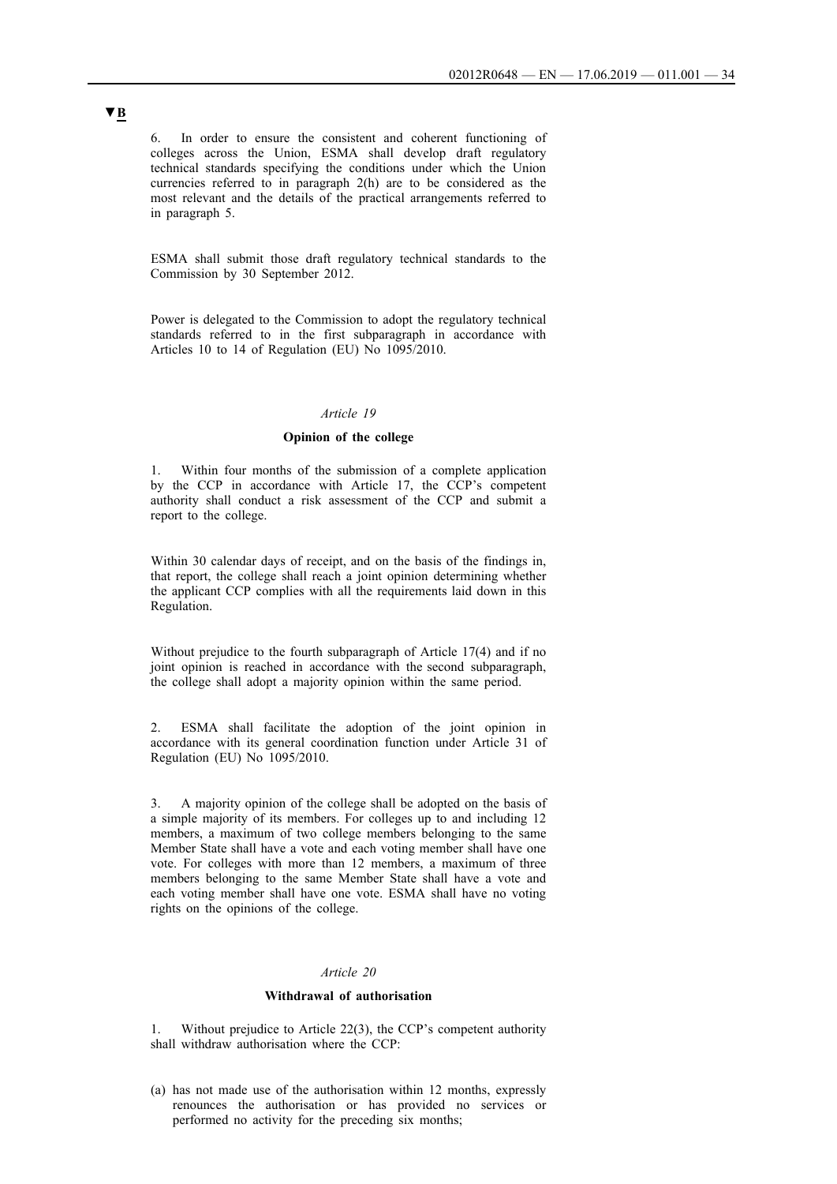▼B

6. In order to ensure the consistent and coherent functioning of colleges across the Union, ESMA shall develop draft regulatory technical standards specifying the conditions under which the Union currencies referred to in paragraph 2(h) are to be considered as the most relevant and the details of the practical arrangements referred to in paragraph 5.

ESMA shall submit those draft regulatory technical standards to the Commission by 30 September 2012.

Power is delegated to the Commission to adopt the regulatory technical standards referred to in the first subparagraph in accordance with Articles 10 to 14 of Regulation (EU) No 1095/2010.

*Article 19*

**Opinion of the college**

1. Within four months of the submission of a complete application by the CCP in accordance with Article 17, the CCP's competent authority shall conduct a risk assessment of the CCP and submit a report to the college.

Within 30 calendar days of receipt, and on the basis of the findings in, that report, the college shall reach a joint opinion determining whether the applicant CCP complies with all the requirements laid down in this Regulation.

Without prejudice to the fourth subparagraph of Article 17(4) and if no joint opinion is reached in accordance with the second subparagraph, the college shall adopt a majority opinion within the same period.

2. ESMA shall facilitate the adoption of the joint opinion in accordance with its general coordination function under Article 31 of Regulation (EU) No 1095/2010.

3. A majority opinion of the college shall be adopted on the basis of a simple majority of its members. For colleges up to and including 12 members, a maximum of two college members belonging to the same Member State shall have a vote and each voting member shall have one vote. For colleges with more than 12 members, a maximum of three members belonging to the same Member State shall have a vote and each voting member shall have one vote. ESMA shall have no voting rights on the opinions of the college.

*Article 20*

**Withdrawal of authorisation**

1. Without prejudice to Article 22(3), the CCP's competent authority shall withdraw authorisation where the CCP:

(a) has not made use of the authorisation within 12 months, expressly renounces the authorisation or has provided no services or performed no activity for the preceding six months;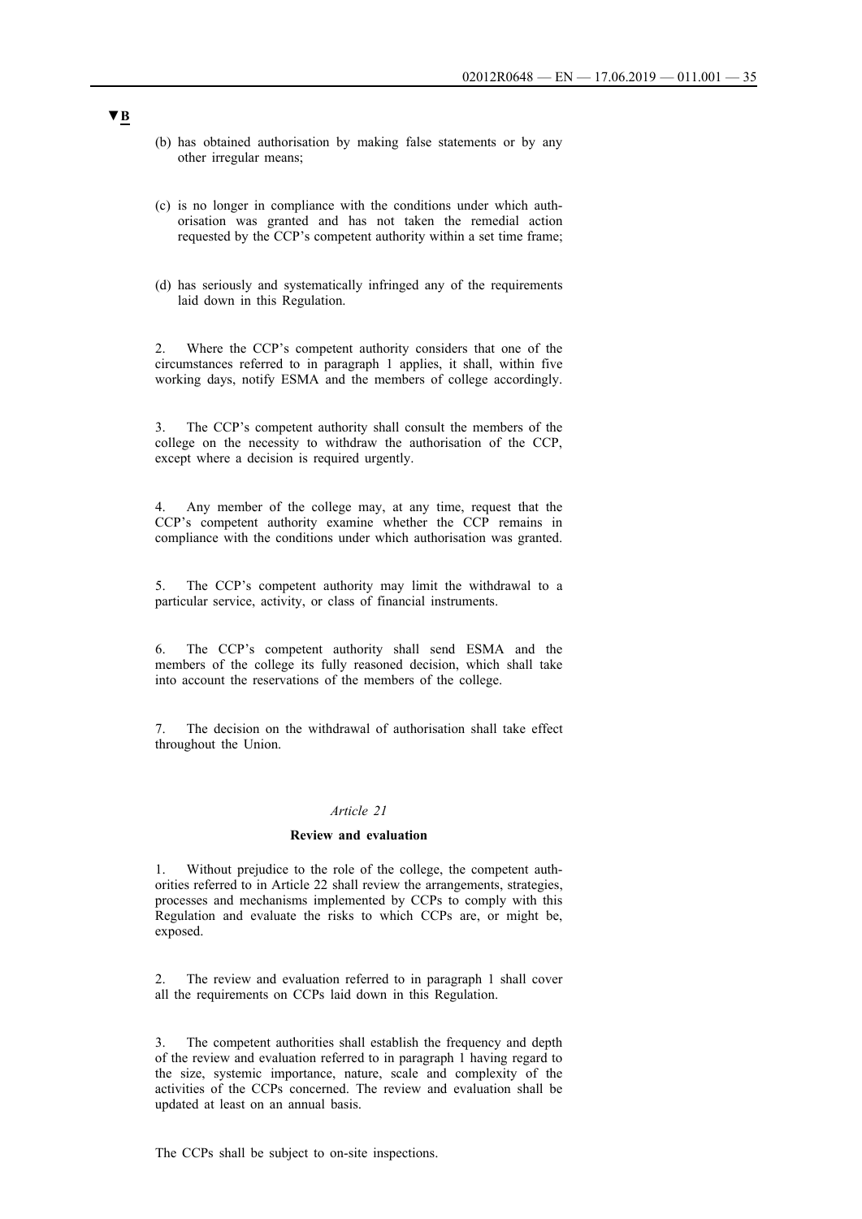▼B

(b) has obtained authorisation by making false statements or by any other irregular means;

(c) is no longer in compliance with the conditions under which authorisation was granted and has not taken the remedial action requested by the CCP's competent authority within a set time frame;

(d) has seriously and systematically infringed any of the requirements laid down in this Regulation.

2. Where the CCP's competent authority considers that one of the circumstances referred to in paragraph 1 applies, it shall, within five working days, notify ESMA and the members of college accordingly.

3. The CCP's competent authority shall consult the members of the college on the necessity to withdraw the authorisation of the CCP, except where a decision is required urgently.

4. Any member of the college may, at any time, request that the CCP's competent authority examine whether the CCP remains in compliance with the conditions under which authorisation was granted.

5. The CCP's competent authority may limit the withdrawal to a particular service, activity, or class of financial instruments.

6. The CCP's competent authority shall send ESMA and the members of the college its fully reasoned decision, which shall take into account the reservations of the members of the college.

7. The decision on the withdrawal of authorisation shall take effect throughout the Union.

*Article 21*

**Review and evaluation**

1. Without prejudice to the role of the college, the competent authorities referred to in Article 22 shall review the arrangements, strategies, processes and mechanisms implemented by CCPs to comply with this Regulation and evaluate the risks to which CCPs are, or might be, exposed.

2. The review and evaluation referred to in paragraph 1 shall cover all the requirements on CCPs laid down in this Regulation.

3. The competent authorities shall establish the frequency and depth of the review and evaluation referred to in paragraph 1 having regard to the size, systemic importance, nature, scale and complexity of the activities of the CCPs concerned. The review and evaluation shall be updated at least on an annual basis.

The CCPs shall be subject to on-site inspections.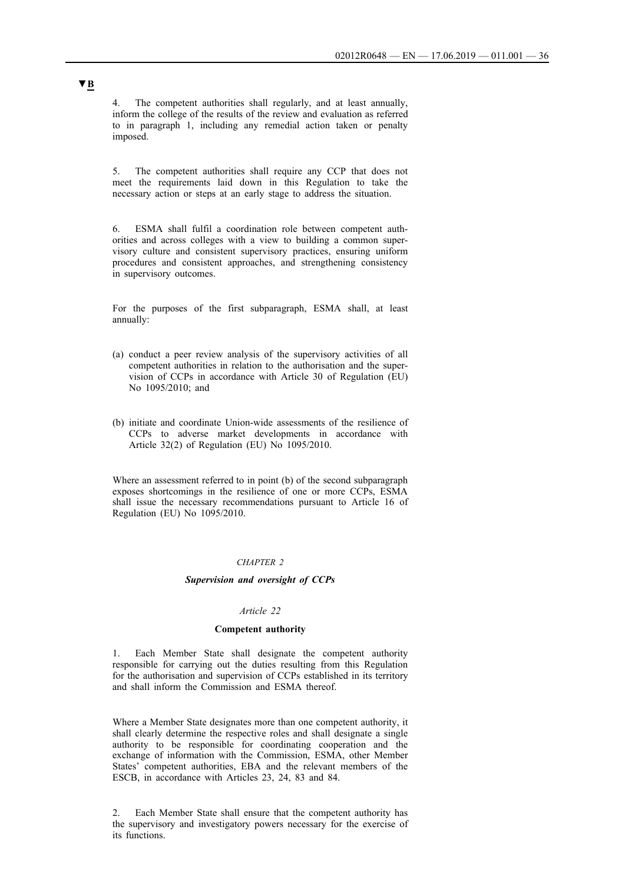▼B

4. The competent authorities shall regularly, and at least annually, inform the college of the results of the review and evaluation as referred to in paragraph 1, including any remedial action taken or penalty imposed.

5. The competent authorities shall require any CCP that does not meet the requirements laid down in this Regulation to take the necessary action or steps at an early stage to address the situation.

6. ESMA shall fulfil a coordination role between competent authorities and across colleges with a view to building a common supervisory culture and consistent supervisory practices, ensuring uniform procedures and consistent approaches, and strengthening consistency in supervisory outcomes.

For the purposes of the first subparagraph, ESMA shall, at least annually:

(a) conduct a peer review analysis of the supervisory activities of all competent authorities in relation to the authorisation and the supervision of CCPs in accordance with Article 30 of Regulation (EU) No 1095/2010; and

(b) initiate and coordinate Union-wide assessments of the resilience of CCPs to adverse market developments in accordance with Article 32(2) of Regulation (EU) No 1095/2010.

Where an assessment referred to in point (b) of the second subparagraph exposes shortcomings in the resilience of one or more CCPs, ESMA shall issue the necessary recommendations pursuant to Article 16 of Regulation (EU) No 1095/2010.

*CHAPTER 2*

***Supervision and oversight of CCPs***

*Article 22*

**Competent authority**

1. Each Member State shall designate the competent authority responsible for carrying out the duties resulting from this Regulation for the authorisation and supervision of CCPs established in its territory and shall inform the Commission and ESMA thereof.

Where a Member State designates more than one competent authority, it shall clearly determine the respective roles and shall designate a single authority to be responsible for coordinating cooperation and the exchange of information with the Commission, ESMA, other Member States' competent authorities, EBA and the relevant members of the ESCB, in accordance with Articles 23, 24, 83 and 84.

2. Each Member State shall ensure that the competent authority has the supervisory and investigatory powers necessary for the exercise of its functions.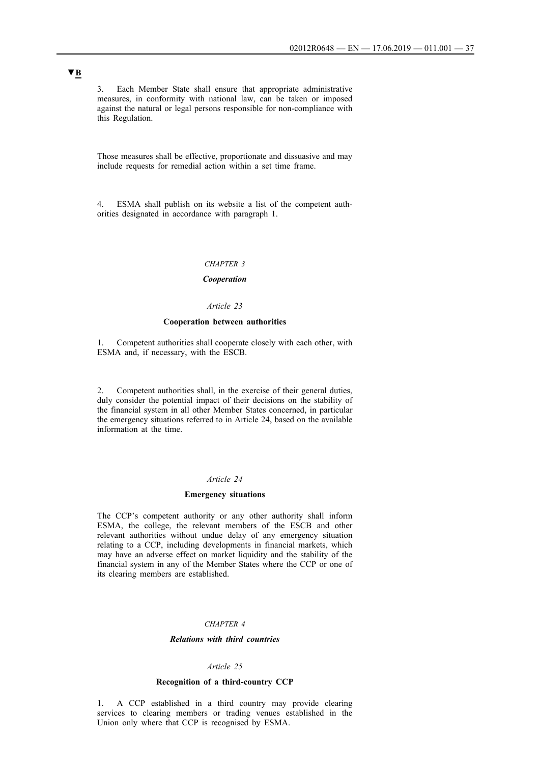▼B

3. Each Member State shall ensure that appropriate administrative measures, in conformity with national law, can be taken or imposed against the natural or legal persons responsible for non-compliance with this Regulation.

Those measures shall be effective, proportionate and dissuasive and may include requests for remedial action within a set time frame.

4. ESMA shall publish on its website a list of the competent authorities designated in accordance with paragraph 1.

## *CHAPTER 3*

## ***Cooperation***

### *Article 23*

### **Cooperation between authorities**

1. Competent authorities shall cooperate closely with each other, with ESMA and, if necessary, with the ESCB.

2. Competent authorities shall, in the exercise of their general duties, duly consider the potential impact of their decisions on the stability of the financial system in all other Member States concerned, in particular the emergency situations referred to in Article 24, based on the available information at the time.

### *Article 24*

### **Emergency situations**

The CCP's competent authority or any other authority shall inform ESMA, the college, the relevant members of the ESCB and other relevant authorities without undue delay of any emergency situation relating to a CCP, including developments in financial markets, which may have an adverse effect on market liquidity and the stability of the financial system in any of the Member States where the CCP or one of its clearing members are established.

## *CHAPTER 4*

## ***Relations with third countries***

### *Article 25*

### **Recognition of a third-country CCP**

1. A CCP established in a third country may provide clearing services to clearing members or trading venues established in the Union only where that CCP is recognised by ESMA.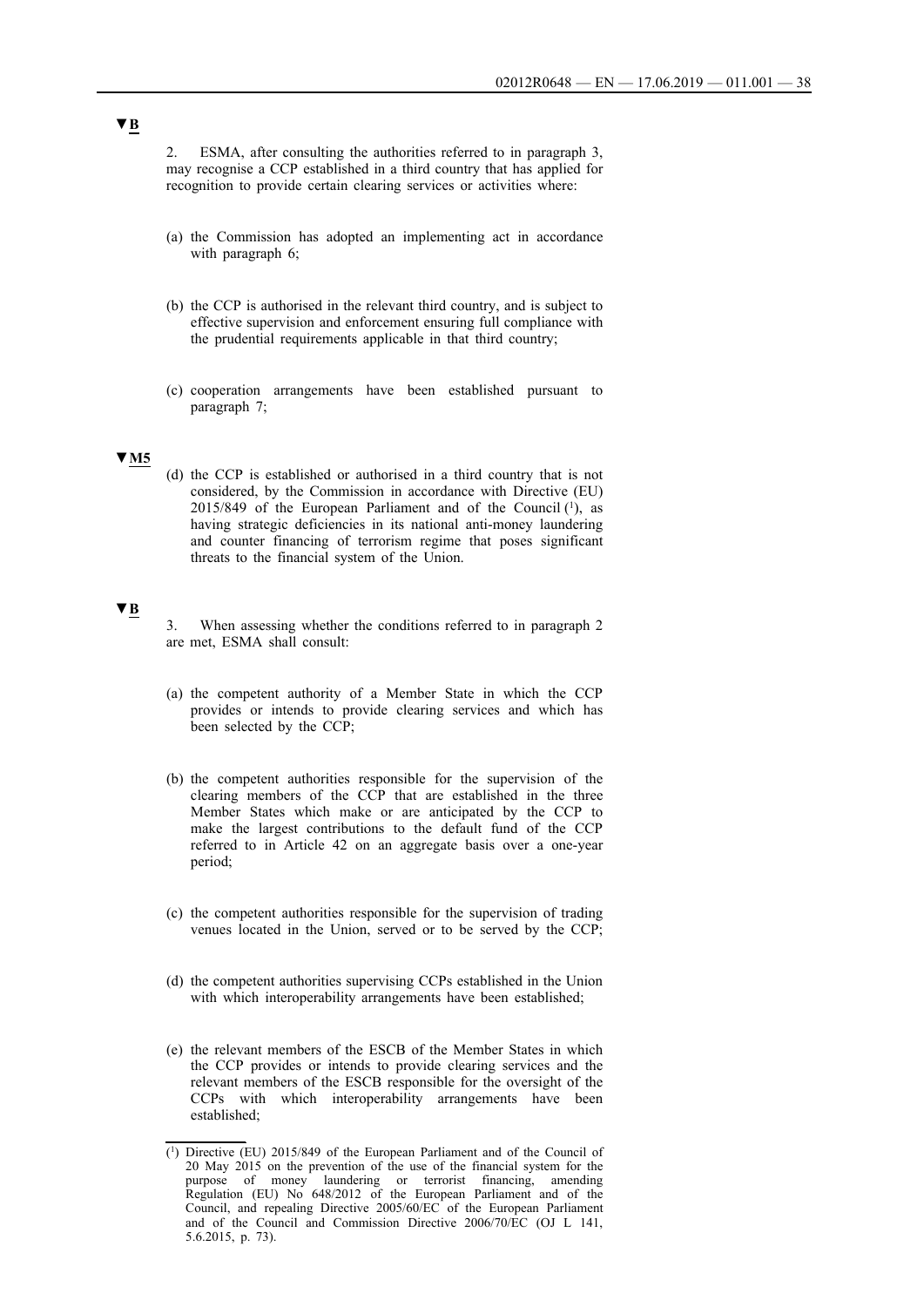▼B

2. ESMA, after consulting the authorities referred to in paragraph 3, may recognise a CCP established in a third country that has applied for recognition to provide certain clearing services or activities where:

(a) the Commission has adopted an implementing act in accordance with paragraph 6;

(b) the CCP is authorised in the relevant third country, and is subject to effective supervision and enforcement ensuring full compliance with the prudential requirements applicable in that third country;

(c) cooperation arrangements have been established pursuant to paragraph 7;

▼M5

(d) the CCP is established or authorised in a third country that is not considered, by the Commission in accordance with Directive (EU) 2015/849 of the European Parliament and of the Council [1], as having strategic deficiencies in its national anti-money laundering and counter financing of terrorism regime that poses significant threats to the financial system of the Union.

▼B

3. When assessing whether the conditions referred to in paragraph 2 are met, ESMA shall consult:

(a) the competent authority of a Member State in which the CCP provides or intends to provide clearing services and which has been selected by the CCP;

(b) the competent authorities responsible for the supervision of the clearing members of the CCP that are established in the three Member States which make or are anticipated by the CCP to make the largest contributions to the default fund of the CCP referred to in Article 42 on an aggregate basis over a one-year period;

(c) the competent authorities responsible for the supervision of trading venues located in the Union, served or to be served by the CCP;

(d) the competent authorities supervising CCPs established in the Union with which interoperability arrangements have been established;

(e) the relevant members of the ESCB of the Member States in which the CCP provides or intends to provide clearing services and the relevant members of the ESCB responsible for the oversight of the CCPs with which interoperability arrangements have been established;

---

[1] Directive (EU) 2015/849 of the European Parliament and of the Council of 20 May 2015 on the prevention of the use of the financial system for the purpose of money laundering or terrorist financing, amending Regulation (EU) No 648/2012 of the European Parliament and of the Council, and repealing Directive 2005/60/EC of the European Parliament and of the Council and Commission Directive 2006/70/EC (OJ L 141, 5.6.2015, p. 73).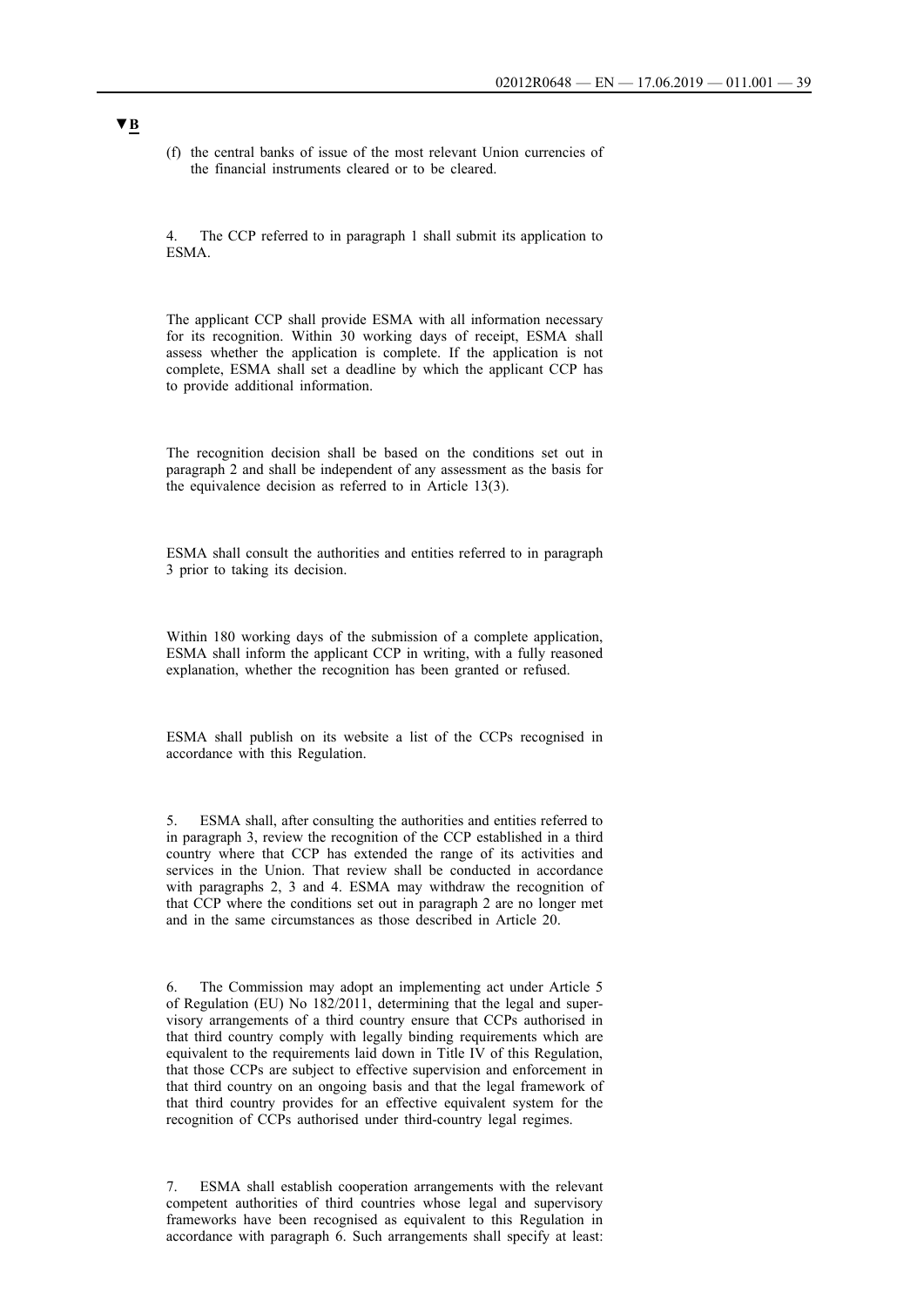▼B

(f) the central banks of issue of the most relevant Union currencies of the financial instruments cleared or to be cleared.

4. The CCP referred to in paragraph 1 shall submit its application to ESMA.

The applicant CCP shall provide ESMA with all information necessary for its recognition. Within 30 working days of receipt, ESMA shall assess whether the application is complete. If the application is not complete, ESMA shall set a deadline by which the applicant CCP has to provide additional information.

The recognition decision shall be based on the conditions set out in paragraph 2 and shall be independent of any assessment as the basis for the equivalence decision as referred to in Article 13(3).

ESMA shall consult the authorities and entities referred to in paragraph 3 prior to taking its decision.

Within 180 working days of the submission of a complete application, ESMA shall inform the applicant CCP in writing, with a fully reasoned explanation, whether the recognition has been granted or refused.

ESMA shall publish on its website a list of the CCPs recognised in accordance with this Regulation.

5. ESMA shall, after consulting the authorities and entities referred to in paragraph 3, review the recognition of the CCP established in a third country where that CCP has extended the range of its activities and services in the Union. That review shall be conducted in accordance with paragraphs 2, 3 and 4. ESMA may withdraw the recognition of that CCP where the conditions set out in paragraph 2 are no longer met and in the same circumstances as those described in Article 20.

6. The Commission may adopt an implementing act under Article 5 of Regulation (EU) No 182/2011, determining that the legal and supervisory arrangements of a third country ensure that CCPs authorised in that third country comply with legally binding requirements which are equivalent to the requirements laid down in Title IV of this Regulation, that those CCPs are subject to effective supervision and enforcement in that third country on an ongoing basis and that the legal framework of that third country provides for an effective equivalent system for the recognition of CCPs authorised under third-country legal regimes.

7. ESMA shall establish cooperation arrangements with the relevant competent authorities of third countries whose legal and supervisory frameworks have been recognised as equivalent to this Regulation in accordance with paragraph 6. Such arrangements shall specify at least: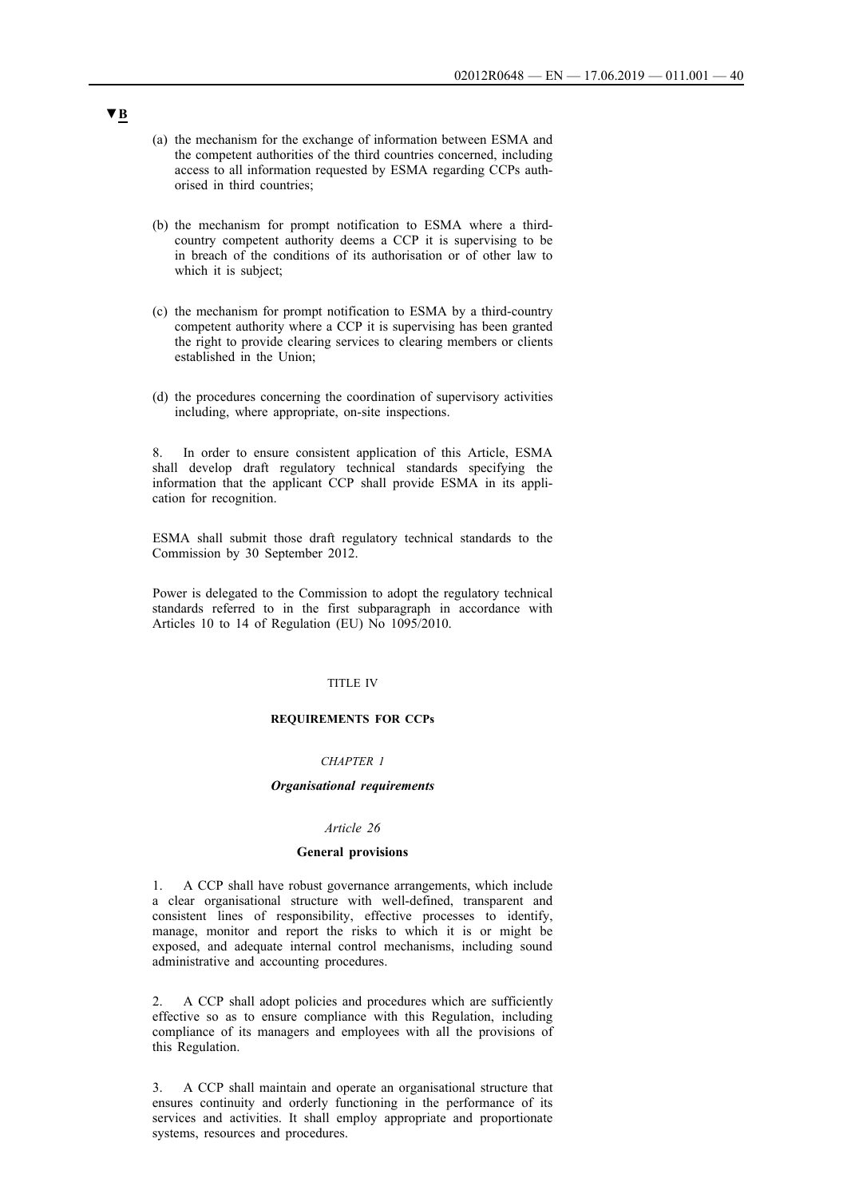▼B

(a) the mechanism for the exchange of information between ESMA and the competent authorities of the third countries concerned, including access to all information requested by ESMA regarding CCPs authorised in third countries;

(b) the mechanism for prompt notification to ESMA where a third-country competent authority deems a CCP it is supervising to be in breach of the conditions of its authorisation or of other law to which it is subject;

(c) the mechanism for prompt notification to ESMA by a third-country competent authority where a CCP it is supervising has been granted the right to provide clearing services to clearing members or clients established in the Union;

(d) the procedures concerning the coordination of supervisory activities including, where appropriate, on-site inspections.

8. In order to ensure consistent application of this Article, ESMA shall develop draft regulatory technical standards specifying the information that the applicant CCP shall provide ESMA in its application for recognition.

ESMA shall submit those draft regulatory technical standards to the Commission by 30 September 2012.

Power is delegated to the Commission to adopt the regulatory technical standards referred to in the first subparagraph in accordance with Articles 10 to 14 of Regulation (EU) No 1095/2010.

# TITLE IV

# REQUIREMENTS FOR CCPs

## *CHAPTER 1*

## ***Organisational requirements***

### *Article 26*

### **General provisions**

1. A CCP shall have robust governance arrangements, which include a clear organisational structure with well-defined, transparent and consistent lines of responsibility, effective processes to identify, manage, monitor and report the risks to which it is or might be exposed, and adequate internal control mechanisms, including sound administrative and accounting procedures.

2. A CCP shall adopt policies and procedures which are sufficiently effective so as to ensure compliance with this Regulation, including compliance of its managers and employees with all the provisions of this Regulation.

3. A CCP shall maintain and operate an organisational structure that ensures continuity and orderly functioning in the performance of its services and activities. It shall employ appropriate and proportionate systems, resources and procedures.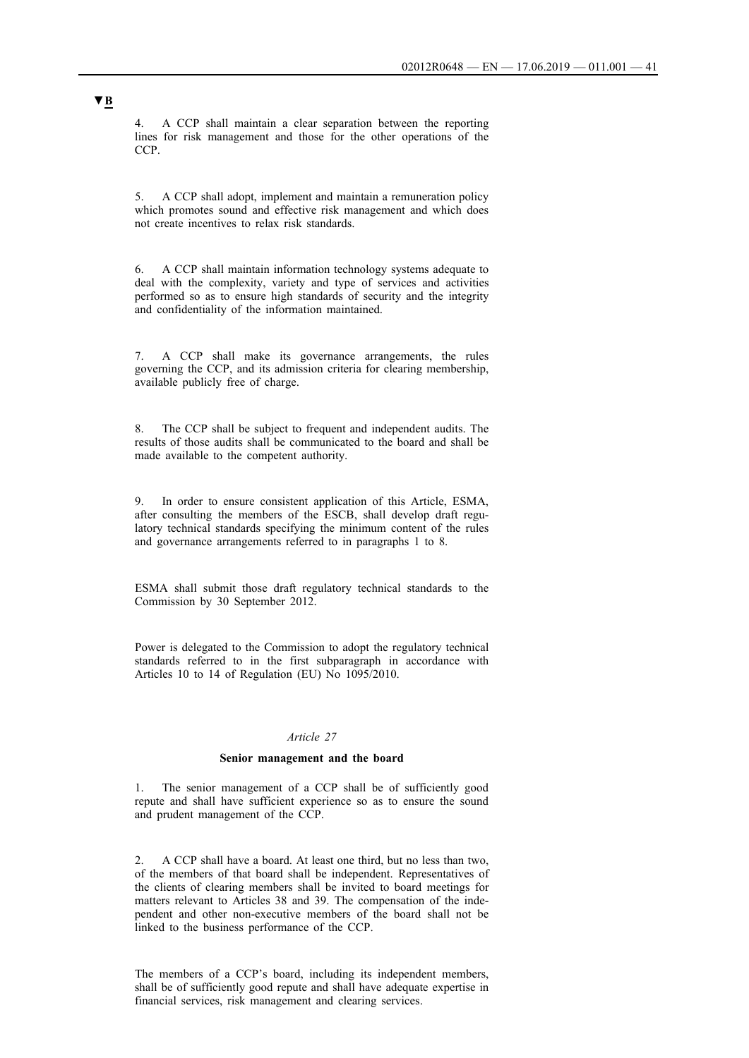**▼B**

4. A CCP shall maintain a clear separation between the reporting lines for risk management and those for the other operations of the CCP.

5. A CCP shall adopt, implement and maintain a remuneration policy which promotes sound and effective risk management and which does not create incentives to relax risk standards.

6. A CCP shall maintain information technology systems adequate to deal with the complexity, variety and type of services and activities performed so as to ensure high standards of security and the integrity and confidentiality of the information maintained.

7. A CCP shall make its governance arrangements, the rules governing the CCP, and its admission criteria for clearing membership, available publicly free of charge.

8. The CCP shall be subject to frequent and independent audits. The results of those audits shall be communicated to the board and shall be made available to the competent authority.

9. In order to ensure consistent application of this Article, ESMA, after consulting the members of the ESCB, shall develop draft regulatory technical standards specifying the minimum content of the rules and governance arrangements referred to in paragraphs 1 to 8.

ESMA shall submit those draft regulatory technical standards to the Commission by 30 September 2012.

Power is delegated to the Commission to adopt the regulatory technical standards referred to in the first subparagraph in accordance with Articles 10 to 14 of Regulation (EU) No 1095/2010.

*Article 27*

**Senior management and the board**

1. The senior management of a CCP shall be of sufficiently good repute and shall have sufficient experience so as to ensure the sound and prudent management of the CCP.

2. A CCP shall have a board. At least one third, but no less than two, of the members of that board shall be independent. Representatives of the clients of clearing members shall be invited to board meetings for matters relevant to Articles 38 and 39. The compensation of the independent and other non-executive members of the board shall not be linked to the business performance of the CCP.

The members of a CCP's board, including its independent members, shall be of sufficiently good repute and shall have adequate expertise in financial services, risk management and clearing services.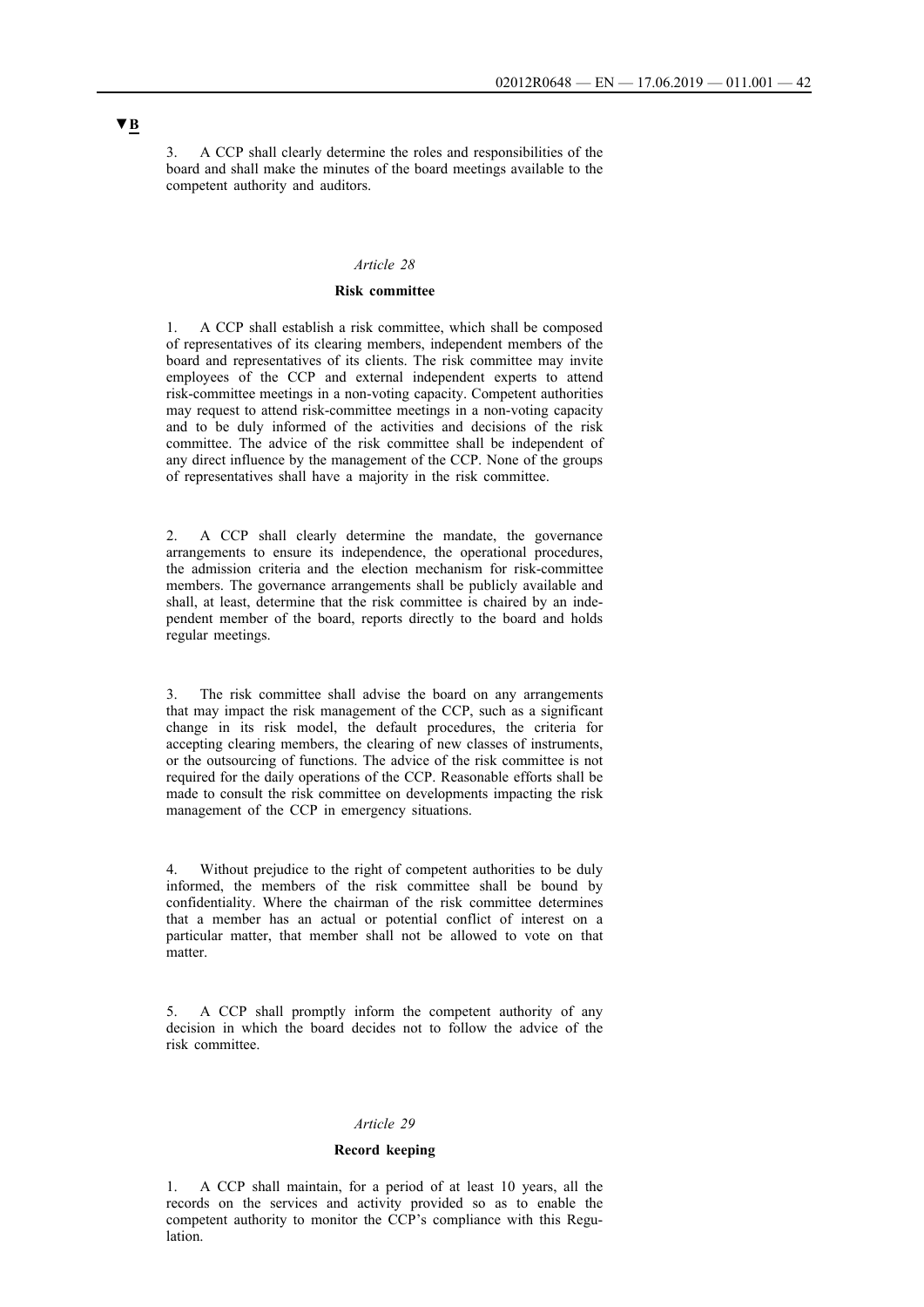▼B

3. A CCP shall clearly determine the roles and responsibilities of the board and shall make the minutes of the board meetings available to the competent authority and auditors.

*Article 28*

**Risk committee**

1. A CCP shall establish a risk committee, which shall be composed of representatives of its clearing members, independent members of the board and representatives of its clients. The risk committee may invite employees of the CCP and external independent experts to attend risk-committee meetings in a non-voting capacity. Competent authorities may request to attend risk-committee meetings in a non-voting capacity and to be duly informed of the activities and decisions of the risk committee. The advice of the risk committee shall be independent of any direct influence by the management of the CCP. None of the groups of representatives shall have a majority in the risk committee.

2. A CCP shall clearly determine the mandate, the governance arrangements to ensure its independence, the operational procedures, the admission criteria and the election mechanism for risk-committee members. The governance arrangements shall be publicly available and shall, at least, determine that the risk committee is chaired by an independent member of the board, reports directly to the board and holds regular meetings.

3. The risk committee shall advise the board on any arrangements that may impact the risk management of the CCP, such as a significant change in its risk model, the default procedures, the criteria for accepting clearing members, the clearing of new classes of instruments, or the outsourcing of functions. The advice of the risk committee is not required for the daily operations of the CCP. Reasonable efforts shall be made to consult the risk committee on developments impacting the risk management of the CCP in emergency situations.

4. Without prejudice to the right of competent authorities to be duly informed, the members of the risk committee shall be bound by confidentiality. Where the chairman of the risk committee determines that a member has an actual or potential conflict of interest on a particular matter, that member shall not be allowed to vote on that matter.

5. A CCP shall promptly inform the competent authority of any decision in which the board decides not to follow the advice of the risk committee.

*Article 29*

**Record keeping**

1. A CCP shall maintain, for a period of at least 10 years, all the records on the services and activity provided so as to enable the competent authority to monitor the CCP's compliance with this Regulation.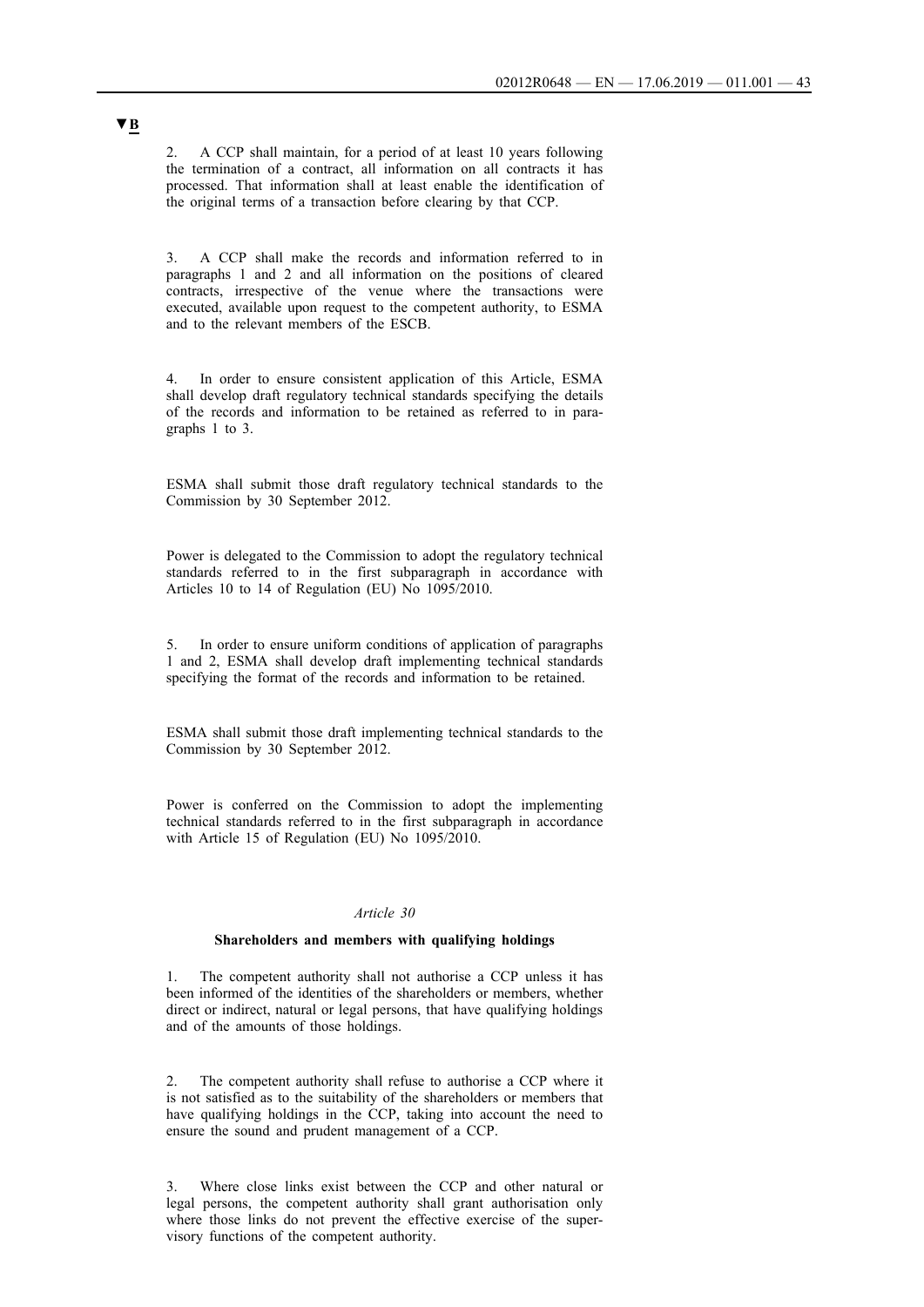▼B

2. A CCP shall maintain, for a period of at least 10 years following the termination of a contract, all information on all contracts it has processed. That information shall at least enable the identification of the original terms of a transaction before clearing by that CCP.

3. A CCP shall make the records and information referred to in paragraphs 1 and 2 and all information on the positions of cleared contracts, irrespective of the venue where the transactions were executed, available upon request to the competent authority, to ESMA and to the relevant members of the ESCB.

4. In order to ensure consistent application of this Article, ESMA shall develop draft regulatory technical standards specifying the details of the records and information to be retained as referred to in paragraphs 1 to 3.

ESMA shall submit those draft regulatory technical standards to the Commission by 30 September 2012.

Power is delegated to the Commission to adopt the regulatory technical standards referred to in the first subparagraph in accordance with Articles 10 to 14 of Regulation (EU) No 1095/2010.

5. In order to ensure uniform conditions of application of paragraphs 1 and 2, ESMA shall develop draft implementing technical standards specifying the format of the records and information to be retained.

ESMA shall submit those draft implementing technical standards to the Commission by 30 September 2012.

Power is conferred on the Commission to adopt the implementing technical standards referred to in the first subparagraph in accordance with Article 15 of Regulation (EU) No 1095/2010.

*Article 30*

**Shareholders and members with qualifying holdings**

1. The competent authority shall not authorise a CCP unless it has been informed of the identities of the shareholders or members, whether direct or indirect, natural or legal persons, that have qualifying holdings and of the amounts of those holdings.

2. The competent authority shall refuse to authorise a CCP where it is not satisfied as to the suitability of the shareholders or members that have qualifying holdings in the CCP, taking into account the need to ensure the sound and prudent management of a CCP.

3. Where close links exist between the CCP and other natural or legal persons, the competent authority shall grant authorisation only where those links do not prevent the effective exercise of the supervisory functions of the competent authority.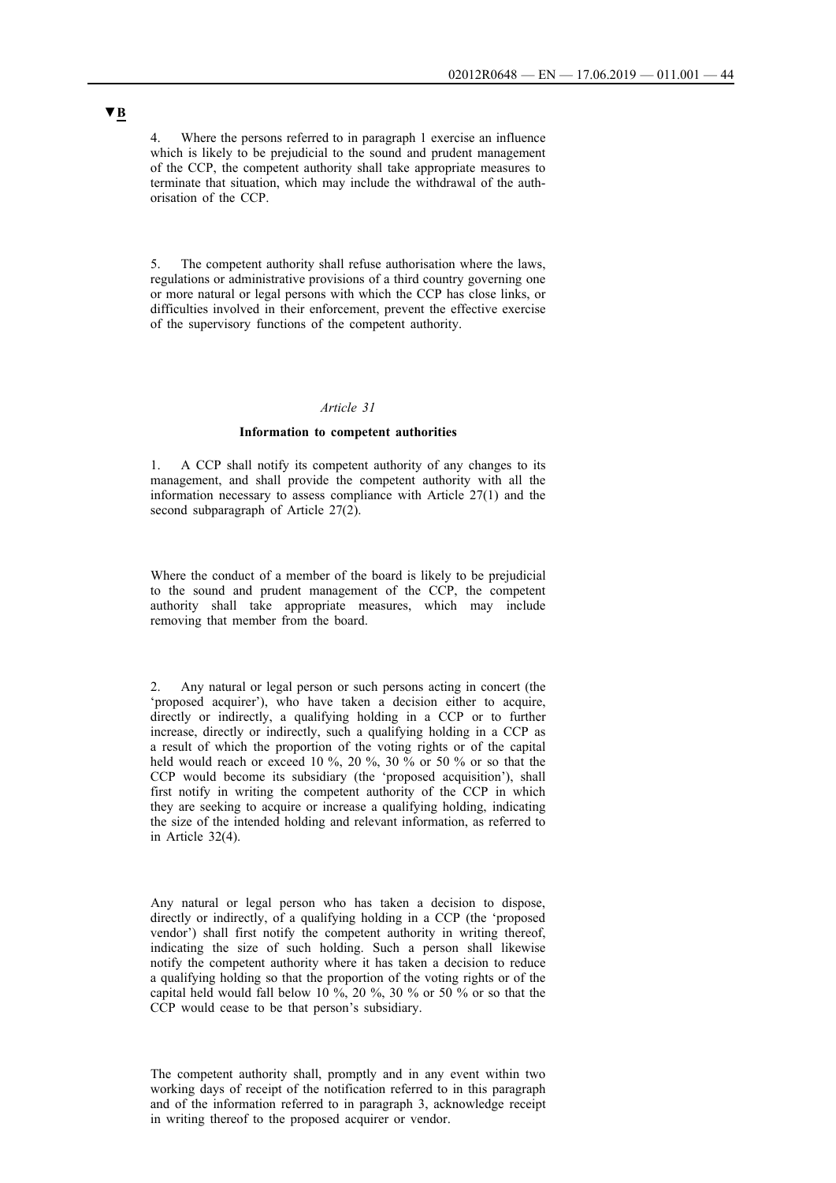▼B

4. Where the persons referred to in paragraph 1 exercise an influence which is likely to be prejudicial to the sound and prudent management of the CCP, the competent authority shall take appropriate measures to terminate that situation, which may include the withdrawal of the authorisation of the CCP.

5. The competent authority shall refuse authorisation where the laws, regulations or administrative provisions of a third country governing one or more natural or legal persons with which the CCP has close links, or difficulties involved in their enforcement, prevent the effective exercise of the supervisory functions of the competent authority.

### *Article 31*

### **Information to competent authorities**

1. A CCP shall notify its competent authority of any changes to its management, and shall provide the competent authority with all the information necessary to assess compliance with Article 27(1) and the second subparagraph of Article 27(2).

Where the conduct of a member of the board is likely to be prejudicial to the sound and prudent management of the CCP, the competent authority shall take appropriate measures, which may include removing that member from the board.

2. Any natural or legal person or such persons acting in concert (the 'proposed acquirer'), who have taken a decision either to acquire, directly or indirectly, a qualifying holding in a CCP or to further increase, directly or indirectly, such a qualifying holding in a CCP as a result of which the proportion of the voting rights or of the capital held would reach or exceed 10 %, 20 %, 30 % or 50 % or so that the CCP would become its subsidiary (the 'proposed acquisition'), shall first notify in writing the competent authority of the CCP in which they are seeking to acquire or increase a qualifying holding, indicating the size of the intended holding and relevant information, as referred to in Article 32(4).

Any natural or legal person who has taken a decision to dispose, directly or indirectly, of a qualifying holding in a CCP (the 'proposed vendor') shall first notify the competent authority in writing thereof, indicating the size of such holding. Such a person shall likewise notify the competent authority where it has taken a decision to reduce a qualifying holding so that the proportion of the voting rights or of the capital held would fall below 10 %, 20 %, 30 % or 50 % or so that the CCP would cease to be that person's subsidiary.

The competent authority shall, promptly and in any event within two working days of receipt of the notification referred to in this paragraph and of the information referred to in paragraph 3, acknowledge receipt in writing thereof to the proposed acquirer or vendor.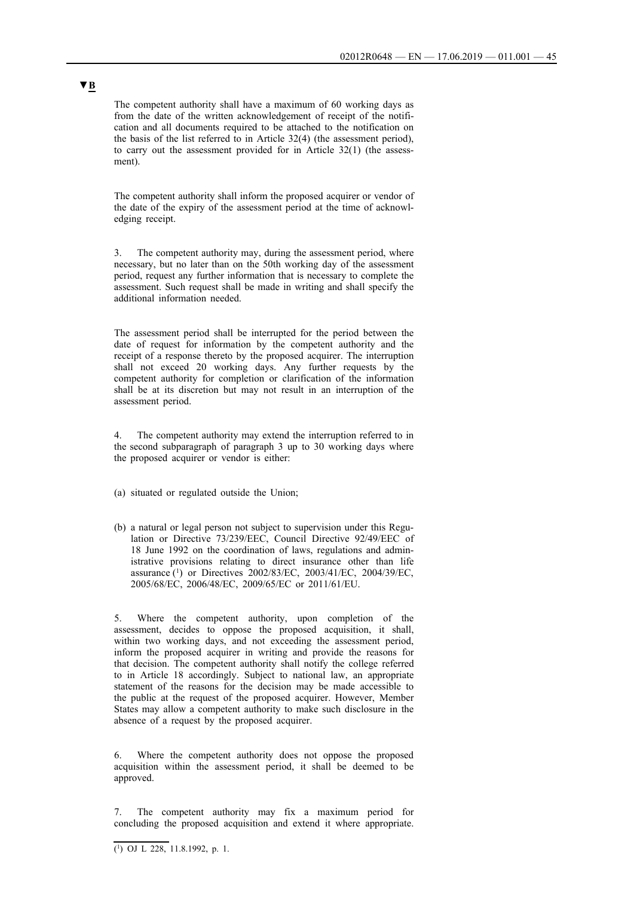▼B

The competent authority shall have a maximum of 60 working days as from the date of the written acknowledgement of receipt of the notification and all documents required to be attached to the notification on the basis of the list referred to in Article 32(4) (the assessment period), to carry out the assessment provided for in Article 32(1) (the assessment).

The competent authority shall inform the proposed acquirer or vendor of the date of the expiry of the assessment period at the time of acknowledging receipt.

3. The competent authority may, during the assessment period, where necessary, but no later than on the 50th working day of the assessment period, request any further information that is necessary to complete the assessment. Such request shall be made in writing and shall specify the additional information needed.

The assessment period shall be interrupted for the period between the date of request for information by the competent authority and the receipt of a response thereto by the proposed acquirer. The interruption shall not exceed 20 working days. Any further requests by the competent authority for completion or clarification of the information shall be at its discretion but may not result in an interruption of the assessment period.

4. The competent authority may extend the interruption referred to in the second subparagraph of paragraph 3 up to 30 working days where the proposed acquirer or vendor is either:

(a) situated or regulated outside the Union;

(b) a natural or legal person not subject to supervision under this Regulation or Directive 73/239/EEC, Council Directive 92/49/EEC of 18 June 1992 on the coordination of laws, regulations and administrative provisions relating to direct insurance other than life assurance [1] or Directives 2002/83/EC, 2003/41/EC, 2004/39/EC, 2005/68/EC, 2006/48/EC, 2009/65/EC or 2011/61/EU.

5. Where the competent authority, upon completion of the assessment, decides to oppose the proposed acquisition, it shall, within two working days, and not exceeding the assessment period, inform the proposed acquirer in writing and provide the reasons for that decision. The competent authority shall notify the college referred to in Article 18 accordingly. Subject to national law, an appropriate statement of the reasons for the decision may be made accessible to the public at the request of the proposed acquirer. However, Member States may allow a competent authority to make such disclosure in the absence of a request by the proposed acquirer.

6. Where the competent authority does not oppose the proposed acquisition within the assessment period, it shall be deemed to be approved.

7. The competent authority may fix a maximum period for concluding the proposed acquisition and extend it where appropriate.

---

[1] OJ L 228, 11.8.1992, p. 1.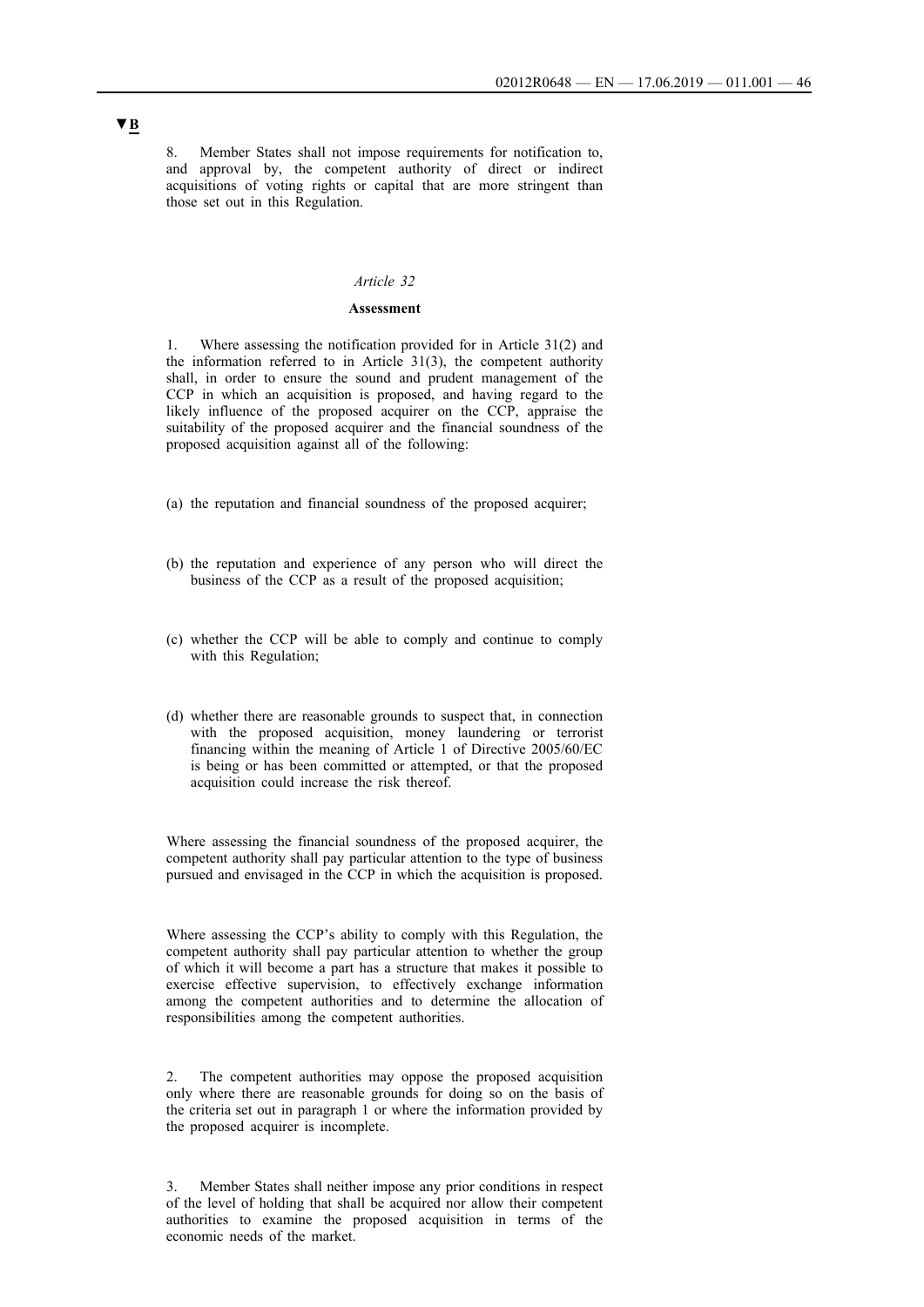▼B

8. Member States shall not impose requirements for notification to, and approval by, the competent authority of direct or indirect acquisitions of voting rights or capital that are more stringent than those set out in this Regulation.

*Article 32*

**Assessment**

1. Where assessing the notification provided for in Article 31(2) and the information referred to in Article 31(3), the competent authority shall, in order to ensure the sound and prudent management of the CCP in which an acquisition is proposed, and having regard to the likely influence of the proposed acquirer on the CCP, appraise the suitability of the proposed acquirer and the financial soundness of the proposed acquisition against all of the following:

(a) the reputation and financial soundness of the proposed acquirer;

(b) the reputation and experience of any person who will direct the business of the CCP as a result of the proposed acquisition;

(c) whether the CCP will be able to comply and continue to comply with this Regulation;

(d) whether there are reasonable grounds to suspect that, in connection with the proposed acquisition, money laundering or terrorist financing within the meaning of Article 1 of Directive 2005/60/EC is being or has been committed or attempted, or that the proposed acquisition could increase the risk thereof.

Where assessing the financial soundness of the proposed acquirer, the competent authority shall pay particular attention to the type of business pursued and envisaged in the CCP in which the acquisition is proposed.

Where assessing the CCP's ability to comply with this Regulation, the competent authority shall pay particular attention to whether the group of which it will become a part has a structure that makes it possible to exercise effective supervision, to effectively exchange information among the competent authorities and to determine the allocation of responsibilities among the competent authorities.

2. The competent authorities may oppose the proposed acquisition only where there are reasonable grounds for doing so on the basis of the criteria set out in paragraph 1 or where the information provided by the proposed acquirer is incomplete.

3. Member States shall neither impose any prior conditions in respect of the level of holding that shall be acquired nor allow their competent authorities to examine the proposed acquisition in terms of the economic needs of the market.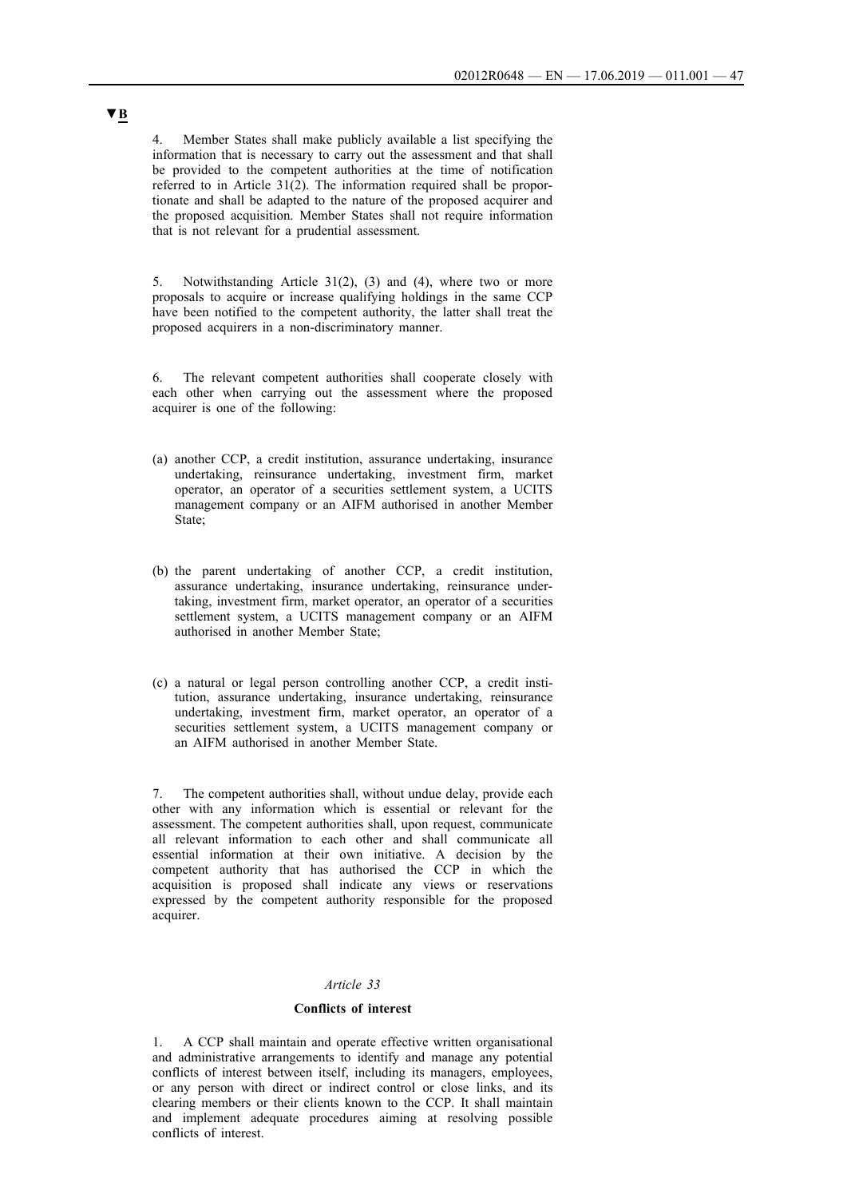▼B

4. Member States shall make publicly available a list specifying the information that is necessary to carry out the assessment and that shall be provided to the competent authorities at the time of notification referred to in Article 31(2). The information required shall be proportionate and shall be adapted to the nature of the proposed acquirer and the proposed acquisition. Member States shall not require information that is not relevant for a prudential assessment.

5. Notwithstanding Article 31(2), (3) and (4), where two or more proposals to acquire or increase qualifying holdings in the same CCP have been notified to the competent authority, the latter shall treat the proposed acquirers in a non-discriminatory manner.

6. The relevant competent authorities shall cooperate closely with each other when carrying out the assessment where the proposed acquirer is one of the following:

(a) another CCP, a credit institution, assurance undertaking, insurance undertaking, reinsurance undertaking, investment firm, market operator, an operator of a securities settlement system, a UCITS management company or an AIFM authorised in another Member State;

(b) the parent undertaking of another CCP, a credit institution, assurance undertaking, insurance undertaking, reinsurance undertaking, investment firm, market operator, an operator of a securities settlement system, a UCITS management company or an AIFM authorised in another Member State;

(c) a natural or legal person controlling another CCP, a credit institution, assurance undertaking, insurance undertaking, reinsurance undertaking, investment firm, market operator, an operator of a securities settlement system, a UCITS management company or an AIFM authorised in another Member State.

7. The competent authorities shall, without undue delay, provide each other with any information which is essential or relevant for the assessment. The competent authorities shall, upon request, communicate all relevant information to each other and shall communicate all essential information at their own initiative. A decision by the competent authority that has authorised the CCP in which the acquisition is proposed shall indicate any views or reservations expressed by the competent authority responsible for the proposed acquirer.

*Article 33*

**Conflicts of interest**

1. A CCP shall maintain and operate effective written organisational and administrative arrangements to identify and manage any potential conflicts of interest between itself, including its managers, employees, or any person with direct or indirect control or close links, and its clearing members or their clients known to the CCP. It shall maintain and implement adequate procedures aiming at resolving possible conflicts of interest.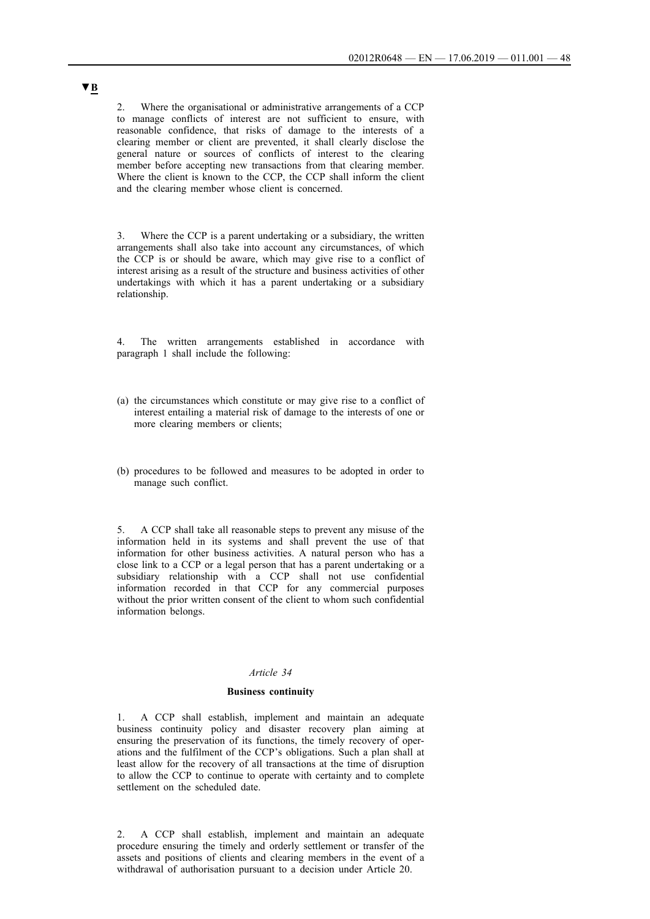▼B

2. Where the organisational or administrative arrangements of a CCP to manage conflicts of interest are not sufficient to ensure, with reasonable confidence, that risks of damage to the interests of a clearing member or client are prevented, it shall clearly disclose the general nature or sources of conflicts of interest to the clearing member before accepting new transactions from that clearing member. Where the client is known to the CCP, the CCP shall inform the client and the clearing member whose client is concerned.

3. Where the CCP is a parent undertaking or a subsidiary, the written arrangements shall also take into account any circumstances, of which the CCP is or should be aware, which may give rise to a conflict of interest arising as a result of the structure and business activities of other undertakings with which it has a parent undertaking or a subsidiary relationship.

4. The written arrangements established in accordance with paragraph 1 shall include the following:

(a) the circumstances which constitute or may give rise to a conflict of interest entailing a material risk of damage to the interests of one or more clearing members or clients;

(b) procedures to be followed and measures to be adopted in order to manage such conflict.

5. A CCP shall take all reasonable steps to prevent any misuse of the information held in its systems and shall prevent the use of that information for other business activities. A natural person who has a close link to a CCP or a legal person that has a parent undertaking or a subsidiary relationship with a CCP shall not use confidential information recorded in that CCP for any commercial purposes without the prior written consent of the client to whom such confidential information belongs.

*Article 34*

**Business continuity**

1. A CCP shall establish, implement and maintain an adequate business continuity policy and disaster recovery plan aiming at ensuring the preservation of its functions, the timely recovery of operations and the fulfilment of the CCP's obligations. Such a plan shall at least allow for the recovery of all transactions at the time of disruption to allow the CCP to continue to operate with certainty and to complete settlement on the scheduled date.

2. A CCP shall establish, implement and maintain an adequate procedure ensuring the timely and orderly settlement or transfer of the assets and positions of clients and clearing members in the event of a withdrawal of authorisation pursuant to a decision under Article 20.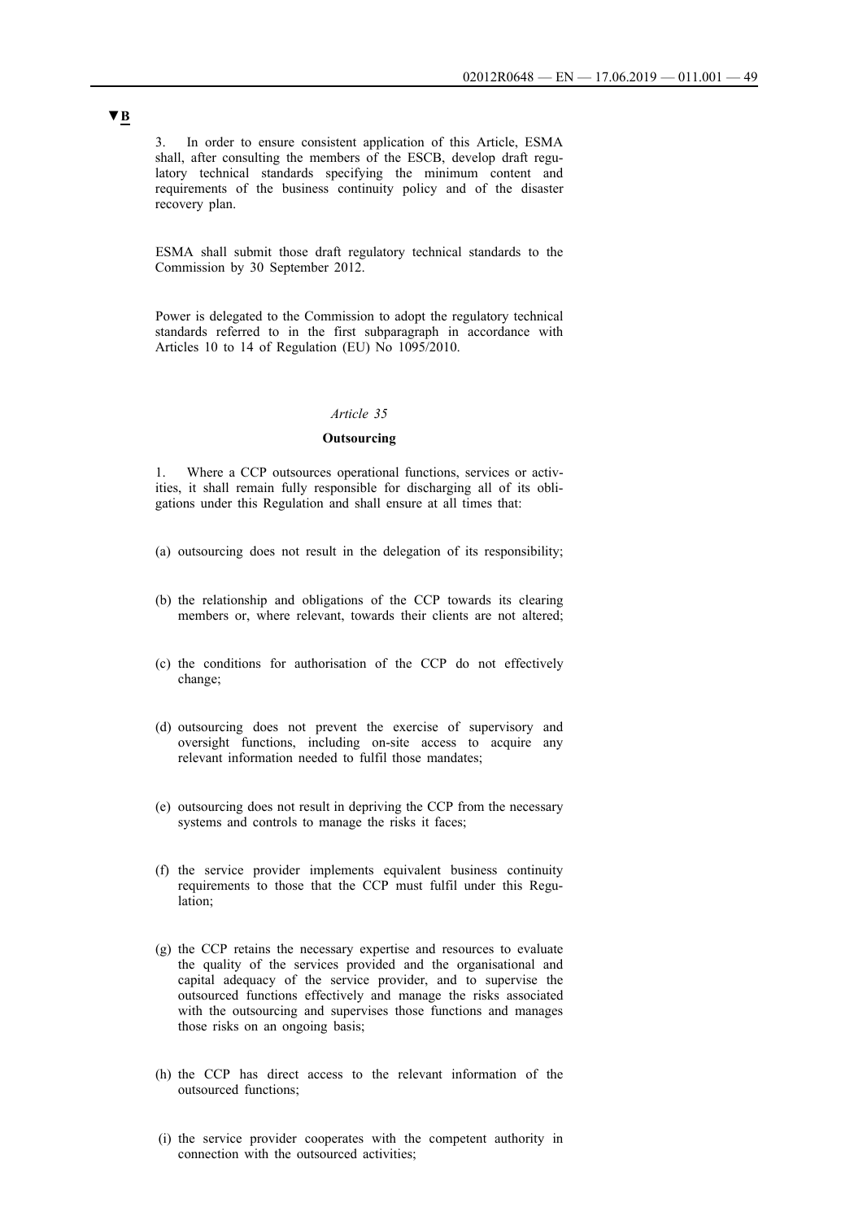**▼B**

3. In order to ensure consistent application of this Article, ESMA shall, after consulting the members of the ESCB, develop draft regulatory technical standards specifying the minimum content and requirements of the business continuity policy and of the disaster recovery plan.

ESMA shall submit those draft regulatory technical standards to the Commission by 30 September 2012.

Power is delegated to the Commission to adopt the regulatory technical standards referred to in the first subparagraph in accordance with Articles 10 to 14 of Regulation (EU) No 1095/2010.

*Article 35*

**Outsourcing**

1. Where a CCP outsources operational functions, services or activities, it shall remain fully responsible for discharging all of its obligations under this Regulation and shall ensure at all times that:

(a) outsourcing does not result in the delegation of its responsibility;

(b) the relationship and obligations of the CCP towards its clearing members or, where relevant, towards their clients are not altered;

(c) the conditions for authorisation of the CCP do not effectively change;

(d) outsourcing does not prevent the exercise of supervisory and oversight functions, including on-site access to acquire any relevant information needed to fulfil those mandates;

(e) outsourcing does not result in depriving the CCP from the necessary systems and controls to manage the risks it faces;

(f) the service provider implements equivalent business continuity requirements to those that the CCP must fulfil under this Regulation;

(g) the CCP retains the necessary expertise and resources to evaluate the quality of the services provided and the organisational and capital adequacy of the service provider, and to supervise the outsourced functions effectively and manage the risks associated with the outsourcing and supervises those functions and manages those risks on an ongoing basis;

(h) the CCP has direct access to the relevant information of the outsourced functions;

(i) the service provider cooperates with the competent authority in connection with the outsourced activities;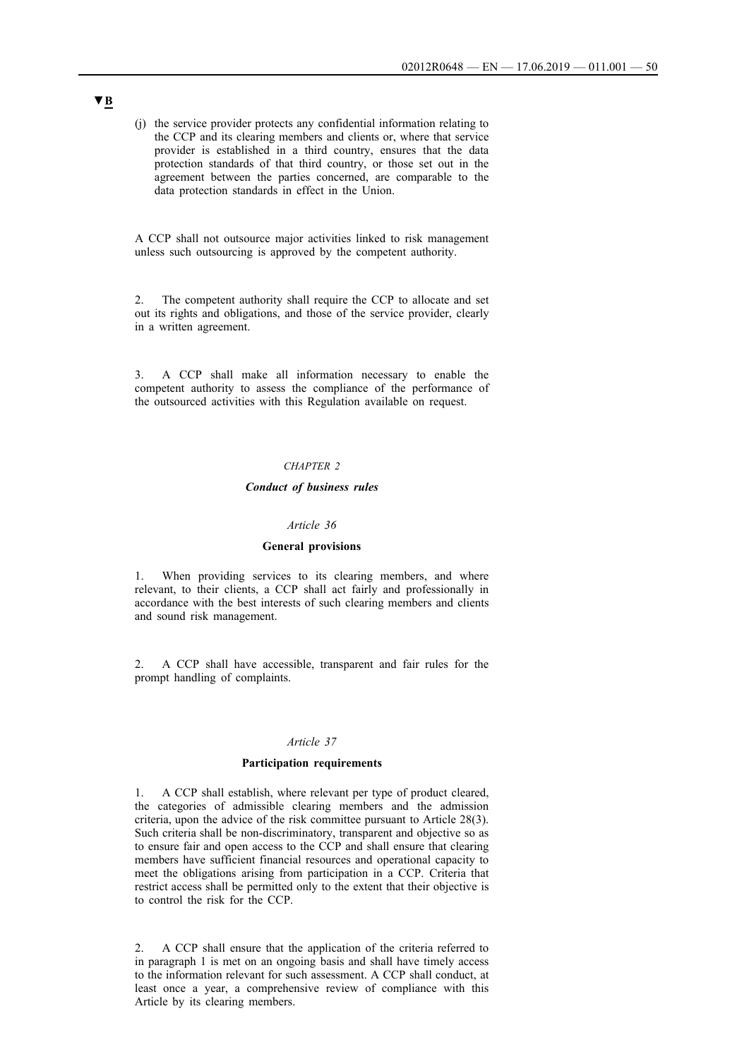▼B

(j) the service provider protects any confidential information relating to the CCP and its clearing members and clients or, where that service provider is established in a third country, ensures that the data protection standards of that third country, or those set out in the agreement between the parties concerned, are comparable to the data protection standards in effect in the Union.

A CCP shall not outsource major activities linked to risk management unless such outsourcing is approved by the competent authority.

2. The competent authority shall require the CCP to allocate and set out its rights and obligations, and those of the service provider, clearly in a written agreement.

3. A CCP shall make all information necessary to enable the competent authority to assess the compliance of the performance of the outsourced activities with this Regulation available on request.

## *CHAPTER 2*

## ***Conduct of business rules***

### *Article 36*

### **General provisions**

1. When providing services to its clearing members, and where relevant, to their clients, a CCP shall act fairly and professionally in accordance with the best interests of such clearing members and clients and sound risk management.

2. A CCP shall have accessible, transparent and fair rules for the prompt handling of complaints.

### *Article 37*

### **Participation requirements**

1. A CCP shall establish, where relevant per type of product cleared, the categories of admissible clearing members and the admission criteria, upon the advice of the risk committee pursuant to Article 28(3). Such criteria shall be non-discriminatory, transparent and objective so as to ensure fair and open access to the CCP and shall ensure that clearing members have sufficient financial resources and operational capacity to meet the obligations arising from participation in a CCP. Criteria that restrict access shall be permitted only to the extent that their objective is to control the risk for the CCP.

2. A CCP shall ensure that the application of the criteria referred to in paragraph 1 is met on an ongoing basis and shall have timely access to the information relevant for such assessment. A CCP shall conduct, at least once a year, a comprehensive review of compliance with this Article by its clearing members.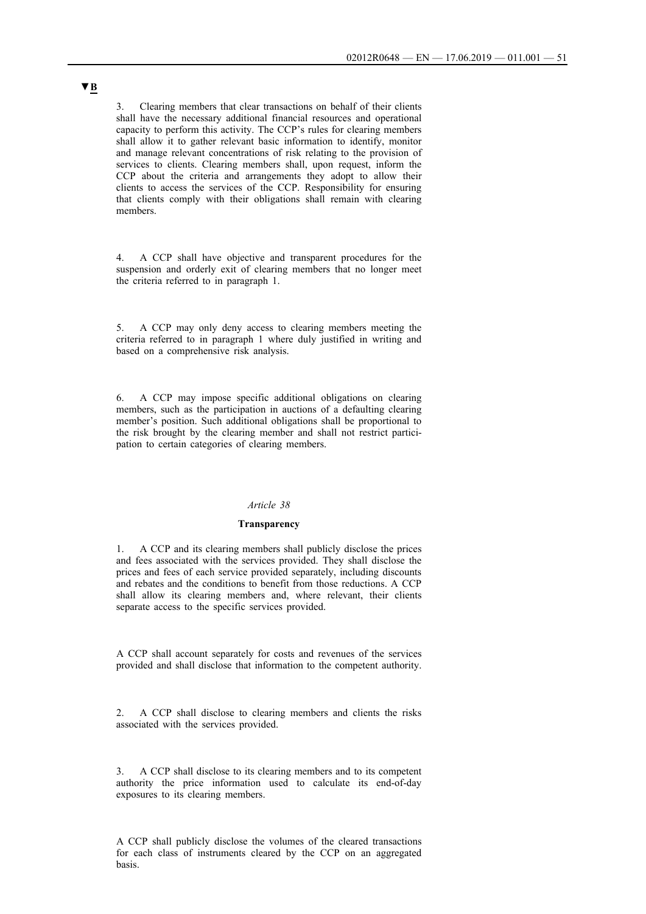▼B

3. Clearing members that clear transactions on behalf of their clients shall have the necessary additional financial resources and operational capacity to perform this activity. The CCP's rules for clearing members shall allow it to gather relevant basic information to identify, monitor and manage relevant concentrations of risk relating to the provision of services to clients. Clearing members shall, upon request, inform the CCP about the criteria and arrangements they adopt to allow their clients to access the services of the CCP. Responsibility for ensuring that clients comply with their obligations shall remain with clearing members.

4. A CCP shall have objective and transparent procedures for the suspension and orderly exit of clearing members that no longer meet the criteria referred to in paragraph 1.

5. A CCP may only deny access to clearing members meeting the criteria referred to in paragraph 1 where duly justified in writing and based on a comprehensive risk analysis.

6. A CCP may impose specific additional obligations on clearing members, such as the participation in auctions of a defaulting clearing member's position. Such additional obligations shall be proportional to the risk brought by the clearing member and shall not restrict participation to certain categories of clearing members.

*Article 38*

**Transparency**

1. A CCP and its clearing members shall publicly disclose the prices and fees associated with the services provided. They shall disclose the prices and fees of each service provided separately, including discounts and rebates and the conditions to benefit from those reductions. A CCP shall allow its clearing members and, where relevant, their clients separate access to the specific services provided.

A CCP shall account separately for costs and revenues of the services provided and shall disclose that information to the competent authority.

2. A CCP shall disclose to clearing members and clients the risks associated with the services provided.

3. A CCP shall disclose to its clearing members and to its competent authority the price information used to calculate its end-of-day exposures to its clearing members.

A CCP shall publicly disclose the volumes of the cleared transactions for each class of instruments cleared by the CCP on an aggregated basis.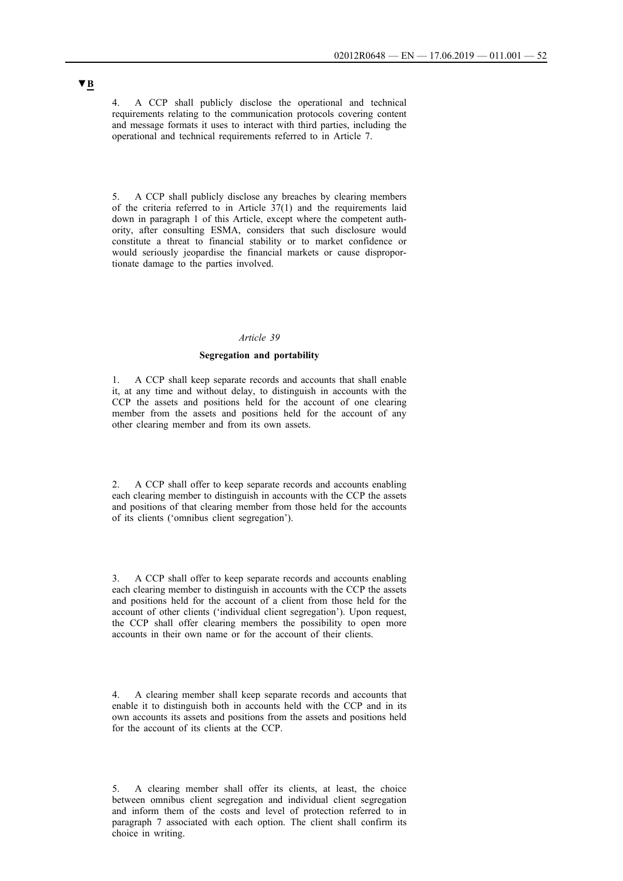▼B

4. A CCP shall publicly disclose the operational and technical requirements relating to the communication protocols covering content and message formats it uses to interact with third parties, including the operational and technical requirements referred to in Article 7.

5. A CCP shall publicly disclose any breaches by clearing members of the criteria referred to in Article 37(1) and the requirements laid down in paragraph 1 of this Article, except where the competent authority, after consulting ESMA, considers that such disclosure would constitute a threat to financial stability or to market confidence or would seriously jeopardise the financial markets or cause disproportionate damage to the parties involved.

*Article 39*

**Segregation and portability**

1. A CCP shall keep separate records and accounts that shall enable it, at any time and without delay, to distinguish in accounts with the CCP the assets and positions held for the account of one clearing member from the assets and positions held for the account of any other clearing member and from its own assets.

2. A CCP shall offer to keep separate records and accounts enabling each clearing member to distinguish in accounts with the CCP the assets and positions of that clearing member from those held for the accounts of its clients ('omnibus client segregation').

3. A CCP shall offer to keep separate records and accounts enabling each clearing member to distinguish in accounts with the CCP the assets and positions held for the account of a client from those held for the account of other clients ('individual client segregation'). Upon request, the CCP shall offer clearing members the possibility to open more accounts in their own name or for the account of their clients.

4. A clearing member shall keep separate records and accounts that enable it to distinguish both in accounts held with the CCP and in its own accounts its assets and positions from the assets and positions held for the account of its clients at the CCP.

5. A clearing member shall offer its clients, at least, the choice between omnibus client segregation and individual client segregation and inform them of the costs and level of protection referred to in paragraph 7 associated with each option. The client shall confirm its choice in writing.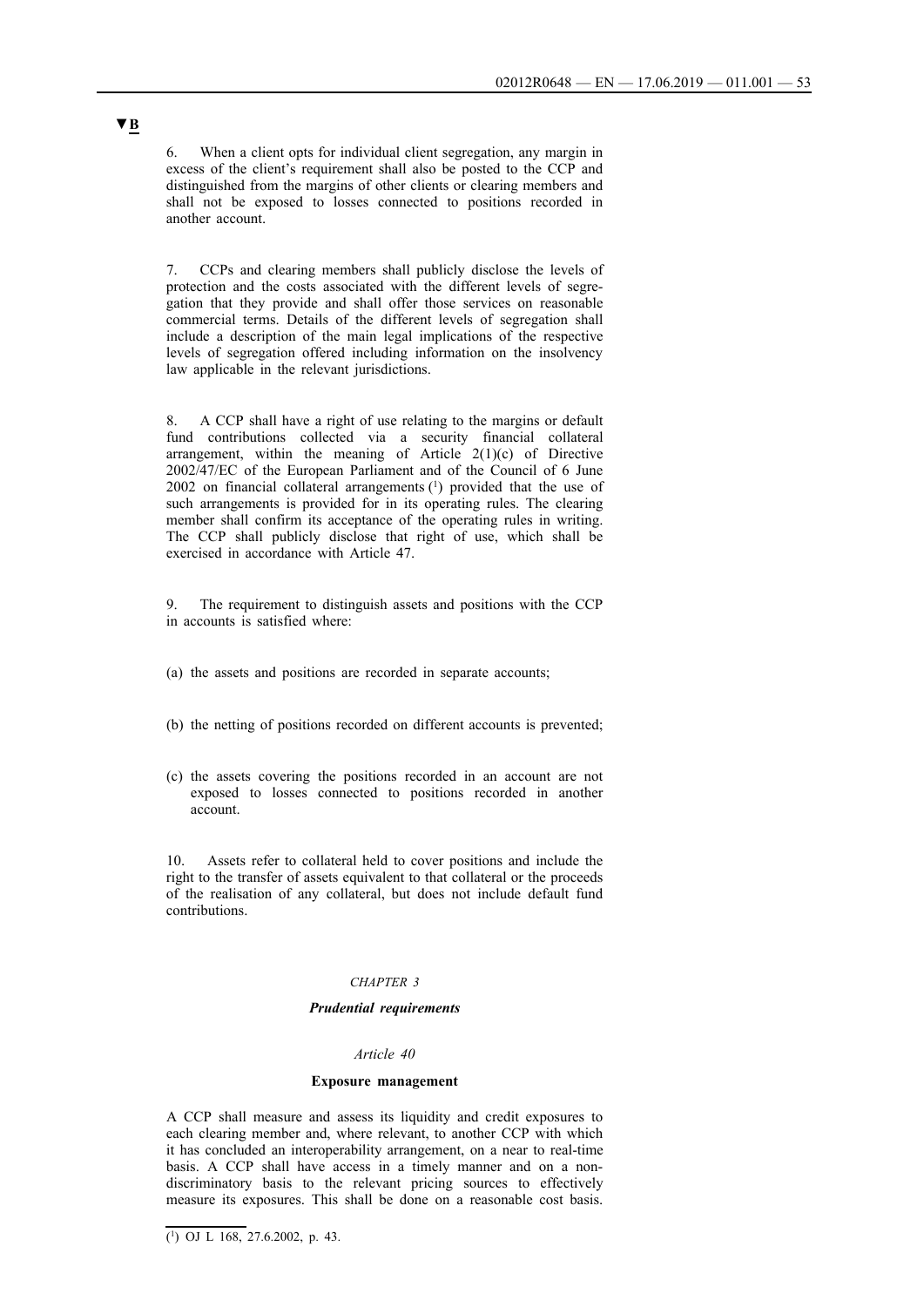▼B

6. When a client opts for individual client segregation, any margin in excess of the client's requirement shall also be posted to the CCP and distinguished from the margins of other clients or clearing members and shall not be exposed to losses connected to positions recorded in another account.

7. CCPs and clearing members shall publicly disclose the levels of protection and the costs associated with the different levels of segregation that they provide and shall offer those services on reasonable commercial terms. Details of the different levels of segregation shall include a description of the main legal implications of the respective levels of segregation offered including information on the insolvency law applicable in the relevant jurisdictions.

8. A CCP shall have a right of use relating to the margins or default fund contributions collected via a security financial collateral arrangement, within the meaning of Article 2(1)(c) of Directive 2002/47/EC of the European Parliament and of the Council of 6 June 2002 on financial collateral arrangements [1] provided that the use of such arrangements is provided for in its operating rules. The clearing member shall confirm its acceptance of the operating rules in writing. The CCP shall publicly disclose that right of use, which shall be exercised in accordance with Article 47.

9. The requirement to distinguish assets and positions with the CCP in accounts is satisfied where:

(a) the assets and positions are recorded in separate accounts;

(b) the netting of positions recorded on different accounts is prevented;

(c) the assets covering the positions recorded in an account are not exposed to losses connected to positions recorded in another account.

10. Assets refer to collateral held to cover positions and include the right to the transfer of assets equivalent to that collateral or the proceeds of the realisation of any collateral, but does not include default fund contributions.

*CHAPTER 3*

***Prudential requirements***

*Article 40*

**Exposure management**

A CCP shall measure and assess its liquidity and credit exposures to each clearing member and, where relevant, to another CCP with which it has concluded an interoperability arrangement, on a near to real-time basis. A CCP shall have access in a timely manner and on a non-discriminatory basis to the relevant pricing sources to effectively measure its exposures. This shall be done on a reasonable cost basis.

[1] OJ L 168, 27.6.2002, p. 43.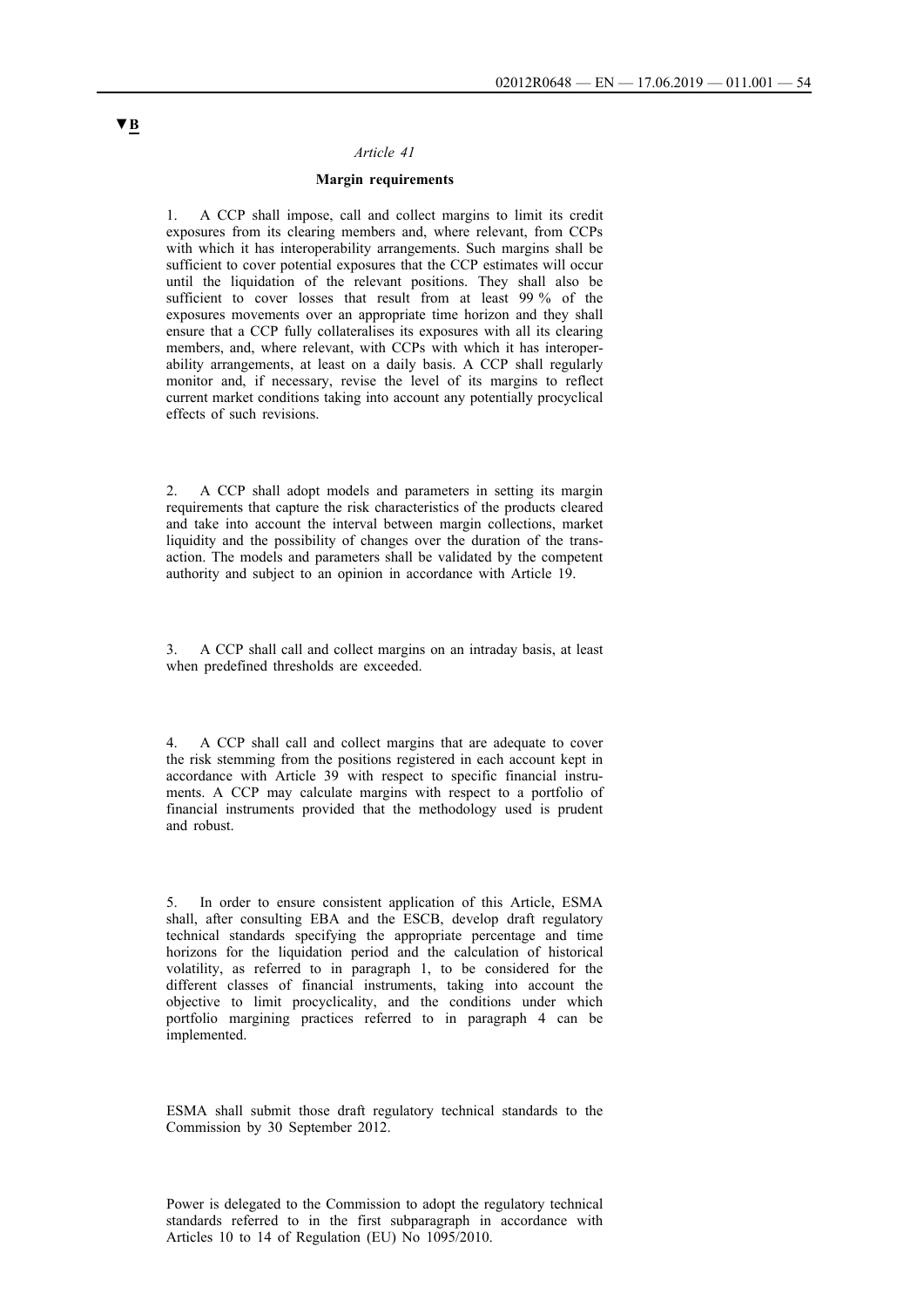▼B

*Article 41*

**Margin requirements**

1. A CCP shall impose, call and collect margins to limit its credit exposures from its clearing members and, where relevant, from CCPs with which it has interoperability arrangements. Such margins shall be sufficient to cover potential exposures that the CCP estimates will occur until the liquidation of the relevant positions. They shall also be sufficient to cover losses that result from at least 99 % of the exposures movements over an appropriate time horizon and they shall ensure that a CCP fully collateralises its exposures with all its clearing members, and, where relevant, with CCPs with which it has interoperability arrangements, at least on a daily basis. A CCP shall regularly monitor and, if necessary, revise the level of its margins to reflect current market conditions taking into account any potentially procyclical effects of such revisions.

2. A CCP shall adopt models and parameters in setting its margin requirements that capture the risk characteristics of the products cleared and take into account the interval between margin collections, market liquidity and the possibility of changes over the duration of the transaction. The models and parameters shall be validated by the competent authority and subject to an opinion in accordance with Article 19.

3. A CCP shall call and collect margins on an intraday basis, at least when predefined thresholds are exceeded.

4. A CCP shall call and collect margins that are adequate to cover the risk stemming from the positions registered in each account kept in accordance with Article 39 with respect to specific financial instruments. A CCP may calculate margins with respect to a portfolio of financial instruments provided that the methodology used is prudent and robust.

5. In order to ensure consistent application of this Article, ESMA shall, after consulting EBA and the ESCB, develop draft regulatory technical standards specifying the appropriate percentage and time horizons for the liquidation period and the calculation of historical volatility, as referred to in paragraph 1, to be considered for the different classes of financial instruments, taking into account the objective to limit procyclicality, and the conditions under which portfolio margining practices referred to in paragraph 4 can be implemented.

ESMA shall submit those draft regulatory technical standards to the Commission by 30 September 2012.

Power is delegated to the Commission to adopt the regulatory technical standards referred to in the first subparagraph in accordance with Articles 10 to 14 of Regulation (EU) No 1095/2010.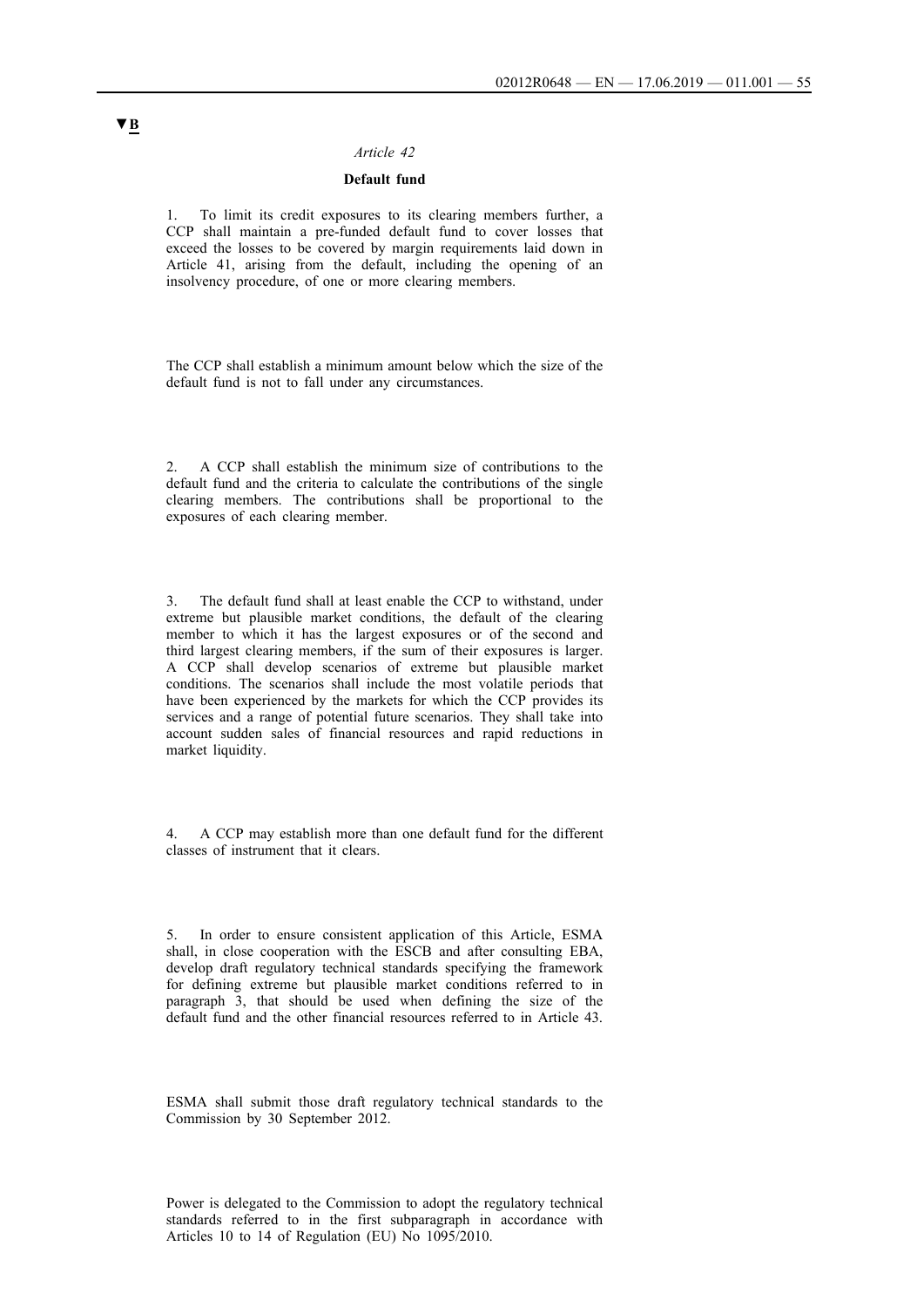▼B

*Article 42*

**Default fund**

1. To limit its credit exposures to its clearing members further, a CCP shall maintain a pre-funded default fund to cover losses that exceed the losses to be covered by margin requirements laid down in Article 41, arising from the default, including the opening of an insolvency procedure, of one or more clearing members.

The CCP shall establish a minimum amount below which the size of the default fund is not to fall under any circumstances.

2. A CCP shall establish the minimum size of contributions to the default fund and the criteria to calculate the contributions of the single clearing members. The contributions shall be proportional to the exposures of each clearing member.

3. The default fund shall at least enable the CCP to withstand, under extreme but plausible market conditions, the default of the clearing member to which it has the largest exposures or of the second and third largest clearing members, if the sum of their exposures is larger. A CCP shall develop scenarios of extreme but plausible market conditions. The scenarios shall include the most volatile periods that have been experienced by the markets for which the CCP provides its services and a range of potential future scenarios. They shall take into account sudden sales of financial resources and rapid reductions in market liquidity.

4. A CCP may establish more than one default fund for the different classes of instrument that it clears.

5. In order to ensure consistent application of this Article, ESMA shall, in close cooperation with the ESCB and after consulting EBA, develop draft regulatory technical standards specifying the framework for defining extreme but plausible market conditions referred to in paragraph 3, that should be used when defining the size of the default fund and the other financial resources referred to in Article 43.

ESMA shall submit those draft regulatory technical standards to the Commission by 30 September 2012.

Power is delegated to the Commission to adopt the regulatory technical standards referred to in the first subparagraph in accordance with Articles 10 to 14 of Regulation (EU) No 1095/2010.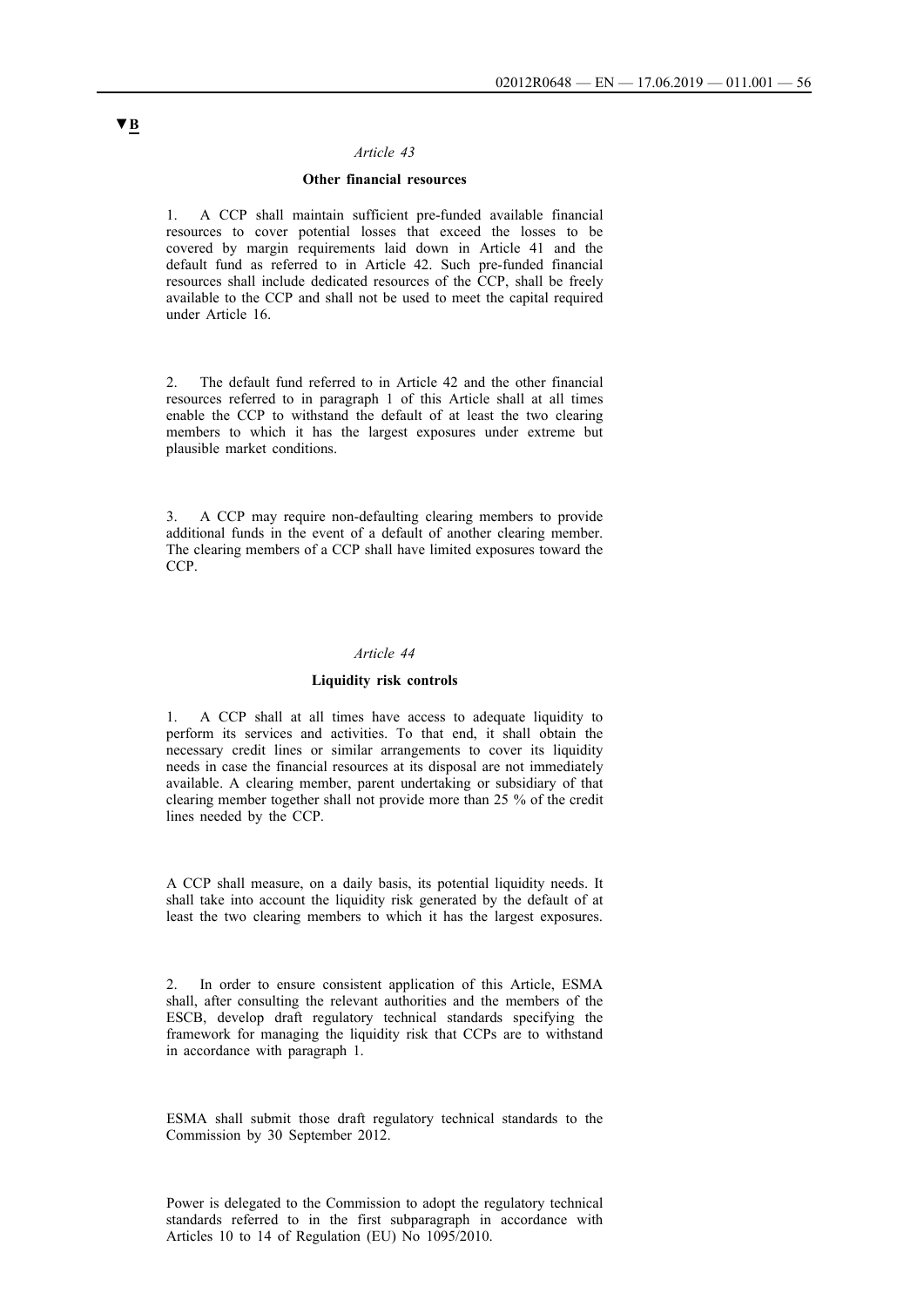▼B

*Article 43*

**Other financial resources**

1. A CCP shall maintain sufficient pre-funded available financial resources to cover potential losses that exceed the losses to be covered by margin requirements laid down in Article 41 and the default fund as referred to in Article 42. Such pre-funded financial resources shall include dedicated resources of the CCP, shall be freely available to the CCP and shall not be used to meet the capital required under Article 16.

2. The default fund referred to in Article 42 and the other financial resources referred to in paragraph 1 of this Article shall at all times enable the CCP to withstand the default of at least the two clearing members to which it has the largest exposures under extreme but plausible market conditions.

3. A CCP may require non-defaulting clearing members to provide additional funds in the event of a default of another clearing member. The clearing members of a CCP shall have limited exposures toward the CCP.

*Article 44*

**Liquidity risk controls**

1. A CCP shall at all times have access to adequate liquidity to perform its services and activities. To that end, it shall obtain the necessary credit lines or similar arrangements to cover its liquidity needs in case the financial resources at its disposal are not immediately available. A clearing member, parent undertaking or subsidiary of that clearing member together shall not provide more than 25 % of the credit lines needed by the CCP.

A CCP shall measure, on a daily basis, its potential liquidity needs. It shall take into account the liquidity risk generated by the default of at least the two clearing members to which it has the largest exposures.

2. In order to ensure consistent application of this Article, ESMA shall, after consulting the relevant authorities and the members of the ESCB, develop draft regulatory technical standards specifying the framework for managing the liquidity risk that CCPs are to withstand in accordance with paragraph 1.

ESMA shall submit those draft regulatory technical standards to the Commission by 30 September 2012.

Power is delegated to the Commission to adopt the regulatory technical standards referred to in the first subparagraph in accordance with Articles 10 to 14 of Regulation (EU) No 1095/2010.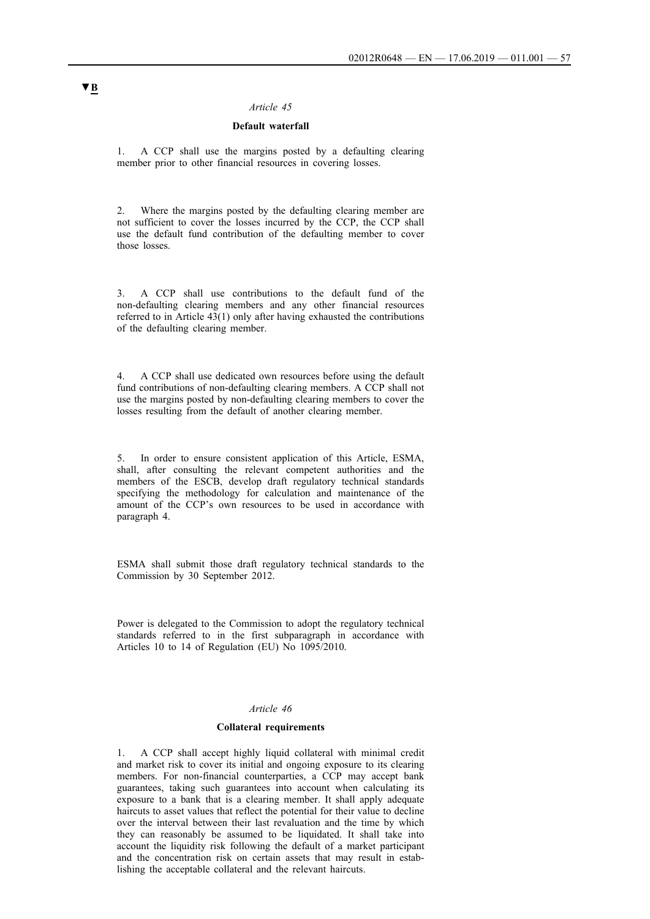▼B

*Article 45*

**Default waterfall**

1. A CCP shall use the margins posted by a defaulting clearing member prior to other financial resources in covering losses.

2. Where the margins posted by the defaulting clearing member are not sufficient to cover the losses incurred by the CCP, the CCP shall use the default fund contribution of the defaulting member to cover those losses.

3. A CCP shall use contributions to the default fund of the non-defaulting clearing members and any other financial resources referred to in Article 43(1) only after having exhausted the contributions of the defaulting clearing member.

4. A CCP shall use dedicated own resources before using the default fund contributions of non-defaulting clearing members. A CCP shall not use the margins posted by non-defaulting clearing members to cover the losses resulting from the default of another clearing member.

5. In order to ensure consistent application of this Article, ESMA, shall, after consulting the relevant competent authorities and the members of the ESCB, develop draft regulatory technical standards specifying the methodology for calculation and maintenance of the amount of the CCP's own resources to be used in accordance with paragraph 4.

ESMA shall submit those draft regulatory technical standards to the Commission by 30 September 2012.

Power is delegated to the Commission to adopt the regulatory technical standards referred to in the first subparagraph in accordance with Articles 10 to 14 of Regulation (EU) No 1095/2010.

*Article 46*

**Collateral requirements**

1. A CCP shall accept highly liquid collateral with minimal credit and market risk to cover its initial and ongoing exposure to its clearing members. For non-financial counterparties, a CCP may accept bank guarantees, taking such guarantees into account when calculating its exposure to a bank that is a clearing member. It shall apply adequate haircuts to asset values that reflect the potential for their value to decline over the interval between their last revaluation and the time by which they can reasonably be assumed to be liquidated. It shall take into account the liquidity risk following the default of a market participant and the concentration risk on certain assets that may result in establishing the acceptable collateral and the relevant haircuts.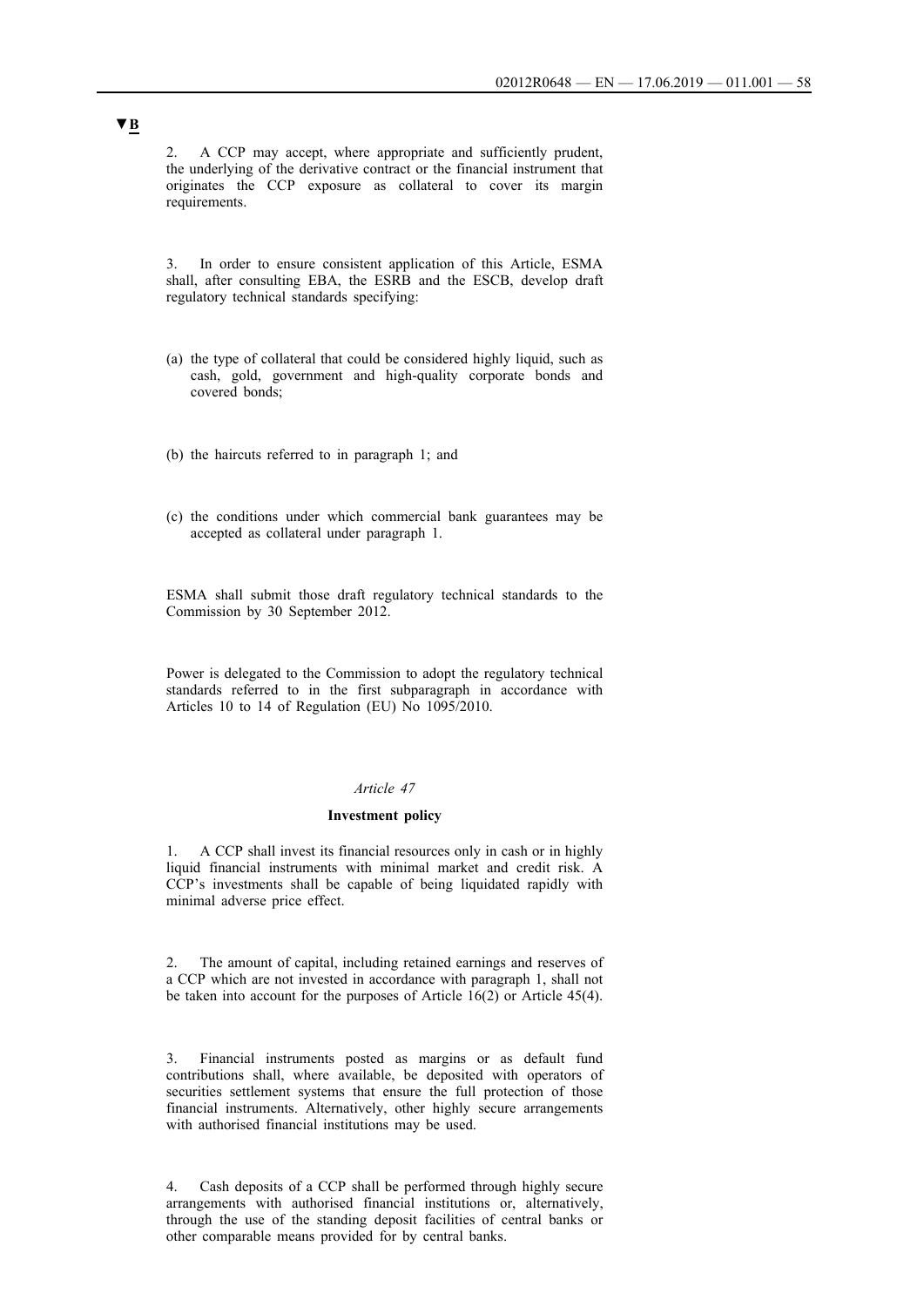▼B

2. A CCP may accept, where appropriate and sufficiently prudent, the underlying of the derivative contract or the financial instrument that originates the CCP exposure as collateral to cover its margin requirements.

3. In order to ensure consistent application of this Article, ESMA shall, after consulting EBA, the ESRB and the ESCB, develop draft regulatory technical standards specifying:

(a) the type of collateral that could be considered highly liquid, such as cash, gold, government and high-quality corporate bonds and covered bonds;

(b) the haircuts referred to in paragraph 1; and

(c) the conditions under which commercial bank guarantees may be accepted as collateral under paragraph 1.

ESMA shall submit those draft regulatory technical standards to the Commission by 30 September 2012.

Power is delegated to the Commission to adopt the regulatory technical standards referred to in the first subparagraph in accordance with Articles 10 to 14 of Regulation (EU) No 1095/2010.

*Article 47*

**Investment policy**

1. A CCP shall invest its financial resources only in cash or in highly liquid financial instruments with minimal market and credit risk. A CCP's investments shall be capable of being liquidated rapidly with minimal adverse price effect.

2. The amount of capital, including retained earnings and reserves of a CCP which are not invested in accordance with paragraph 1, shall not be taken into account for the purposes of Article 16(2) or Article 45(4).

3. Financial instruments posted as margins or as default fund contributions shall, where available, be deposited with operators of securities settlement systems that ensure the full protection of those financial instruments. Alternatively, other highly secure arrangements with authorised financial institutions may be used.

4. Cash deposits of a CCP shall be performed through highly secure arrangements with authorised financial institutions or, alternatively, through the use of the standing deposit facilities of central banks or other comparable means provided for by central banks.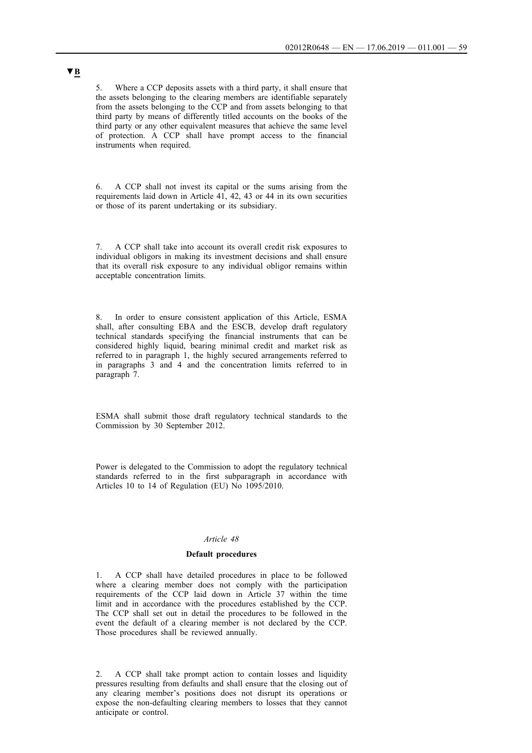▼B

5. Where a CCP deposits assets with a third party, it shall ensure that the assets belonging to the clearing members are identifiable separately from the assets belonging to the CCP and from assets belonging to that third party by means of differently titled accounts on the books of the third party or any other equivalent measures that achieve the same level of protection. A CCP shall have prompt access to the financial instruments when required.

6. A CCP shall not invest its capital or the sums arising from the requirements laid down in Article 41, 42, 43 or 44 in its own securities or those of its parent undertaking or its subsidiary.

7. A CCP shall take into account its overall credit risk exposures to individual obligors in making its investment decisions and shall ensure that its overall risk exposure to any individual obligor remains within acceptable concentration limits.

8. In order to ensure consistent application of this Article, ESMA shall, after consulting EBA and the ESCB, develop draft regulatory technical standards specifying the financial instruments that can be considered highly liquid, bearing minimal credit and market risk as referred to in paragraph 1, the highly secured arrangements referred to in paragraphs 3 and 4 and the concentration limits referred to in paragraph 7.

ESMA shall submit those draft regulatory technical standards to the Commission by 30 September 2012.

Power is delegated to the Commission to adopt the regulatory technical standards referred to in the first subparagraph in accordance with Articles 10 to 14 of Regulation (EU) No 1095/2010.

*Article 48*

**Default procedures**

1. A CCP shall have detailed procedures in place to be followed where a clearing member does not comply with the participation requirements of the CCP laid down in Article 37 within the time limit and in accordance with the procedures established by the CCP. The CCP shall set out in detail the procedures to be followed in the event the default of a clearing member is not declared by the CCP. Those procedures shall be reviewed annually.

2. A CCP shall take prompt action to contain losses and liquidity pressures resulting from defaults and shall ensure that the closing out of any clearing member's positions does not disrupt its operations or expose the non-defaulting clearing members to losses that they cannot anticipate or control.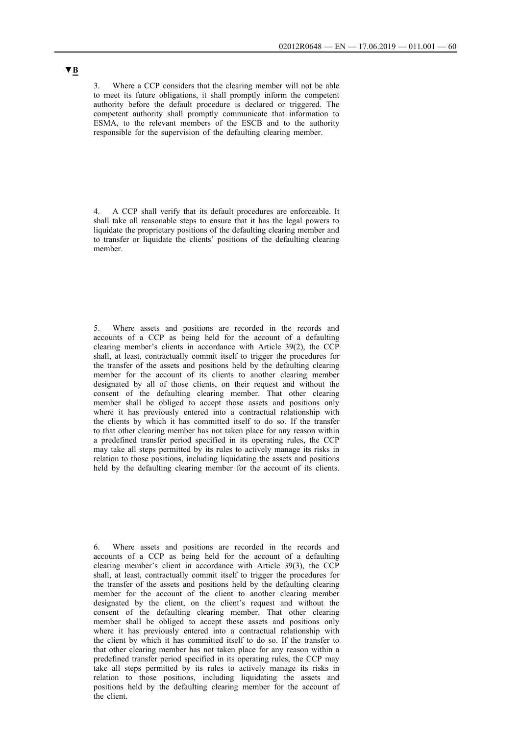▼B

3. Where a CCP considers that the clearing member will not be able to meet its future obligations, it shall promptly inform the competent authority before the default procedure is declared or triggered. The competent authority shall promptly communicate that information to ESMA, to the relevant members of the ESCB and to the authority responsible for the supervision of the defaulting clearing member.

4. A CCP shall verify that its default procedures are enforceable. It shall take all reasonable steps to ensure that it has the legal powers to liquidate the proprietary positions of the defaulting clearing member and to transfer or liquidate the clients' positions of the defaulting clearing member.

5. Where assets and positions are recorded in the records and accounts of a CCP as being held for the account of a defaulting clearing member's clients in accordance with Article 39(2), the CCP shall, at least, contractually commit itself to trigger the procedures for the transfer of the assets and positions held by the defaulting clearing member for the account of its clients to another clearing member designated by all of those clients, on their request and without the consent of the defaulting clearing member. That other clearing member shall be obliged to accept those assets and positions only where it has previously entered into a contractual relationship with the clients by which it has committed itself to do so. If the transfer to that other clearing member has not taken place for any reason within a predefined transfer period specified in its operating rules, the CCP may take all steps permitted by its rules to actively manage its risks in relation to those positions, including liquidating the assets and positions held by the defaulting clearing member for the account of its clients.

6. Where assets and positions are recorded in the records and accounts of a CCP as being held for the account of a defaulting clearing member's client in accordance with Article 39(3), the CCP shall, at least, contractually commit itself to trigger the procedures for the transfer of the assets and positions held by the defaulting clearing member for the account of the client to another clearing member designated by the client, on the client's request and without the consent of the defaulting clearing member. That other clearing member shall be obliged to accept these assets and positions only where it has previously entered into a contractual relationship with the client by which it has committed itself to do so. If the transfer to that other clearing member has not taken place for any reason within a predefined transfer period specified in its operating rules, the CCP may take all steps permitted by its rules to actively manage its risks in relation to those positions, including liquidating the assets and positions held by the defaulting clearing member for the account of the client.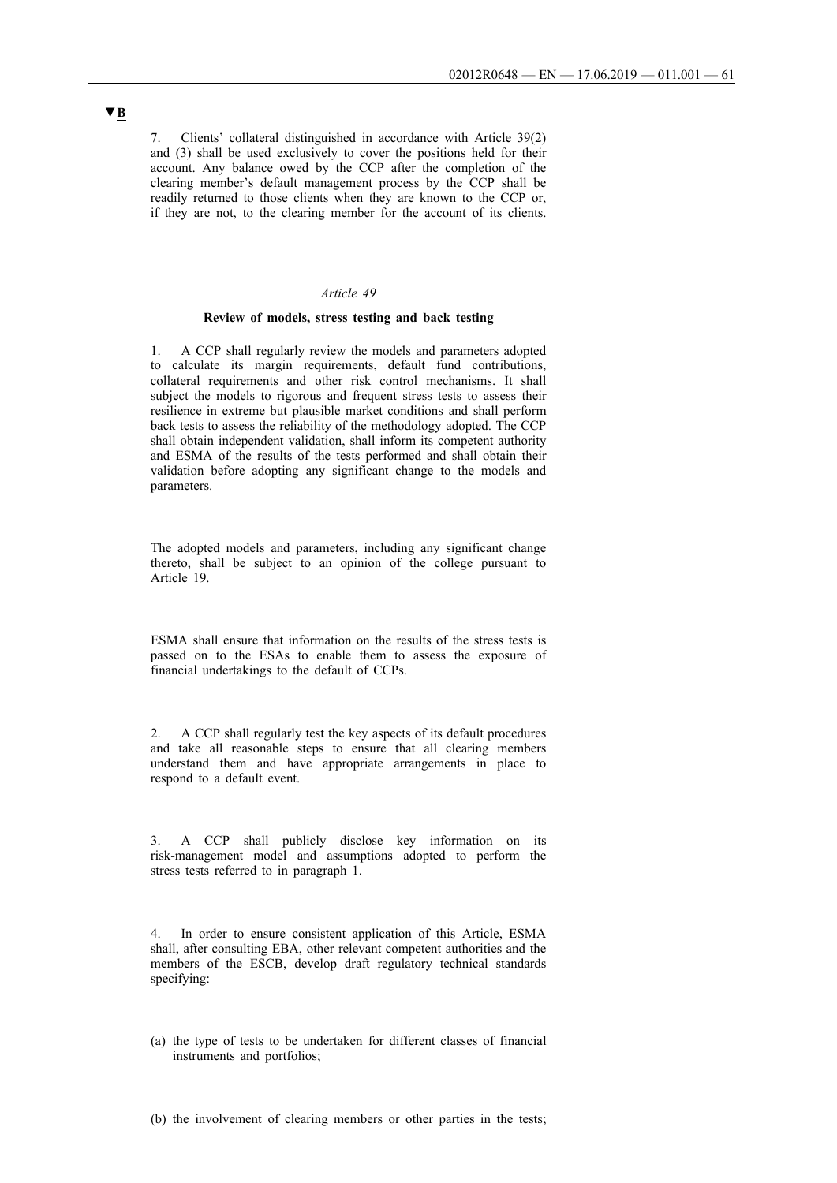▼B

7. Clients' collateral distinguished in accordance with Article 39(2) and (3) shall be used exclusively to cover the positions held for their account. Any balance owed by the CCP after the completion of the clearing member's default management process by the CCP shall be readily returned to those clients when they are known to the CCP or, if they are not, to the clearing member for the account of its clients.

*Article 49*

**Review of models, stress testing and back testing**

1. A CCP shall regularly review the models and parameters adopted to calculate its margin requirements, default fund contributions, collateral requirements and other risk control mechanisms. It shall subject the models to rigorous and frequent stress tests to assess their resilience in extreme but plausible market conditions and shall perform back tests to assess the reliability of the methodology adopted. The CCP shall obtain independent validation, shall inform its competent authority and ESMA of the results of the tests performed and shall obtain their validation before adopting any significant change to the models and parameters.

The adopted models and parameters, including any significant change thereto, shall be subject to an opinion of the college pursuant to Article 19.

ESMA shall ensure that information on the results of the stress tests is passed on to the ESAs to enable them to assess the exposure of financial undertakings to the default of CCPs.

2. A CCP shall regularly test the key aspects of its default procedures and take all reasonable steps to ensure that all clearing members understand them and have appropriate arrangements in place to respond to a default event.

3. A CCP shall publicly disclose key information on its risk-management model and assumptions adopted to perform the stress tests referred to in paragraph 1.

4. In order to ensure consistent application of this Article, ESMA shall, after consulting EBA, other relevant competent authorities and the members of the ESCB, develop draft regulatory technical standards specifying:

(a) the type of tests to be undertaken for different classes of financial instruments and portfolios;

(b) the involvement of clearing members or other parties in the tests;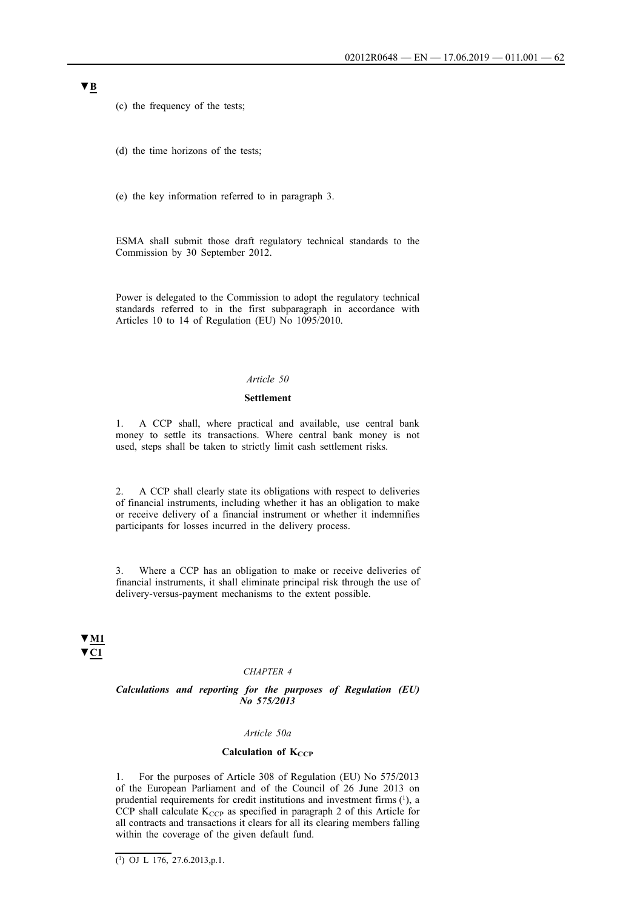▼B

(c) the frequency of the tests;

(d) the time horizons of the tests;

(e) the key information referred to in paragraph 3.

ESMA shall submit those draft regulatory technical standards to the Commission by 30 September 2012.

Power is delegated to the Commission to adopt the regulatory technical standards referred to in the first subparagraph in accordance with Articles 10 to 14 of Regulation (EU) No 1095/2010.

*Article 50*

**Settlement**

1. A CCP shall, where practical and available, use central bank money to settle its transactions. Where central bank money is not used, steps shall be taken to strictly limit cash settlement risks.

2. A CCP shall clearly state its obligations with respect to deliveries of financial instruments, including whether it has an obligation to make or receive delivery of a financial instrument or whether it indemnifies participants for losses incurred in the delivery process.

3. Where a CCP has an obligation to make or receive deliveries of financial instruments, it shall eliminate principal risk through the use of delivery-versus-payment mechanisms to the extent possible.

▼M1
▼C1

*CHAPTER 4*

***Calculations and reporting for the purposes of Regulation (EU) No 575/2013***

*Article 50a*

**Calculation of $K_{CCP}$**

1. For the purposes of Article 308 of Regulation (EU) No 575/2013 of the European Parliament and of the Council of 26 June 2013 on prudential requirements for credit institutions and investment firms [1], a CCP shall calculate $K_{CCP}$ as specified in paragraph 2 of this Article for all contracts and transactions it clears for all its clearing members falling within the coverage of the given default fund.

[1] OJ L 176, 27.6.2013,p.1.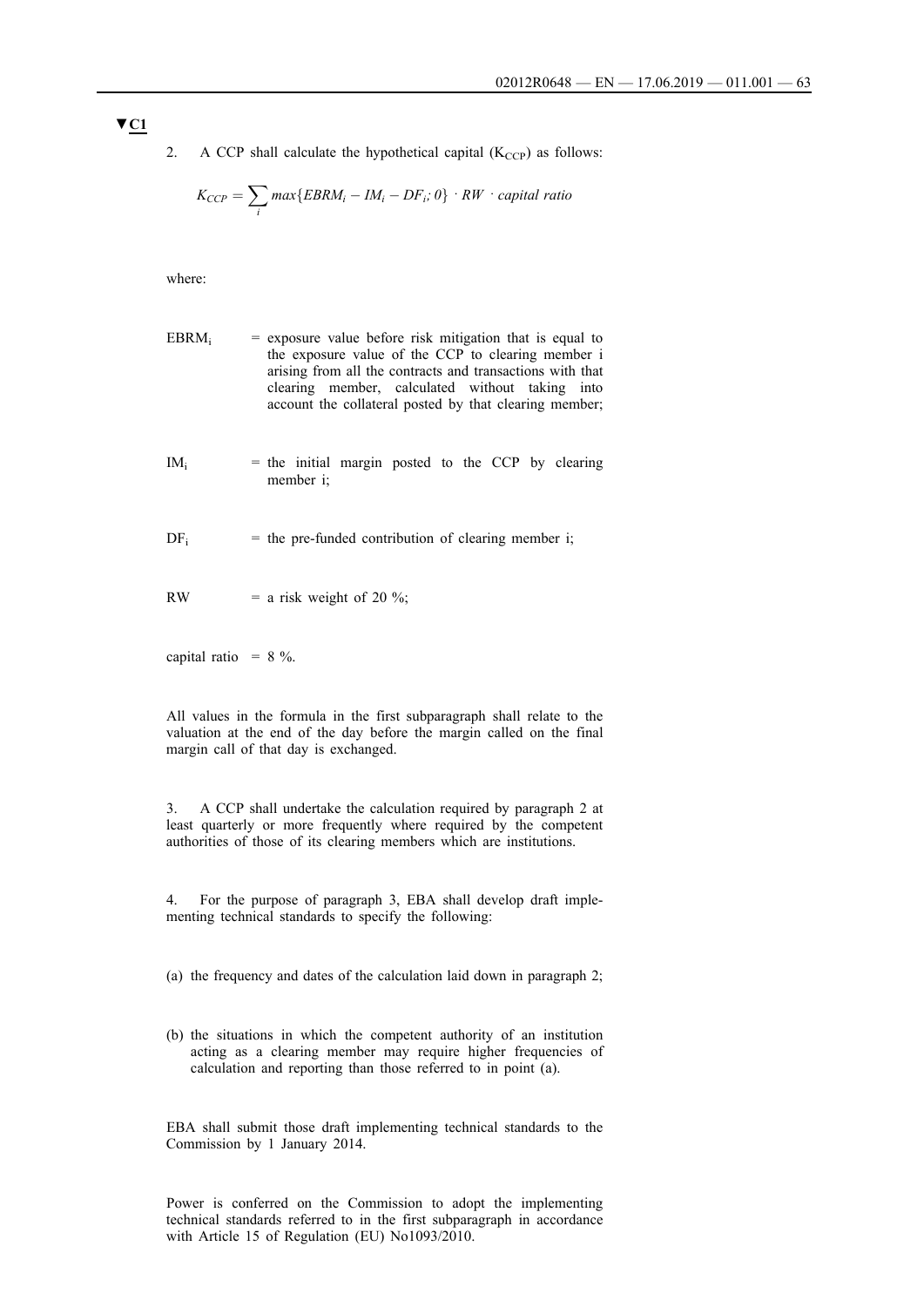▼C1

2. A CCP shall calculate the hypothetical capital ($K_{CCP}$) as follows:

$$K_{CCP} = \sum_{i} max\{EBRM_i - IM_i - DF_i; 0\} \cdot RW \cdot capital\ ratio$$

where:

$EBRM_i$ = exposure value before risk mitigation that is equal to the exposure value of the CCP to clearing member i arising from all the contracts and transactions with that clearing member, calculated without taking into account the collateral posted by that clearing member;

$IM_i$ = the initial margin posted to the CCP by clearing member i;

$DF_i$ = the pre-funded contribution of clearing member i;

RW = a risk weight of 20 %;

capital ratio = 8 %.

All values in the formula in the first subparagraph shall relate to the valuation at the end of the day before the margin called on the final margin call of that day is exchanged.

3. A CCP shall undertake the calculation required by paragraph 2 at least quarterly or more frequently where required by the competent authorities of those of its clearing members which are institutions.

4. For the purpose of paragraph 3, EBA shall develop draft implementing technical standards to specify the following:

(a) the frequency and dates of the calculation laid down in paragraph 2;

(b) the situations in which the competent authority of an institution acting as a clearing member may require higher frequencies of calculation and reporting than those referred to in point (a).

EBA shall submit those draft implementing technical standards to the Commission by 1 January 2014.

Power is conferred on the Commission to adopt the implementing technical standards referred to in the first subparagraph in accordance with Article 15 of Regulation (EU) No1093/2010.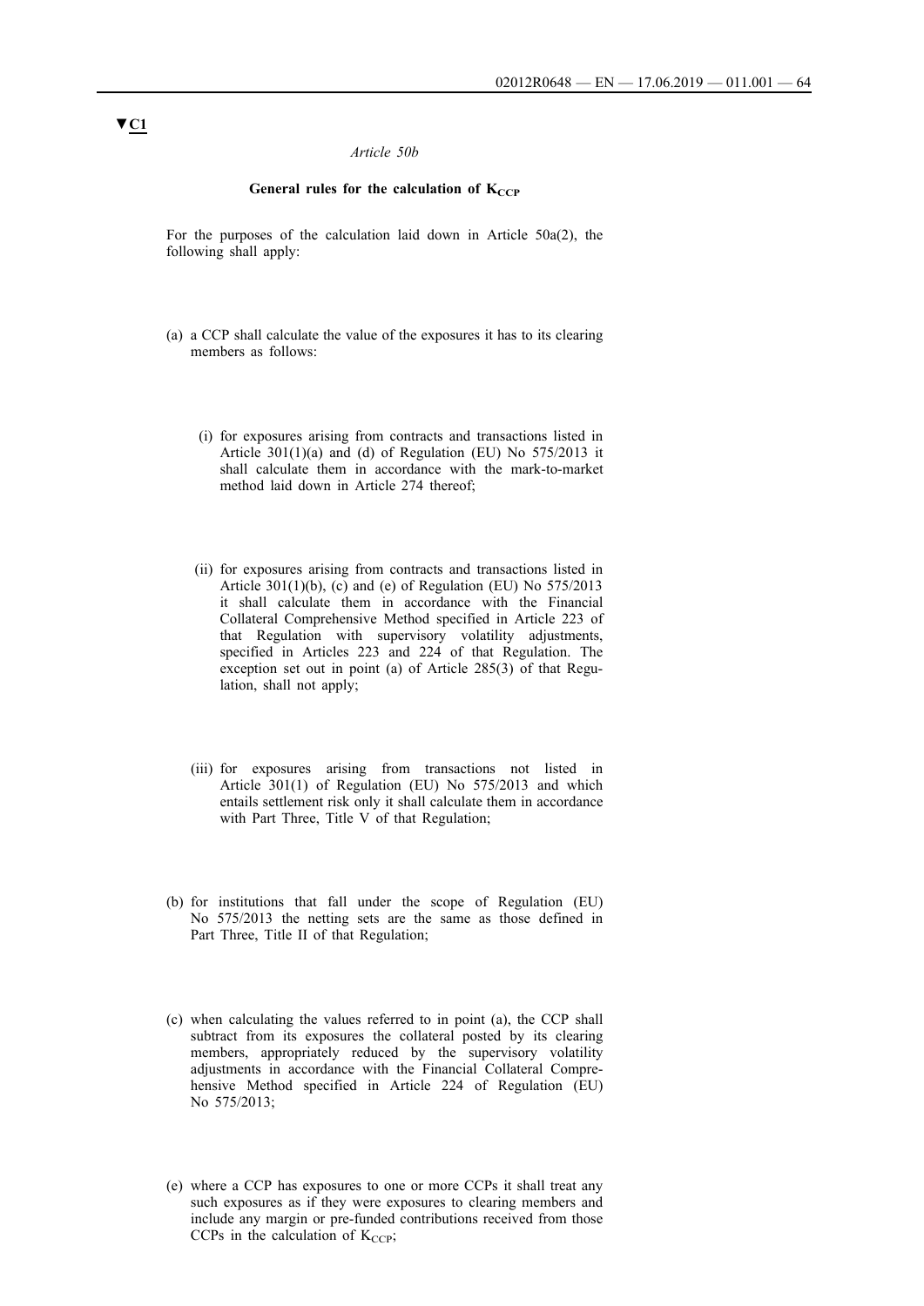▼C1

*Article 50b*

**General rules for the calculation of $K_{CCP}$**

For the purposes of the calculation laid down in Article 50a(2), the following shall apply:

(a) a CCP shall calculate the value of the exposures it has to its clearing members as follows:

(i) for exposures arising from contracts and transactions listed in Article 301(1)(a) and (d) of Regulation (EU) No 575/2013 it shall calculate them in accordance with the mark-to-market method laid down in Article 274 thereof;

(ii) for exposures arising from contracts and transactions listed in Article 301(1)(b), (c) and (e) of Regulation (EU) No 575/2013 it shall calculate them in accordance with the Financial Collateral Comprehensive Method specified in Article 223 of that Regulation with supervisory volatility adjustments, specified in Articles 223 and 224 of that Regulation. The exception set out in point (a) of Article 285(3) of that Regulation, shall not apply;

(iii) for exposures arising from transactions not listed in Article 301(1) of Regulation (EU) No 575/2013 and which entails settlement risk only it shall calculate them in accordance with Part Three, Title V of that Regulation;

(b) for institutions that fall under the scope of Regulation (EU) No 575/2013 the netting sets are the same as those defined in Part Three, Title II of that Regulation;

(c) when calculating the values referred to in point (a), the CCP shall subtract from its exposures the collateral posted by its clearing members, appropriately reduced by the supervisory volatility adjustments in accordance with the Financial Collateral Comprehensive Method specified in Article 224 of Regulation (EU) No 575/2013;

(e) where a CCP has exposures to one or more CCPs it shall treat any such exposures as if they were exposures to clearing members and include any margin or pre-funded contributions received from those CCPs in the calculation of $K_{CCP}$;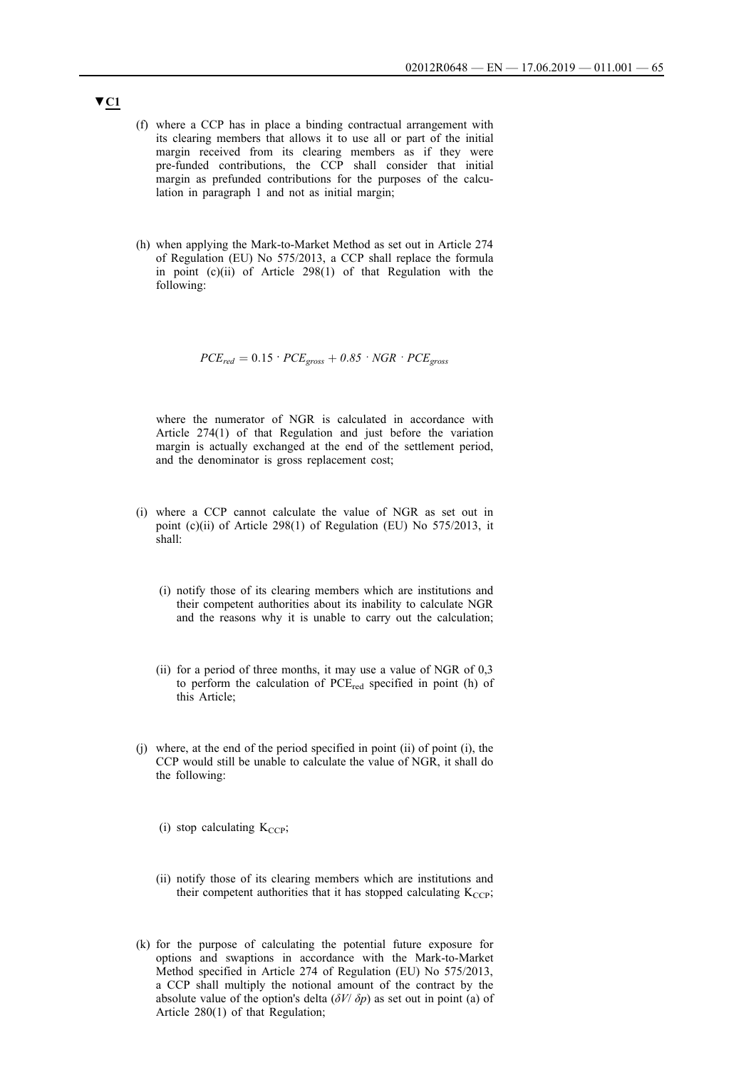▼C1

(f) where a CCP has in place a binding contractual arrangement with its clearing members that allows it to use all or part of the initial margin received from its clearing members as if they were pre-funded contributions, the CCP shall consider that initial margin as prefunded contributions for the purposes of the calculation in paragraph 1 and not as initial margin;

(h) when applying the Mark-to-Market Method as set out in Article 274 of Regulation (EU) No 575/2013, a CCP shall replace the formula in point (c)(ii) of Article 298(1) of that Regulation with the following:

$$PCE_{red} = 0.15 \cdot PCE_{gross} + 0.85 \cdot NGR \cdot PCE_{gross}$$

where the numerator of NGR is calculated in accordance with Article 274(1) of that Regulation and just before the variation margin is actually exchanged at the end of the settlement period, and the denominator is gross replacement cost;

(i) where a CCP cannot calculate the value of NGR as set out in point (c)(ii) of Article 298(1) of Regulation (EU) No 575/2013, it shall:

(i) notify those of its clearing members which are institutions and their competent authorities about its inability to calculate NGR and the reasons why it is unable to carry out the calculation;

(ii) for a period of three months, it may use a value of NGR of 0,3 to perform the calculation of $PCE_{red}$ specified in point (h) of this Article;

(j) where, at the end of the period specified in point (ii) of point (i), the CCP would still be unable to calculate the value of NGR, it shall do the following:

(i) stop calculating $K_{CCP}$;

(ii) notify those of its clearing members which are institutions and their competent authorities that it has stopped calculating $K_{CCP}$;

(k) for the purpose of calculating the potential future exposure for options and swaptions in accordance with the Mark-to-Market Method specified in Article 274 of Regulation (EU) No 575/2013, a CCP shall multiply the notional amount of the contract by the absolute value of the option's delta ($\delta V / \delta p$) as set out in point (a) of Article 280(1) of that Regulation;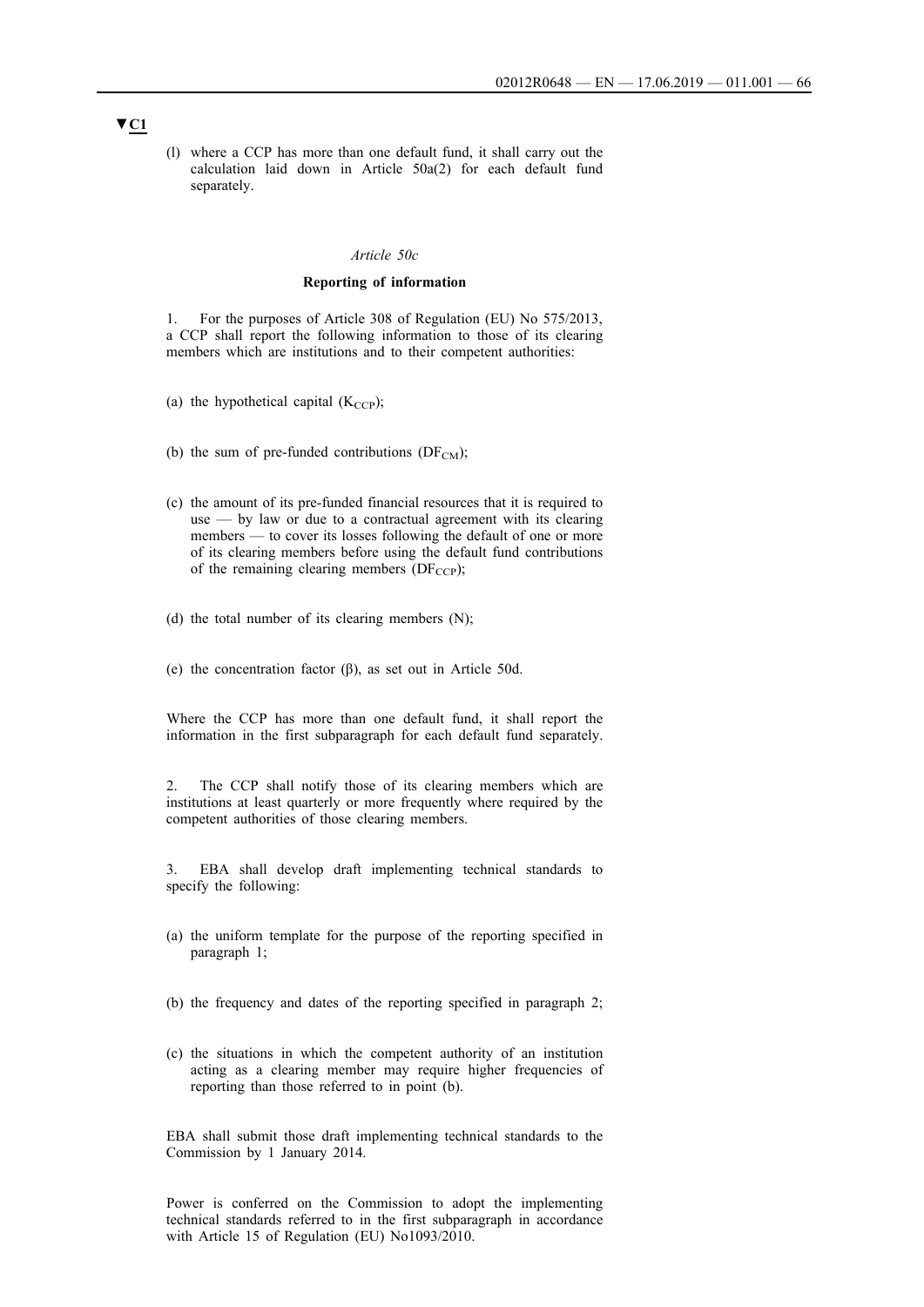▼C1

(l) where a CCP has more than one default fund, it shall carry out the calculation laid down in Article 50a(2) for each default fund separately.

*Article 50c*

**Reporting of information**

1. For the purposes of Article 308 of Regulation (EU) No 575/2013, a CCP shall report the following information to those of its clearing members which are institutions and to their competent authorities:

(a) the hypothetical capital ($K_{CCP}$);

(b) the sum of pre-funded contributions ($DF_{CM}$);

(c) the amount of its pre-funded financial resources that it is required to use — by law or due to a contractual agreement with its clearing members — to cover its losses following the default of one or more of its clearing members before using the default fund contributions of the remaining clearing members ($DF_{CCP}$);

(d) the total number of its clearing members (N);

(e) the concentration factor (β), as set out in Article 50d.

Where the CCP has more than one default fund, it shall report the information in the first subparagraph for each default fund separately.

2. The CCP shall notify those of its clearing members which are institutions at least quarterly or more frequently where required by the competent authorities of those clearing members.

3. EBA shall develop draft implementing technical standards to specify the following:

(a) the uniform template for the purpose of the reporting specified in paragraph 1;

(b) the frequency and dates of the reporting specified in paragraph 2;

(c) the situations in which the competent authority of an institution acting as a clearing member may require higher frequencies of reporting than those referred to in point (b).

EBA shall submit those draft implementing technical standards to the Commission by 1 January 2014.

Power is conferred on the Commission to adopt the implementing technical standards referred to in the first subparagraph in accordance with Article 15 of Regulation (EU) No1093/2010.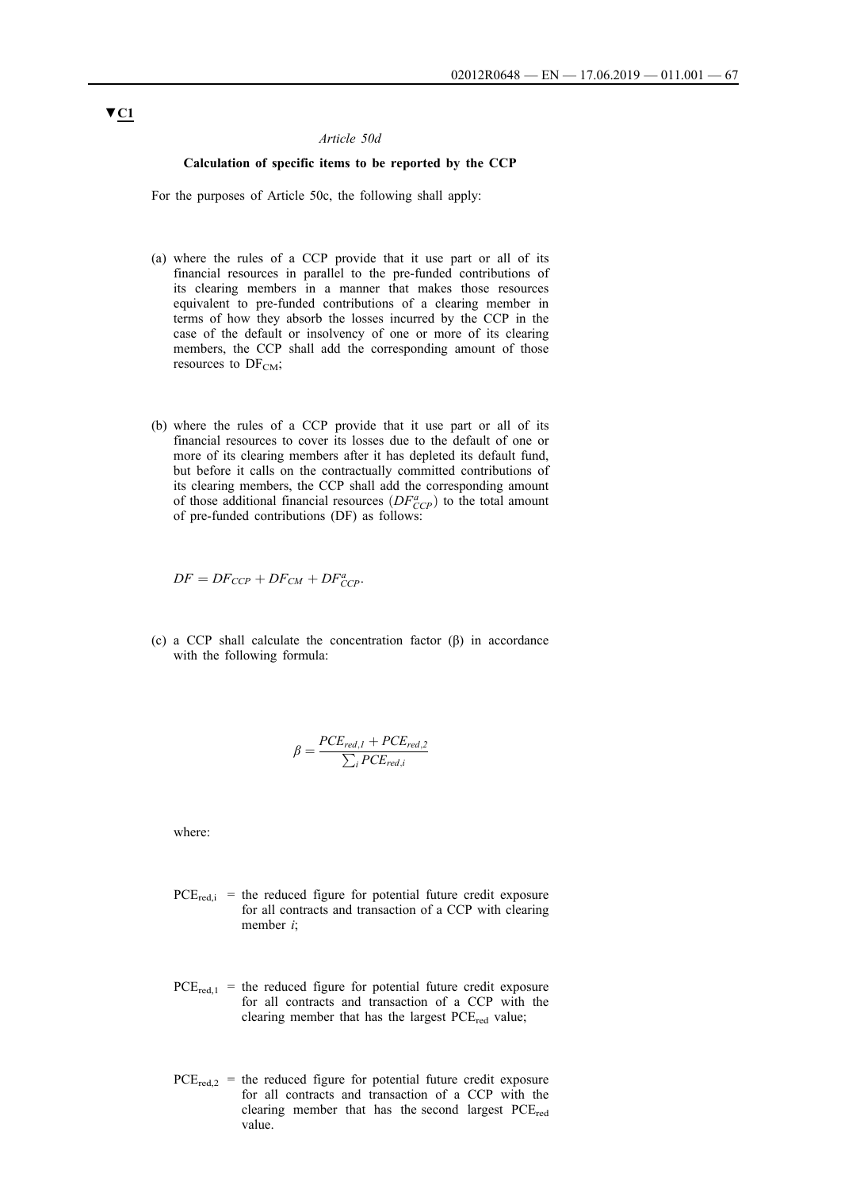▼C1

*Article 50d*

**Calculation of specific items to be reported by the CCP**

For the purposes of Article 50c, the following shall apply:

(a) where the rules of a CCP provide that it use part or all of its financial resources in parallel to the pre-funded contributions of its clearing members in a manner that makes those resources equivalent to pre-funded contributions of a clearing member in terms of how they absorb the losses incurred by the CCP in the case of the default or insolvency of one or more of its clearing members, the CCP shall add the corresponding amount of those resources to $DF_{CM}$;

(b) where the rules of a CCP provide that it use part or all of its financial resources to cover its losses due to the default of one or more of its clearing members after it has depleted its default fund, but before it calls on the contractually committed contributions of its clearing members, the CCP shall add the corresponding amount of those additional financial resources ($DF^{a}_{CCP}$) to the total amount of pre-funded contributions (DF) as follows:

$$DF = DF_{CCP} + DF_{CM} + DF^{a}_{CCP}.$$

(c) a CCP shall calculate the concentration factor (β) in accordance with the following formula:

$$\beta = \frac{PCE_{red,1} + PCE_{red,2}}{\sum_{i} PCE_{red,i}}$$

where:

$PCE_{red,i}$ = the reduced figure for potential future credit exposure for all contracts and transaction of a CCP with clearing member *i*;

$PCE_{red,1}$ = the reduced figure for potential future credit exposure for all contracts and transaction of a CCP with the clearing member that has the largest $PCE_{red}$ value;

$PCE_{red,2}$ = the reduced figure for potential future credit exposure for all contracts and transaction of a CCP with the clearing member that has the second largest $PCE_{red}$ value.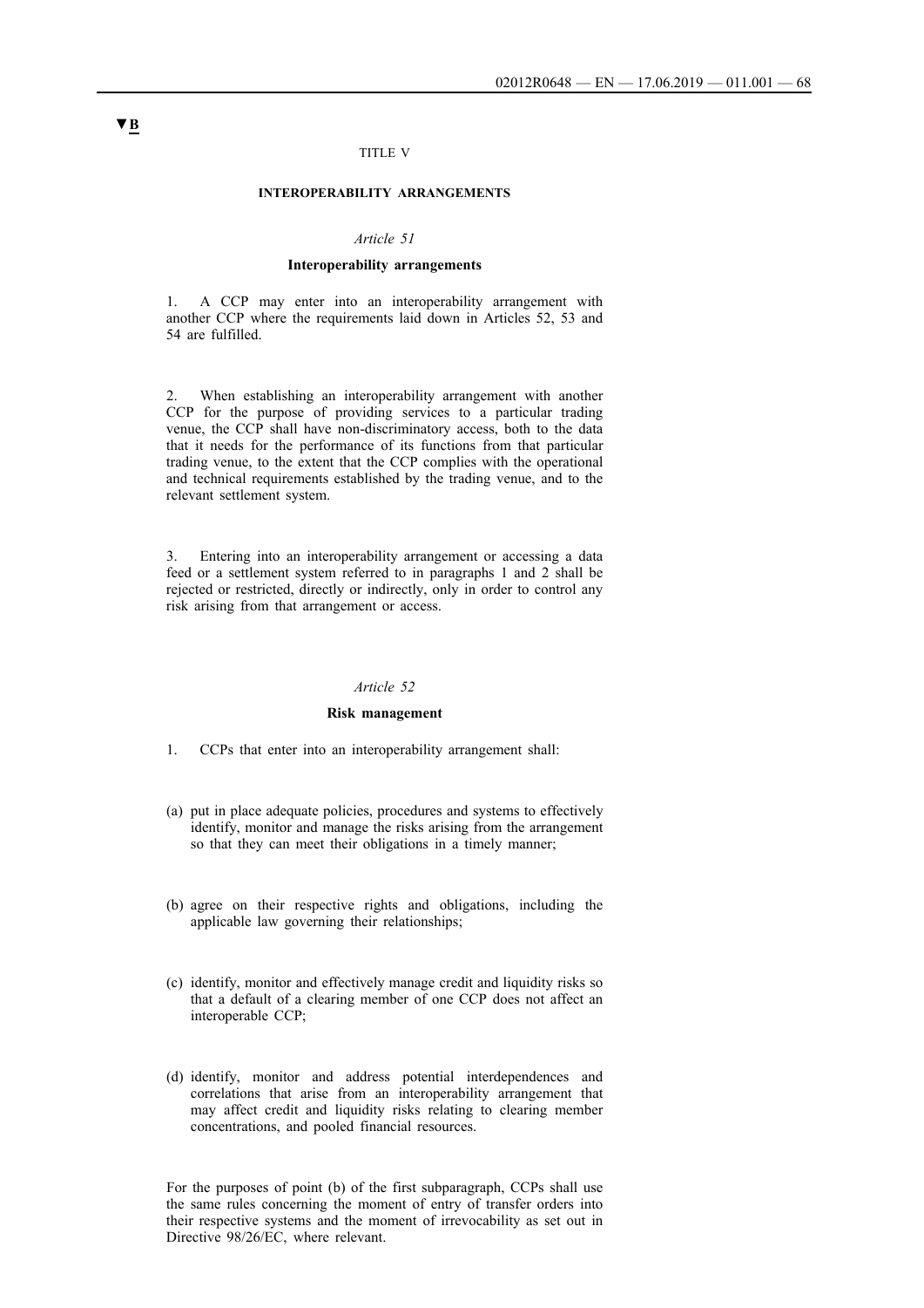▼B

TITLE V

**INTEROPERABILITY ARRANGEMENTS**

*Article 51*

**Interoperability arrangements**

1. A CCP may enter into an interoperability arrangement with another CCP where the requirements laid down in Articles 52, 53 and 54 are fulfilled.

2. When establishing an interoperability arrangement with another CCP for the purpose of providing services to a particular trading venue, the CCP shall have non-discriminatory access, both to the data that it needs for the performance of its functions from that particular trading venue, to the extent that the CCP complies with the operational and technical requirements established by the trading venue, and to the relevant settlement system.

3. Entering into an interoperability arrangement or accessing a data feed or a settlement system referred to in paragraphs 1 and 2 shall be rejected or restricted, directly or indirectly, only in order to control any risk arising from that arrangement or access.

*Article 52*

**Risk management**

1. CCPs that enter into an interoperability arrangement shall:

(a) put in place adequate policies, procedures and systems to effectively identify, monitor and manage the risks arising from the arrangement so that they can meet their obligations in a timely manner;

(b) agree on their respective rights and obligations, including the applicable law governing their relationships;

(c) identify, monitor and effectively manage credit and liquidity risks so that a default of a clearing member of one CCP does not affect an interoperable CCP;

(d) identify, monitor and address potential interdependences and correlations that arise from an interoperability arrangement that may affect credit and liquidity risks relating to clearing member concentrations, and pooled financial resources.

For the purposes of point (b) of the first subparagraph, CCPs shall use the same rules concerning the moment of entry of transfer orders into their respective systems and the moment of irrevocability as set out in Directive 98/26/EC, where relevant.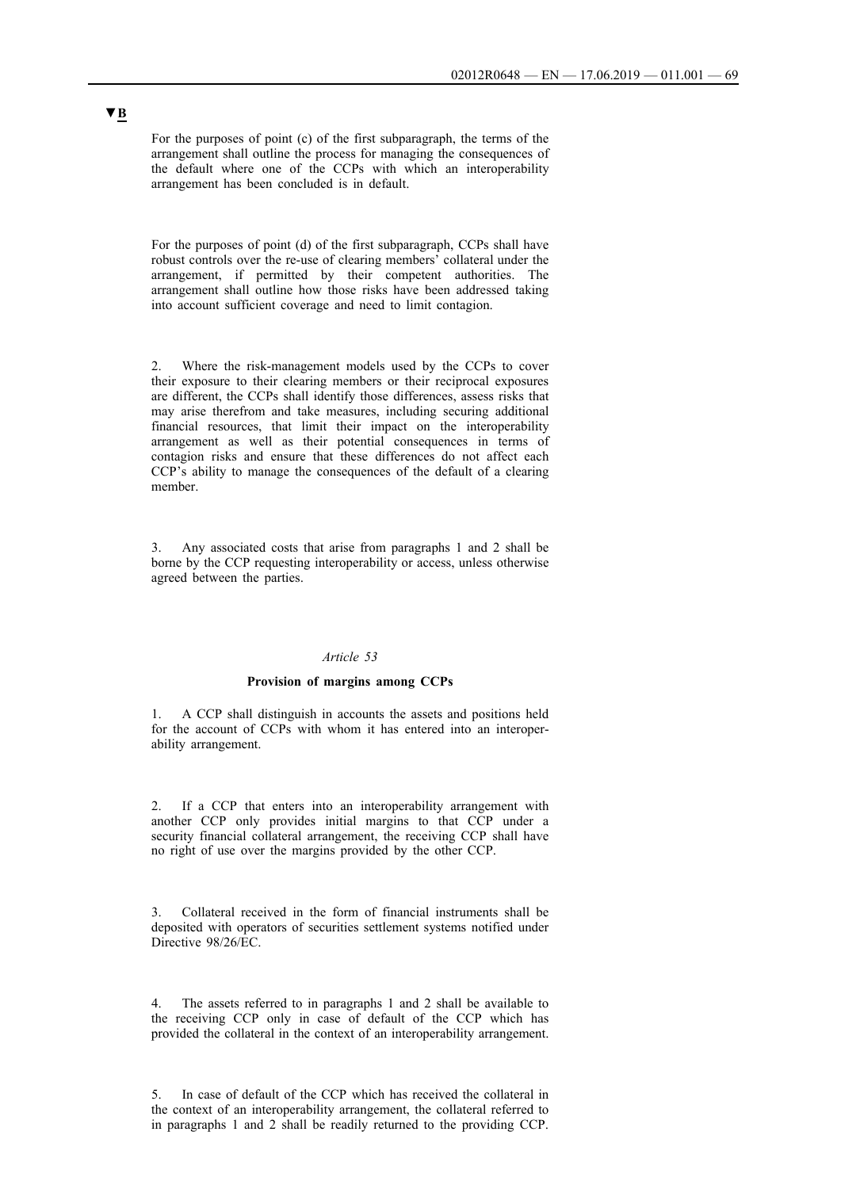▼B

For the purposes of point (c) of the first subparagraph, the terms of the arrangement shall outline the process for managing the consequences of the default where one of the CCPs with which an interoperability arrangement has been concluded is in default.

For the purposes of point (d) of the first subparagraph, CCPs shall have robust controls over the re-use of clearing members' collateral under the arrangement, if permitted by their competent authorities. The arrangement shall outline how those risks have been addressed taking into account sufficient coverage and need to limit contagion.

2. Where the risk-management models used by the CCPs to cover their exposure to their clearing members or their reciprocal exposures are different, the CCPs shall identify those differences, assess risks that may arise therefrom and take measures, including securing additional financial resources, that limit their impact on the interoperability arrangement as well as their potential consequences in terms of contagion risks and ensure that these differences do not affect each CCP's ability to manage the consequences of the default of a clearing member.

3. Any associated costs that arise from paragraphs 1 and 2 shall be borne by the CCP requesting interoperability or access, unless otherwise agreed between the parties.

*Article 53*

**Provision of margins among CCPs**

1. A CCP shall distinguish in accounts the assets and positions held for the account of CCPs with whom it has entered into an interoperability arrangement.

2. If a CCP that enters into an interoperability arrangement with another CCP only provides initial margins to that CCP under a security financial collateral arrangement, the receiving CCP shall have no right of use over the margins provided by the other CCP.

3. Collateral received in the form of financial instruments shall be deposited with operators of securities settlement systems notified under Directive 98/26/EC.

4. The assets referred to in paragraphs 1 and 2 shall be available to the receiving CCP only in case of default of the CCP which has provided the collateral in the context of an interoperability arrangement.

5. In case of default of the CCP which has received the collateral in the context of an interoperability arrangement, the collateral referred to in paragraphs 1 and 2 shall be readily returned to the providing CCP.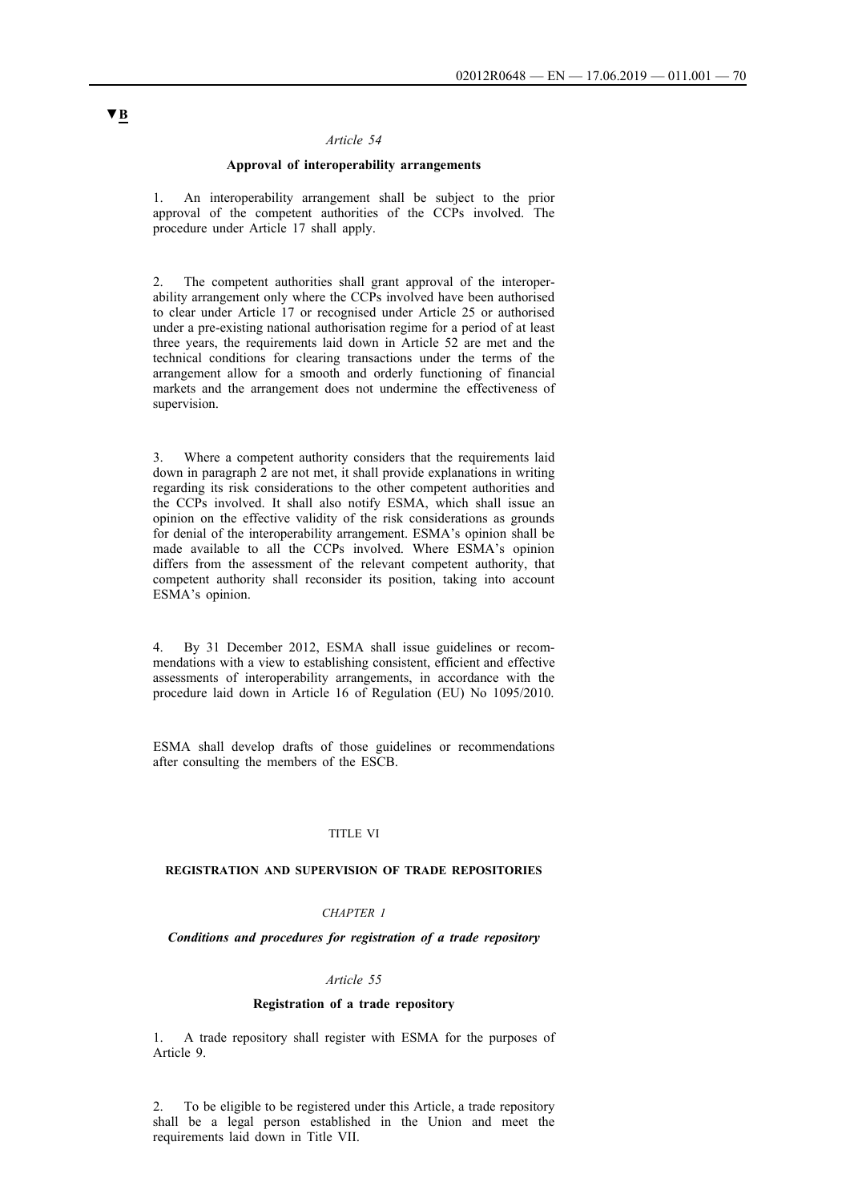▼B

*Article 54*

**Approval of interoperability arrangements**

1. An interoperability arrangement shall be subject to the prior approval of the competent authorities of the CCPs involved. The procedure under Article 17 shall apply.

2. The competent authorities shall grant approval of the interoperability arrangement only where the CCPs involved have been authorised to clear under Article 17 or recognised under Article 25 or authorised under a pre-existing national authorisation regime for a period of at least three years, the requirements laid down in Article 52 are met and the technical conditions for clearing transactions under the terms of the arrangement allow for a smooth and orderly functioning of financial markets and the arrangement does not undermine the effectiveness of supervision.

3. Where a competent authority considers that the requirements laid down in paragraph 2 are not met, it shall provide explanations in writing regarding its risk considerations to the other competent authorities and the CCPs involved. It shall also notify ESMA, which shall issue an opinion on the effective validity of the risk considerations as grounds for denial of the interoperability arrangement. ESMA's opinion shall be made available to all the CCPs involved. Where ESMA's opinion differs from the assessment of the relevant competent authority, that competent authority shall reconsider its position, taking into account ESMA's opinion.

4. By 31 December 2012, ESMA shall issue guidelines or recommendations with a view to establishing consistent, efficient and effective assessments of interoperability arrangements, in accordance with the procedure laid down in Article 16 of Regulation (EU) No 1095/2010.

ESMA shall develop drafts of those guidelines or recommendations after consulting the members of the ESCB.

TITLE VI

**REGISTRATION AND SUPERVISION OF TRADE REPOSITORIES**

*CHAPTER 1*

***Conditions and procedures for registration of a trade repository***

*Article 55*

**Registration of a trade repository**

1. A trade repository shall register with ESMA for the purposes of Article 9.

2. To be eligible to be registered under this Article, a trade repository shall be a legal person established in the Union and meet the requirements laid down in Title VII.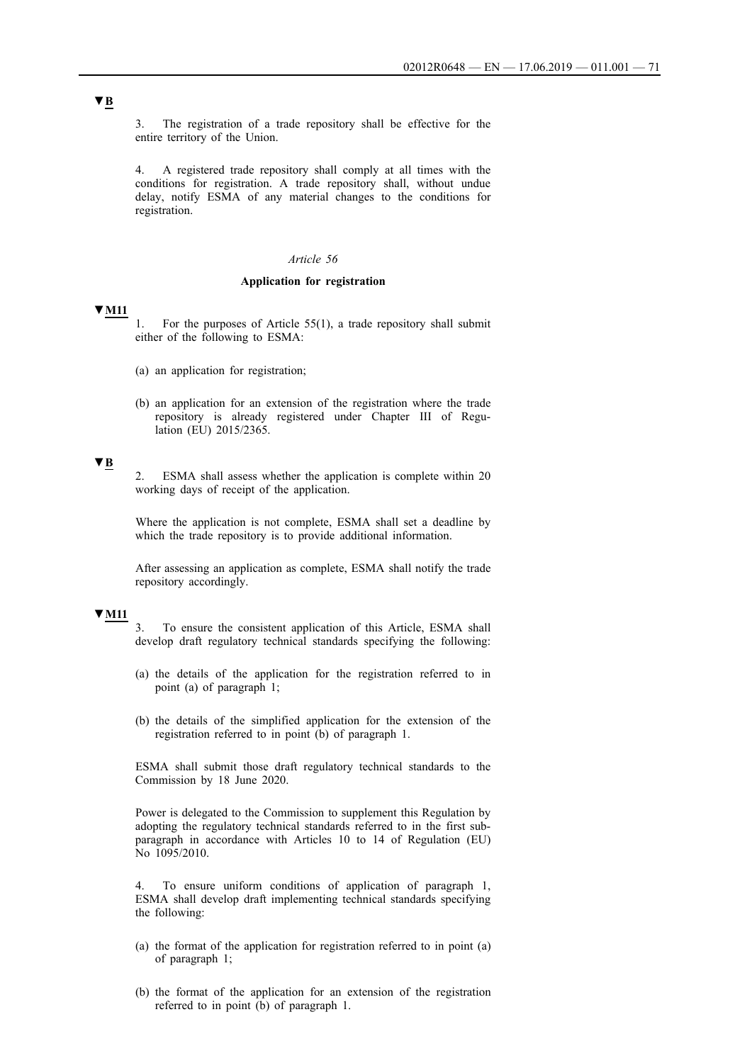▼B

3. The registration of a trade repository shall be effective for the entire territory of the Union.

4. A registered trade repository shall comply at all times with the conditions for registration. A trade repository shall, without undue delay, notify ESMA of any material changes to the conditions for registration.

*Article 56*

**Application for registration**

▼M11

1. For the purposes of Article 55(1), a trade repository shall submit either of the following to ESMA:

(a) an application for registration;

(b) an application for an extension of the registration where the trade repository is already registered under Chapter III of Regulation (EU) 2015/2365.

▼B

2. ESMA shall assess whether the application is complete within 20 working days of receipt of the application.

Where the application is not complete, ESMA shall set a deadline by which the trade repository is to provide additional information.

After assessing an application as complete, ESMA shall notify the trade repository accordingly.

▼M11

3. To ensure the consistent application of this Article, ESMA shall develop draft regulatory technical standards specifying the following:

(a) the details of the application for the registration referred to in point (a) of paragraph 1;

(b) the details of the simplified application for the extension of the registration referred to in point (b) of paragraph 1.

ESMA shall submit those draft regulatory technical standards to the Commission by 18 June 2020.

Power is delegated to the Commission to supplement this Regulation by adopting the regulatory technical standards referred to in the first subparagraph in accordance with Articles 10 to 14 of Regulation (EU) No 1095/2010.

4. To ensure uniform conditions of application of paragraph 1, ESMA shall develop draft implementing technical standards specifying the following:

(a) the format of the application for registration referred to in point (a) of paragraph 1;

(b) the format of the application for an extension of the registration referred to in point (b) of paragraph 1.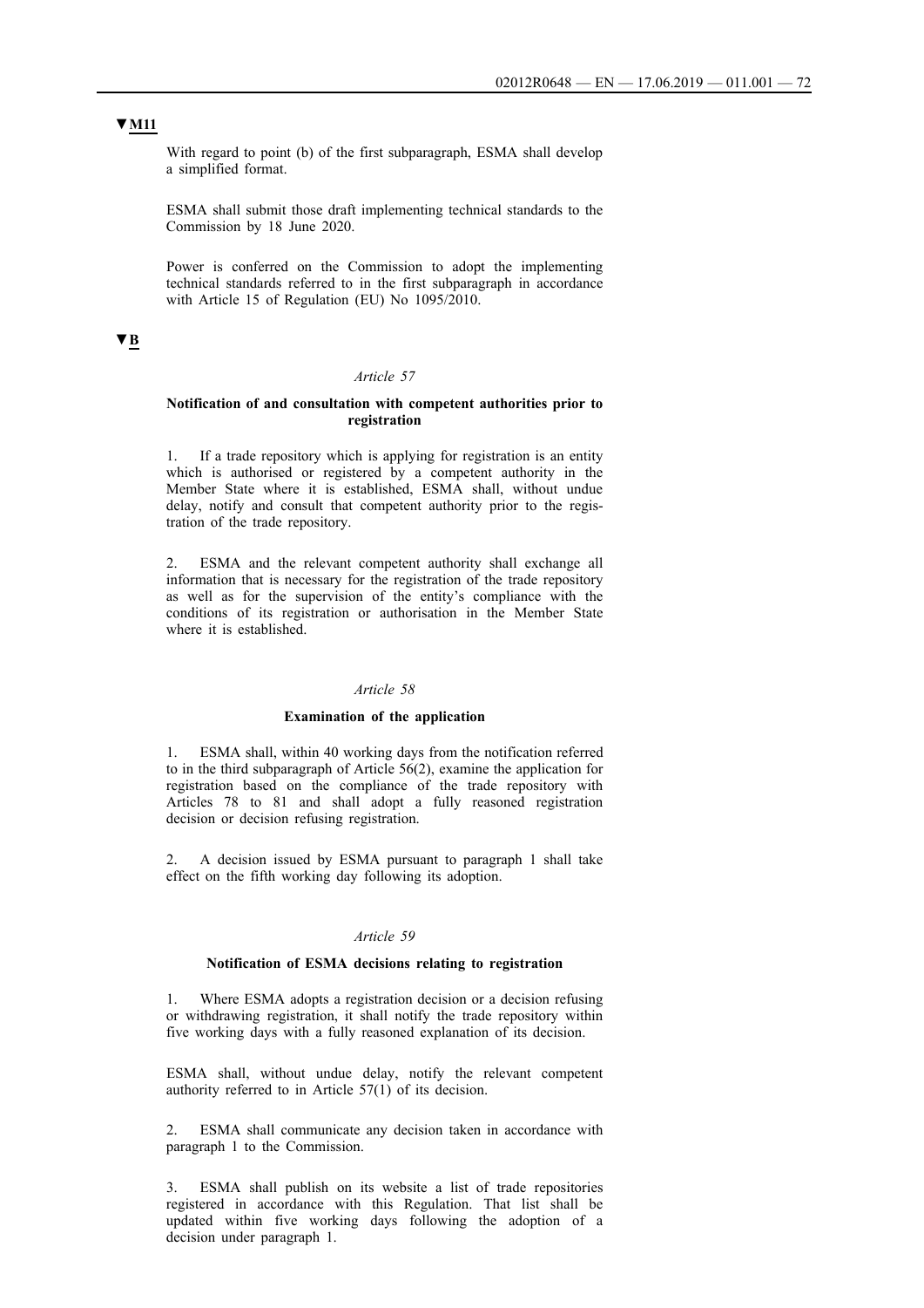▼M11

With regard to point (b) of the first subparagraph, ESMA shall develop a simplified format.

ESMA shall submit those draft implementing technical standards to the Commission by 18 June 2020.

Power is conferred on the Commission to adopt the implementing technical standards referred to in the first subparagraph in accordance with Article 15 of Regulation (EU) No 1095/2010.

▼B

*Article 57*

**Notification of and consultation with competent authorities prior to registration**

1. If a trade repository which is applying for registration is an entity which is authorised or registered by a competent authority in the Member State where it is established, ESMA shall, without undue delay, notify and consult that competent authority prior to the registration of the trade repository.

2. ESMA and the relevant competent authority shall exchange all information that is necessary for the registration of the trade repository as well as for the supervision of the entity's compliance with the conditions of its registration or authorisation in the Member State where it is established.

*Article 58*

**Examination of the application**

1. ESMA shall, within 40 working days from the notification referred to in the third subparagraph of Article 56(2), examine the application for registration based on the compliance of the trade repository with Articles 78 to 81 and shall adopt a fully reasoned registration decision or decision refusing registration.

2. A decision issued by ESMA pursuant to paragraph 1 shall take effect on the fifth working day following its adoption.

*Article 59*

**Notification of ESMA decisions relating to registration**

1. Where ESMA adopts a registration decision or a decision refusing or withdrawing registration, it shall notify the trade repository within five working days with a fully reasoned explanation of its decision.

ESMA shall, without undue delay, notify the relevant competent authority referred to in Article 57(1) of its decision.

2. ESMA shall communicate any decision taken in accordance with paragraph 1 to the Commission.

3. ESMA shall publish on its website a list of trade repositories registered in accordance with this Regulation. That list shall be updated within five working days following the adoption of a decision under paragraph 1.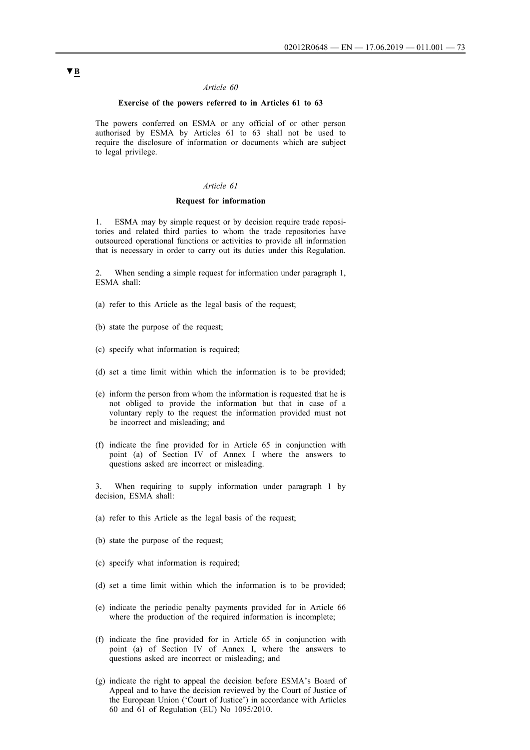**▼B**

*Article 60*

**Exercise of the powers referred to in Articles 61 to 63**

The powers conferred on ESMA or any official of or other person authorised by ESMA by Articles 61 to 63 shall not be used to require the disclosure of information or documents which are subject to legal privilege.

*Article 61*

**Request for information**

1. ESMA may by simple request or by decision require trade repositories and related third parties to whom the trade repositories have outsourced operational functions or activities to provide all information that is necessary in order to carry out its duties under this Regulation.

2. When sending a simple request for information under paragraph 1, ESMA shall:

(a) refer to this Article as the legal basis of the request;

(b) state the purpose of the request;

(c) specify what information is required;

(d) set a time limit within which the information is to be provided;

(e) inform the person from whom the information is requested that he is not obliged to provide the information but that in case of a voluntary reply to the request the information provided must not be incorrect and misleading; and

(f) indicate the fine provided for in Article 65 in conjunction with point (a) of Section IV of Annex I where the answers to questions asked are incorrect or misleading.

3. When requiring to supply information under paragraph 1 by decision, ESMA shall:

(a) refer to this Article as the legal basis of the request;

(b) state the purpose of the request;

(c) specify what information is required;

(d) set a time limit within which the information is to be provided;

(e) indicate the periodic penalty payments provided for in Article 66 where the production of the required information is incomplete;

(f) indicate the fine provided for in Article 65 in conjunction with point (a) of Section IV of Annex I, where the answers to questions asked are incorrect or misleading; and

(g) indicate the right to appeal the decision before ESMA's Board of Appeal and to have the decision reviewed by the Court of Justice of the European Union ('Court of Justice') in accordance with Articles 60 and 61 of Regulation (EU) No 1095/2010.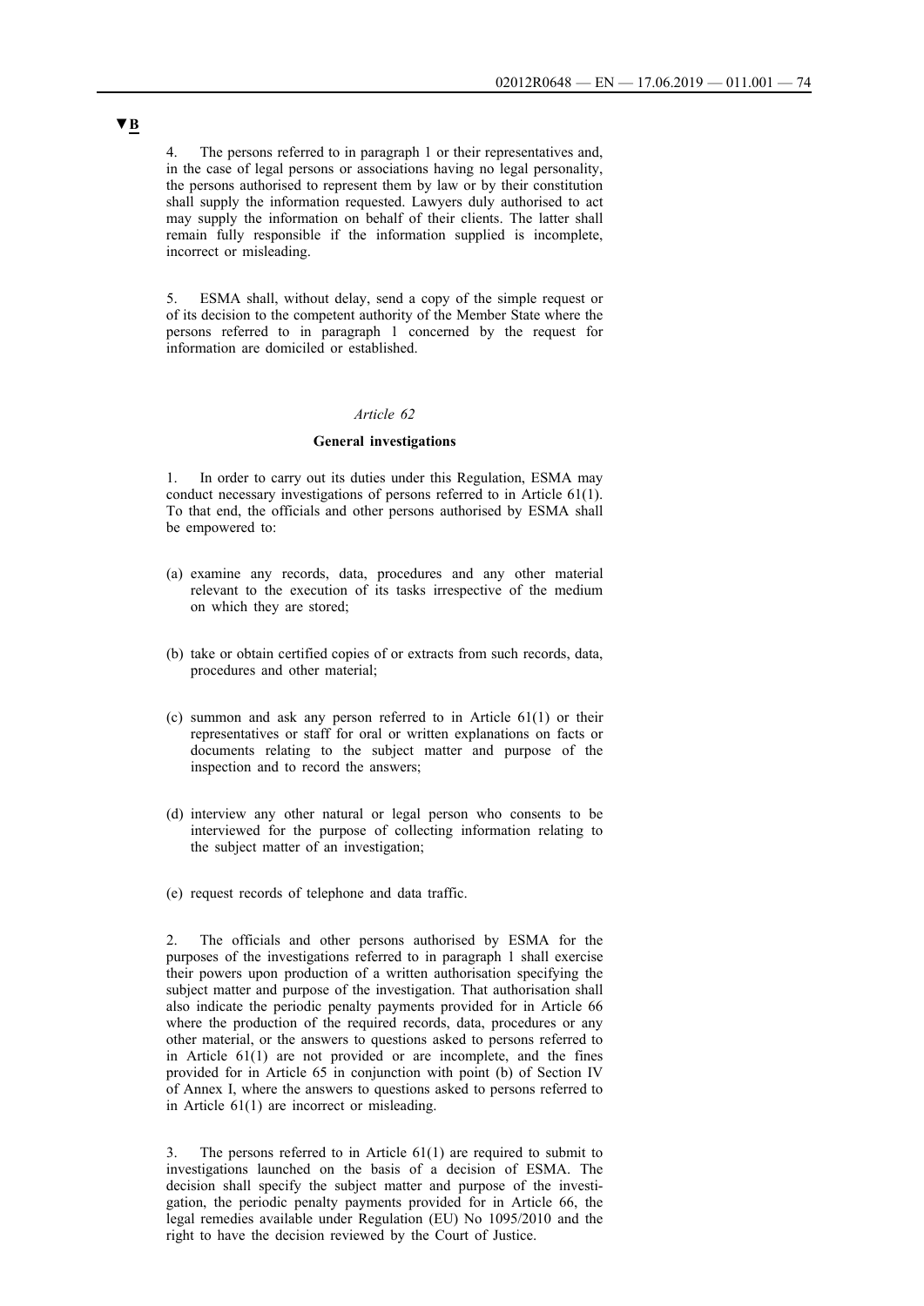▼B

4. The persons referred to in paragraph 1 or their representatives and, in the case of legal persons or associations having no legal personality, the persons authorised to represent them by law or by their constitution shall supply the information requested. Lawyers duly authorised to act may supply the information on behalf of their clients. The latter shall remain fully responsible if the information supplied is incomplete, incorrect or misleading.

5. ESMA shall, without delay, send a copy of the simple request or of its decision to the competent authority of the Member State where the persons referred to in paragraph 1 concerned by the request for information are domiciled or established.

*Article 62*

**General investigations**

1. In order to carry out its duties under this Regulation, ESMA may conduct necessary investigations of persons referred to in Article 61(1). To that end, the officials and other persons authorised by ESMA shall be empowered to:

(a) examine any records, data, procedures and any other material relevant to the execution of its tasks irrespective of the medium on which they are stored;

(b) take or obtain certified copies of or extracts from such records, data, procedures and other material;

(c) summon and ask any person referred to in Article 61(1) or their representatives or staff for oral or written explanations on facts or documents relating to the subject matter and purpose of the inspection and to record the answers;

(d) interview any other natural or legal person who consents to be interviewed for the purpose of collecting information relating to the subject matter of an investigation;

(e) request records of telephone and data traffic.

2. The officials and other persons authorised by ESMA for the purposes of the investigations referred to in paragraph 1 shall exercise their powers upon production of a written authorisation specifying the subject matter and purpose of the investigation. That authorisation shall also indicate the periodic penalty payments provided for in Article 66 where the production of the required records, data, procedures or any other material, or the answers to questions asked to persons referred to in Article 61(1) are not provided or are incomplete, and the fines provided for in Article 65 in conjunction with point (b) of Section IV of Annex I, where the answers to questions asked to persons referred to in Article 61(1) are incorrect or misleading.

3. The persons referred to in Article 61(1) are required to submit to investigations launched on the basis of a decision of ESMA. The decision shall specify the subject matter and purpose of the investigation, the periodic penalty payments provided for in Article 66, the legal remedies available under Regulation (EU) No 1095/2010 and the right to have the decision reviewed by the Court of Justice.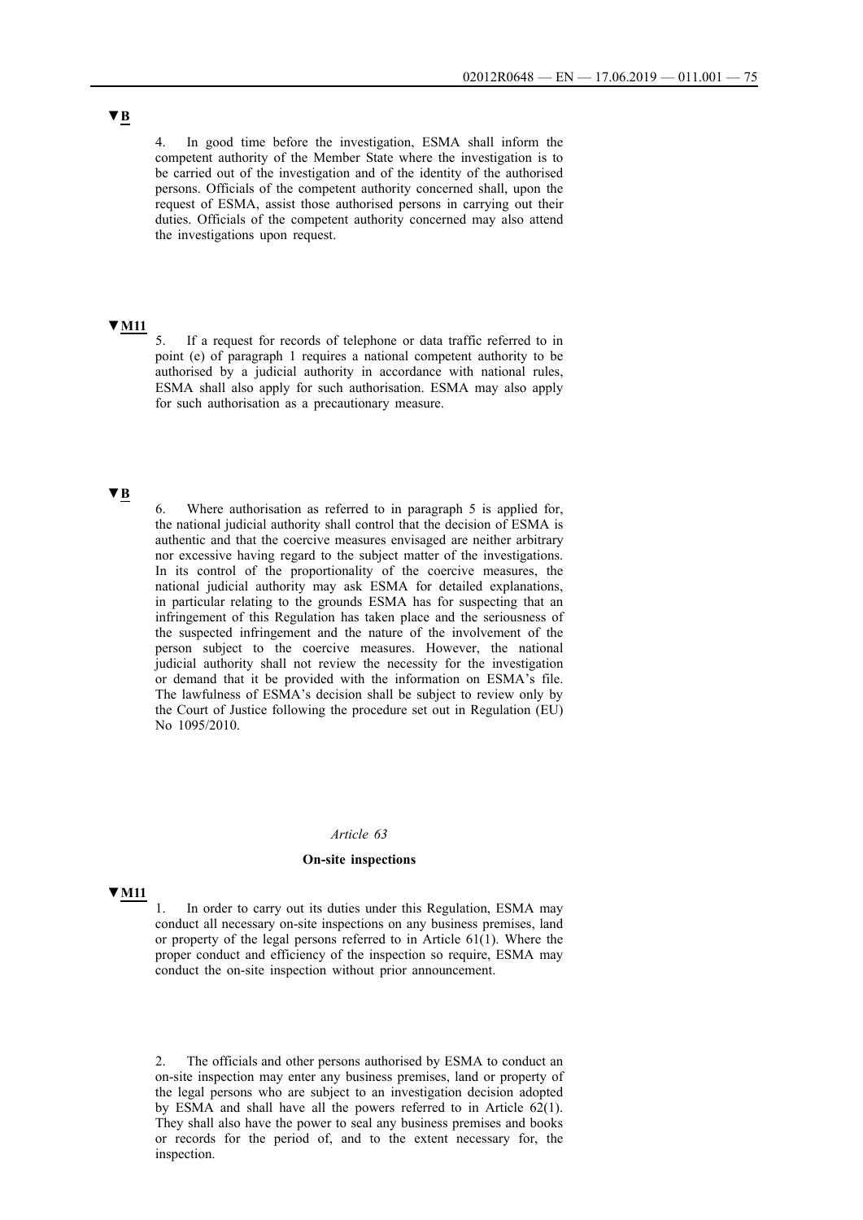▼B

4. In good time before the investigation, ESMA shall inform the competent authority of the Member State where the investigation is to be carried out of the investigation and of the identity of the authorised persons. Officials of the competent authority concerned shall, upon the request of ESMA, assist those authorised persons in carrying out their duties. Officials of the competent authority concerned may also attend the investigations upon request.

▼M11

5. If a request for records of telephone or data traffic referred to in point (e) of paragraph 1 requires a national competent authority to be authorised by a judicial authority in accordance with national rules, ESMA shall also apply for such authorisation. ESMA may also apply for such authorisation as a precautionary measure.

▼B

6. Where authorisation as referred to in paragraph 5 is applied for, the national judicial authority shall control that the decision of ESMA is authentic and that the coercive measures envisaged are neither arbitrary nor excessive having regard to the subject matter of the investigations. In its control of the proportionality of the coercive measures, the national judicial authority may ask ESMA for detailed explanations, in particular relating to the grounds ESMA has for suspecting that an infringement of this Regulation has taken place and the seriousness of the suspected infringement and the nature of the involvement of the person subject to the coercive measures. However, the national judicial authority shall not review the necessity for the investigation or demand that it be provided with the information on ESMA's file. The lawfulness of ESMA's decision shall be subject to review only by the Court of Justice following the procedure set out in Regulation (EU) No 1095/2010.

*Article 63*

**On-site inspections**

▼M11

1. In order to carry out its duties under this Regulation, ESMA may conduct all necessary on-site inspections on any business premises, land or property of the legal persons referred to in Article 61(1). Where the proper conduct and efficiency of the inspection so require, ESMA may conduct the on-site inspection without prior announcement.

2. The officials and other persons authorised by ESMA to conduct an on-site inspection may enter any business premises, land or property of the legal persons who are subject to an investigation decision adopted by ESMA and shall have all the powers referred to in Article 62(1). They shall also have the power to seal any business premises and books or records for the period of, and to the extent necessary for, the inspection.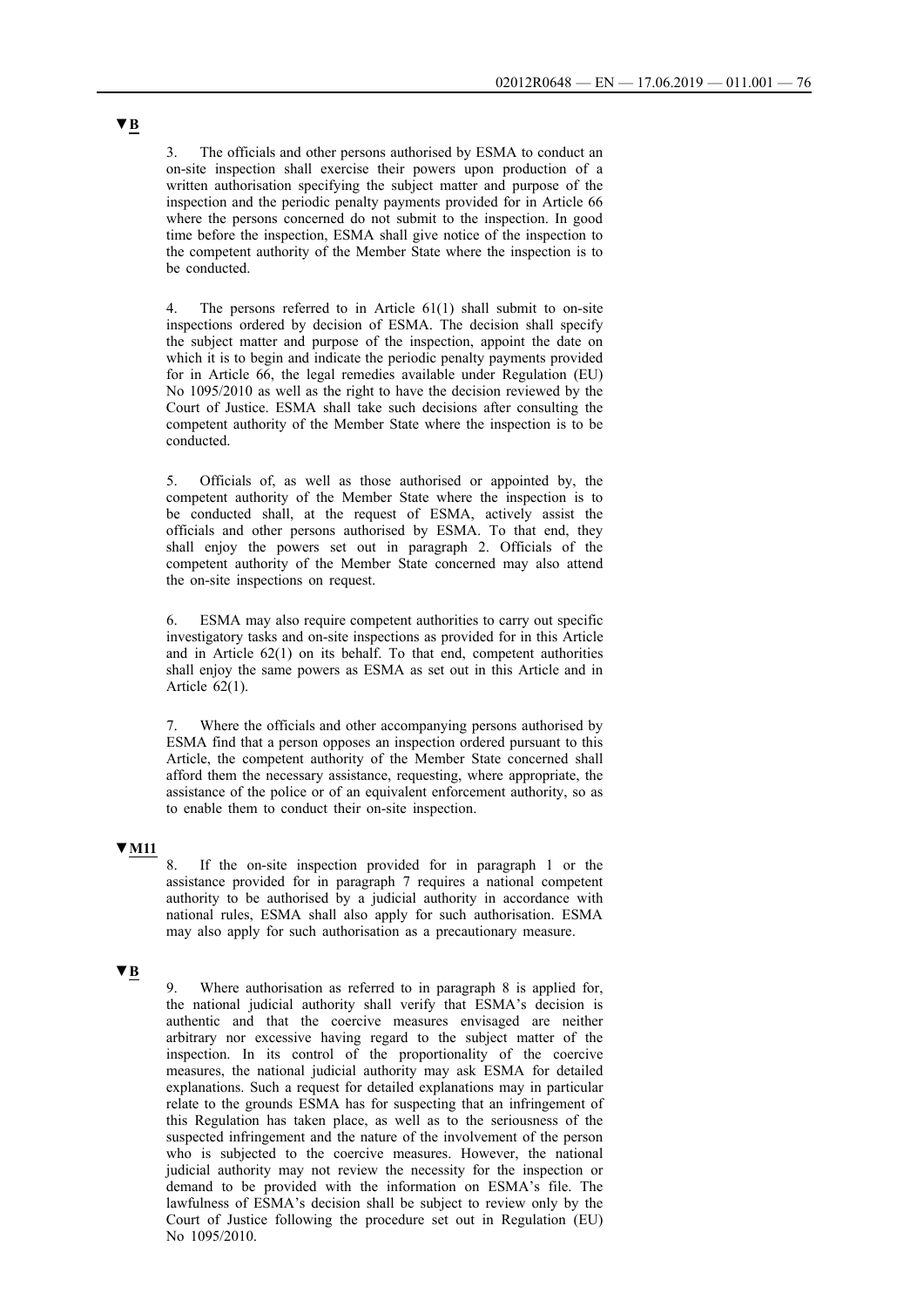▼B

3. The officials and other persons authorised by ESMA to conduct an on-site inspection shall exercise their powers upon production of a written authorisation specifying the subject matter and purpose of the inspection and the periodic penalty payments provided for in Article 66 where the persons concerned do not submit to the inspection. In good time before the inspection, ESMA shall give notice of the inspection to the competent authority of the Member State where the inspection is to be conducted.

4. The persons referred to in Article 61(1) shall submit to on-site inspections ordered by decision of ESMA. The decision shall specify the subject matter and purpose of the inspection, appoint the date on which it is to begin and indicate the periodic penalty payments provided for in Article 66, the legal remedies available under Regulation (EU) No 1095/2010 as well as the right to have the decision reviewed by the Court of Justice. ESMA shall take such decisions after consulting the competent authority of the Member State where the inspection is to be conducted.

5. Officials of, as well as those authorised or appointed by, the competent authority of the Member State where the inspection is to be conducted shall, at the request of ESMA, actively assist the officials and other persons authorised by ESMA. To that end, they shall enjoy the powers set out in paragraph 2. Officials of the competent authority of the Member State concerned may also attend the on-site inspections on request.

6. ESMA may also require competent authorities to carry out specific investigatory tasks and on-site inspections as provided for in this Article and in Article 62(1) on its behalf. To that end, competent authorities shall enjoy the same powers as ESMA as set out in this Article and in Article 62(1).

7. Where the officials and other accompanying persons authorised by ESMA find that a person opposes an inspection ordered pursuant to this Article, the competent authority of the Member State concerned shall afford them the necessary assistance, requesting, where appropriate, the assistance of the police or of an equivalent enforcement authority, so as to enable them to conduct their on-site inspection.

▼M11

8. If the on-site inspection provided for in paragraph 1 or the assistance provided for in paragraph 7 requires a national competent authority to be authorised by a judicial authority in accordance with national rules, ESMA shall also apply for such authorisation. ESMA may also apply for such authorisation as a precautionary measure.

▼B

9. Where authorisation as referred to in paragraph 8 is applied for, the national judicial authority shall verify that ESMA's decision is authentic and that the coercive measures envisaged are neither arbitrary nor excessive having regard to the subject matter of the inspection. In its control of the proportionality of the coercive measures, the national judicial authority may ask ESMA for detailed explanations. Such a request for detailed explanations may in particular relate to the grounds ESMA has for suspecting that an infringement of this Regulation has taken place, as well as to the seriousness of the suspected infringement and the nature of the involvement of the person who is subjected to the coercive measures. However, the national judicial authority may not review the necessity for the inspection or demand to be provided with the information on ESMA's file. The lawfulness of ESMA's decision shall be subject to review only by the Court of Justice following the procedure set out in Regulation (EU) No 1095/2010.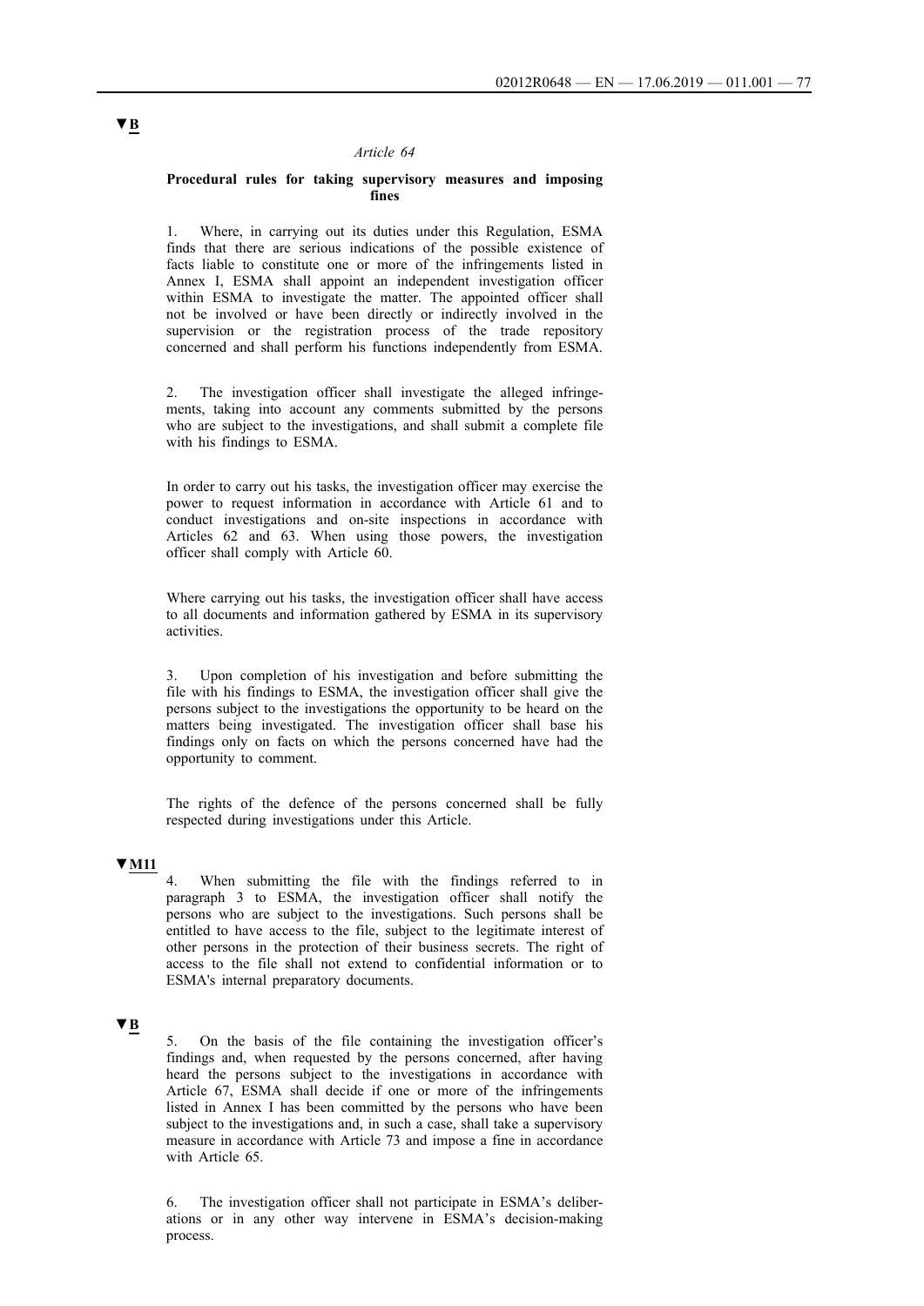▼B

*Article 64*

**Procedural rules for taking supervisory measures and imposing fines**

1. Where, in carrying out its duties under this Regulation, ESMA finds that there are serious indications of the possible existence of facts liable to constitute one or more of the infringements listed in Annex I, ESMA shall appoint an independent investigation officer within ESMA to investigate the matter. The appointed officer shall not be involved or have been directly or indirectly involved in the supervision or the registration process of the trade repository concerned and shall perform his functions independently from ESMA.

2. The investigation officer shall investigate the alleged infringements, taking into account any comments submitted by the persons who are subject to the investigations, and shall submit a complete file with his findings to ESMA.

In order to carry out his tasks, the investigation officer may exercise the power to request information in accordance with Article 61 and to conduct investigations and on-site inspections in accordance with Articles 62 and 63. When using those powers, the investigation officer shall comply with Article 60.

Where carrying out his tasks, the investigation officer shall have access to all documents and information gathered by ESMA in its supervisory activities.

3. Upon completion of his investigation and before submitting the file with his findings to ESMA, the investigation officer shall give the persons subject to the investigations the opportunity to be heard on the matters being investigated. The investigation officer shall base his findings only on facts on which the persons concerned have had the opportunity to comment.

The rights of the defence of the persons concerned shall be fully respected during investigations under this Article.

▼M11

4. When submitting the file with the findings referred to in paragraph 3 to ESMA, the investigation officer shall notify the persons who are subject to the investigations. Such persons shall be entitled to have access to the file, subject to the legitimate interest of other persons in the protection of their business secrets. The right of access to the file shall not extend to confidential information or to ESMA's internal preparatory documents.

▼B

5. On the basis of the file containing the investigation officer's findings and, when requested by the persons concerned, after having heard the persons subject to the investigations in accordance with Article 67, ESMA shall decide if one or more of the infringements listed in Annex I has been committed by the persons who have been subject to the investigations and, in such a case, shall take a supervisory measure in accordance with Article 73 and impose a fine in accordance with Article 65.

6. The investigation officer shall not participate in ESMA's deliberations or in any other way intervene in ESMA's decision-making process.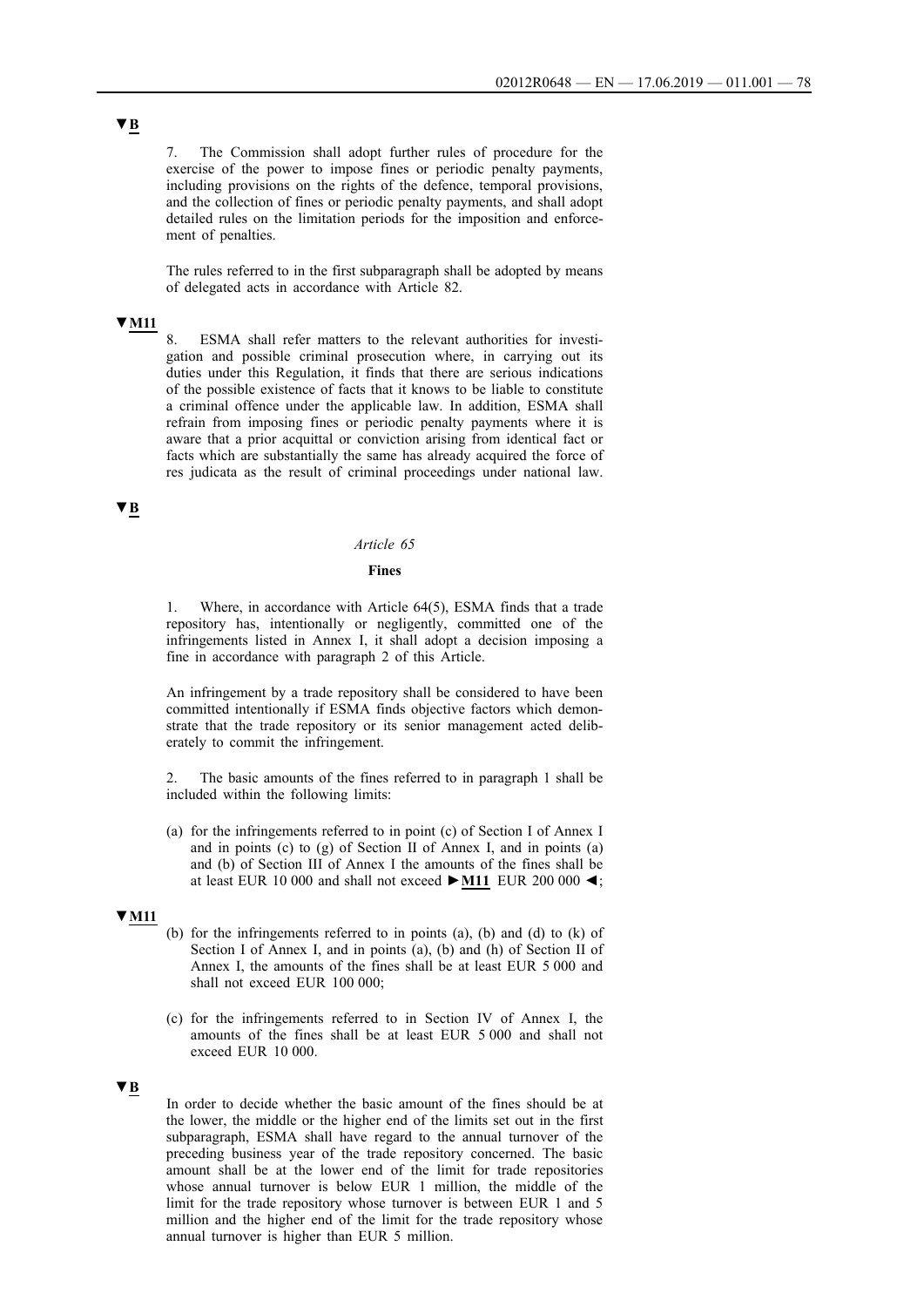▼B

7. The Commission shall adopt further rules of procedure for the exercise of the power to impose fines or periodic penalty payments, including provisions on the rights of the defence, temporal provisions, and the collection of fines or periodic penalty payments, and shall adopt detailed rules on the limitation periods for the imposition and enforcement of penalties.

The rules referred to in the first subparagraph shall be adopted by means of delegated acts in accordance with Article 82.

▼M11

8. ESMA shall refer matters to the relevant authorities for investigation and possible criminal prosecution where, in carrying out its duties under this Regulation, it finds that there are serious indications of the possible existence of facts that it knows to be liable to constitute a criminal offence under the applicable law. In addition, ESMA shall refrain from imposing fines or periodic penalty payments where it is aware that a prior acquittal or conviction arising from identical fact or facts which are substantially the same has already acquired the force of res judicata as the result of criminal proceedings under national law.

▼B

*Article 65*

**Fines**

1. Where, in accordance with Article 64(5), ESMA finds that a trade repository has, intentionally or negligently, committed one of the infringements listed in Annex I, it shall adopt a decision imposing a fine in accordance with paragraph 2 of this Article.

An infringement by a trade repository shall be considered to have been committed intentionally if ESMA finds objective factors which demonstrate that the trade repository or its senior management acted deliberately to commit the infringement.

2. The basic amounts of the fines referred to in paragraph 1 shall be included within the following limits:

(a) for the infringements referred to in point (c) of Section I of Annex I and in points (c) to (g) of Section II of Annex I, and in points (a) and (b) of Section III of Annex I the amounts of the fines shall be at least EUR 10 000 and shall not exceed ►M11 EUR 200 000 ◄;

▼M11

(b) for the infringements referred to in points (a), (b) and (d) to (k) of Section I of Annex I, and in points (a), (b) and (h) of Section II of Annex I, the amounts of the fines shall be at least EUR 5 000 and shall not exceed EUR 100 000;

(c) for the infringements referred to in Section IV of Annex I, the amounts of the fines shall be at least EUR 5 000 and shall not exceed EUR 10 000.

▼B

In order to decide whether the basic amount of the fines should be at the lower, the middle or the higher end of the limits set out in the first subparagraph, ESMA shall have regard to the annual turnover of the preceding business year of the trade repository concerned. The basic amount shall be at the lower end of the limit for trade repositories whose annual turnover is below EUR 1 million, the middle of the limit for the trade repository whose turnover is between EUR 1 and 5 million and the higher end of the limit for the trade repository whose annual turnover is higher than EUR 5 million.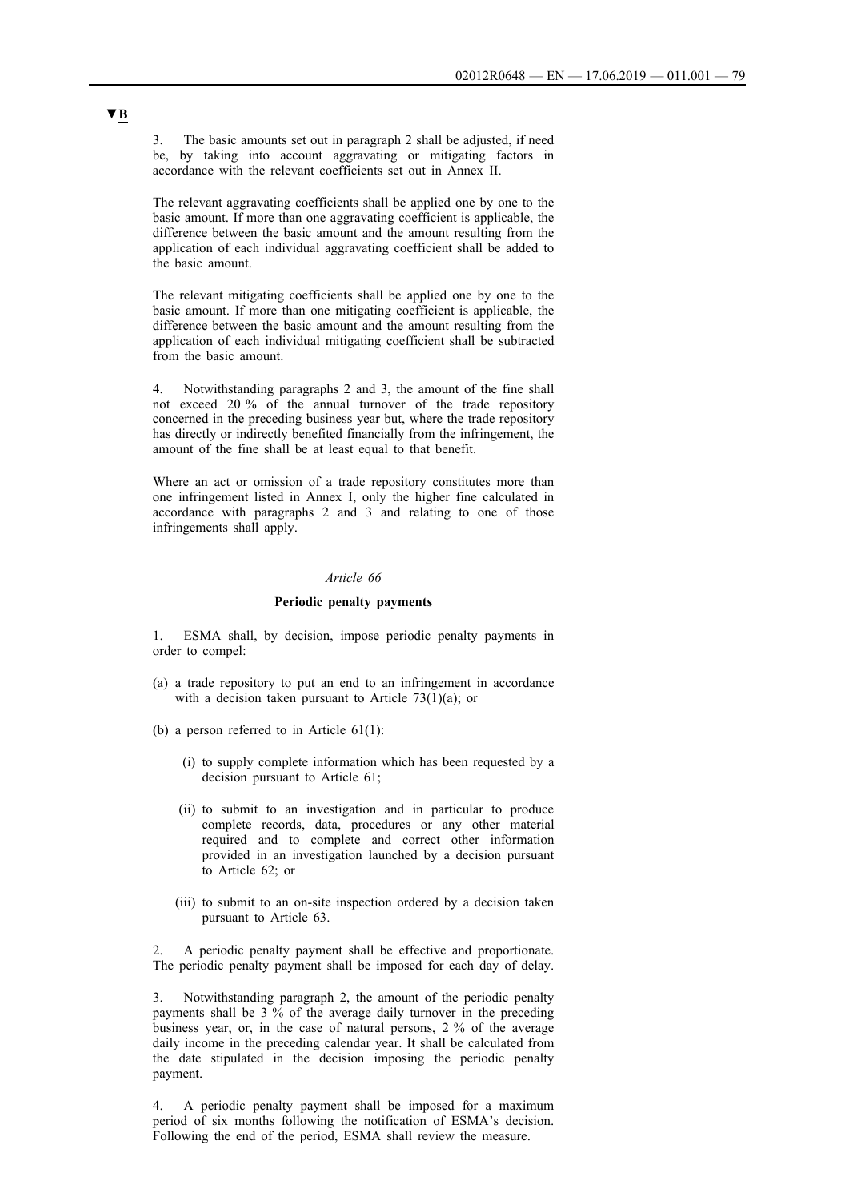**▼B**

3. The basic amounts set out in paragraph 2 shall be adjusted, if need be, by taking into account aggravating or mitigating factors in accordance with the relevant coefficients set out in Annex II.

The relevant aggravating coefficients shall be applied one by one to the basic amount. If more than one aggravating coefficient is applicable, the difference between the basic amount and the amount resulting from the application of each individual aggravating coefficient shall be added to the basic amount.

The relevant mitigating coefficients shall be applied one by one to the basic amount. If more than one mitigating coefficient is applicable, the difference between the basic amount and the amount resulting from the application of each individual mitigating coefficient shall be subtracted from the basic amount.

4. Notwithstanding paragraphs 2 and 3, the amount of the fine shall not exceed 20 % of the annual turnover of the trade repository concerned in the preceding business year but, where the trade repository has directly or indirectly benefited financially from the infringement, the amount of the fine shall be at least equal to that benefit.

Where an act or omission of a trade repository constitutes more than one infringement listed in Annex I, only the higher fine calculated in accordance with paragraphs 2 and 3 and relating to one of those infringements shall apply.

*Article 66*

**Periodic penalty payments**

1. ESMA shall, by decision, impose periodic penalty payments in order to compel:

(a) a trade repository to put an end to an infringement in accordance with a decision taken pursuant to Article 73(1)(a); or

(b) a person referred to in Article 61(1):

   (i) to supply complete information which has been requested by a decision pursuant to Article 61;

   (ii) to submit to an investigation and in particular to produce complete records, data, procedures or any other material required and to complete and correct other information provided in an investigation launched by a decision pursuant to Article 62; or

   (iii) to submit to an on-site inspection ordered by a decision taken pursuant to Article 63.

2. A periodic penalty payment shall be effective and proportionate. The periodic penalty payment shall be imposed for each day of delay.

3. Notwithstanding paragraph 2, the amount of the periodic penalty payments shall be 3 % of the average daily turnover in the preceding business year, or, in the case of natural persons, 2 % of the average daily income in the preceding calendar year. It shall be calculated from the date stipulated in the decision imposing the periodic penalty payment.

4. A periodic penalty payment shall be imposed for a maximum period of six months following the notification of ESMA's decision. Following the end of the period, ESMA shall review the measure.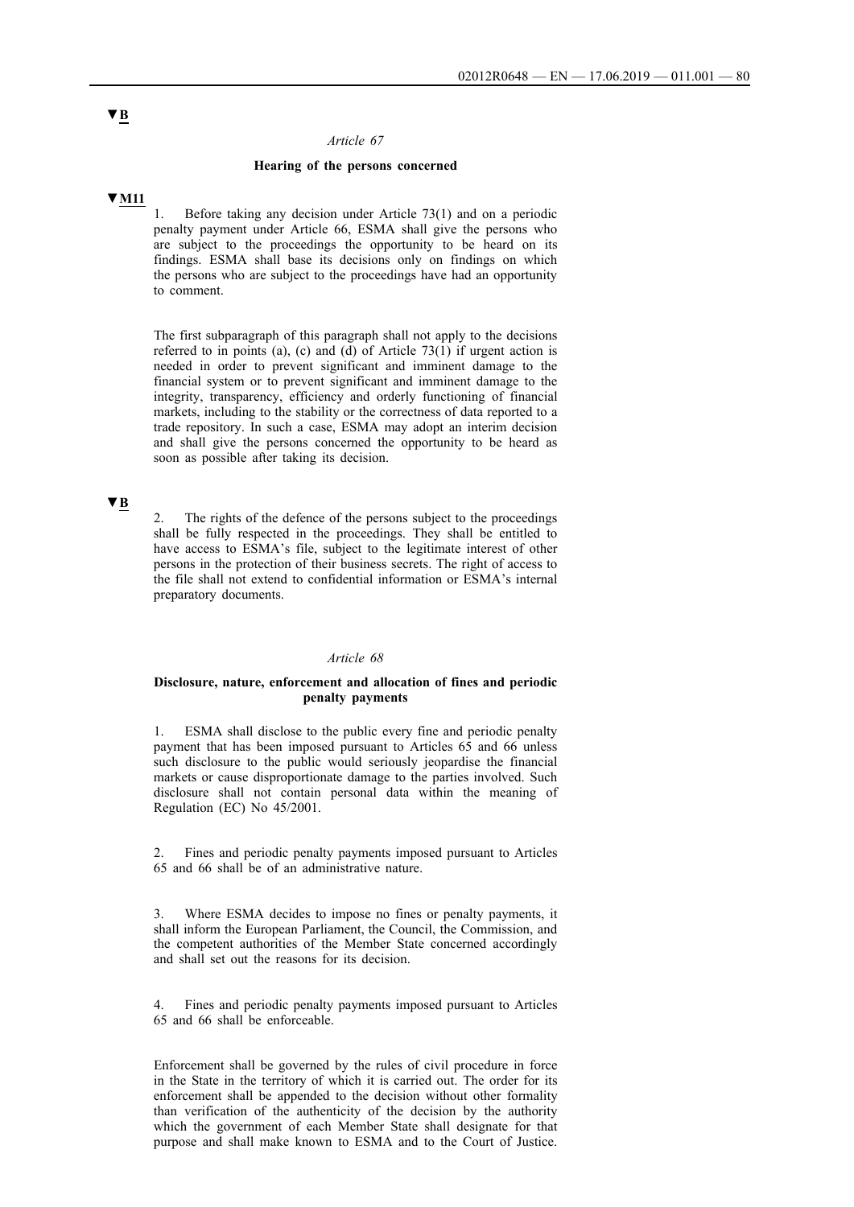▼B

*Article 67*

**Hearing of the persons concerned**

▼M11

1. Before taking any decision under Article 73(1) and on a periodic penalty payment under Article 66, ESMA shall give the persons who are subject to the proceedings the opportunity to be heard on its findings. ESMA shall base its decisions only on findings on which the persons who are subject to the proceedings have had an opportunity to comment.

The first subparagraph of this paragraph shall not apply to the decisions referred to in points (a), (c) and (d) of Article 73(1) if urgent action is needed in order to prevent significant and imminent damage to the financial system or to prevent significant and imminent damage to the integrity, transparency, efficiency and orderly functioning of financial markets, including to the stability or the correctness of data reported to a trade repository. In such a case, ESMA may adopt an interim decision and shall give the persons concerned the opportunity to be heard as soon as possible after taking its decision.

▼B

2. The rights of the defence of the persons subject to the proceedings shall be fully respected in the proceedings. They shall be entitled to have access to ESMA's file, subject to the legitimate interest of other persons in the protection of their business secrets. The right of access to the file shall not extend to confidential information or ESMA's internal preparatory documents.

*Article 68*

**Disclosure, nature, enforcement and allocation of fines and periodic penalty payments**

1. ESMA shall disclose to the public every fine and periodic penalty payment that has been imposed pursuant to Articles 65 and 66 unless such disclosure to the public would seriously jeopardise the financial markets or cause disproportionate damage to the parties involved. Such disclosure shall not contain personal data within the meaning of Regulation (EC) No 45/2001.

2. Fines and periodic penalty payments imposed pursuant to Articles 65 and 66 shall be of an administrative nature.

3. Where ESMA decides to impose no fines or penalty payments, it shall inform the European Parliament, the Council, the Commission, and the competent authorities of the Member State concerned accordingly and shall set out the reasons for its decision.

4. Fines and periodic penalty payments imposed pursuant to Articles 65 and 66 shall be enforceable.

Enforcement shall be governed by the rules of civil procedure in force in the State in the territory of which it is carried out. The order for its enforcement shall be appended to the decision without other formality than verification of the authenticity of the decision by the authority which the government of each Member State shall designate for that purpose and shall make known to ESMA and to the Court of Justice.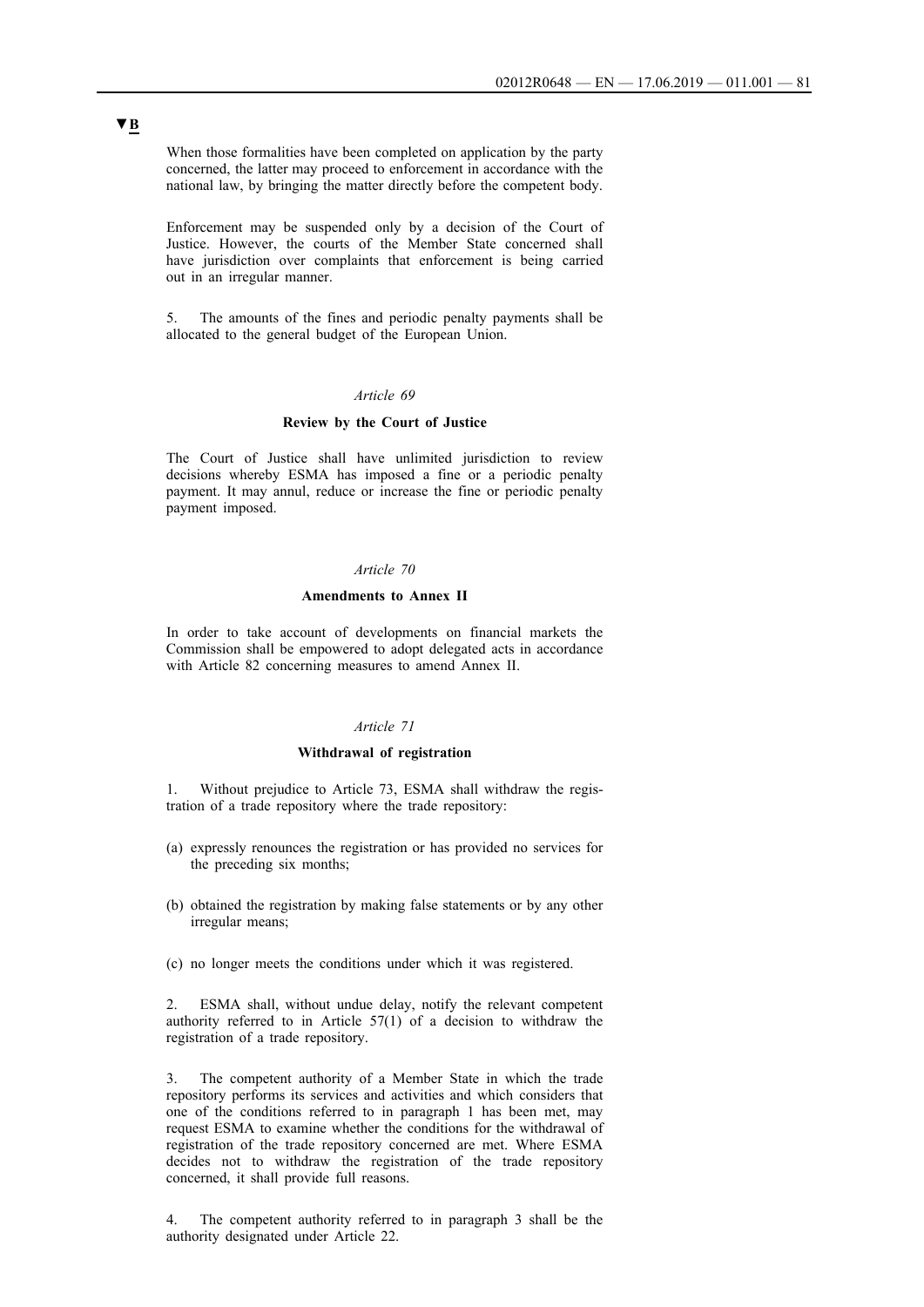▼B

When those formalities have been completed on application by the party concerned, the latter may proceed to enforcement in accordance with the national law, by bringing the matter directly before the competent body.

Enforcement may be suspended only by a decision of the Court of Justice. However, the courts of the Member State concerned shall have jurisdiction over complaints that enforcement is being carried out in an irregular manner.

5. The amounts of the fines and periodic penalty payments shall be allocated to the general budget of the European Union.

*Article 69*

**Review by the Court of Justice**

The Court of Justice shall have unlimited jurisdiction to review decisions whereby ESMA has imposed a fine or a periodic penalty payment. It may annul, reduce or increase the fine or periodic penalty payment imposed.

*Article 70*

**Amendments to Annex II**

In order to take account of developments on financial markets the Commission shall be empowered to adopt delegated acts in accordance with Article 82 concerning measures to amend Annex II.

*Article 71*

**Withdrawal of registration**

1. Without prejudice to Article 73, ESMA shall withdraw the registration of a trade repository where the trade repository:

(a) expressly renounces the registration or has provided no services for the preceding six months;

(b) obtained the registration by making false statements or by any other irregular means;

(c) no longer meets the conditions under which it was registered.

2. ESMA shall, without undue delay, notify the relevant competent authority referred to in Article 57(1) of a decision to withdraw the registration of a trade repository.

3. The competent authority of a Member State in which the trade repository performs its services and activities and which considers that one of the conditions referred to in paragraph 1 has been met, may request ESMA to examine whether the conditions for the withdrawal of registration of the trade repository concerned are met. Where ESMA decides not to withdraw the registration of the trade repository concerned, it shall provide full reasons.

4. The competent authority referred to in paragraph 3 shall be the authority designated under Article 22.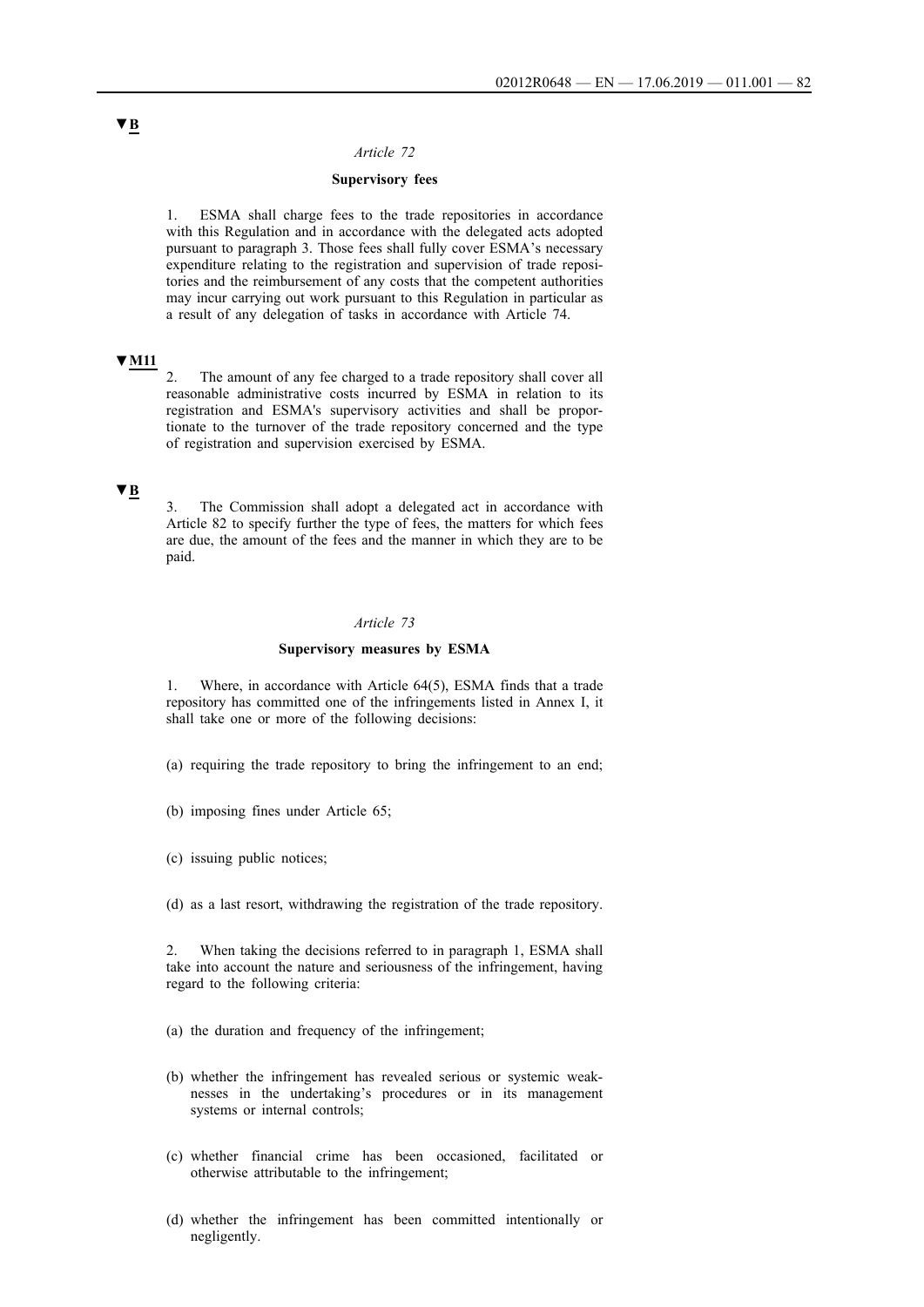▼B

*Article 72*

**Supervisory fees**

1. ESMA shall charge fees to the trade repositories in accordance with this Regulation and in accordance with the delegated acts adopted pursuant to paragraph 3. Those fees shall fully cover ESMA's necessary expenditure relating to the registration and supervision of trade repositories and the reimbursement of any costs that the competent authorities may incur carrying out work pursuant to this Regulation in particular as a result of any delegation of tasks in accordance with Article 74.

▼M11

2. The amount of any fee charged to a trade repository shall cover all reasonable administrative costs incurred by ESMA in relation to its registration and ESMA's supervisory activities and shall be proportionate to the turnover of the trade repository concerned and the type of registration and supervision exercised by ESMA.

▼B

3. The Commission shall adopt a delegated act in accordance with Article 82 to specify further the type of fees, the matters for which fees are due, the amount of the fees and the manner in which they are to be paid.

*Article 73*

**Supervisory measures by ESMA**

1. Where, in accordance with Article 64(5), ESMA finds that a trade repository has committed one of the infringements listed in Annex I, it shall take one or more of the following decisions:

(a) requiring the trade repository to bring the infringement to an end;

(b) imposing fines under Article 65;

(c) issuing public notices;

(d) as a last resort, withdrawing the registration of the trade repository.

2. When taking the decisions referred to in paragraph 1, ESMA shall take into account the nature and seriousness of the infringement, having regard to the following criteria:

(a) the duration and frequency of the infringement;

(b) whether the infringement has revealed serious or systemic weaknesses in the undertaking's procedures or in its management systems or internal controls;

(c) whether financial crime has been occasioned, facilitated or otherwise attributable to the infringement;

(d) whether the infringement has been committed intentionally or negligently.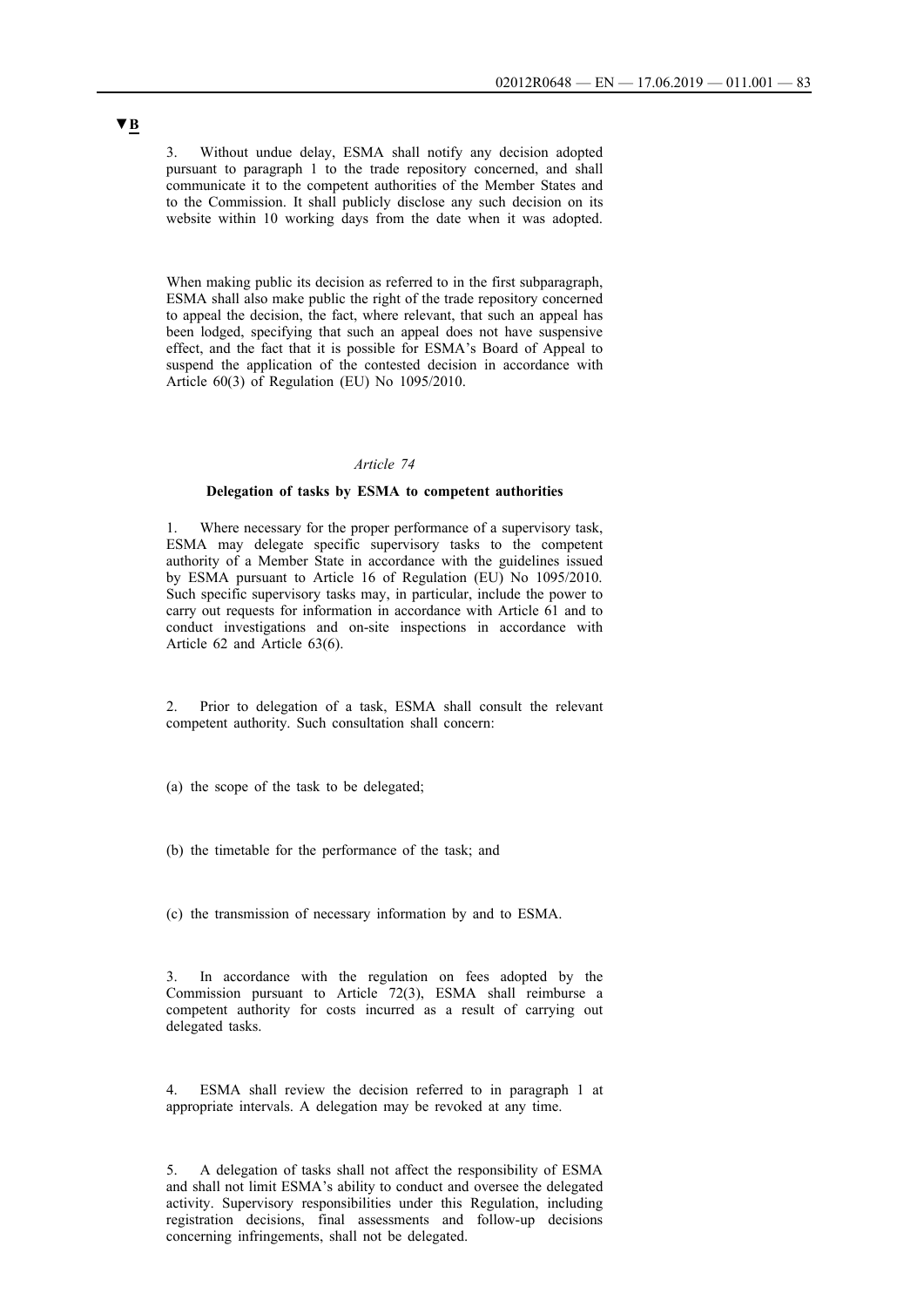**▼B**

3. Without undue delay, ESMA shall notify any decision adopted pursuant to paragraph 1 to the trade repository concerned, and shall communicate it to the competent authorities of the Member States and to the Commission. It shall publicly disclose any such decision on its website within 10 working days from the date when it was adopted.

When making public its decision as referred to in the first subparagraph, ESMA shall also make public the right of the trade repository concerned to appeal the decision, the fact, where relevant, that such an appeal has been lodged, specifying that such an appeal does not have suspensive effect, and the fact that it is possible for ESMA's Board of Appeal to suspend the application of the contested decision in accordance with Article 60(3) of Regulation (EU) No 1095/2010.

*Article 74*

**Delegation of tasks by ESMA to competent authorities**

1. Where necessary for the proper performance of a supervisory task, ESMA may delegate specific supervisory tasks to the competent authority of a Member State in accordance with the guidelines issued by ESMA pursuant to Article 16 of Regulation (EU) No 1095/2010. Such specific supervisory tasks may, in particular, include the power to carry out requests for information in accordance with Article 61 and to conduct investigations and on-site inspections in accordance with Article 62 and Article 63(6).

2. Prior to delegation of a task, ESMA shall consult the relevant competent authority. Such consultation shall concern:

(a) the scope of the task to be delegated;

(b) the timetable for the performance of the task; and

(c) the transmission of necessary information by and to ESMA.

3. In accordance with the regulation on fees adopted by the Commission pursuant to Article 72(3), ESMA shall reimburse a competent authority for costs incurred as a result of carrying out delegated tasks.

4. ESMA shall review the decision referred to in paragraph 1 at appropriate intervals. A delegation may be revoked at any time.

5. A delegation of tasks shall not affect the responsibility of ESMA and shall not limit ESMA's ability to conduct and oversee the delegated activity. Supervisory responsibilities under this Regulation, including registration decisions, final assessments and follow-up decisions concerning infringements, shall not be delegated.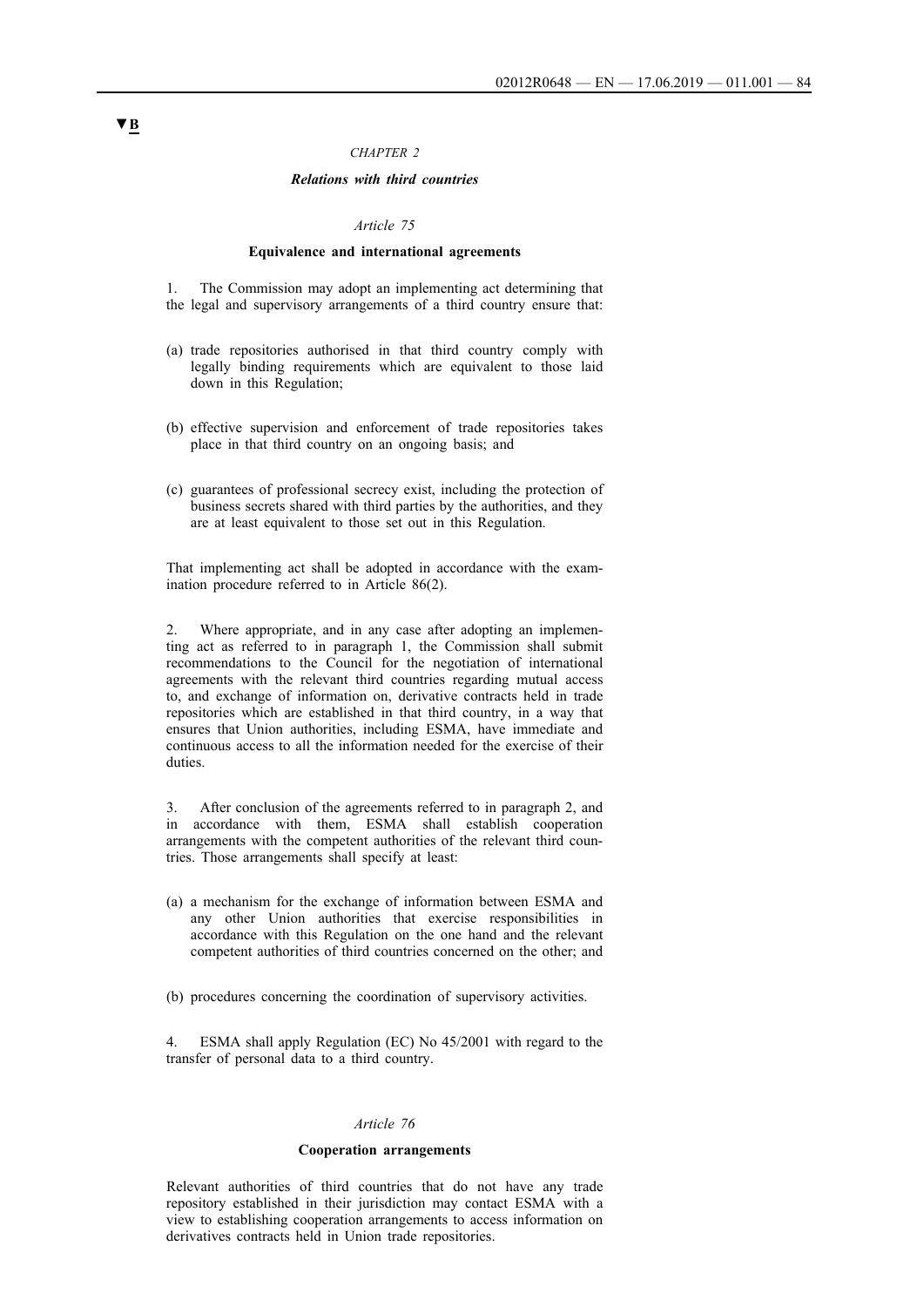▼B

*CHAPTER 2*

***Relations with third countries***

*Article 75*

**Equivalence and international agreements**

1. The Commission may adopt an implementing act determining that the legal and supervisory arrangements of a third country ensure that:

(a) trade repositories authorised in that third country comply with legally binding requirements which are equivalent to those laid down in this Regulation;

(b) effective supervision and enforcement of trade repositories takes place in that third country on an ongoing basis; and

(c) guarantees of professional secrecy exist, including the protection of business secrets shared with third parties by the authorities, and they are at least equivalent to those set out in this Regulation.

That implementing act shall be adopted in accordance with the examination procedure referred to in Article 86(2).

2. Where appropriate, and in any case after adopting an implementing act as referred to in paragraph 1, the Commission shall submit recommendations to the Council for the negotiation of international agreements with the relevant third countries regarding mutual access to, and exchange of information on, derivative contracts held in trade repositories which are established in that third country, in a way that ensures that Union authorities, including ESMA, have immediate and continuous access to all the information needed for the exercise of their duties.

3. After conclusion of the agreements referred to in paragraph 2, and in accordance with them, ESMA shall establish cooperation arrangements with the competent authorities of the relevant third countries. Those arrangements shall specify at least:

(a) a mechanism for the exchange of information between ESMA and any other Union authorities that exercise responsibilities in accordance with this Regulation on the one hand and the relevant competent authorities of third countries concerned on the other; and

(b) procedures concerning the coordination of supervisory activities.

4. ESMA shall apply Regulation (EC) No 45/2001 with regard to the transfer of personal data to a third country.

*Article 76*

**Cooperation arrangements**

Relevant authorities of third countries that do not have any trade repository established in their jurisdiction may contact ESMA with a view to establishing cooperation arrangements to access information on derivatives contracts held in Union trade repositories.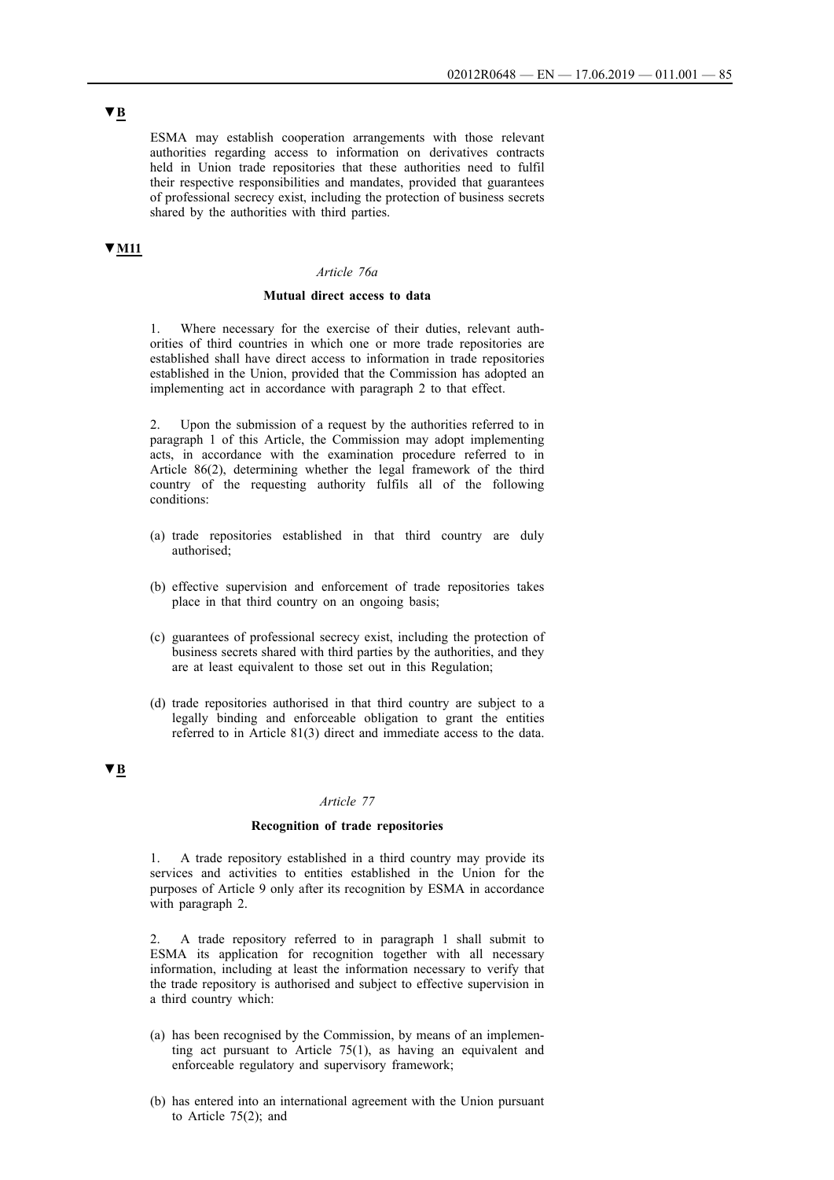▼B

ESMA may establish cooperation arrangements with those relevant authorities regarding access to information on derivatives contracts held in Union trade repositories that these authorities need to fulfil their respective responsibilities and mandates, provided that guarantees of professional secrecy exist, including the protection of business secrets shared by the authorities with third parties.

▼M11

*Article 76a*

**Mutual direct access to data**

1. Where necessary for the exercise of their duties, relevant authorities of third countries in which one or more trade repositories are established shall have direct access to information in trade repositories established in the Union, provided that the Commission has adopted an implementing act in accordance with paragraph 2 to that effect.

2. Upon the submission of a request by the authorities referred to in paragraph 1 of this Article, the Commission may adopt implementing acts, in accordance with the examination procedure referred to in Article 86(2), determining whether the legal framework of the third country of the requesting authority fulfils all of the following conditions:

(a) trade repositories established in that third country are duly authorised;

(b) effective supervision and enforcement of trade repositories takes place in that third country on an ongoing basis;

(c) guarantees of professional secrecy exist, including the protection of business secrets shared with third parties by the authorities, and they are at least equivalent to those set out in this Regulation;

(d) trade repositories authorised in that third country are subject to a legally binding and enforceable obligation to grant the entities referred to in Article 81(3) direct and immediate access to the data.

▼B

*Article 77*

**Recognition of trade repositories**

1. A trade repository established in a third country may provide its services and activities to entities established in the Union for the purposes of Article 9 only after its recognition by ESMA in accordance with paragraph 2.

2. A trade repository referred to in paragraph 1 shall submit to ESMA its application for recognition together with all necessary information, including at least the information necessary to verify that the trade repository is authorised and subject to effective supervision in a third country which:

(a) has been recognised by the Commission, by means of an implementing act pursuant to Article 75(1), as having an equivalent and enforceable regulatory and supervisory framework;

(b) has entered into an international agreement with the Union pursuant to Article 75(2); and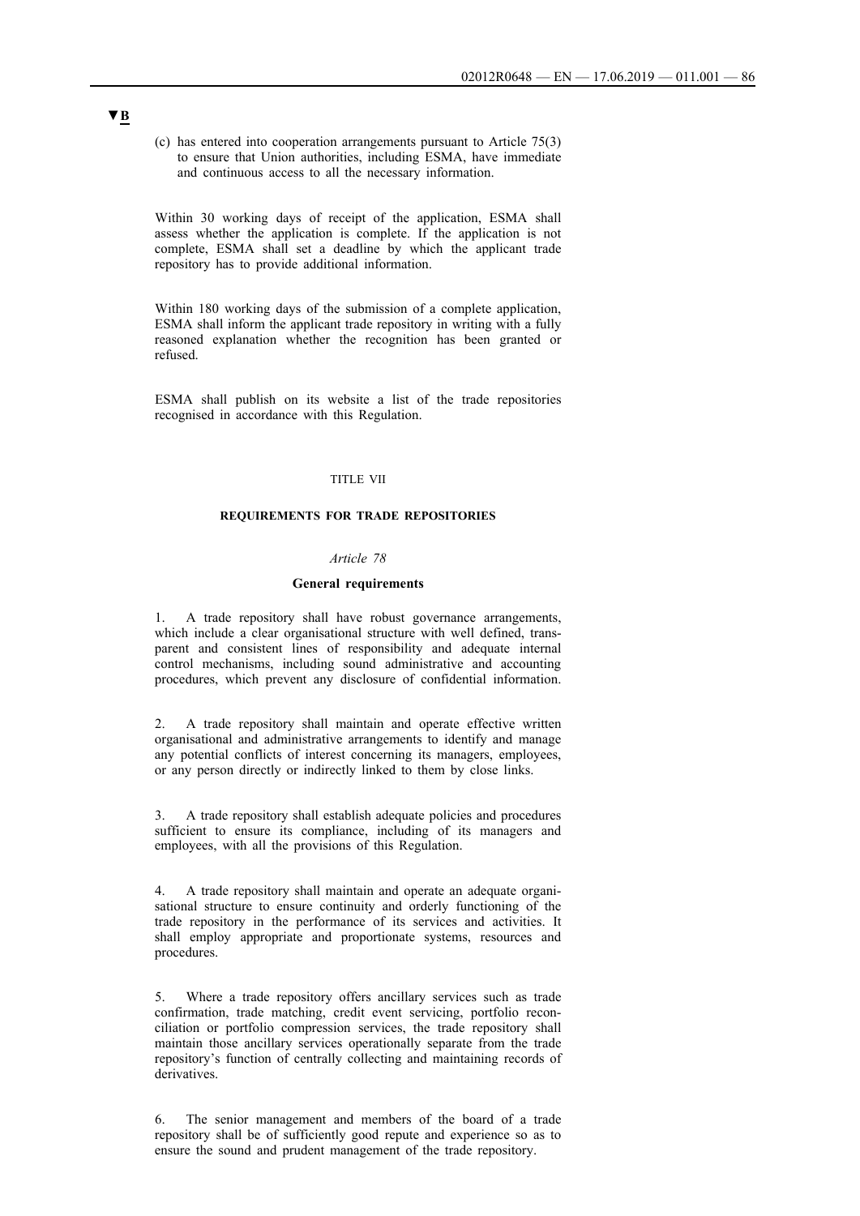▼B

(c) has entered into cooperation arrangements pursuant to Article 75(3) to ensure that Union authorities, including ESMA, have immediate and continuous access to all the necessary information.

Within 30 working days of receipt of the application, ESMA shall assess whether the application is complete. If the application is not complete, ESMA shall set a deadline by which the applicant trade repository has to provide additional information.

Within 180 working days of the submission of a complete application, ESMA shall inform the applicant trade repository in writing with a fully reasoned explanation whether the recognition has been granted or refused.

ESMA shall publish on its website a list of the trade repositories recognised in accordance with this Regulation.

TITLE VII

**REQUIREMENTS FOR TRADE REPOSITORIES**

*Article 78*

**General requirements**

1. A trade repository shall have robust governance arrangements, which include a clear organisational structure with well defined, transparent and consistent lines of responsibility and adequate internal control mechanisms, including sound administrative and accounting procedures, which prevent any disclosure of confidential information.

2. A trade repository shall maintain and operate effective written organisational and administrative arrangements to identify and manage any potential conflicts of interest concerning its managers, employees, or any person directly or indirectly linked to them by close links.

3. A trade repository shall establish adequate policies and procedures sufficient to ensure its compliance, including of its managers and employees, with all the provisions of this Regulation.

4. A trade repository shall maintain and operate an adequate organisational structure to ensure continuity and orderly functioning of the trade repository in the performance of its services and activities. It shall employ appropriate and proportionate systems, resources and procedures.

5. Where a trade repository offers ancillary services such as trade confirmation, trade matching, credit event servicing, portfolio reconciliation or portfolio compression services, the trade repository shall maintain those ancillary services operationally separate from the trade repository's function of centrally collecting and maintaining records of derivatives.

6. The senior management and members of the board of a trade repository shall be of sufficiently good repute and experience so as to ensure the sound and prudent management of the trade repository.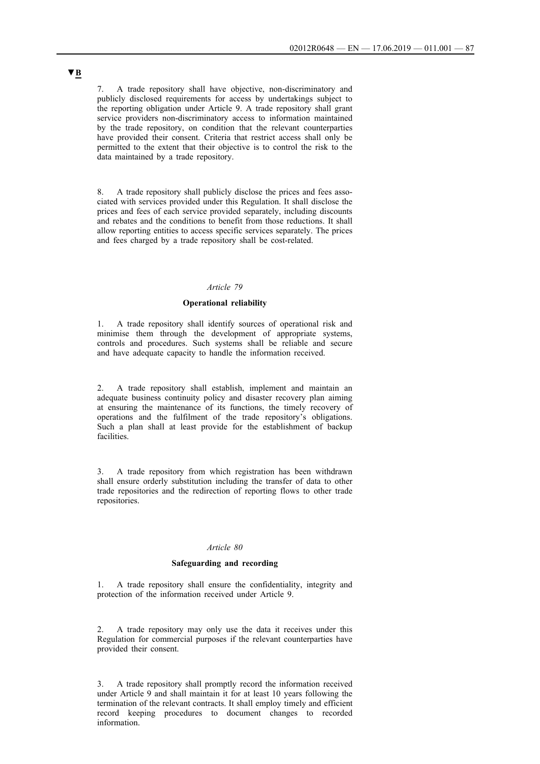**▼B**

7. A trade repository shall have objective, non-discriminatory and publicly disclosed requirements for access by undertakings subject to the reporting obligation under Article 9. A trade repository shall grant service providers non-discriminatory access to information maintained by the trade repository, on condition that the relevant counterparties have provided their consent. Criteria that restrict access shall only be permitted to the extent that their objective is to control the risk to the data maintained by a trade repository.

8. A trade repository shall publicly disclose the prices and fees associated with services provided under this Regulation. It shall disclose the prices and fees of each service provided separately, including discounts and rebates and the conditions to benefit from those reductions. It shall allow reporting entities to access specific services separately. The prices and fees charged by a trade repository shall be cost-related.

*Article 79*

**Operational reliability**

1. A trade repository shall identify sources of operational risk and minimise them through the development of appropriate systems, controls and procedures. Such systems shall be reliable and secure and have adequate capacity to handle the information received.

2. A trade repository shall establish, implement and maintain an adequate business continuity policy and disaster recovery plan aiming at ensuring the maintenance of its functions, the timely recovery of operations and the fulfilment of the trade repository's obligations. Such a plan shall at least provide for the establishment of backup facilities.

3. A trade repository from which registration has been withdrawn shall ensure orderly substitution including the transfer of data to other trade repositories and the redirection of reporting flows to other trade repositories.

*Article 80*

**Safeguarding and recording**

1. A trade repository shall ensure the confidentiality, integrity and protection of the information received under Article 9.

2. A trade repository may only use the data it receives under this Regulation for commercial purposes if the relevant counterparties have provided their consent.

3. A trade repository shall promptly record the information received under Article 9 and shall maintain it for at least 10 years following the termination of the relevant contracts. It shall employ timely and efficient record keeping procedures to document changes to recorded information.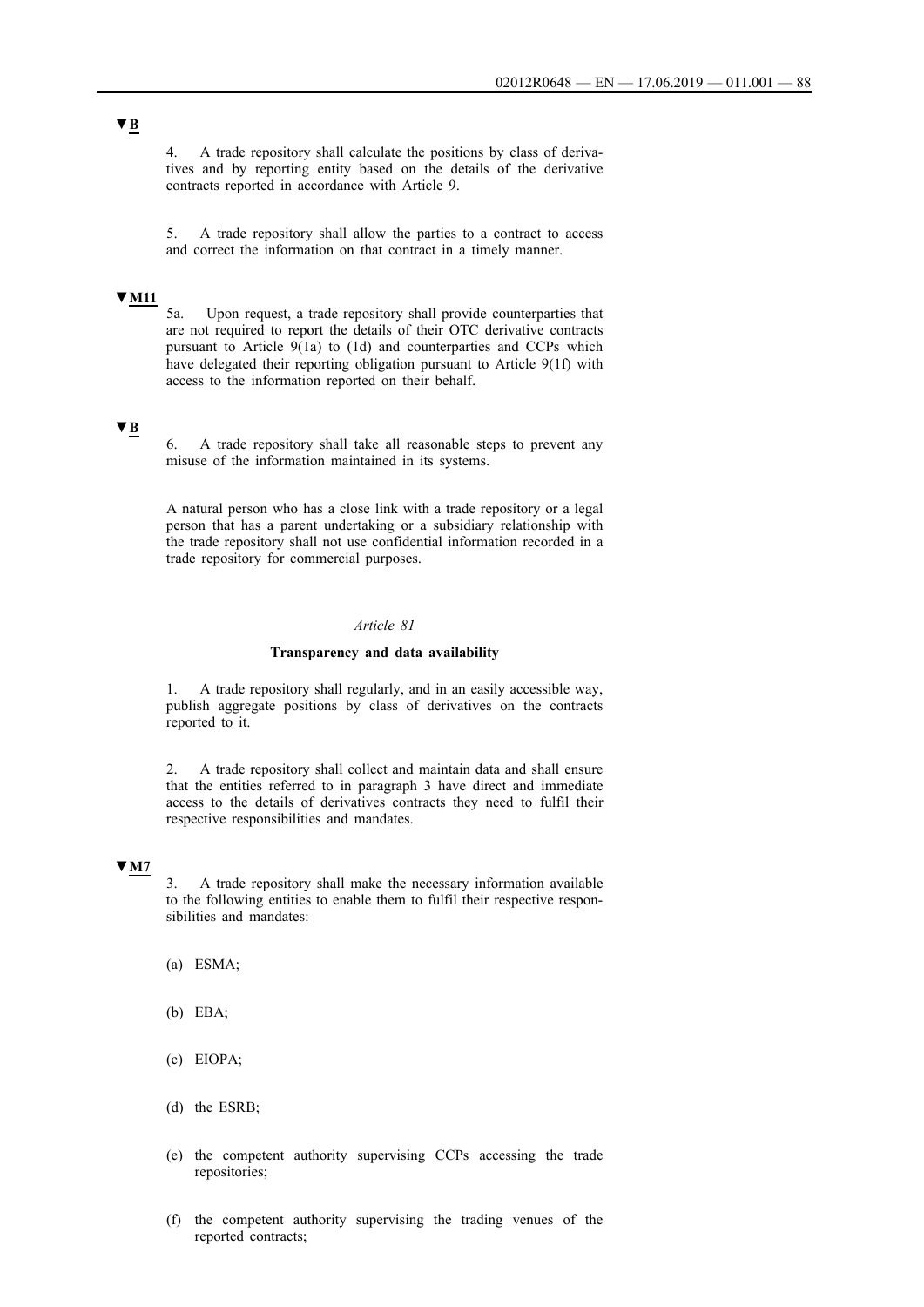▼B

4. A trade repository shall calculate the positions by class of derivatives and by reporting entity based on the details of the derivative contracts reported in accordance with Article 9.

5. A trade repository shall allow the parties to a contract to access and correct the information on that contract in a timely manner.

▼M11

5a. Upon request, a trade repository shall provide counterparties that are not required to report the details of their OTC derivative contracts pursuant to Article 9(1a) to (1d) and counterparties and CCPs which have delegated their reporting obligation pursuant to Article 9(1f) with access to the information reported on their behalf.

▼B

6. A trade repository shall take all reasonable steps to prevent any misuse of the information maintained in its systems.

A natural person who has a close link with a trade repository or a legal person that has a parent undertaking or a subsidiary relationship with the trade repository shall not use confidential information recorded in a trade repository for commercial purposes.

*Article 81*

**Transparency and data availability**

1. A trade repository shall regularly, and in an easily accessible way, publish aggregate positions by class of derivatives on the contracts reported to it.

2. A trade repository shall collect and maintain data and shall ensure that the entities referred to in paragraph 3 have direct and immediate access to the details of derivatives contracts they need to fulfil their respective responsibilities and mandates.

▼M7

3. A trade repository shall make the necessary information available to the following entities to enable them to fulfil their respective responsibilities and mandates:

(a) ESMA;

(b) EBA;

(c) EIOPA;

(d) the ESRB;

(e) the competent authority supervising CCPs accessing the trade repositories;

(f) the competent authority supervising the trading venues of the reported contracts;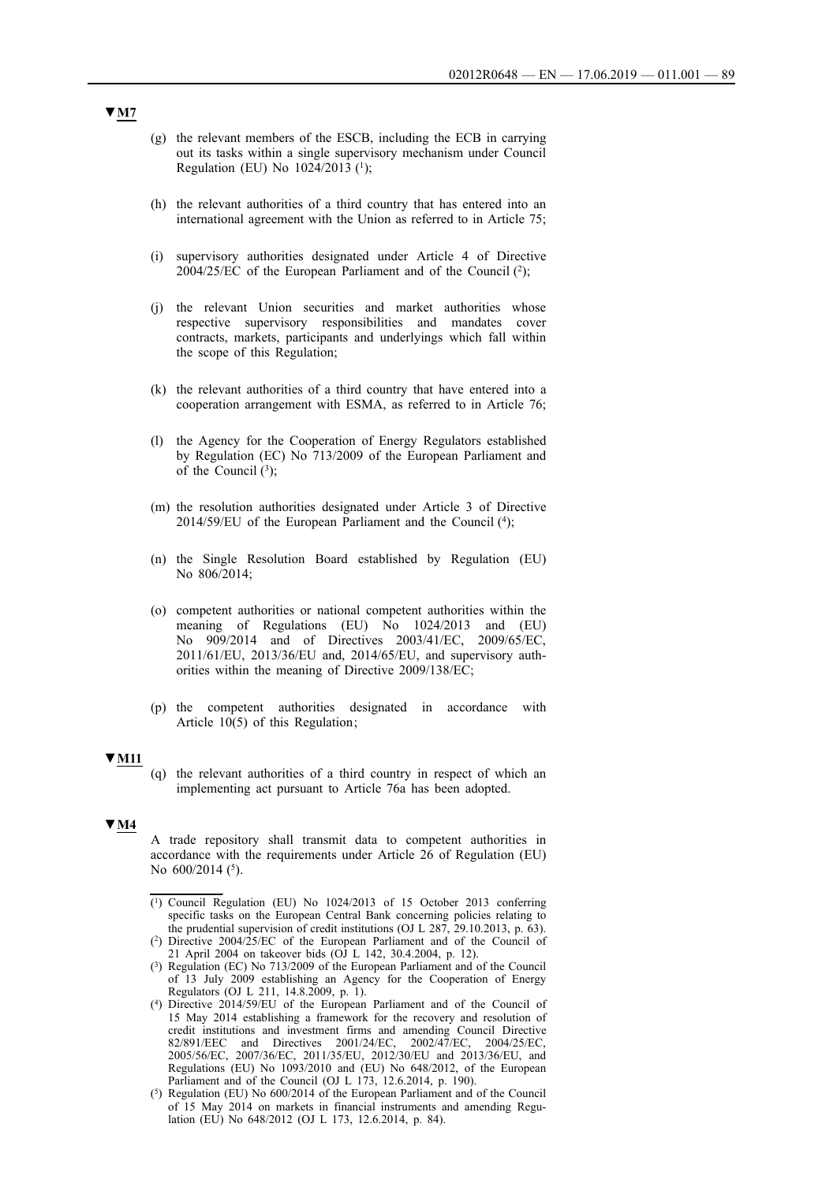▼M7

(g) the relevant members of the ESCB, including the ECB in carrying out its tasks within a single supervisory mechanism under Council Regulation (EU) No 1024/2013 [1];

(h) the relevant authorities of a third country that has entered into an international agreement with the Union as referred to in Article 75;

(i) supervisory authorities designated under Article 4 of Directive 2004/25/EC of the European Parliament and of the Council [2];

(j) the relevant Union securities and market authorities whose respective supervisory responsibilities and mandates cover contracts, markets, participants and underlyings which fall within the scope of this Regulation;

(k) the relevant authorities of a third country that have entered into a cooperation arrangement with ESMA, as referred to in Article 76;

(l) the Agency for the Cooperation of Energy Regulators established by Regulation (EC) No 713/2009 of the European Parliament and of the Council [3];

(m) the resolution authorities designated under Article 3 of Directive 2014/59/EU of the European Parliament and the Council [4];

(n) the Single Resolution Board established by Regulation (EU) No 806/2014;

(o) competent authorities or national competent authorities within the meaning of Regulations (EU) No 1024/2013 and (EU) No 909/2014 and of Directives 2003/41/EC, 2009/65/EC, 2011/61/EU, 2013/36/EU and, 2014/65/EU, and supervisory authorities within the meaning of Directive 2009/138/EC;

(p) the competent authorities designated in accordance with Article 10(5) of this Regulation;

▼M11

(q) the relevant authorities of a third country in respect of which an implementing act pursuant to Article 76a has been adopted.

▼M4

A trade repository shall transmit data to competent authorities in accordance with the requirements under Article 26 of Regulation (EU) No 600/2014 [5].

---

[1] Council Regulation (EU) No 1024/2013 of 15 October 2013 conferring specific tasks on the European Central Bank concerning policies relating to the prudential supervision of credit institutions (OJ L 287, 29.10.2013, p. 63).

[2] Directive 2004/25/EC of the European Parliament and of the Council of 21 April 2004 on takeover bids (OJ L 142, 30.4.2004, p. 12).

[3] Regulation (EC) No 713/2009 of the European Parliament and of the Council of 13 July 2009 establishing an Agency for the Cooperation of Energy Regulators (OJ L 211, 14.8.2009, p. 1).

[4] Directive 2014/59/EU of the European Parliament and of the Council of 15 May 2014 establishing a framework for the recovery and resolution of credit institutions and investment firms and amending Council Directive 82/891/EEC and Directives 2001/24/EC, 2002/47/EC, 2004/25/EC, 2005/56/EC, 2007/36/EC, 2011/35/EU, 2012/30/EU and 2013/36/EU, and Regulations (EU) No 1093/2010 and (EU) No 648/2012, of the European Parliament and of the Council (OJ L 173, 12.6.2014, p. 190).

[5] Regulation (EU) No 600/2014 of the European Parliament and of the Council of 15 May 2014 on markets in financial instruments and amending Regulation (EU) No 648/2012 (OJ L 173, 12.6.2014, p. 84).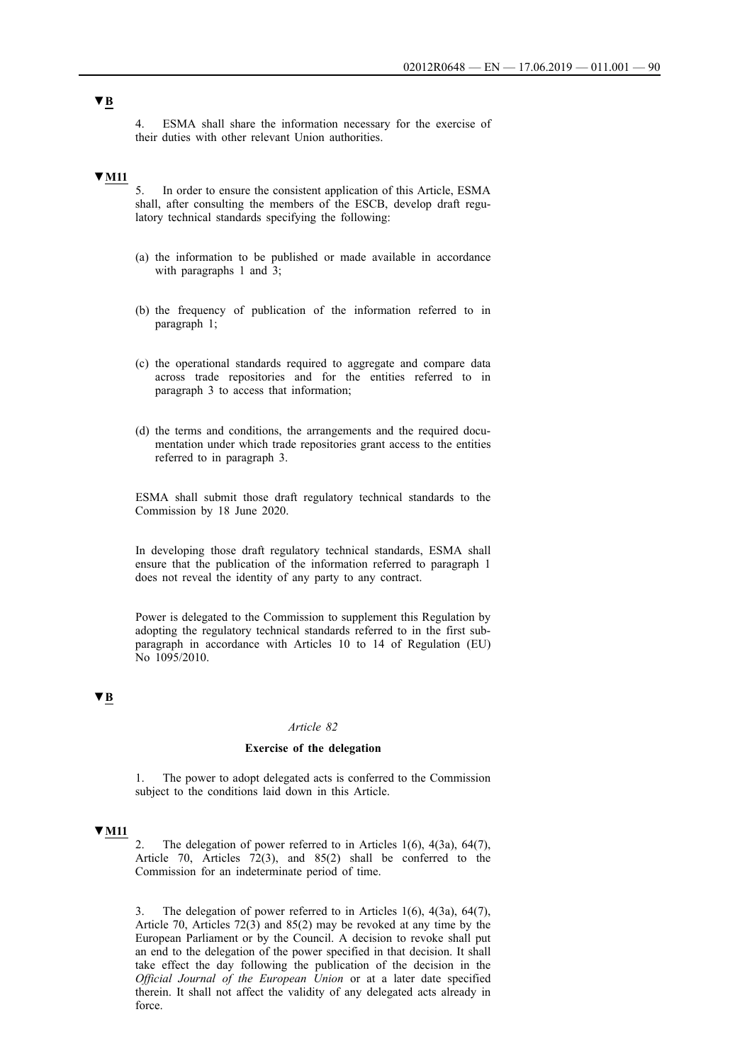**▼B**

4. ESMA shall share the information necessary for the exercise of their duties with other relevant Union authorities.

**▼M11**

5. In order to ensure the consistent application of this Article, ESMA shall, after consulting the members of the ESCB, develop draft regulatory technical standards specifying the following:

(a) the information to be published or made available in accordance with paragraphs 1 and 3;

(b) the frequency of publication of the information referred to in paragraph 1;

(c) the operational standards required to aggregate and compare data across trade repositories and for the entities referred to in paragraph 3 to access that information;

(d) the terms and conditions, the arrangements and the required documentation under which trade repositories grant access to the entities referred to in paragraph 3.

ESMA shall submit those draft regulatory technical standards to the Commission by 18 June 2020.

In developing those draft regulatory technical standards, ESMA shall ensure that the publication of the information referred to paragraph 1 does not reveal the identity of any party to any contract.

Power is delegated to the Commission to supplement this Regulation by adopting the regulatory technical standards referred to in the first subparagraph in accordance with Articles 10 to 14 of Regulation (EU) No 1095/2010.

**▼B**

*Article 82*

**Exercise of the delegation**

1. The power to adopt delegated acts is conferred to the Commission subject to the conditions laid down in this Article.

**▼M11**

2. The delegation of power referred to in Articles 1(6), 4(3a), 64(7), Article 70, Articles 72(3), and 85(2) shall be conferred to the Commission for an indeterminate period of time.

3. The delegation of power referred to in Articles 1(6), 4(3a), 64(7), Article 70, Articles 72(3) and 85(2) may be revoked at any time by the European Parliament or by the Council. A decision to revoke shall put an end to the delegation of the power specified in that decision. It shall take effect the day following the publication of the decision in the *Official Journal of the European Union* or at a later date specified therein. It shall not affect the validity of any delegated acts already in force.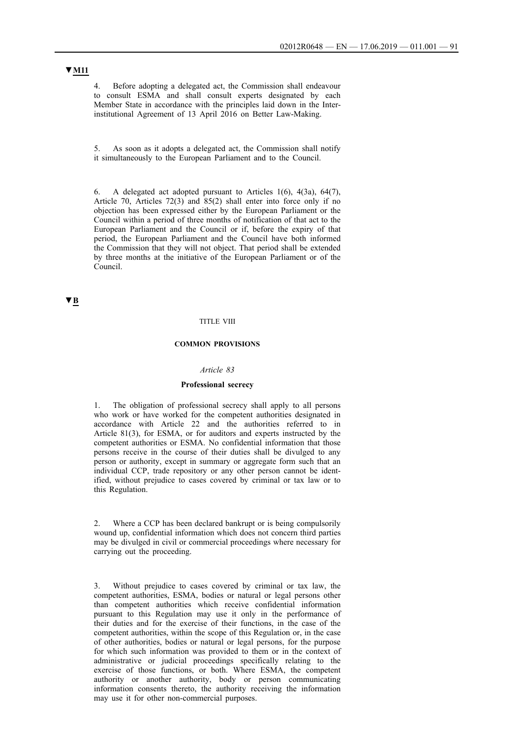▼M11

4. Before adopting a delegated act, the Commission shall endeavour to consult ESMA and shall consult experts designated by each Member State in accordance with the principles laid down in the Interinstitutional Agreement of 13 April 2016 on Better Law-Making.

5. As soon as it adopts a delegated act, the Commission shall notify it simultaneously to the European Parliament and to the Council.

6. A delegated act adopted pursuant to Articles 1(6), 4(3a), 64(7), Article 70, Articles 72(3) and 85(2) shall enter into force only if no objection has been expressed either by the European Parliament or the Council within a period of three months of notification of that act to the European Parliament and the Council or if, before the expiry of that period, the European Parliament and the Council have both informed the Commission that they will not object. That period shall be extended by three months at the initiative of the European Parliament or of the Council.

▼B

# TITLE VIII

## COMMON PROVISIONS

### *Article 83*

### Professional secrecy

1. The obligation of professional secrecy shall apply to all persons who work or have worked for the competent authorities designated in accordance with Article 22 and the authorities referred to in Article 81(3), for ESMA, or for auditors and experts instructed by the competent authorities or ESMA. No confidential information that those persons receive in the course of their duties shall be divulged to any person or authority, except in summary or aggregate form such that an individual CCP, trade repository or any other person cannot be identified, without prejudice to cases covered by criminal or tax law or to this Regulation.

2. Where a CCP has been declared bankrupt or is being compulsorily wound up, confidential information which does not concern third parties may be divulged in civil or commercial proceedings where necessary for carrying out the proceeding.

3. Without prejudice to cases covered by criminal or tax law, the competent authorities, ESMA, bodies or natural or legal persons other than competent authorities which receive confidential information pursuant to this Regulation may use it only in the performance of their duties and for the exercise of their functions, in the case of the competent authorities, within the scope of this Regulation or, in the case of other authorities, bodies or natural or legal persons, for the purpose for which such information was provided to them or in the context of administrative or judicial proceedings specifically relating to the exercise of those functions, or both. Where ESMA, the competent authority or another authority, body or person communicating information consents thereto, the authority receiving the information may use it for other non-commercial purposes.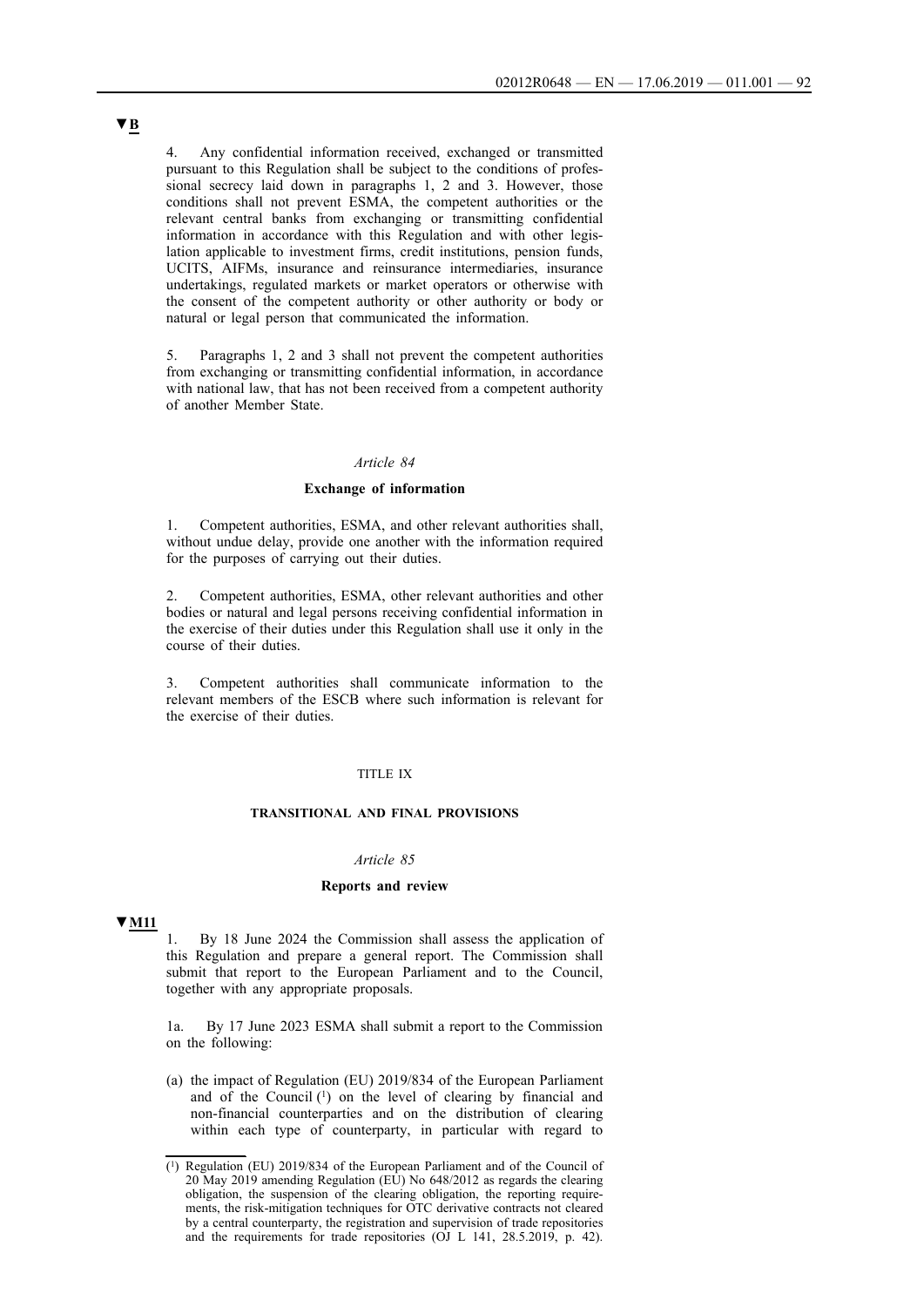▼B

4. Any confidential information received, exchanged or transmitted pursuant to this Regulation shall be subject to the conditions of professional secrecy laid down in paragraphs 1, 2 and 3. However, those conditions shall not prevent ESMA, the competent authorities or the relevant central banks from exchanging or transmitting confidential information in accordance with this Regulation and with other legislation applicable to investment firms, credit institutions, pension funds, UCITS, AIFMs, insurance and reinsurance intermediaries, insurance undertakings, regulated markets or market operators or otherwise with the consent of the competent authority or other authority or body or natural or legal person that communicated the information.

5. Paragraphs 1, 2 and 3 shall not prevent the competent authorities from exchanging or transmitting confidential information, in accordance with national law, that has not been received from a competent authority of another Member State.

*Article 84*

**Exchange of information**

1. Competent authorities, ESMA, and other relevant authorities shall, without undue delay, provide one another with the information required for the purposes of carrying out their duties.

2. Competent authorities, ESMA, other relevant authorities and other bodies or natural and legal persons receiving confidential information in the exercise of their duties under this Regulation shall use it only in the course of their duties.

3. Competent authorities shall communicate information to the relevant members of the ESCB where such information is relevant for the exercise of their duties.

TITLE IX

**TRANSITIONAL AND FINAL PROVISIONS**

*Article 85*

**Reports and review**

▼M11

1. By 18 June 2024 the Commission shall assess the application of this Regulation and prepare a general report. The Commission shall submit that report to the European Parliament and to the Council, together with any appropriate proposals.

1a. By 17 June 2023 ESMA shall submit a report to the Commission on the following:

(a) the impact of Regulation (EU) 2019/834 of the European Parliament and of the Council [1] on the level of clearing by financial and non-financial counterparties and on the distribution of clearing within each type of counterparty, in particular with regard to

---

[1] Regulation (EU) 2019/834 of the European Parliament and of the Council of 20 May 2019 amending Regulation (EU) No 648/2012 as regards the clearing obligation, the suspension of the clearing obligation, the reporting requirements, the risk-mitigation techniques for OTC derivative contracts not cleared by a central counterparty, the registration and supervision of trade repositories and the requirements for trade repositories (OJ L 141, 28.5.2019, p. 42).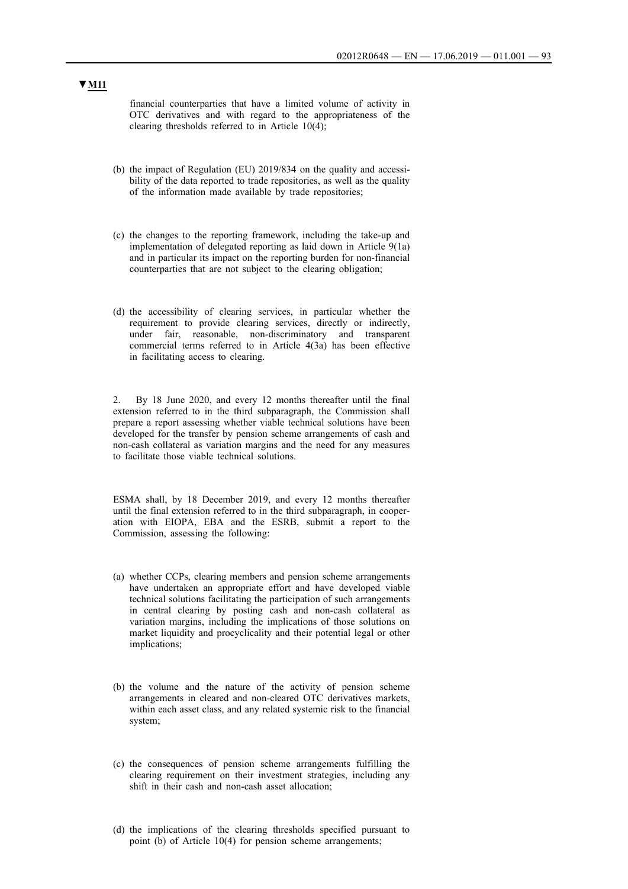▼M11

financial counterparties that have a limited volume of activity in OTC derivatives and with regard to the appropriateness of the clearing thresholds referred to in Article 10(4);

(b) the impact of Regulation (EU) 2019/834 on the quality and accessibility of the data reported to trade repositories, as well as the quality of the information made available by trade repositories;

(c) the changes to the reporting framework, including the take-up and implementation of delegated reporting as laid down in Article 9(1a) and in particular its impact on the reporting burden for non-financial counterparties that are not subject to the clearing obligation;

(d) the accessibility of clearing services, in particular whether the requirement to provide clearing services, directly or indirectly, under fair, reasonable, non-discriminatory and transparent commercial terms referred to in Article 4(3a) has been effective in facilitating access to clearing.

2. By 18 June 2020, and every 12 months thereafter until the final extension referred to in the third subparagraph, the Commission shall prepare a report assessing whether viable technical solutions have been developed for the transfer by pension scheme arrangements of cash and non-cash collateral as variation margins and the need for any measures to facilitate those viable technical solutions.

ESMA shall, by 18 December 2019, and every 12 months thereafter until the final extension referred to in the third subparagraph, in cooperation with EIOPA, EBA and the ESRB, submit a report to the Commission, assessing the following:

(a) whether CCPs, clearing members and pension scheme arrangements have undertaken an appropriate effort and have developed viable technical solutions facilitating the participation of such arrangements in central clearing by posting cash and non-cash collateral as variation margins, including the implications of those solutions on market liquidity and procyclicality and their potential legal or other implications;

(b) the volume and the nature of the activity of pension scheme arrangements in cleared and non-cleared OTC derivatives markets, within each asset class, and any related systemic risk to the financial system;

(c) the consequences of pension scheme arrangements fulfilling the clearing requirement on their investment strategies, including any shift in their cash and non-cash asset allocation;

(d) the implications of the clearing thresholds specified pursuant to point (b) of Article 10(4) for pension scheme arrangements;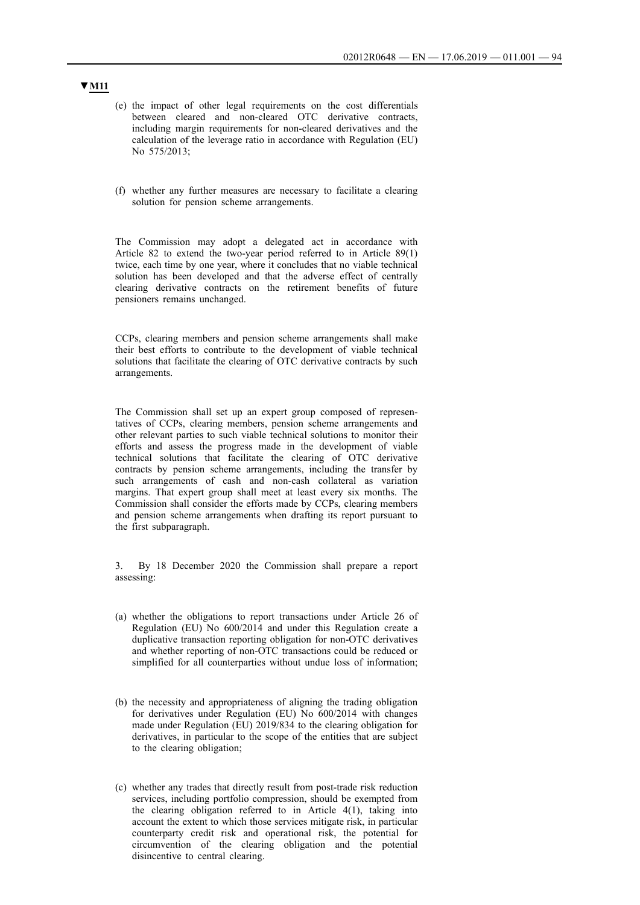**▼M11**

(e) the impact of other legal requirements on the cost differentials between cleared and non-cleared OTC derivative contracts, including margin requirements for non-cleared derivatives and the calculation of the leverage ratio in accordance with Regulation (EU) No 575/2013;

(f) whether any further measures are necessary to facilitate a clearing solution for pension scheme arrangements.

The Commission may adopt a delegated act in accordance with Article 82 to extend the two-year period referred to in Article 89(1) twice, each time by one year, where it concludes that no viable technical solution has been developed and that the adverse effect of centrally clearing derivative contracts on the retirement benefits of future pensioners remains unchanged.

CCPs, clearing members and pension scheme arrangements shall make their best efforts to contribute to the development of viable technical solutions that facilitate the clearing of OTC derivative contracts by such arrangements.

The Commission shall set up an expert group composed of representatives of CCPs, clearing members, pension scheme arrangements and other relevant parties to such viable technical solutions to monitor their efforts and assess the progress made in the development of viable technical solutions that facilitate the clearing of OTC derivative contracts by pension scheme arrangements, including the transfer by such arrangements of cash and non-cash collateral as variation margins. That expert group shall meet at least every six months. The Commission shall consider the efforts made by CCPs, clearing members and pension scheme arrangements when drafting its report pursuant to the first subparagraph.

3. By 18 December 2020 the Commission shall prepare a report assessing:

(a) whether the obligations to report transactions under Article 26 of Regulation (EU) No 600/2014 and under this Regulation create a duplicative transaction reporting obligation for non-OTC derivatives and whether reporting of non-OTC transactions could be reduced or simplified for all counterparties without undue loss of information;

(b) the necessity and appropriateness of aligning the trading obligation for derivatives under Regulation (EU) No 600/2014 with changes made under Regulation (EU) 2019/834 to the clearing obligation for derivatives, in particular to the scope of the entities that are subject to the clearing obligation;

(c) whether any trades that directly result from post-trade risk reduction services, including portfolio compression, should be exempted from the clearing obligation referred to in Article 4(1), taking into account the extent to which those services mitigate risk, in particular counterparty credit risk and operational risk, the potential for circumvention of the clearing obligation and the potential disincentive to central clearing.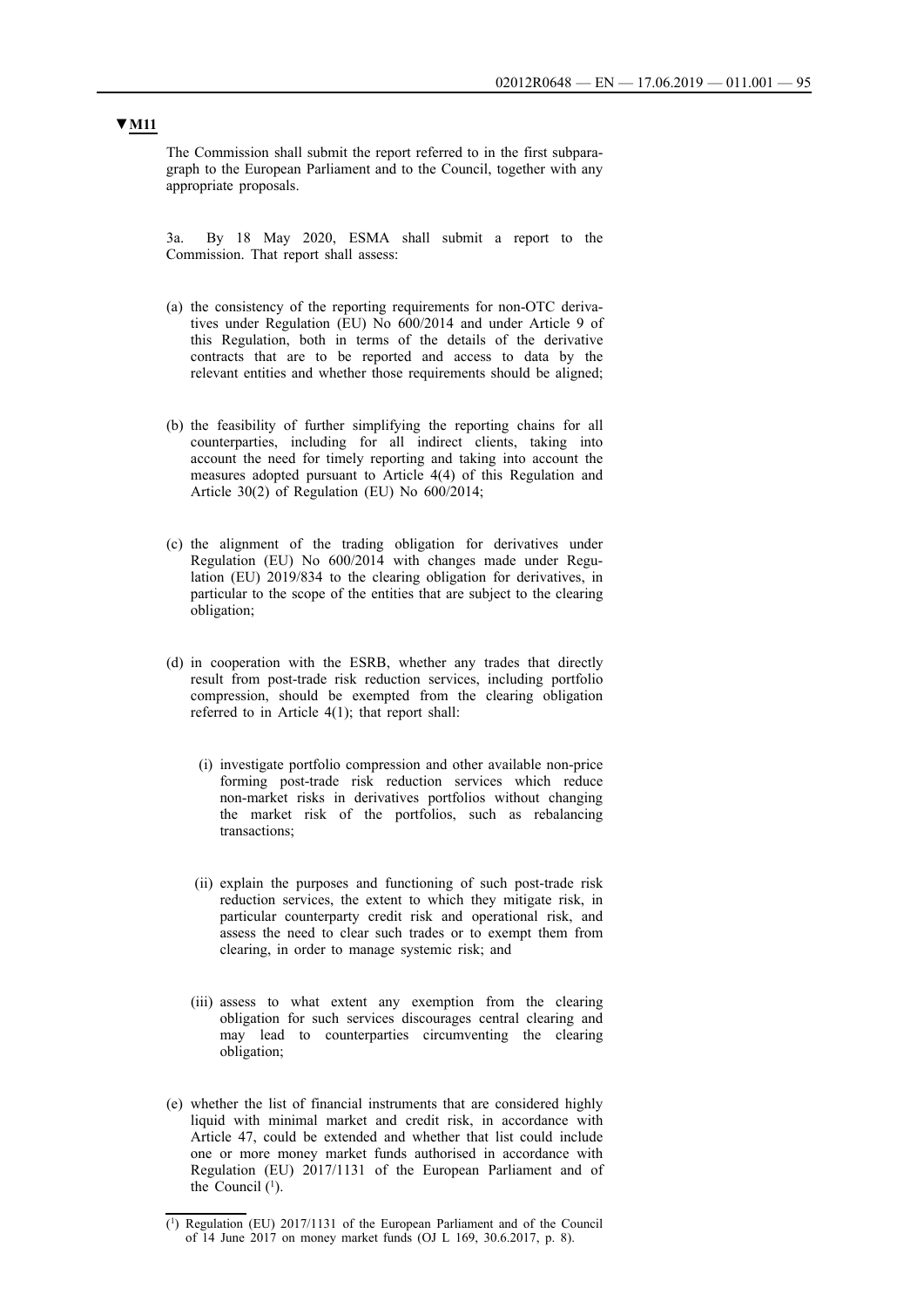▼**M11**

The Commission shall submit the report referred to in the first subparagraph to the European Parliament and to the Council, together with any appropriate proposals.

3a. By 18 May 2020, ESMA shall submit a report to the Commission. That report shall assess:

(a) the consistency of the reporting requirements for non-OTC derivatives under Regulation (EU) No 600/2014 and under Article 9 of this Regulation, both in terms of the details of the derivative contracts that are to be reported and access to data by the relevant entities and whether those requirements should be aligned;

(b) the feasibility of further simplifying the reporting chains for all counterparties, including for all indirect clients, taking into account the need for timely reporting and taking into account the measures adopted pursuant to Article 4(4) of this Regulation and Article 30(2) of Regulation (EU) No 600/2014;

(c) the alignment of the trading obligation for derivatives under Regulation (EU) No 600/2014 with changes made under Regulation (EU) 2019/834 to the clearing obligation for derivatives, in particular to the scope of the entities that are subject to the clearing obligation;

(d) in cooperation with the ESRB, whether any trades that directly result from post-trade risk reduction services, including portfolio compression, should be exempted from the clearing obligation referred to in Article 4(1); that report shall:

  (i) investigate portfolio compression and other available non-price forming post-trade risk reduction services which reduce non-market risks in derivatives portfolios without changing the market risk of the portfolios, such as rebalancing transactions;

  (ii) explain the purposes and functioning of such post-trade risk reduction services, the extent to which they mitigate risk, in particular counterparty credit risk and operational risk, and assess the need to clear such trades or to exempt them from clearing, in order to manage systemic risk; and

  (iii) assess to what extent any exemption from the clearing obligation for such services discourages central clearing and may lead to counterparties circumventing the clearing obligation;

(e) whether the list of financial instruments that are considered highly liquid with minimal market and credit risk, in accordance with Article 47, could be extended and whether that list could include one or more money market funds authorised in accordance with Regulation (EU) 2017/1131 of the European Parliament and of the Council [1].

---

[1] Regulation (EU) 2017/1131 of the European Parliament and of the Council of 14 June 2017 on money market funds (OJ L 169, 30.6.2017, p. 8).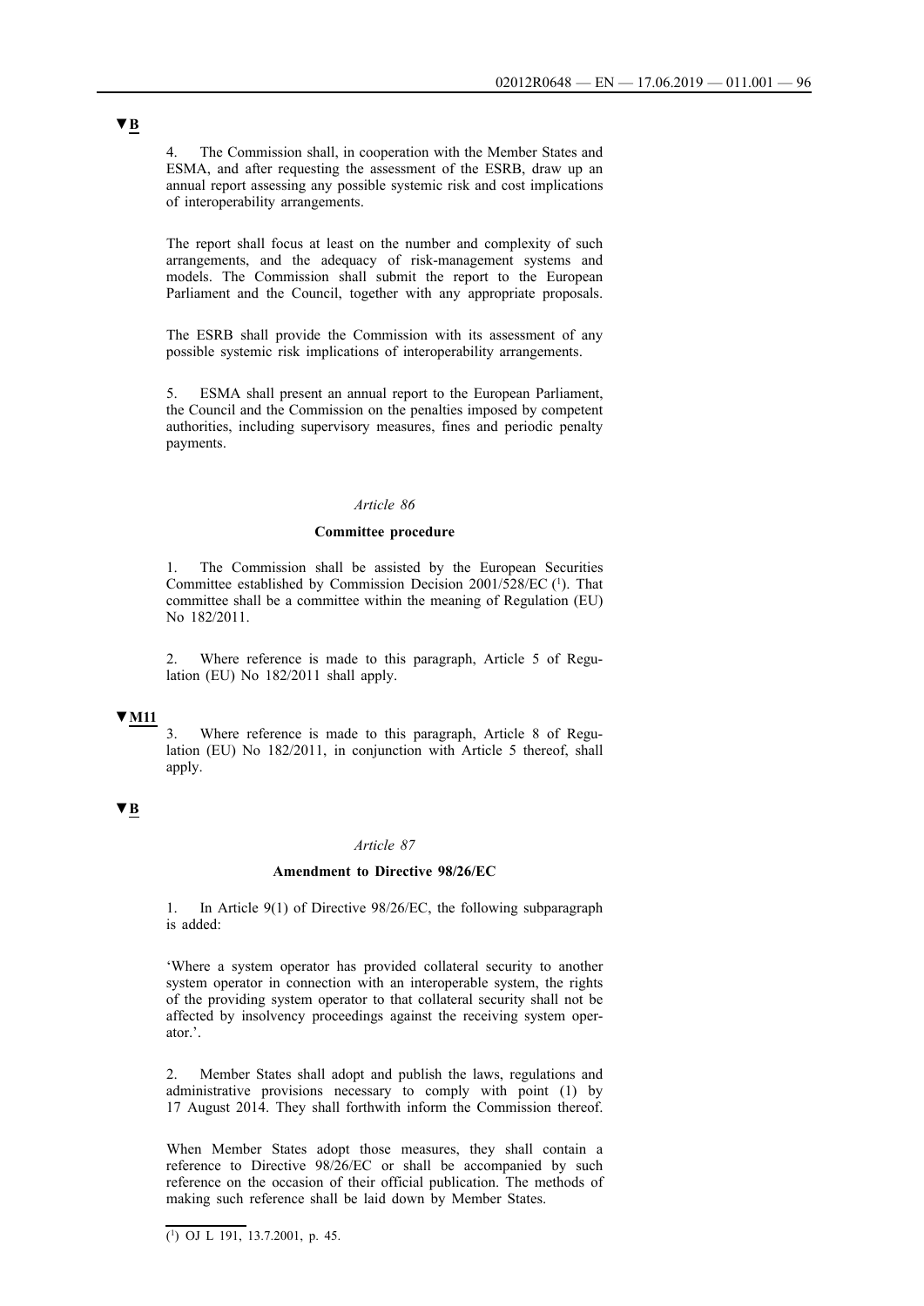▼B

4. The Commission shall, in cooperation with the Member States and ESMA, and after requesting the assessment of the ESRB, draw up an annual report assessing any possible systemic risk and cost implications of interoperability arrangements.

The report shall focus at least on the number and complexity of such arrangements, and the adequacy of risk-management systems and models. The Commission shall submit the report to the European Parliament and the Council, together with any appropriate proposals.

The ESRB shall provide the Commission with its assessment of any possible systemic risk implications of interoperability arrangements.

5. ESMA shall present an annual report to the European Parliament, the Council and the Commission on the penalties imposed by competent authorities, including supervisory measures, fines and periodic penalty payments.

*Article 86*

**Committee procedure**

1. The Commission shall be assisted by the European Securities Committee established by Commission Decision 2001/528/EC [1]. That committee shall be a committee within the meaning of Regulation (EU) No 182/2011.

2. Where reference is made to this paragraph, Article 5 of Regulation (EU) No 182/2011 shall apply.

▼M11

3. Where reference is made to this paragraph, Article 8 of Regulation (EU) No 182/2011, in conjunction with Article 5 thereof, shall apply.

▼B

*Article 87*

**Amendment to Directive 98/26/EC**

1. In Article 9(1) of Directive 98/26/EC, the following subparagraph is added:

'Where a system operator has provided collateral security to another system operator in connection with an interoperable system, the rights of the providing system operator to that collateral security shall not be affected by insolvency proceedings against the receiving system operator.'.

2. Member States shall adopt and publish the laws, regulations and administrative provisions necessary to comply with point (1) by 17 August 2014. They shall forthwith inform the Commission thereof.

When Member States adopt those measures, they shall contain a reference to Directive 98/26/EC or shall be accompanied by such reference on the occasion of their official publication. The methods of making such reference shall be laid down by Member States.

---

[1] OJ L 191, 13.7.2001, p. 45.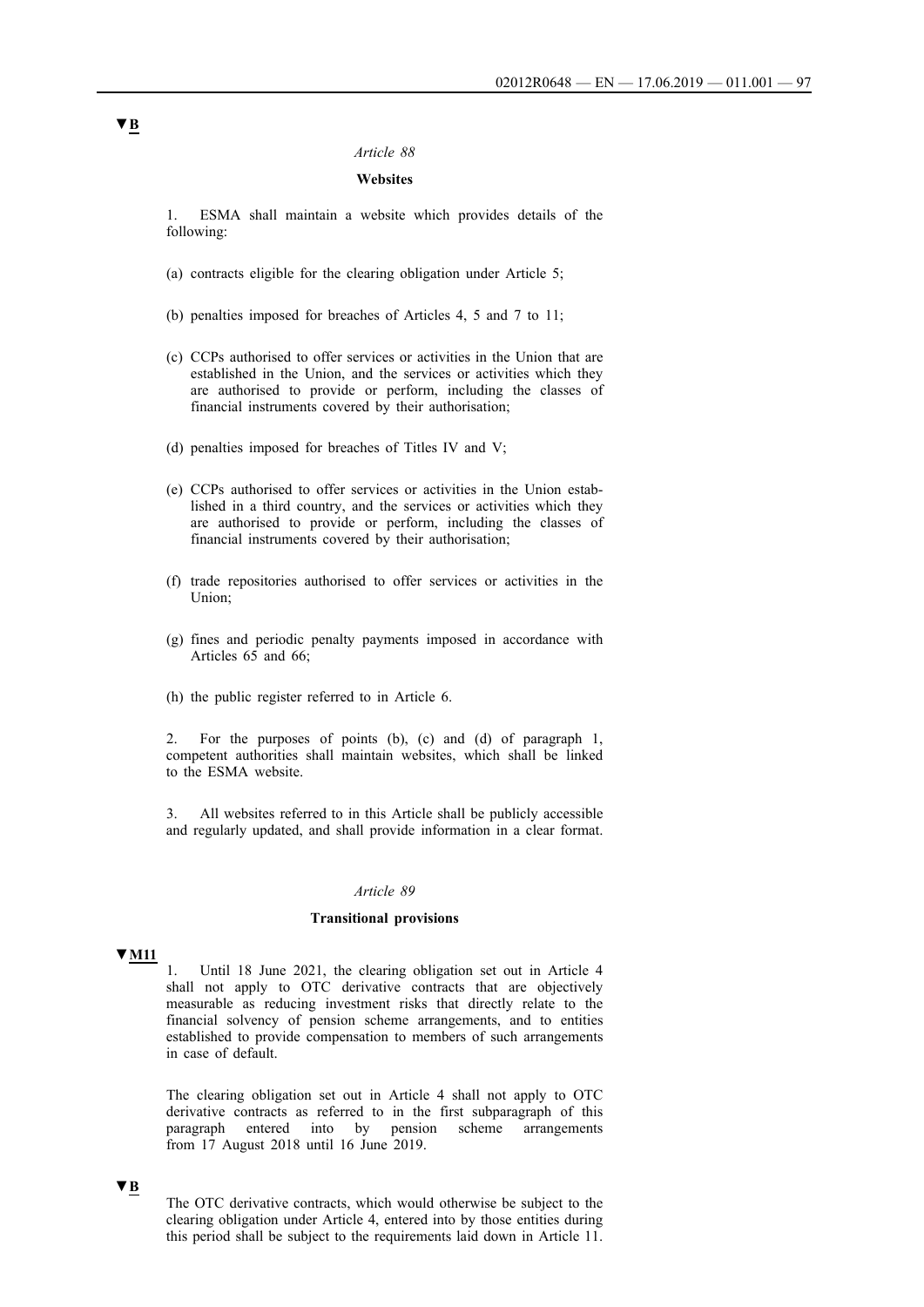▼B

*Article 88*

**Websites**

1. ESMA shall maintain a website which provides details of the following:

(a) contracts eligible for the clearing obligation under Article 5;

(b) penalties imposed for breaches of Articles 4, 5 and 7 to 11;

(c) CCPs authorised to offer services or activities in the Union that are established in the Union, and the services or activities which they are authorised to provide or perform, including the classes of financial instruments covered by their authorisation;

(d) penalties imposed for breaches of Titles IV and V;

(e) CCPs authorised to offer services or activities in the Union established in a third country, and the services or activities which they are authorised to provide or perform, including the classes of financial instruments covered by their authorisation;

(f) trade repositories authorised to offer services or activities in the Union;

(g) fines and periodic penalty payments imposed in accordance with Articles 65 and 66;

(h) the public register referred to in Article 6.

2. For the purposes of points (b), (c) and (d) of paragraph 1, competent authorities shall maintain websites, which shall be linked to the ESMA website.

3. All websites referred to in this Article shall be publicly accessible and regularly updated, and shall provide information in a clear format.

*Article 89*

**Transitional provisions**

▼M11

1. Until 18 June 2021, the clearing obligation set out in Article 4 shall not apply to OTC derivative contracts that are objectively measurable as reducing investment risks that directly relate to the financial solvency of pension scheme arrangements, and to entities established to provide compensation to members of such arrangements in case of default.

The clearing obligation set out in Article 4 shall not apply to OTC derivative contracts as referred to in the first subparagraph of this paragraph entered into by pension scheme arrangements from 17 August 2018 until 16 June 2019.

▼B

The OTC derivative contracts, which would otherwise be subject to the clearing obligation under Article 4, entered into by those entities during this period shall be subject to the requirements laid down in Article 11.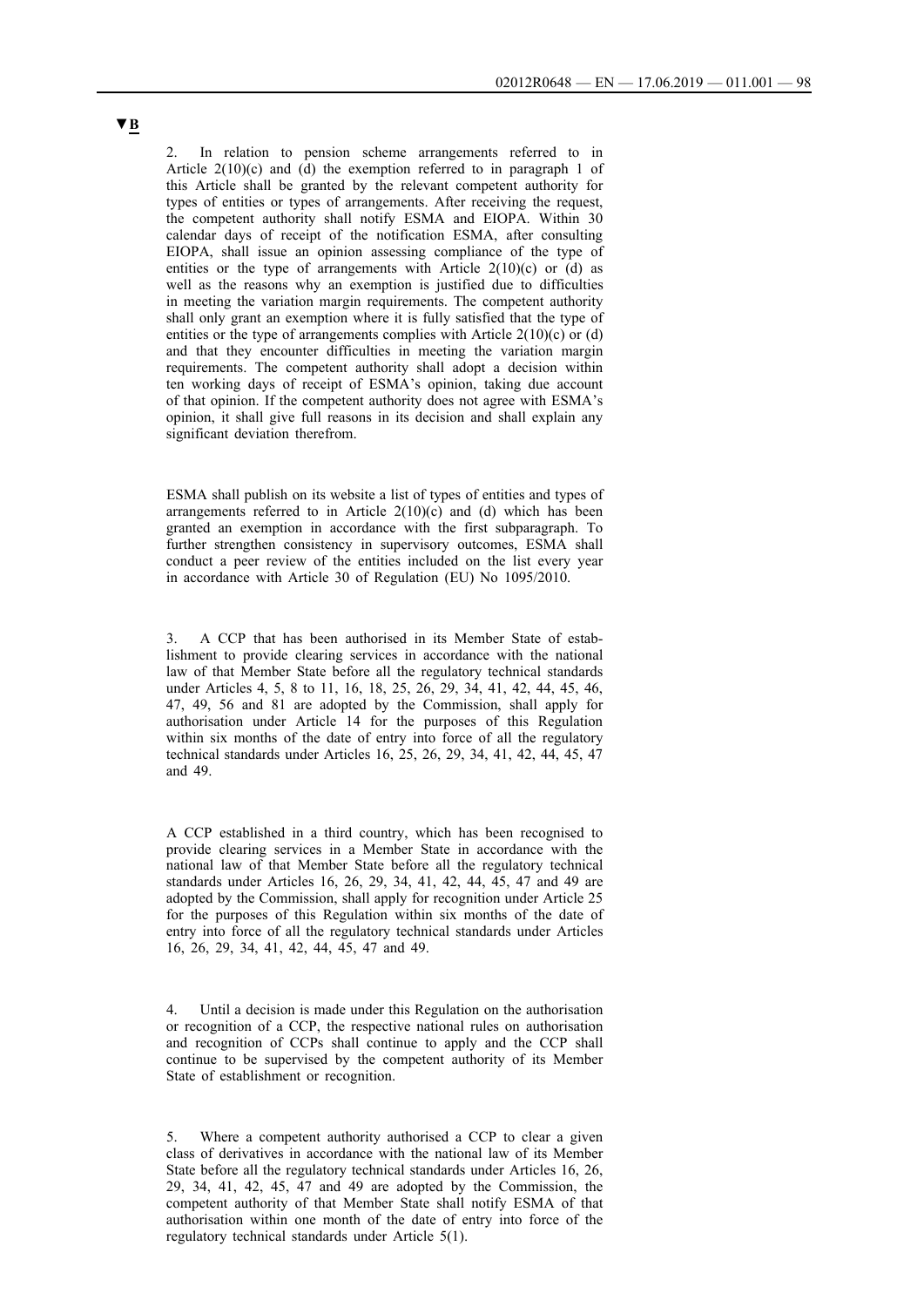▼B

2. In relation to pension scheme arrangements referred to in Article 2(10)(c) and (d) the exemption referred to in paragraph 1 of this Article shall be granted by the relevant competent authority for types of entities or types of arrangements. After receiving the request, the competent authority shall notify ESMA and EIOPA. Within 30 calendar days of receipt of the notification ESMA, after consulting EIOPA, shall issue an opinion assessing compliance of the type of entities or the type of arrangements with Article 2(10)(c) or (d) as well as the reasons why an exemption is justified due to difficulties in meeting the variation margin requirements. The competent authority shall only grant an exemption where it is fully satisfied that the type of entities or the type of arrangements complies with Article 2(10)(c) or (d) and that they encounter difficulties in meeting the variation margin requirements. The competent authority shall adopt a decision within ten working days of receipt of ESMA's opinion, taking due account of that opinion. If the competent authority does not agree with ESMA's opinion, it shall give full reasons in its decision and shall explain any significant deviation therefrom.

ESMA shall publish on its website a list of types of entities and types of arrangements referred to in Article 2(10)(c) and (d) which has been granted an exemption in accordance with the first subparagraph. To further strengthen consistency in supervisory outcomes, ESMA shall conduct a peer review of the entities included on the list every year in accordance with Article 30 of Regulation (EU) No 1095/2010.

3. A CCP that has been authorised in its Member State of establishment to provide clearing services in accordance with the national law of that Member State before all the regulatory technical standards under Articles 4, 5, 8 to 11, 16, 18, 25, 26, 29, 34, 41, 42, 44, 45, 46, 47, 49, 56 and 81 are adopted by the Commission, shall apply for authorisation under Article 14 for the purposes of this Regulation within six months of the date of entry into force of all the regulatory technical standards under Articles 16, 25, 26, 29, 34, 41, 42, 44, 45, 47 and 49.

A CCP established in a third country, which has been recognised to provide clearing services in a Member State in accordance with the national law of that Member State before all the regulatory technical standards under Articles 16, 26, 29, 34, 41, 42, 44, 45, 47 and 49 are adopted by the Commission, shall apply for recognition under Article 25 for the purposes of this Regulation within six months of the date of entry into force of all the regulatory technical standards under Articles 16, 26, 29, 34, 41, 42, 44, 45, 47 and 49.

4. Until a decision is made under this Regulation on the authorisation or recognition of a CCP, the respective national rules on authorisation and recognition of CCPs shall continue to apply and the CCP shall continue to be supervised by the competent authority of its Member State of establishment or recognition.

5. Where a competent authority authorised a CCP to clear a given class of derivatives in accordance with the national law of its Member State before all the regulatory technical standards under Articles 16, 26, 29, 34, 41, 42, 45, 47 and 49 are adopted by the Commission, the competent authority of that Member State shall notify ESMA of that authorisation within one month of the date of entry into force of the regulatory technical standards under Article 5(1).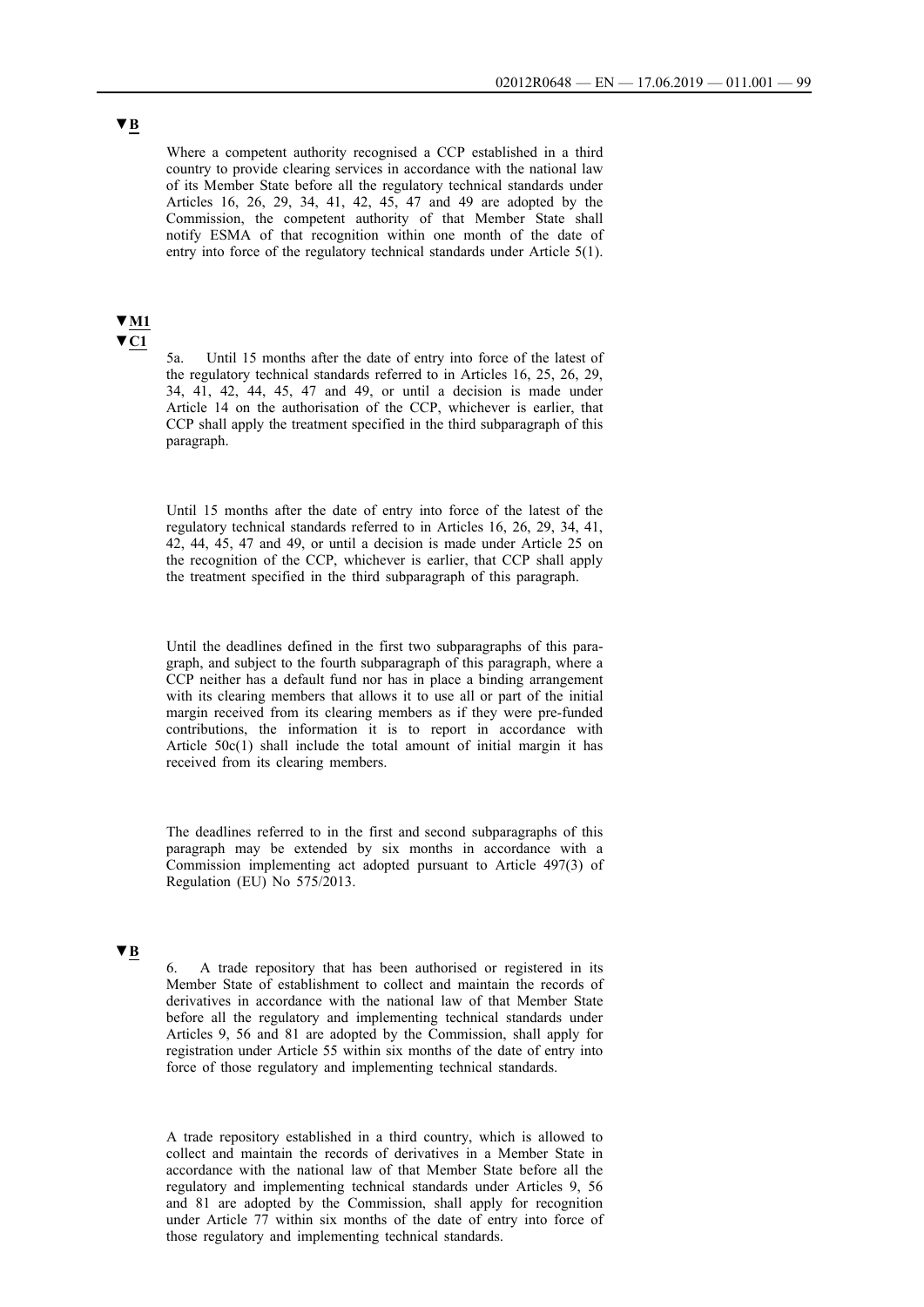▼B

Where a competent authority recognised a CCP established in a third country to provide clearing services in accordance with the national law of its Member State before all the regulatory technical standards under Articles 16, 26, 29, 34, 41, 42, 45, 47 and 49 are adopted by the Commission, the competent authority of that Member State shall notify ESMA of that recognition within one month of the date of entry into force of the regulatory technical standards under Article 5(1).

▼M1

▼C1

5a. Until 15 months after the date of entry into force of the latest of the regulatory technical standards referred to in Articles 16, 25, 26, 29, 34, 41, 42, 44, 45, 47 and 49, or until a decision is made under Article 14 on the authorisation of the CCP, whichever is earlier, that CCP shall apply the treatment specified in the third subparagraph of this paragraph.

Until 15 months after the date of entry into force of the latest of the regulatory technical standards referred to in Articles 16, 26, 29, 34, 41, 42, 44, 45, 47 and 49, or until a decision is made under Article 25 on the recognition of the CCP, whichever is earlier, that CCP shall apply the treatment specified in the third subparagraph of this paragraph.

Until the deadlines defined in the first two subparagraphs of this paragraph, and subject to the fourth subparagraph of this paragraph, where a CCP neither has a default fund nor has in place a binding arrangement with its clearing members that allows it to use all or part of the initial margin received from its clearing members as if they were pre-funded contributions, the information it is to report in accordance with Article 50c(1) shall include the total amount of initial margin it has received from its clearing members.

The deadlines referred to in the first and second subparagraphs of this paragraph may be extended by six months in accordance with a Commission implementing act adopted pursuant to Article 497(3) of Regulation (EU) No 575/2013.

▼B

6. A trade repository that has been authorised or registered in its Member State of establishment to collect and maintain the records of derivatives in accordance with the national law of that Member State before all the regulatory and implementing technical standards under Articles 9, 56 and 81 are adopted by the Commission, shall apply for registration under Article 55 within six months of the date of entry into force of those regulatory and implementing technical standards.

A trade repository established in a third country, which is allowed to collect and maintain the records of derivatives in a Member State in accordance with the national law of that Member State before all the regulatory and implementing technical standards under Articles 9, 56 and 81 are adopted by the Commission, shall apply for recognition under Article 77 within six months of the date of entry into force of those regulatory and implementing technical standards.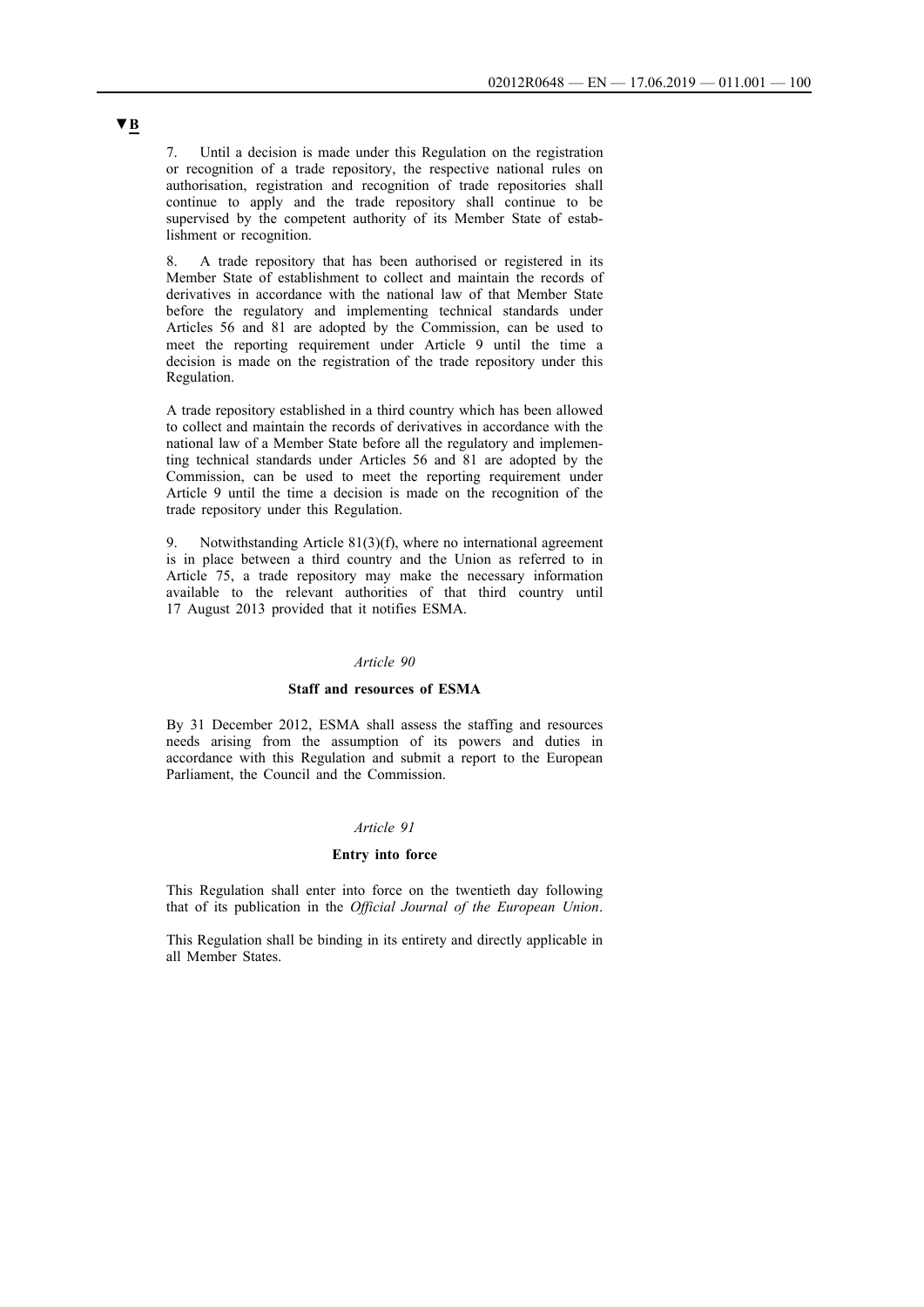▼B

7. Until a decision is made under this Regulation on the registration or recognition of a trade repository, the respective national rules on authorisation, registration and recognition of trade repositories shall continue to apply and the trade repository shall continue to be supervised by the competent authority of its Member State of establishment or recognition.

8. A trade repository that has been authorised or registered in its Member State of establishment to collect and maintain the records of derivatives in accordance with the national law of that Member State before the regulatory and implementing technical standards under Articles 56 and 81 are adopted by the Commission, can be used to meet the reporting requirement under Article 9 until the time a decision is made on the registration of the trade repository under this Regulation.

A trade repository established in a third country which has been allowed to collect and maintain the records of derivatives in accordance with the national law of a Member State before all the regulatory and implementing technical standards under Articles 56 and 81 are adopted by the Commission, can be used to meet the reporting requirement under Article 9 until the time a decision is made on the recognition of the trade repository under this Regulation.

9. Notwithstanding Article 81(3)(f), where no international agreement is in place between a third country and the Union as referred to in Article 75, a trade repository may make the necessary information available to the relevant authorities of that third country until 17 August 2013 provided that it notifies ESMA.

*Article 90*

**Staff and resources of ESMA**

By 31 December 2012, ESMA shall assess the staffing and resources needs arising from the assumption of its powers and duties in accordance with this Regulation and submit a report to the European Parliament, the Council and the Commission.

*Article 91*

**Entry into force**

This Regulation shall enter into force on the twentieth day following that of its publication in the *Official Journal of the European Union*.

This Regulation shall be binding in its entirety and directly applicable in all Member States.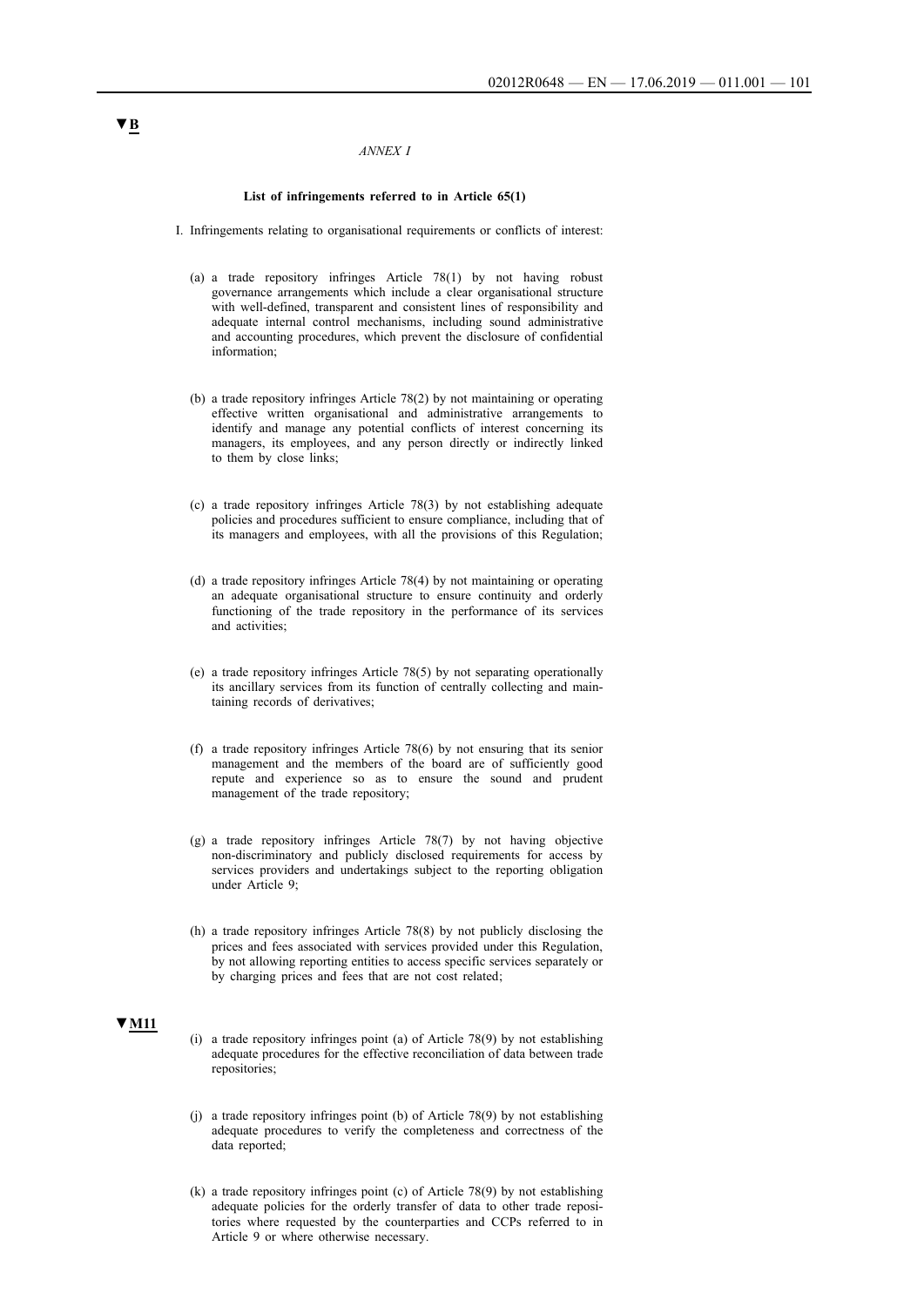▼B

*ANNEX I*

**List of infringements referred to in Article 65(1)**

I. Infringements relating to organisational requirements or conflicts of interest:

(a) a trade repository infringes Article 78(1) by not having robust governance arrangements which include a clear organisational structure with well-defined, transparent and consistent lines of responsibility and adequate internal control mechanisms, including sound administrative and accounting procedures, which prevent the disclosure of confidential information;

(b) a trade repository infringes Article 78(2) by not maintaining or operating effective written organisational and administrative arrangements to identify and manage any potential conflicts of interest concerning its managers, its employees, and any person directly or indirectly linked to them by close links;

(c) a trade repository infringes Article 78(3) by not establishing adequate policies and procedures sufficient to ensure compliance, including that of its managers and employees, with all the provisions of this Regulation;

(d) a trade repository infringes Article 78(4) by not maintaining or operating an adequate organisational structure to ensure continuity and orderly functioning of the trade repository in the performance of its services and activities;

(e) a trade repository infringes Article 78(5) by not separating operationally its ancillary services from its function of centrally collecting and maintaining records of derivatives;

(f) a trade repository infringes Article 78(6) by not ensuring that its senior management and the members of the board are of sufficiently good repute and experience so as to ensure the sound and prudent management of the trade repository;

(g) a trade repository infringes Article 78(7) by not having objective non-discriminatory and publicly disclosed requirements for access by services providers and undertakings subject to the reporting obligation under Article 9;

(h) a trade repository infringes Article 78(8) by not publicly disclosing the prices and fees associated with services provided under this Regulation, by not allowing reporting entities to access specific services separately or by charging prices and fees that are not cost related;

▼M11

(i) a trade repository infringes point (a) of Article 78(9) by not establishing adequate procedures for the effective reconciliation of data between trade repositories;

(j) a trade repository infringes point (b) of Article 78(9) by not establishing adequate procedures to verify the completeness and correctness of the data reported;

(k) a trade repository infringes point (c) of Article 78(9) by not establishing adequate policies for the orderly transfer of data to other trade repositories where requested by the counterparties and CCPs referred to in Article 9 or where otherwise necessary.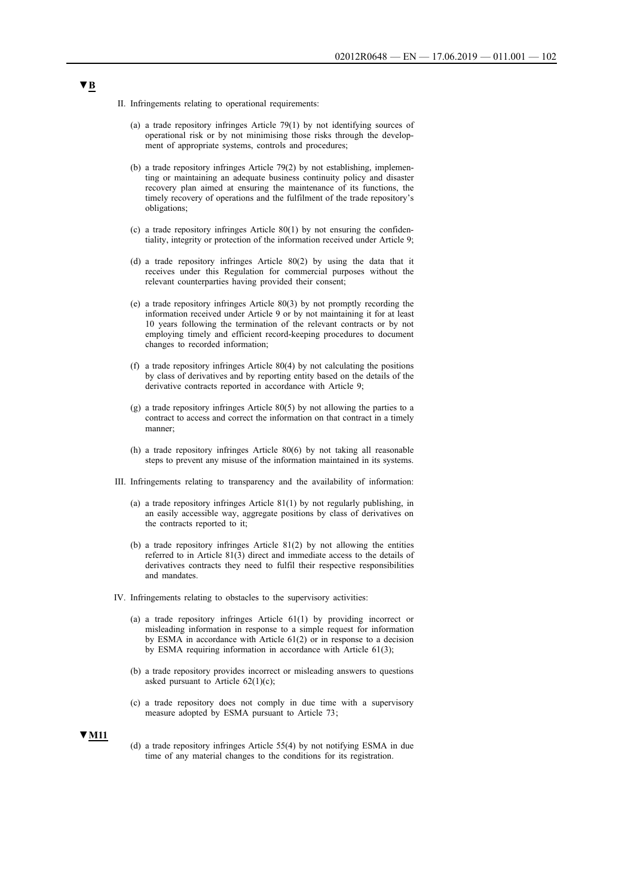▼B

II. Infringements relating to operational requirements:

(a) a trade repository infringes Article 79(1) by not identifying sources of operational risk or by not minimising those risks through the development of appropriate systems, controls and procedures;

(b) a trade repository infringes Article 79(2) by not establishing, implementing or maintaining an adequate business continuity policy and disaster recovery plan aimed at ensuring the maintenance of its functions, the timely recovery of operations and the fulfilment of the trade repository's obligations;

(c) a trade repository infringes Article 80(1) by not ensuring the confidentiality, integrity or protection of the information received under Article 9;

(d) a trade repository infringes Article 80(2) by using the data that it receives under this Regulation for commercial purposes without the relevant counterparties having provided their consent;

(e) a trade repository infringes Article 80(3) by not promptly recording the information received under Article 9 or by not maintaining it for at least 10 years following the termination of the relevant contracts or by not employing timely and efficient record-keeping procedures to document changes to recorded information;

(f) a trade repository infringes Article 80(4) by not calculating the positions by class of derivatives and by reporting entity based on the details of the derivative contracts reported in accordance with Article 9;

(g) a trade repository infringes Article 80(5) by not allowing the parties to a contract to access and correct the information on that contract in a timely manner;

(h) a trade repository infringes Article 80(6) by not taking all reasonable steps to prevent any misuse of the information maintained in its systems.

III. Infringements relating to transparency and the availability of information:

(a) a trade repository infringes Article 81(1) by not regularly publishing, in an easily accessible way, aggregate positions by class of derivatives on the contracts reported to it;

(b) a trade repository infringes Article 81(2) by not allowing the entities referred to in Article 81(3) direct and immediate access to the details of derivatives contracts they need to fulfil their respective responsibilities and mandates.

IV. Infringements relating to obstacles to the supervisory activities:

(a) a trade repository infringes Article 61(1) by providing incorrect or misleading information in response to a simple request for information by ESMA in accordance with Article 61(2) or in response to a decision by ESMA requiring information in accordance with Article 61(3);

(b) a trade repository provides incorrect or misleading answers to questions asked pursuant to Article 62(1)(c);

(c) a trade repository does not comply in due time with a supervisory measure adopted by ESMA pursuant to Article 73;

▼M11

(d) a trade repository infringes Article 55(4) by not notifying ESMA in due time of any material changes to the conditions for its registration.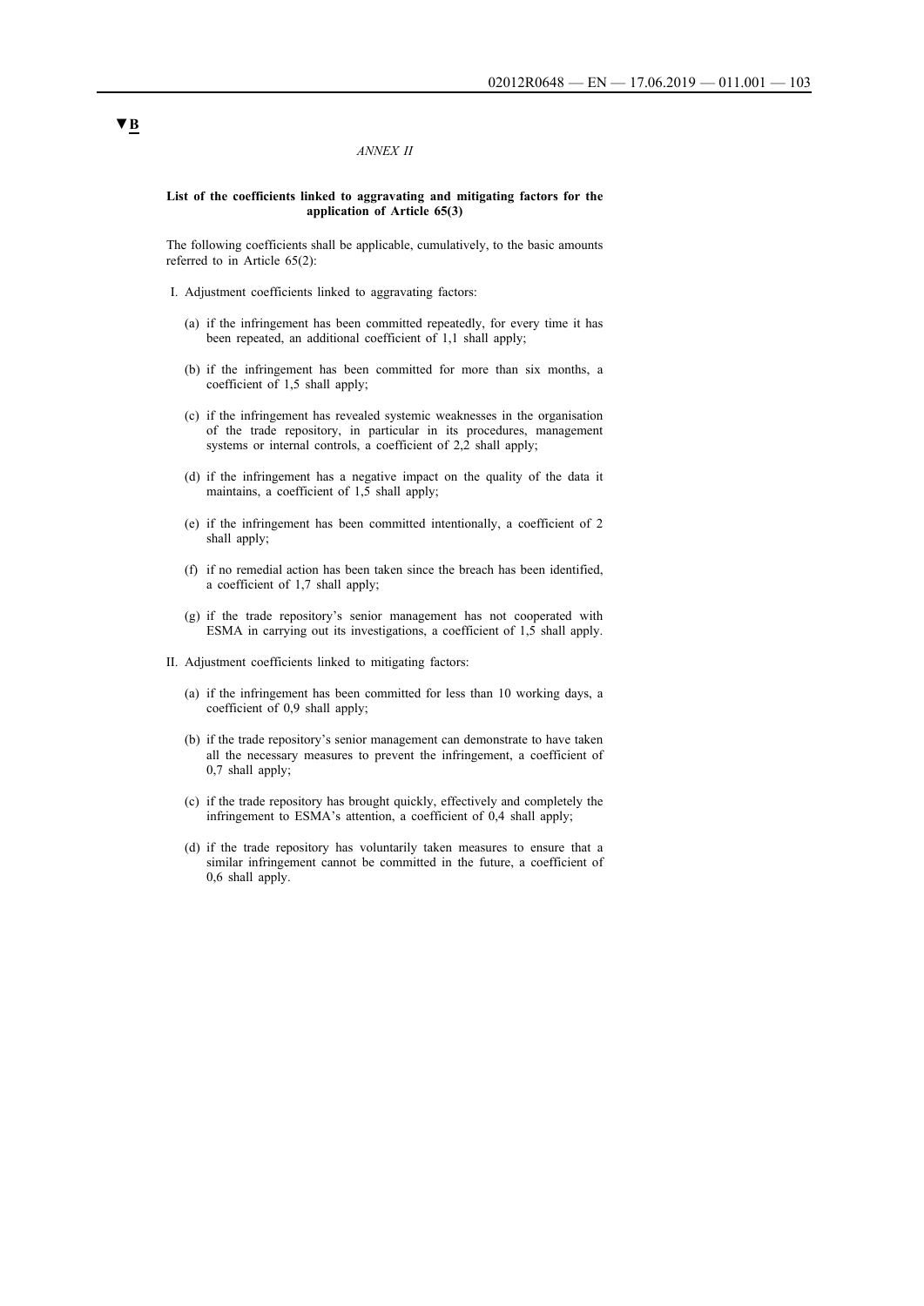▼B

*ANNEX II*

**List of the coefficients linked to aggravating and mitigating factors for the application of Article 65(3)**

The following coefficients shall be applicable, cumulatively, to the basic amounts referred to in Article 65(2):

I. Adjustment coefficients linked to aggravating factors:

(a) if the infringement has been committed repeatedly, for every time it has been repeated, an additional coefficient of 1,1 shall apply;

(b) if the infringement has been committed for more than six months, a coefficient of 1,5 shall apply;

(c) if the infringement has revealed systemic weaknesses in the organisation of the trade repository, in particular in its procedures, management systems or internal controls, a coefficient of 2,2 shall apply;

(d) if the infringement has a negative impact on the quality of the data it maintains, a coefficient of 1,5 shall apply;

(e) if the infringement has been committed intentionally, a coefficient of 2 shall apply;

(f) if no remedial action has been taken since the breach has been identified, a coefficient of 1,7 shall apply;

(g) if the trade repository's senior management has not cooperated with ESMA in carrying out its investigations, a coefficient of 1,5 shall apply.

II. Adjustment coefficients linked to mitigating factors:

(a) if the infringement has been committed for less than 10 working days, a coefficient of 0,9 shall apply;

(b) if the trade repository's senior management can demonstrate to have taken all the necessary measures to prevent the infringement, a coefficient of 0,7 shall apply;

(c) if the trade repository has brought quickly, effectively and completely the infringement to ESMA's attention, a coefficient of 0,4 shall apply;

(d) if the trade repository has voluntarily taken measures to ensure that a similar infringement cannot be committed in the future, a coefficient of 0,6 shall apply.